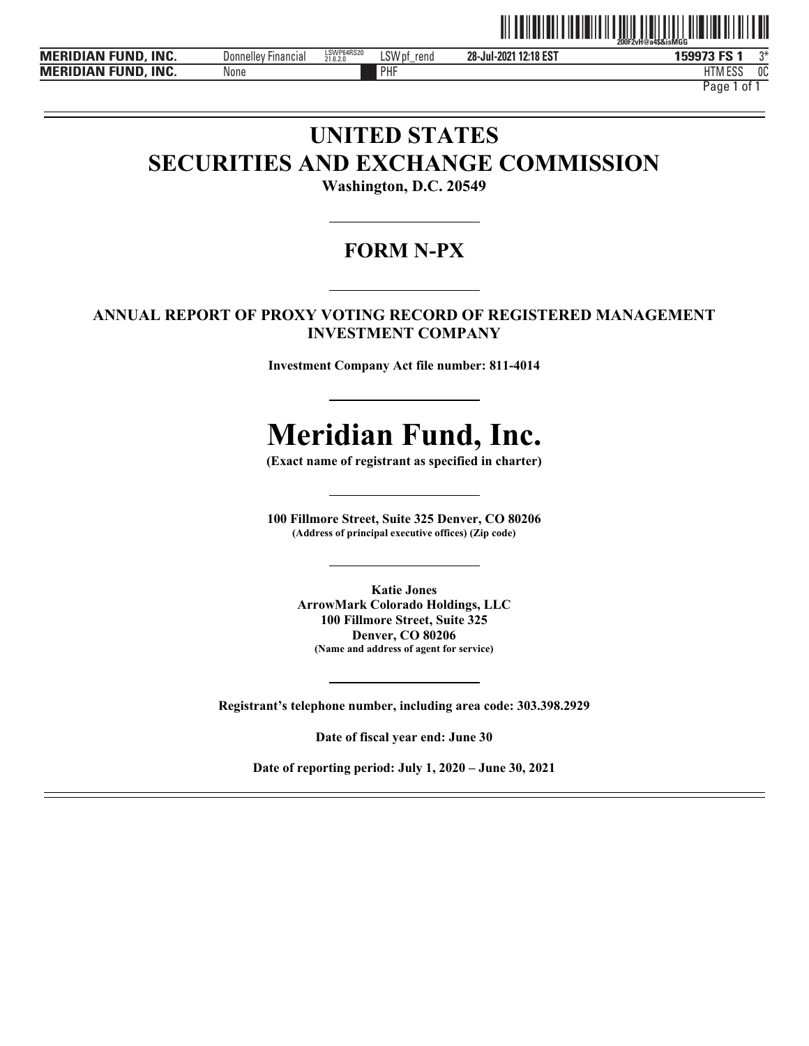# UNITED STATES
# SECURITIES AND EXCHANGE COMMISSION

**Washington, D.C. 20549**

## FORM N-PX

**ANNUAL REPORT OF PROXY VOTING RECORD OF REGISTERED MANAGEMENT INVESTMENT COMPANY**

**Investment Company Act file number: 811-4014**

# Meridian Fund, Inc.

**(Exact name of registrant as specified in charter)**

**100 Fillmore Street, Suite 325 Denver, CO 80206**
**(Address of principal executive offices) (Zip code)**

**Katie Jones**
**ArrowMark Colorado Holdings, LLC**
**100 Fillmore Street, Suite 325**
**Denver, CO 80206**
**(Name and address of agent for service)**

**Registrant's telephone number, including area code: 303.398.2929**

**Date of fiscal year end: June 30**

**Date of reporting period: July 1, 2020 – June 30, 2021**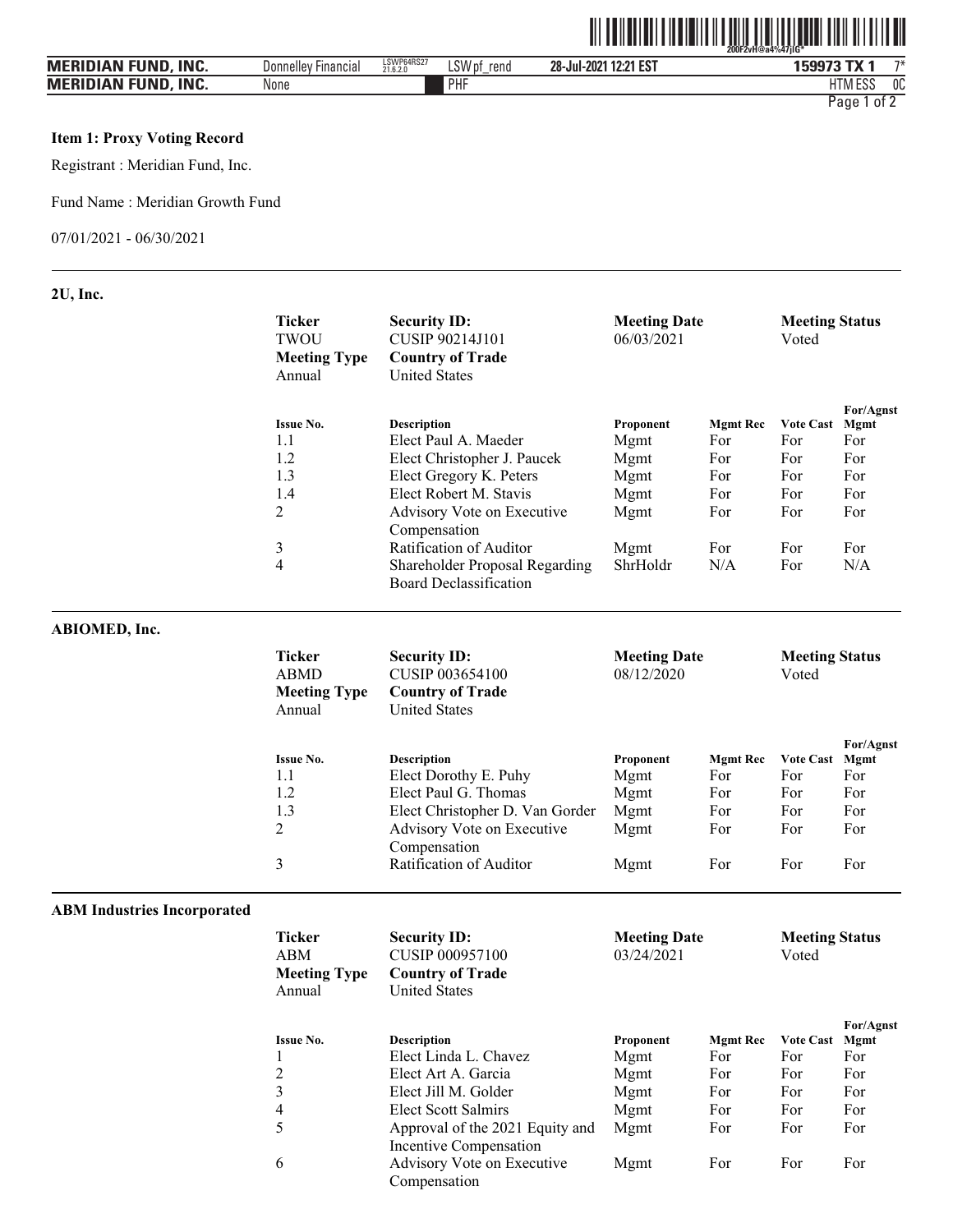**Item 1: Proxy Voting Record**

Registrant : Meridian Fund, Inc.

Fund Name : Meridian Growth Fund

07/01/2021 - 06/30/2021

---

### 2U, Inc.

| Ticker | Security ID: | Meeting Date | Meeting Status |
|---|---|---|---|
| TWOU | CUSIP 90214J101 | 06/03/2021 | Voted |
| **Meeting Type** | **Country of Trade** | | |
| Annual | United States | | |

| Issue No. | Description | Proponent | Mgmt Rec | Vote Cast | For/Agnst Mgmt |
|---|---|---|---|---|---|
| 1.1 | Elect Paul A. Maeder | Mgmt | For | For | For |
| 1.2 | Elect Christopher J. Paucek | Mgmt | For | For | For |
| 1.3 | Elect Gregory K. Peters | Mgmt | For | For | For |
| 1.4 | Elect Robert M. Stavis | Mgmt | For | For | For |
| 2 | Advisory Vote on Executive Compensation | Mgmt | For | For | For |
| 3 | Ratification of Auditor | Mgmt | For | For | For |
| 4 | Shareholder Proposal Regarding Board Declassification | ShrHoldr | N/A | For | N/A |

---

### ABIOMED, Inc.

| Ticker | Security ID: | Meeting Date | Meeting Status |
|---|---|---|---|
| ABMD | CUSIP 003654100 | 08/12/2020 | Voted |
| **Meeting Type** | **Country of Trade** | | |
| Annual | United States | | |

| Issue No. | Description | Proponent | Mgmt Rec | Vote Cast | For/Agnst Mgmt |
|---|---|---|---|---|---|
| 1.1 | Elect Dorothy E. Puhy | Mgmt | For | For | For |
| 1.2 | Elect Paul G. Thomas | Mgmt | For | For | For |
| 1.3 | Elect Christopher D. Van Gorder | Mgmt | For | For | For |
| 2 | Advisory Vote on Executive Compensation | Mgmt | For | For | For |
| 3 | Ratification of Auditor | Mgmt | For | For | For |

---

### ABM Industries Incorporated

| Ticker | Security ID: | Meeting Date | Meeting Status |
|---|---|---|---|
| ABM | CUSIP 000957100 | 03/24/2021 | Voted |
| **Meeting Type** | **Country of Trade** | | |
| Annual | United States | | |

| Issue No. | Description | Proponent | Mgmt Rec | Vote Cast | For/Agnst Mgmt |
|---|---|---|---|---|---|
| 1 | Elect Linda L. Chavez | Mgmt | For | For | For |
| 2 | Elect Art A. Garcia | Mgmt | For | For | For |
| 3 | Elect Jill M. Golder | Mgmt | For | For | For |
| 4 | Elect Scott Salmirs | Mgmt | For | For | For |
| 5 | Approval of the 2021 Equity and Incentive Compensation | Mgmt | For | For | For |
| 6 | Advisory Vote on Executive Compensation | Mgmt | For | For | For |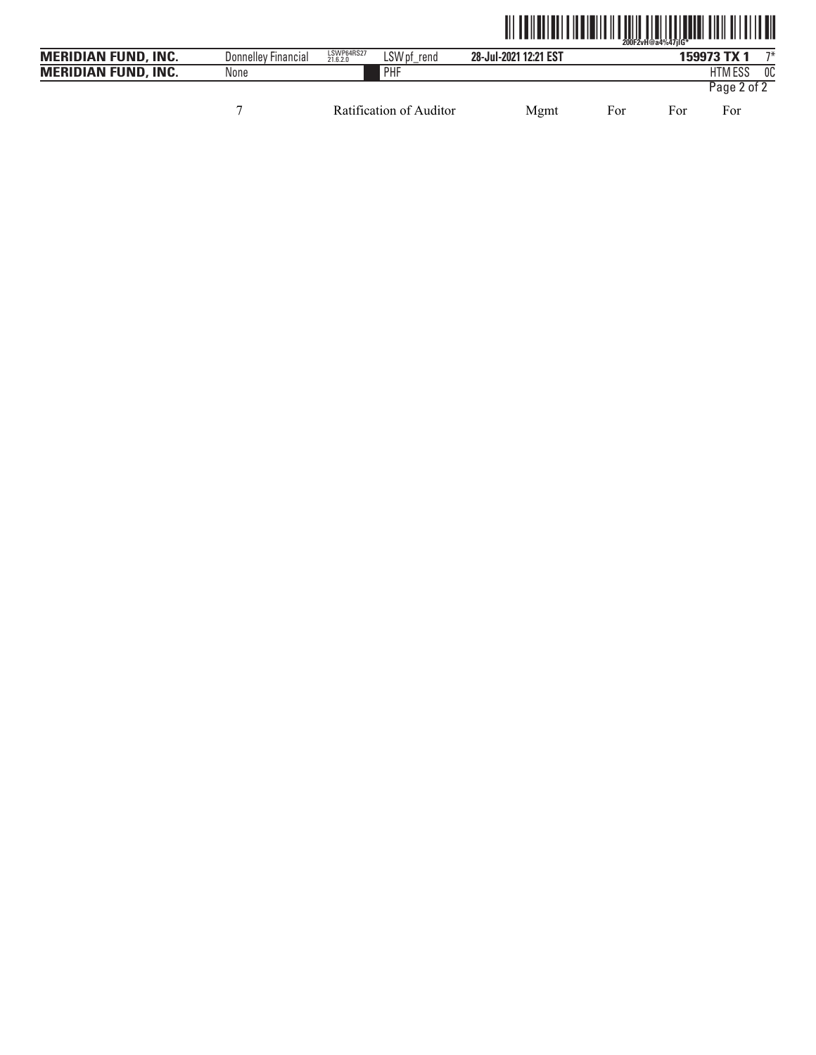| | | | | | |
|---|---|---|---|---|---|
| 7 | Ratification of Auditor | Mgmt | For | For | For |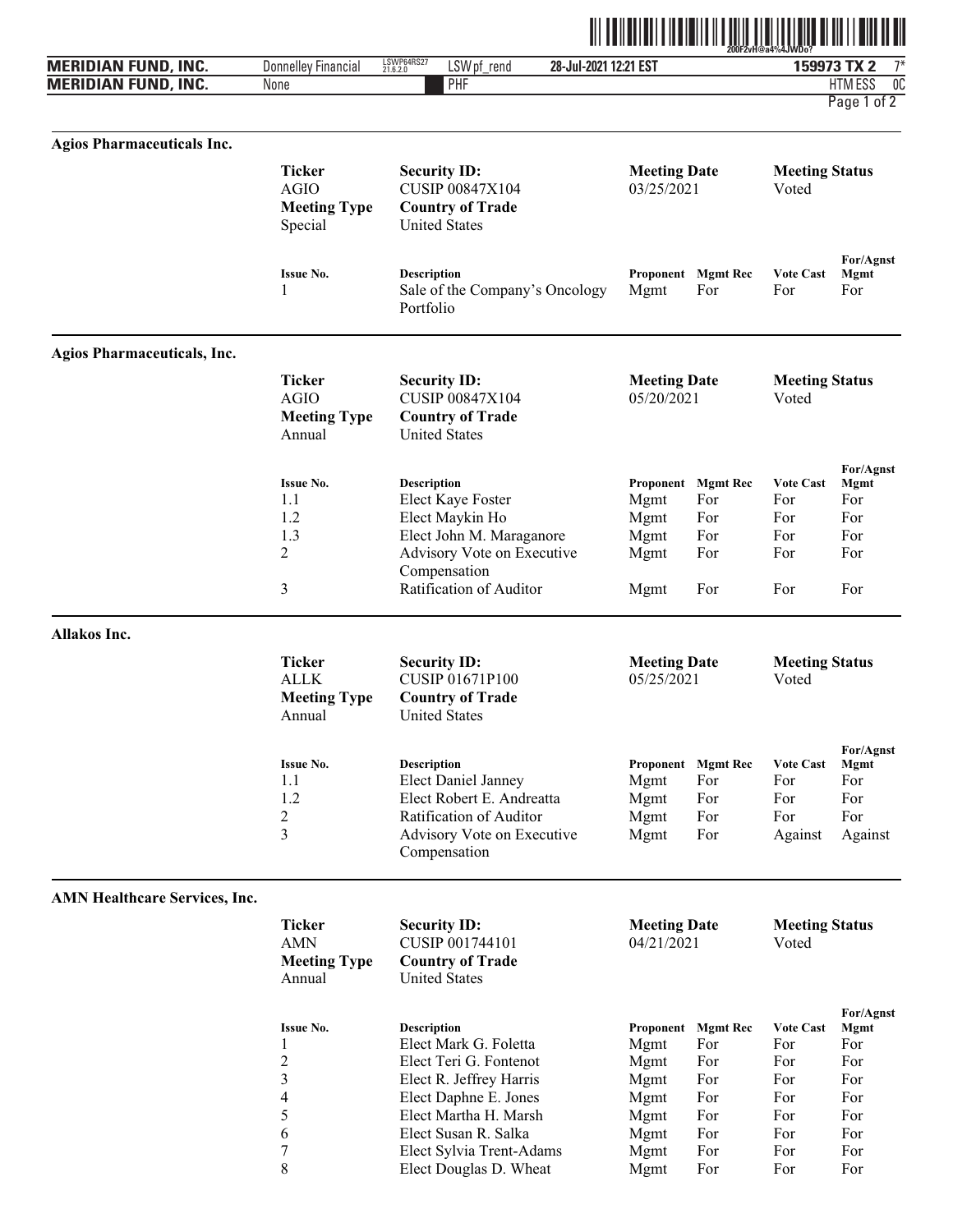## Agios Pharmaceuticals Inc.

| Ticker | Security ID: | Meeting Date | Meeting Status |
|---|---|---|---|
| AGIO | CUSIP 00847X104 | 03/25/2021 | Voted |
| **Meeting Type** | **Country of Trade** | | |
| Special | United States | | |

| Issue No. | Description | Proponent | Mgmt Rec | Vote Cast | For/Agnst Mgmt |
|---|---|---|---|---|---|
| 1 | Sale of the Company's Oncology Portfolio | Mgmt | For | For | For |

## Agios Pharmaceuticals, Inc.

| Ticker | Security ID: | Meeting Date | Meeting Status |
|---|---|---|---|
| AGIO | CUSIP 00847X104 | 05/20/2021 | Voted |
| **Meeting Type** | **Country of Trade** | | |
| Annual | United States | | |

| Issue No. | Description | Proponent | Mgmt Rec | Vote Cast | For/Agnst Mgmt |
|---|---|---|---|---|---|
| 1.1 | Elect Kaye Foster | Mgmt | For | For | For |
| 1.2 | Elect Maykin Ho | Mgmt | For | For | For |
| 1.3 | Elect John M. Maraganore | Mgmt | For | For | For |
| 2 | Advisory Vote on Executive Compensation | Mgmt | For | For | For |
| 3 | Ratification of Auditor | Mgmt | For | For | For |

## Allakos Inc.

| Ticker | Security ID: | Meeting Date | Meeting Status |
|---|---|---|---|
| ALLK | CUSIP 01671P100 | 05/25/2021 | Voted |
| **Meeting Type** | **Country of Trade** | | |
| Annual | United States | | |

| Issue No. | Description | Proponent | Mgmt Rec | Vote Cast | For/Agnst Mgmt |
|---|---|---|---|---|---|
| 1.1 | Elect Daniel Janney | Mgmt | For | For | For |
| 1.2 | Elect Robert E. Andreatta | Mgmt | For | For | For |
| 2 | Ratification of Auditor | Mgmt | For | For | For |
| 3 | Advisory Vote on Executive Compensation | Mgmt | For | Against | Against |

## AMN Healthcare Services, Inc.

| Ticker | Security ID: | Meeting Date | Meeting Status |
|---|---|---|---|
| AMN | CUSIP 001744101 | 04/21/2021 | Voted |
| **Meeting Type** | **Country of Trade** | | |
| Annual | United States | | |

| Issue No. | Description | Proponent | Mgmt Rec | Vote Cast | For/Agnst Mgmt |
|---|---|---|---|---|---|
| 1 | Elect Mark G. Foletta | Mgmt | For | For | For |
| 2 | Elect Teri G. Fontenot | Mgmt | For | For | For |
| 3 | Elect R. Jeffrey Harris | Mgmt | For | For | For |
| 4 | Elect Daphne E. Jones | Mgmt | For | For | For |
| 5 | Elect Martha H. Marsh | Mgmt | For | For | For |
| 6 | Elect Susan R. Salka | Mgmt | For | For | For |
| 7 | Elect Sylvia Trent-Adams | Mgmt | For | For | For |
| 8 | Elect Douglas D. Wheat | Mgmt | For | For | For |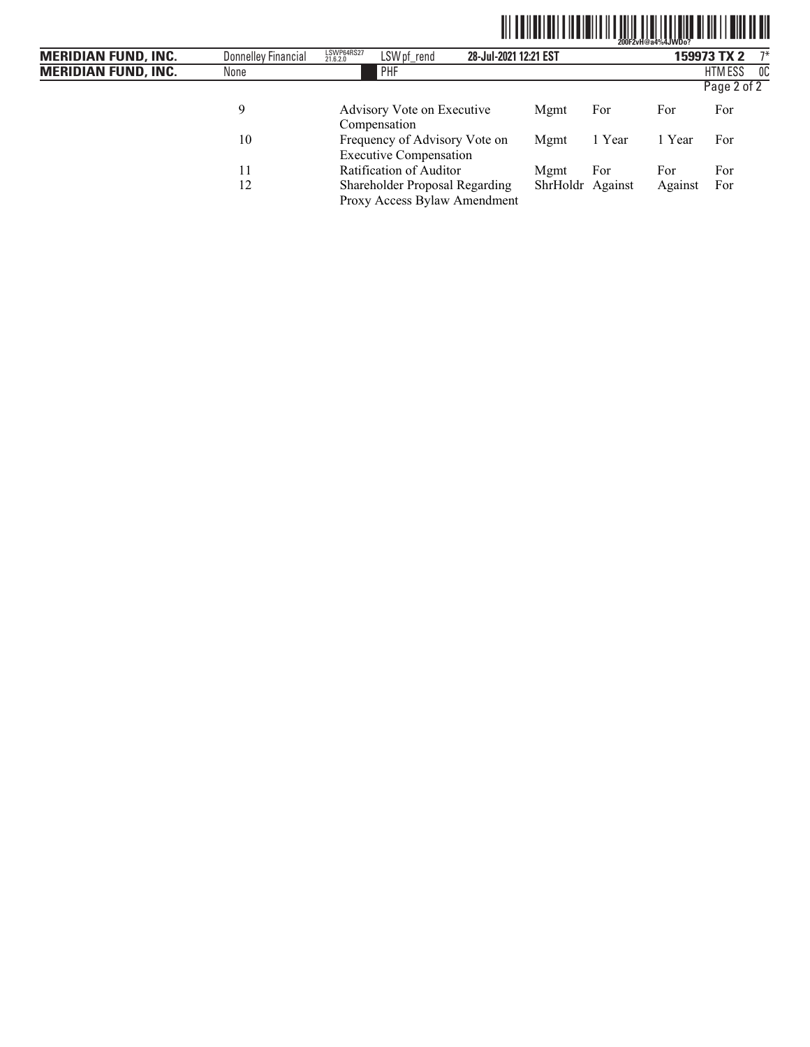| | | | | | |
|---|---|---|---|---|---|
| 9 | Advisory Vote on Executive Compensation | Mgmt | For | For | For |
| 10 | Frequency of Advisory Vote on Executive Compensation | Mgmt | 1 Year | 1 Year | For |
| 11 | Ratification of Auditor | Mgmt | For | For | For |
| 12 | Shareholder Proposal Regarding Proxy Access Bylaw Amendment | ShrHoldr | Against | Against | For |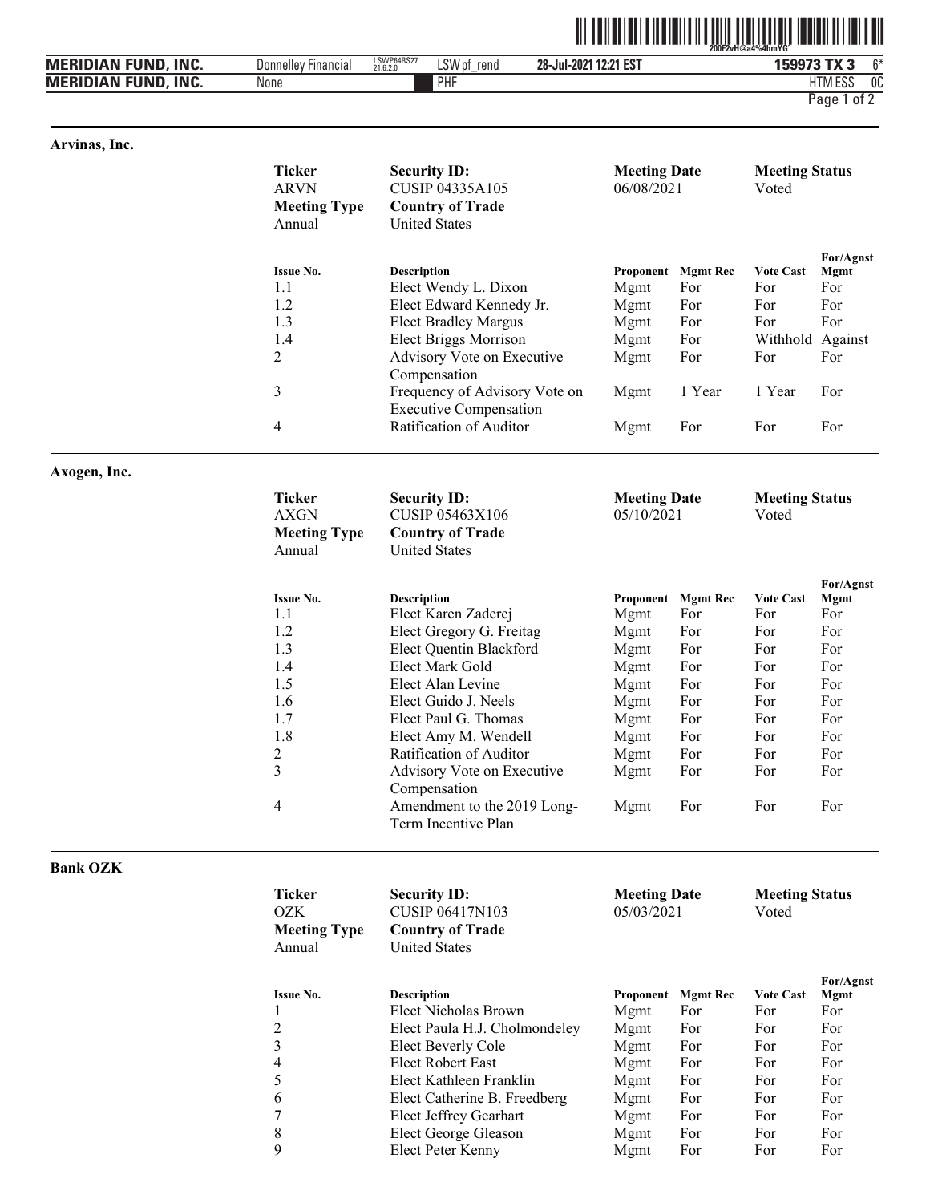## Arvinas, Inc.

| Ticker | Security ID: | Meeting Date | Meeting Status |
|---|---|---|---|
| ARVN | CUSIP 04335A105 | 06/08/2021 | Voted |
| **Meeting Type** | **Country of Trade** | | |
| Annual | United States | | |

| Issue No. | Description | Proponent | Mgmt Rec | Vote Cast | For/Agnst Mgmt |
|---|---|---|---|---|---|
| 1.1 | Elect Wendy L. Dixon | Mgmt | For | For | For |
| 1.2 | Elect Edward Kennedy Jr. | Mgmt | For | For | For |
| 1.3 | Elect Bradley Margus | Mgmt | For | For | For |
| 1.4 | Elect Briggs Morrison | Mgmt | For | Withhold | Against |
| 2 | Advisory Vote on Executive Compensation | Mgmt | For | For | For |
| 3 | Frequency of Advisory Vote on Executive Compensation | Mgmt | 1 Year | 1 Year | For |
| 4 | Ratification of Auditor | Mgmt | For | For | For |

## Axogen, Inc.

| Ticker | Security ID: | Meeting Date | Meeting Status |
|---|---|---|---|
| AXGN | CUSIP 05463X106 | 05/10/2021 | Voted |
| **Meeting Type** | **Country of Trade** | | |
| Annual | United States | | |

| Issue No. | Description | Proponent | Mgmt Rec | Vote Cast | For/Agnst Mgmt |
|---|---|---|---|---|---|
| 1.1 | Elect Karen Zaderej | Mgmt | For | For | For |
| 1.2 | Elect Gregory G. Freitag | Mgmt | For | For | For |
| 1.3 | Elect Quentin Blackford | Mgmt | For | For | For |
| 1.4 | Elect Mark Gold | Mgmt | For | For | For |
| 1.5 | Elect Alan Levine | Mgmt | For | For | For |
| 1.6 | Elect Guido J. Neels | Mgmt | For | For | For |
| 1.7 | Elect Paul G. Thomas | Mgmt | For | For | For |
| 1.8 | Elect Amy M. Wendell | Mgmt | For | For | For |
| 2 | Ratification of Auditor | Mgmt | For | For | For |
| 3 | Advisory Vote on Executive Compensation | Mgmt | For | For | For |
| 4 | Amendment to the 2019 Long-Term Incentive Plan | Mgmt | For | For | For |

## Bank OZK

| Ticker | Security ID: | Meeting Date | Meeting Status |
|---|---|---|---|
| OZK | CUSIP 06417N103 | 05/03/2021 | Voted |
| **Meeting Type** | **Country of Trade** | | |
| Annual | United States | | |

| Issue No. | Description | Proponent | Mgmt Rec | Vote Cast | For/Agnst Mgmt |
|---|---|---|---|---|---|
| 1 | Elect Nicholas Brown | Mgmt | For | For | For |
| 2 | Elect Paula H.J. Cholmondeley | Mgmt | For | For | For |
| 3 | Elect Beverly Cole | Mgmt | For | For | For |
| 4 | Elect Robert East | Mgmt | For | For | For |
| 5 | Elect Kathleen Franklin | Mgmt | For | For | For |
| 6 | Elect Catherine B. Freedberg | Mgmt | For | For | For |
| 7 | Elect Jeffrey Gearhart | Mgmt | For | For | For |
| 8 | Elect George Gleason | Mgmt | For | For | For |
| 9 | Elect Peter Kenny | Mgmt | For | For | For |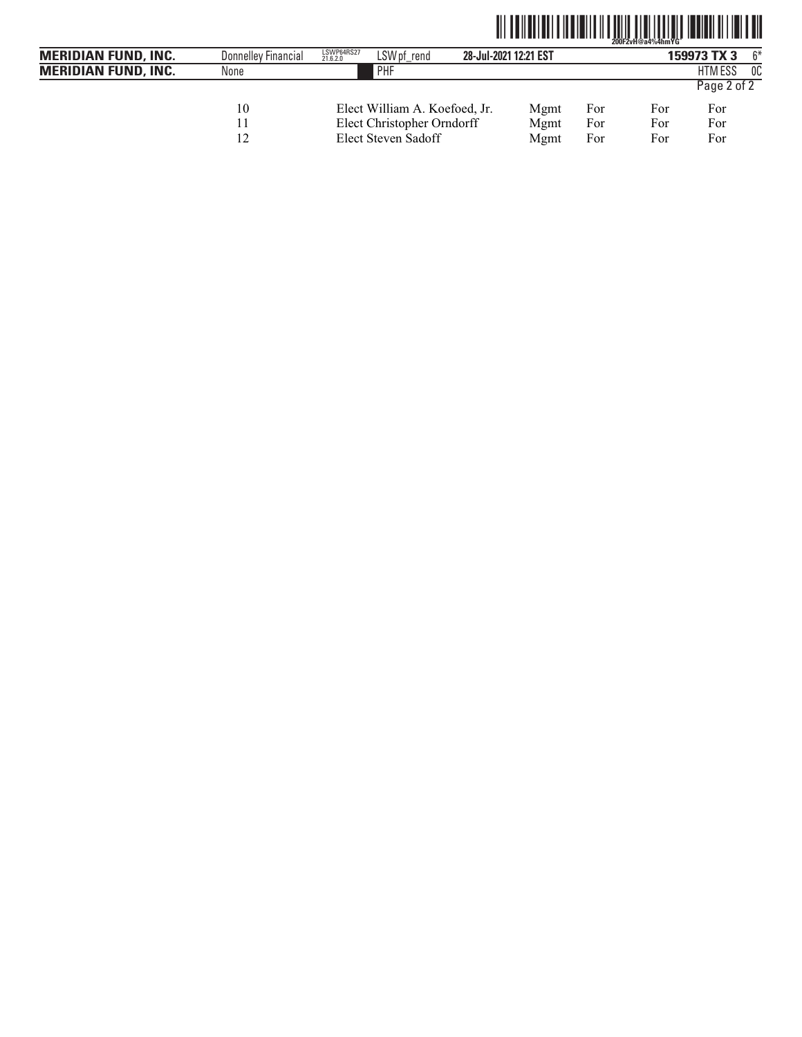| | | | | | |
|---|---|---|---|---|---|
| 10 | Elect William A. Koefoed, Jr. | Mgmt | For | For | For |
| 11 | Elect Christopher Orndorff | Mgmt | For | For | For |
| 12 | Elect Steven Sadoff | Mgmt | For | For | For |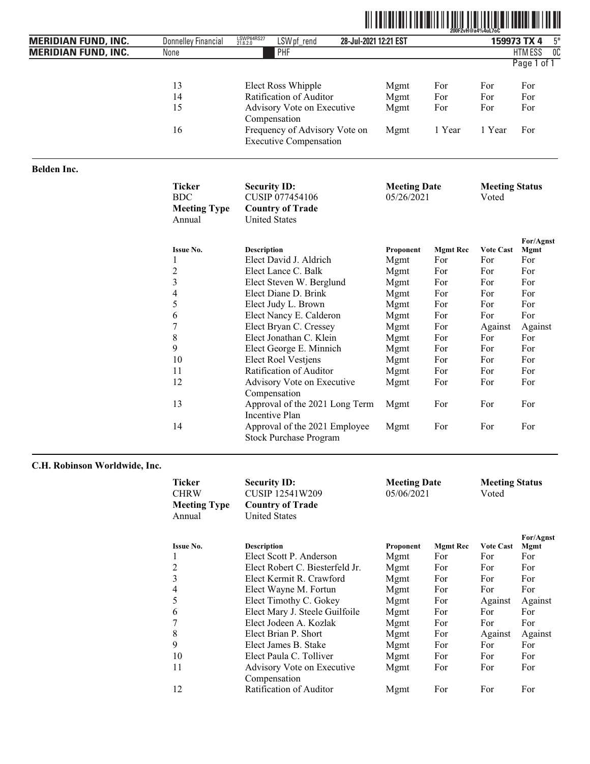| Issue No. | Description | Proponent | Mgmt Rec | Vote Cast | For/Agnst Mgmt |
|---|---|---|---|---|---|
| 13 | Elect Ross Whipple | Mgmt | For | For | For |
| 14 | Ratification of Auditor | Mgmt | For | For | For |
| 15 | Advisory Vote on Executive Compensation | Mgmt | For | For | For |
| 16 | Frequency of Advisory Vote on Executive Compensation | Mgmt | 1 Year | 1 Year | For |

## Belden Inc.

| Ticker | Security ID: | Meeting Date | Meeting Status |
|---|---|---|---|
| BDC | CUSIP 077454106 | 05/26/2021 | Voted |
| **Meeting Type** | **Country of Trade** | | |
| Annual | United States | | |

| Issue No. | Description | Proponent | Mgmt Rec | Vote Cast | For/Agnst Mgmt |
|---|---|---|---|---|---|
| 1 | Elect David J. Aldrich | Mgmt | For | For | For |
| 2 | Elect Lance C. Balk | Mgmt | For | For | For |
| 3 | Elect Steven W. Berglund | Mgmt | For | For | For |
| 4 | Elect Diane D. Brink | Mgmt | For | For | For |
| 5 | Elect Judy L. Brown | Mgmt | For | For | For |
| 6 | Elect Nancy E. Calderon | Mgmt | For | For | For |
| 7 | Elect Bryan C. Cressey | Mgmt | For | Against | Against |
| 8 | Elect Jonathan C. Klein | Mgmt | For | For | For |
| 9 | Elect George E. Minnich | Mgmt | For | For | For |
| 10 | Elect Roel Vestjens | Mgmt | For | For | For |
| 11 | Ratification of Auditor | Mgmt | For | For | For |
| 12 | Advisory Vote on Executive Compensation | Mgmt | For | For | For |
| 13 | Approval of the 2021 Long Term Incentive Plan | Mgmt | For | For | For |
| 14 | Approval of the 2021 Employee Stock Purchase Program | Mgmt | For | For | For |

## C.H. Robinson Worldwide, Inc.

| Ticker | Security ID: | Meeting Date | Meeting Status |
|---|---|---|---|
| CHRW | CUSIP 12541W209 | 05/06/2021 | Voted |
| **Meeting Type** | **Country of Trade** | | |
| Annual | United States | | |

| Issue No. | Description | Proponent | Mgmt Rec | Vote Cast | For/Agnst Mgmt |
|---|---|---|---|---|---|
| 1 | Elect Scott P. Anderson | Mgmt | For | For | For |
| 2 | Elect Robert C. Biesterfeld Jr. | Mgmt | For | For | For |
| 3 | Elect Kermit R. Crawford | Mgmt | For | For | For |
| 4 | Elect Wayne M. Fortun | Mgmt | For | For | For |
| 5 | Elect Timothy C. Gokey | Mgmt | For | Against | Against |
| 6 | Elect Mary J. Steele Guilfoile | Mgmt | For | For | For |
| 7 | Elect Jodeen A. Kozlak | Mgmt | For | For | For |
| 8 | Elect Brian P. Short | Mgmt | For | Against | Against |
| 9 | Elect James B. Stake | Mgmt | For | For | For |
| 10 | Elect Paula C. Tolliver | Mgmt | For | For | For |
| 11 | Advisory Vote on Executive Compensation | Mgmt | For | For | For |
| 12 | Ratification of Auditor | Mgmt | For | For | For |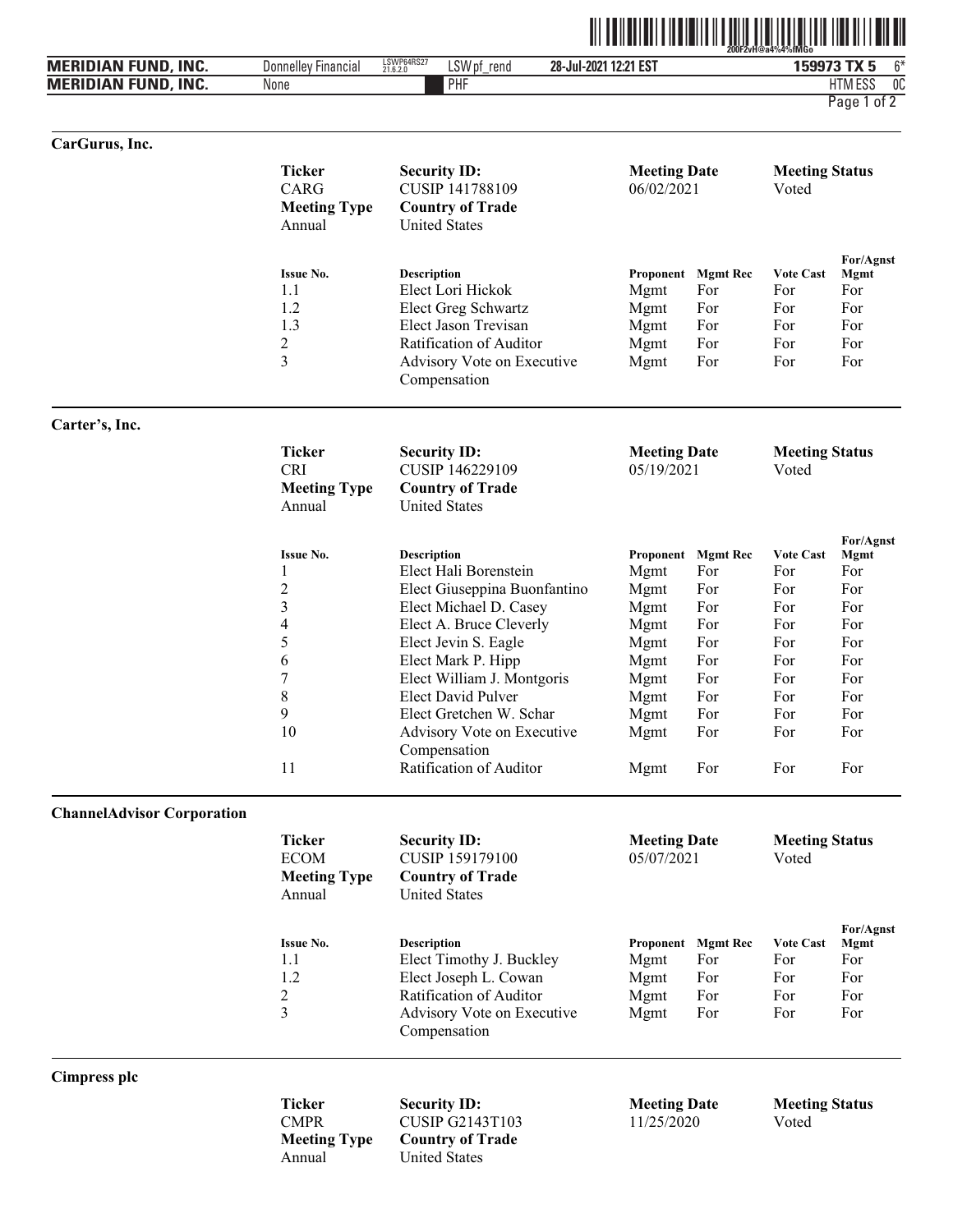## CarGurus, Inc.

| Ticker | Security ID: | Meeting Date | Meeting Status |
|---|---|---|---|
| CARG | CUSIP 141788109 | 06/02/2021 | Voted |
| **Meeting Type** | **Country of Trade** | | |
| Annual | United States | | |

| Issue No. | Description | Proponent | Mgmt Rec | Vote Cast | For/Agnst Mgmt |
|---|---|---|---|---|---|
| 1.1 | Elect Lori Hickok | Mgmt | For | For | For |
| 1.2 | Elect Greg Schwartz | Mgmt | For | For | For |
| 1.3 | Elect Jason Trevisan | Mgmt | For | For | For |
| 2 | Ratification of Auditor | Mgmt | For | For | For |
| 3 | Advisory Vote on Executive Compensation | Mgmt | For | For | For |

## Carter's, Inc.

| Ticker | Security ID: | Meeting Date | Meeting Status |
|---|---|---|---|
| CRI | CUSIP 146229109 | 05/19/2021 | Voted |
| **Meeting Type** | **Country of Trade** | | |
| Annual | United States | | |

| Issue No. | Description | Proponent | Mgmt Rec | Vote Cast | For/Agnst Mgmt |
|---|---|---|---|---|---|
| 1 | Elect Hali Borenstein | Mgmt | For | For | For |
| 2 | Elect Giuseppina Buonfantino | Mgmt | For | For | For |
| 3 | Elect Michael D. Casey | Mgmt | For | For | For |
| 4 | Elect A. Bruce Cleverly | Mgmt | For | For | For |
| 5 | Elect Jevin S. Eagle | Mgmt | For | For | For |
| 6 | Elect Mark P. Hipp | Mgmt | For | For | For |
| 7 | Elect William J. Montgoris | Mgmt | For | For | For |
| 8 | Elect David Pulver | Mgmt | For | For | For |
| 9 | Elect Gretchen W. Schar | Mgmt | For | For | For |
| 10 | Advisory Vote on Executive Compensation | Mgmt | For | For | For |
| 11 | Ratification of Auditor | Mgmt | For | For | For |

## ChannelAdvisor Corporation

| Ticker | Security ID: | Meeting Date | Meeting Status |
|---|---|---|---|
| ECOM | CUSIP 159179100 | 05/07/2021 | Voted |
| **Meeting Type** | **Country of Trade** | | |
| Annual | United States | | |

| Issue No. | Description | Proponent | Mgmt Rec | Vote Cast | For/Agnst Mgmt |
|---|---|---|---|---|---|
| 1.1 | Elect Timothy J. Buckley | Mgmt | For | For | For |
| 1.2 | Elect Joseph L. Cowan | Mgmt | For | For | For |
| 2 | Ratification of Auditor | Mgmt | For | For | For |
| 3 | Advisory Vote on Executive Compensation | Mgmt | For | For | For |

## Cimpress plc

| Ticker | Security ID: | Meeting Date | Meeting Status |
|---|---|---|---|
| CMPR | CUSIP G2143T103 | 11/25/2020 | Voted |
| **Meeting Type** | **Country of Trade** | | |
| Annual | United States | | |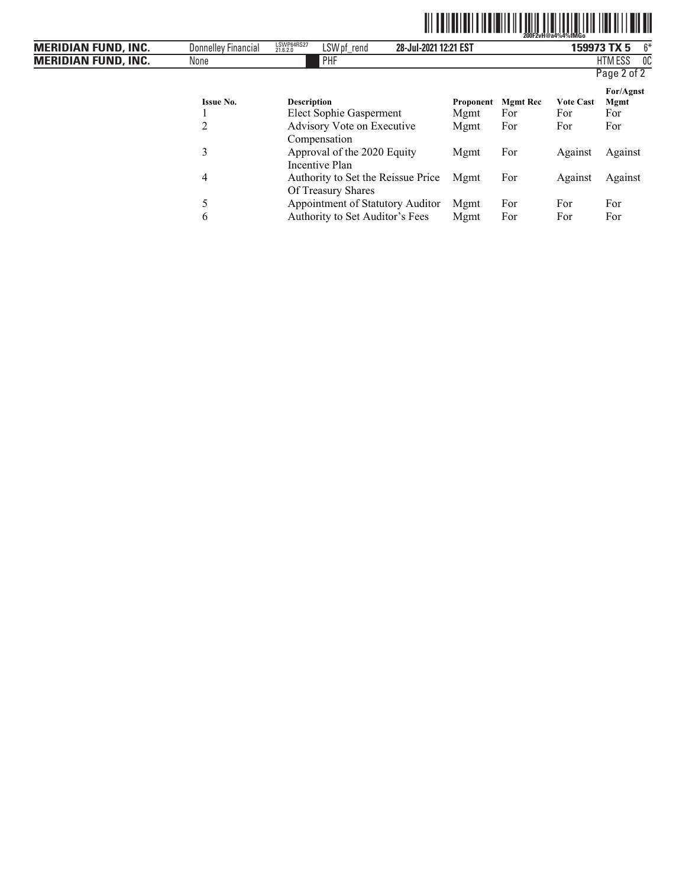| Issue No. | Description | Proponent | Mgmt Rec | Vote Cast | For/Agnst Mgmt |
|---|---|---|---|---|---|
| 1 | Elect Sophie Gasperment | Mgmt | For | For | For |
| 2 | Advisory Vote on Executive Compensation | Mgmt | For | For | For |
| 3 | Approval of the 2020 Equity Incentive Plan | Mgmt | For | Against | Against |
| 4 | Authority to Set the Reissue Price Of Treasury Shares | Mgmt | For | Against | Against |
| 5 | Appointment of Statutory Auditor | Mgmt | For | For | For |
| 6 | Authority to Set Auditor's Fees | Mgmt | For | For | For |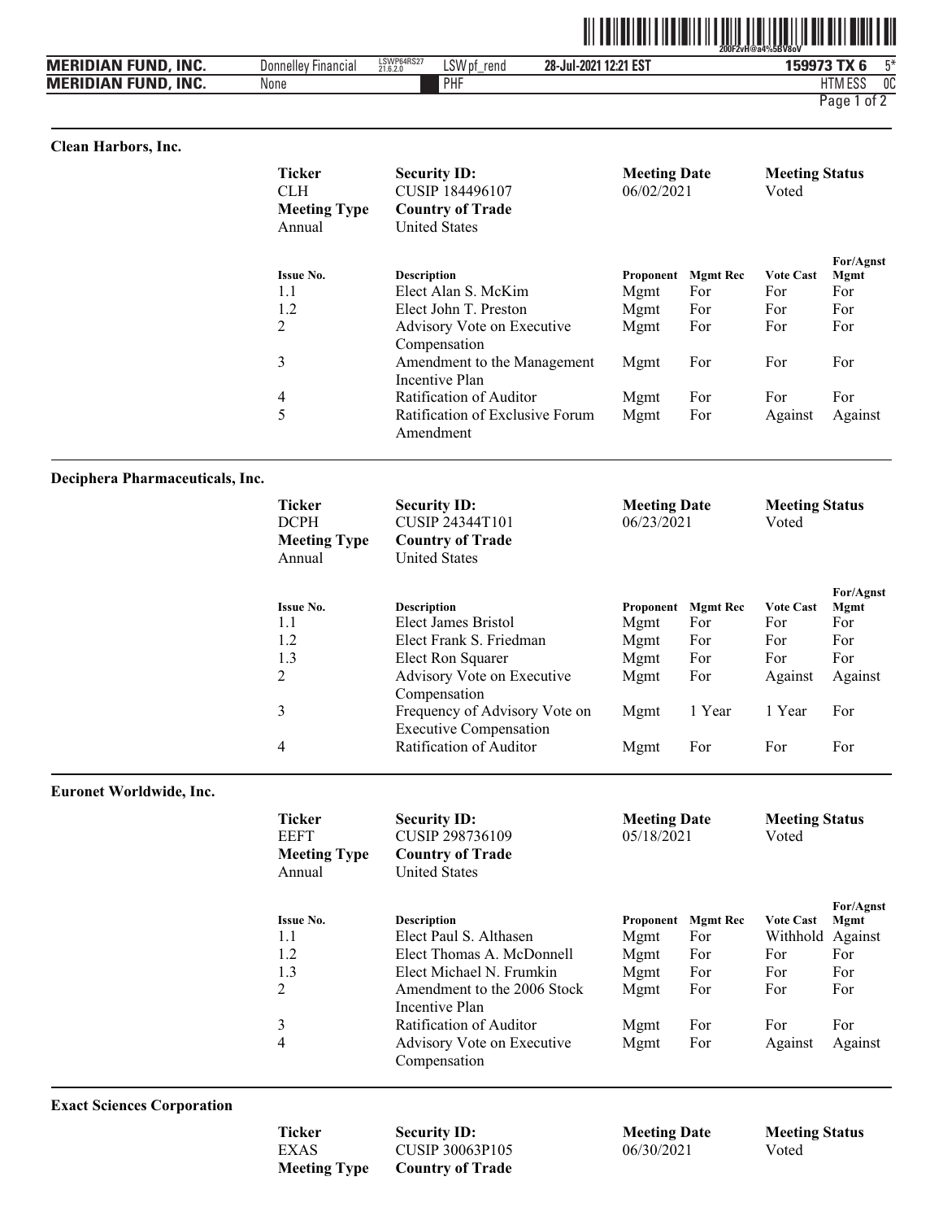### Clean Harbors, Inc.

| Ticker | Security ID: | Meeting Date | Meeting Status |
|---|---|---|---|
| CLH | CUSIP 184496107 | 06/02/2021 | Voted |
| **Meeting Type** | **Country of Trade** | | |
| Annual | United States | | |

| Issue No. | Description | Proponent | Mgmt Rec | Vote Cast | For/Agnst Mgmt |
|---|---|---|---|---|---|
| 1.1 | Elect Alan S. McKim | Mgmt | For | For | For |
| 1.2 | Elect John T. Preston | Mgmt | For | For | For |
| 2 | Advisory Vote on Executive Compensation | Mgmt | For | For | For |
| 3 | Amendment to the Management Incentive Plan | Mgmt | For | For | For |
| 4 | Ratification of Auditor | Mgmt | For | For | For |
| 5 | Ratification of Exclusive Forum Amendment | Mgmt | For | Against | Against |

### Deciphera Pharmaceuticals, Inc.

| Ticker | Security ID: | Meeting Date | Meeting Status |
|---|---|---|---|
| DCPH | CUSIP 24344T101 | 06/23/2021 | Voted |
| **Meeting Type** | **Country of Trade** | | |
| Annual | United States | | |

| Issue No. | Description | Proponent | Mgmt Rec | Vote Cast | For/Agnst Mgmt |
|---|---|---|---|---|---|
| 1.1 | Elect James Bristol | Mgmt | For | For | For |
| 1.2 | Elect Frank S. Friedman | Mgmt | For | For | For |
| 1.3 | Elect Ron Squarer | Mgmt | For | For | For |
| 2 | Advisory Vote on Executive Compensation | Mgmt | For | Against | Against |
| 3 | Frequency of Advisory Vote on Executive Compensation | Mgmt | 1 Year | 1 Year | For |
| 4 | Ratification of Auditor | Mgmt | For | For | For |

### Euronet Worldwide, Inc.

| Ticker | Security ID: | Meeting Date | Meeting Status |
|---|---|---|---|
| EEFT | CUSIP 298736109 | 05/18/2021 | Voted |
| **Meeting Type** | **Country of Trade** | | |
| Annual | United States | | |

| Issue No. | Description | Proponent | Mgmt Rec | Vote Cast | For/Agnst Mgmt |
|---|---|---|---|---|---|
| 1.1 | Elect Paul S. Althasen | Mgmt | For | Withhold | Against |
| 1.2 | Elect Thomas A. McDonnell | Mgmt | For | For | For |
| 1.3 | Elect Michael N. Frumkin | Mgmt | For | For | For |
| 2 | Amendment to the 2006 Stock Incentive Plan | Mgmt | For | For | For |
| 3 | Ratification of Auditor | Mgmt | For | For | For |
| 4 | Advisory Vote on Executive Compensation | Mgmt | For | Against | Against |

### Exact Sciences Corporation

| Ticker | Security ID: | Meeting Date | Meeting Status |
|---|---|---|---|
| EXAS | CUSIP 30063P105 | 06/30/2021 | Voted |
| **Meeting Type** | **Country of Trade** | | |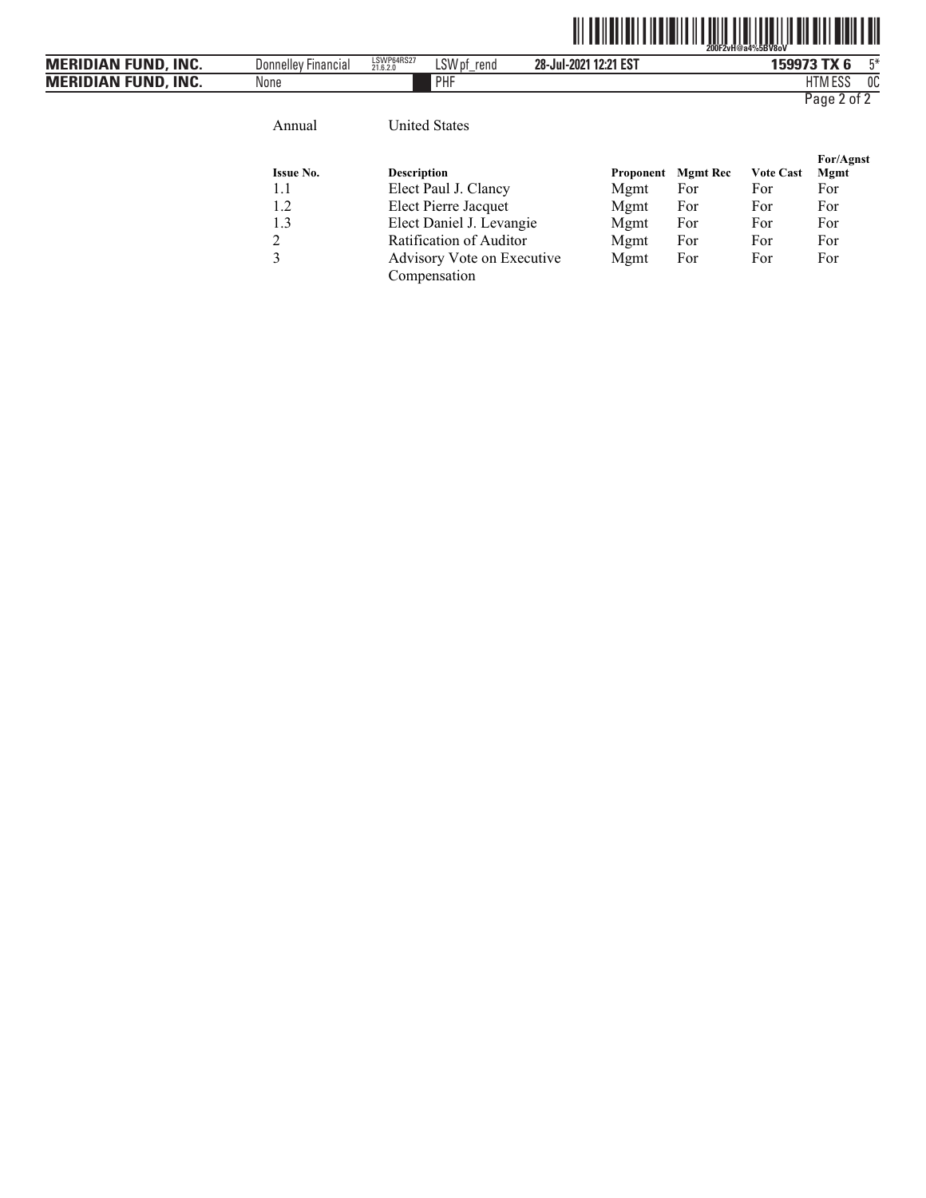Annual United States

| Issue No. | Description | Proponent | Mgmt Rec | Vote Cast | For/Agnst Mgmt |
|---|---|---|---|---|---|
| 1.1 | Elect Paul J. Clancy | Mgmt | For | For | For |
| 1.2 | Elect Pierre Jacquet | Mgmt | For | For | For |
| 1.3 | Elect Daniel J. Levangie | Mgmt | For | For | For |
| 2 | Ratification of Auditor | Mgmt | For | For | For |
| 3 | Advisory Vote on Executive Compensation | Mgmt | For | For | For |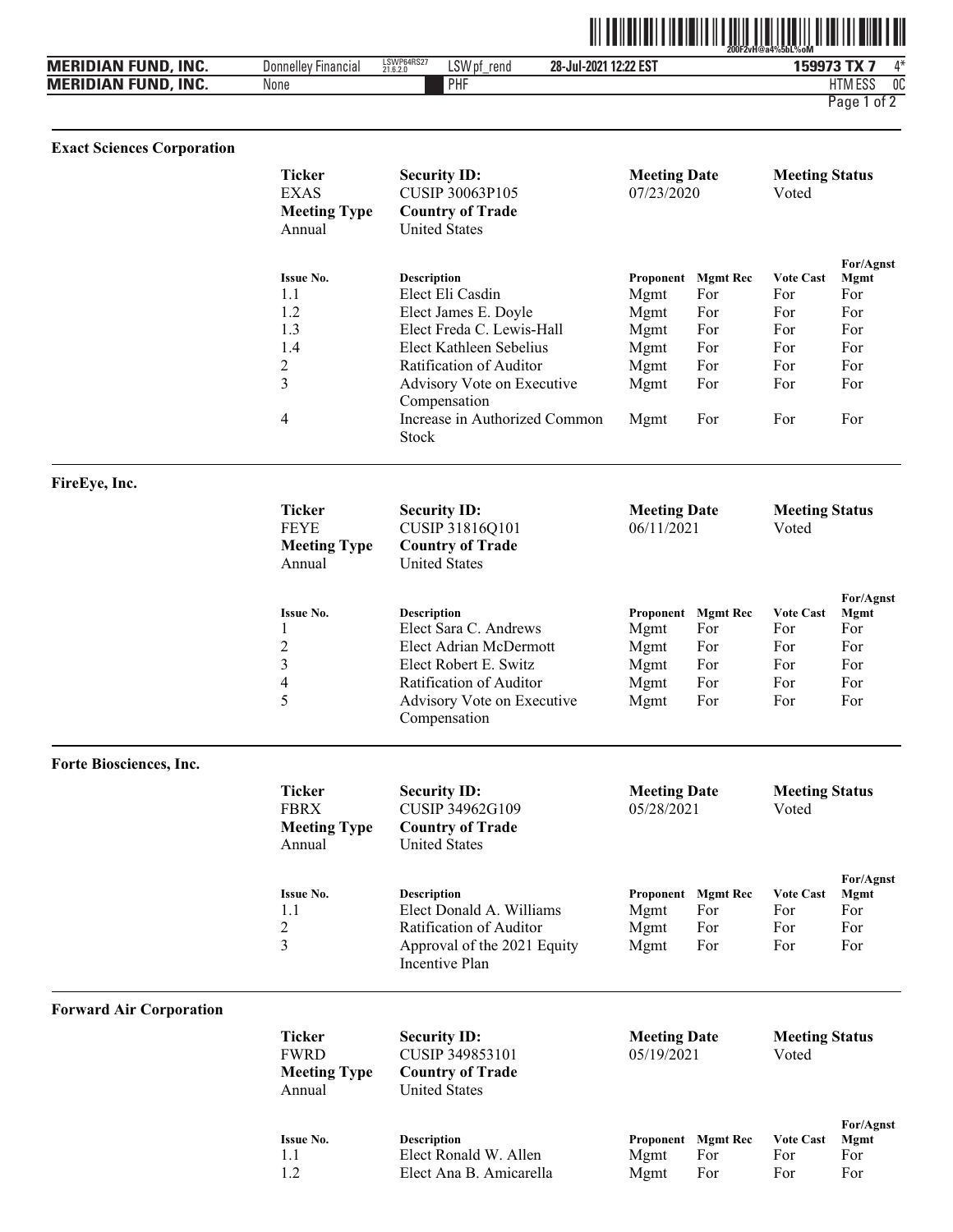### Exact Sciences Corporation

| Ticker | Security ID: | Meeting Date | Meeting Status |
|---|---|---|---|
| EXAS | CUSIP 30063P105 | 07/23/2020 | Voted |
| **Meeting Type** | **Country of Trade** | | |
| Annual | United States | | |

| Issue No. | Description | Proponent | Mgmt Rec | Vote Cast | For/Agnst Mgmt |
|---|---|---|---|---|---|
| 1.1 | Elect Eli Casdin | Mgmt | For | For | For |
| 1.2 | Elect James E. Doyle | Mgmt | For | For | For |
| 1.3 | Elect Freda C. Lewis-Hall | Mgmt | For | For | For |
| 1.4 | Elect Kathleen Sebelius | Mgmt | For | For | For |
| 2 | Ratification of Auditor | Mgmt | For | For | For |
| 3 | Advisory Vote on Executive Compensation | Mgmt | For | For | For |
| 4 | Increase in Authorized Common Stock | Mgmt | For | For | For |

### FireEye, Inc.

| Ticker | Security ID: | Meeting Date | Meeting Status |
|---|---|---|---|
| FEYE | CUSIP 31816Q101 | 06/11/2021 | Voted |
| **Meeting Type** | **Country of Trade** | | |
| Annual | United States | | |

| Issue No. | Description | Proponent | Mgmt Rec | Vote Cast | For/Agnst Mgmt |
|---|---|---|---|---|---|
| 1 | Elect Sara C. Andrews | Mgmt | For | For | For |
| 2 | Elect Adrian McDermott | Mgmt | For | For | For |
| 3 | Elect Robert E. Switz | Mgmt | For | For | For |
| 4 | Ratification of Auditor | Mgmt | For | For | For |
| 5 | Advisory Vote on Executive Compensation | Mgmt | For | For | For |

### Forte Biosciences, Inc.

| Ticker | Security ID: | Meeting Date | Meeting Status |
|---|---|---|---|
| FBRX | CUSIP 34962G109 | 05/28/2021 | Voted |
| **Meeting Type** | **Country of Trade** | | |
| Annual | United States | | |

| Issue No. | Description | Proponent | Mgmt Rec | Vote Cast | For/Agnst Mgmt |
|---|---|---|---|---|---|
| 1.1 | Elect Donald A. Williams | Mgmt | For | For | For |
| 2 | Ratification of Auditor | Mgmt | For | For | For |
| 3 | Approval of the 2021 Equity Incentive Plan | Mgmt | For | For | For |

### Forward Air Corporation

| Ticker | Security ID: | Meeting Date | Meeting Status |
|---|---|---|---|
| FWRD | CUSIP 349853101 | 05/19/2021 | Voted |
| **Meeting Type** | **Country of Trade** | | |
| Annual | United States | | |

| Issue No. | Description | Proponent | Mgmt Rec | Vote Cast | For/Agnst Mgmt |
|---|---|---|---|---|---|
| 1.1 | Elect Ronald W. Allen | Mgmt | For | For | For |
| 1.2 | Elect Ana B. Amicarella | Mgmt | For | For | For |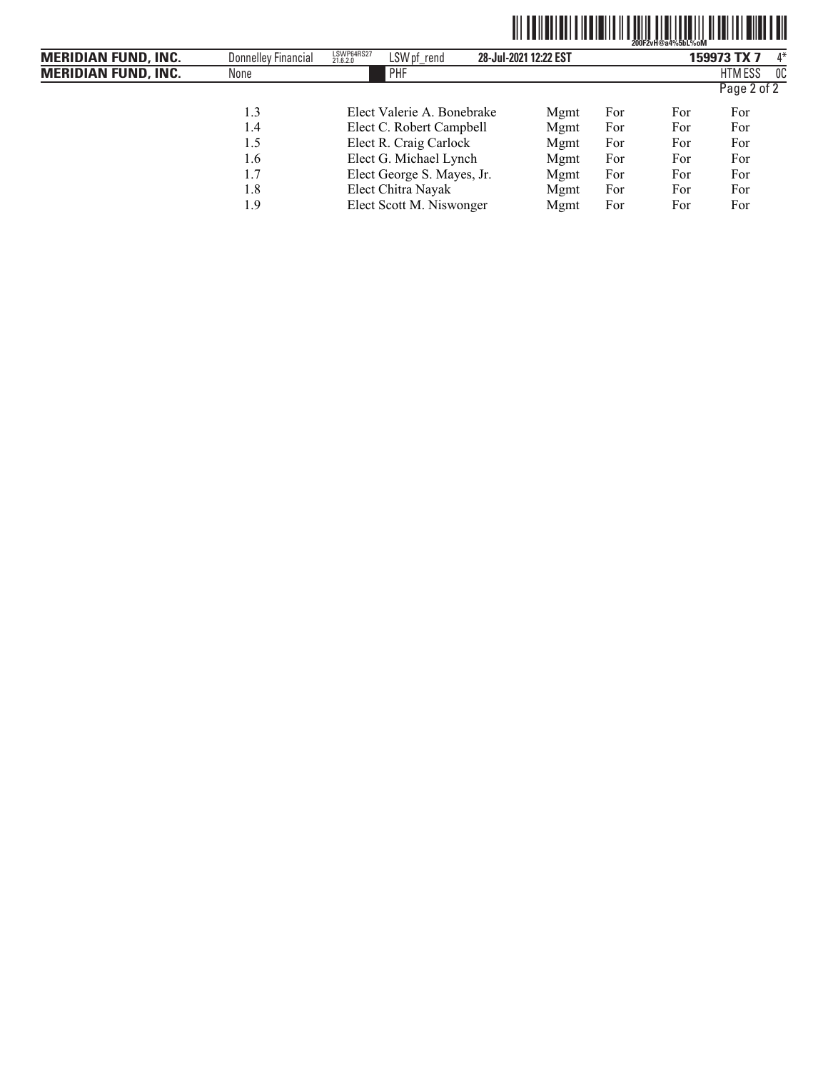| | | | | | |
|---|---|---|---|---|---|
| 1.3 | Elect Valerie A. Bonebrake | Mgmt | For | For | For |
| 1.4 | Elect C. Robert Campbell | Mgmt | For | For | For |
| 1.5 | Elect R. Craig Carlock | Mgmt | For | For | For |
| 1.6 | Elect G. Michael Lynch | Mgmt | For | For | For |
| 1.7 | Elect George S. Mayes, Jr. | Mgmt | For | For | For |
| 1.8 | Elect Chitra Nayak | Mgmt | For | For | For |
| 1.9 | Elect Scott M. Niswonger | Mgmt | For | For | For |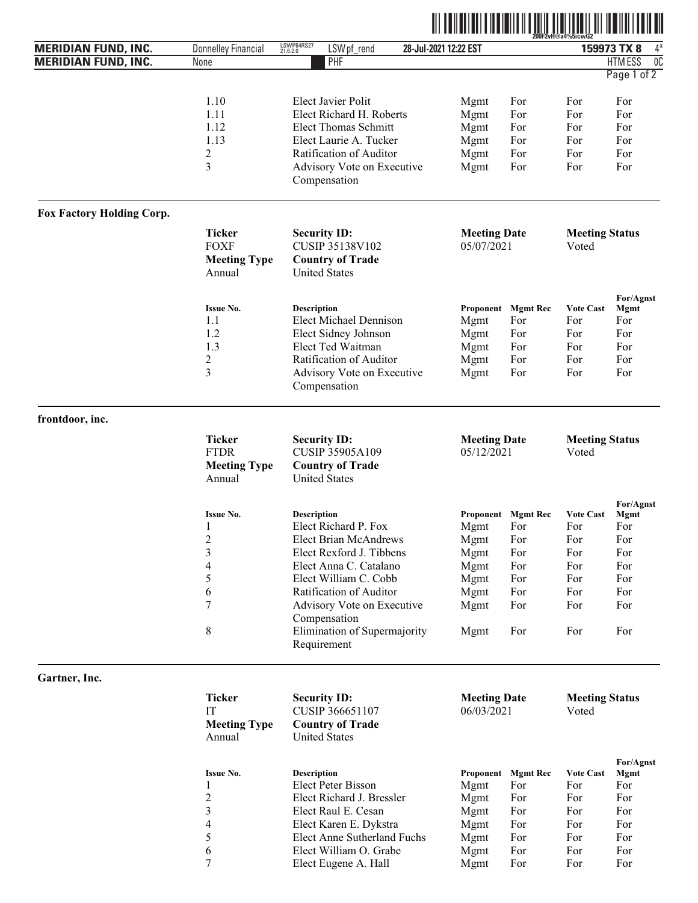| Issue No. | Description | Proponent | Mgmt Rec | Vote Cast | For/Agnst Mgmt |
|---|---|---|---|---|---|
| 1.10 | Elect Javier Polit | Mgmt | For | For | For |
| 1.11 | Elect Richard H. Roberts | Mgmt | For | For | For |
| 1.12 | Elect Thomas Schmitt | Mgmt | For | For | For |
| 1.13 | Elect Laurie A. Tucker | Mgmt | For | For | For |
| 2 | Ratification of Auditor | Mgmt | For | For | For |
| 3 | Advisory Vote on Executive Compensation | Mgmt | For | For | For |

---

**Fox Factory Holding Corp.**

| **Ticker** | **Security ID:** | **Meeting Date** | **Meeting Status** |
|---|---|---|---|
| FOXF | CUSIP 35138V102 | 05/07/2021 | Voted |
| **Meeting Type** | **Country of Trade** | | |
| Annual | United States | | |

| Issue No. | Description | Proponent | Mgmt Rec | Vote Cast | For/Agnst Mgmt |
|---|---|---|---|---|---|
| 1.1 | Elect Michael Dennison | Mgmt | For | For | For |
| 1.2 | Elect Sidney Johnson | Mgmt | For | For | For |
| 1.3 | Elect Ted Waitman | Mgmt | For | For | For |
| 2 | Ratification of Auditor | Mgmt | For | For | For |
| 3 | Advisory Vote on Executive Compensation | Mgmt | For | For | For |

---

**frontdoor, inc.**

| **Ticker** | **Security ID:** | **Meeting Date** | **Meeting Status** |
|---|---|---|---|
| FTDR | CUSIP 35905A109 | 05/12/2021 | Voted |
| **Meeting Type** | **Country of Trade** | | |
| Annual | United States | | |

| Issue No. | Description | Proponent | Mgmt Rec | Vote Cast | For/Agnst Mgmt |
|---|---|---|---|---|---|
| 1 | Elect Richard P. Fox | Mgmt | For | For | For |
| 2 | Elect Brian McAndrews | Mgmt | For | For | For |
| 3 | Elect Rexford J. Tibbens | Mgmt | For | For | For |
| 4 | Elect Anna C. Catalano | Mgmt | For | For | For |
| 5 | Elect William C. Cobb | Mgmt | For | For | For |
| 6 | Ratification of Auditor | Mgmt | For | For | For |
| 7 | Advisory Vote on Executive Compensation | Mgmt | For | For | For |
| 8 | Elimination of Supermajority Requirement | Mgmt | For | For | For |

---

**Gartner, Inc.**

| **Ticker** | **Security ID:** | **Meeting Date** | **Meeting Status** |
|---|---|---|---|
| IT | CUSIP 366651107 | 06/03/2021 | Voted |
| **Meeting Type** | **Country of Trade** | | |
| Annual | United States | | |

| Issue No. | Description | Proponent | Mgmt Rec | Vote Cast | For/Agnst Mgmt |
|---|---|---|---|---|---|
| 1 | Elect Peter Bisson | Mgmt | For | For | For |
| 2 | Elect Richard J. Bressler | Mgmt | For | For | For |
| 3 | Elect Raul E. Cesan | Mgmt | For | For | For |
| 4 | Elect Karen E. Dykstra | Mgmt | For | For | For |
| 5 | Elect Anne Sutherland Fuchs | Mgmt | For | For | For |
| 6 | Elect William O. Grabe | Mgmt | For | For | For |
| 7 | Elect Eugene A. Hall | Mgmt | For | For | For |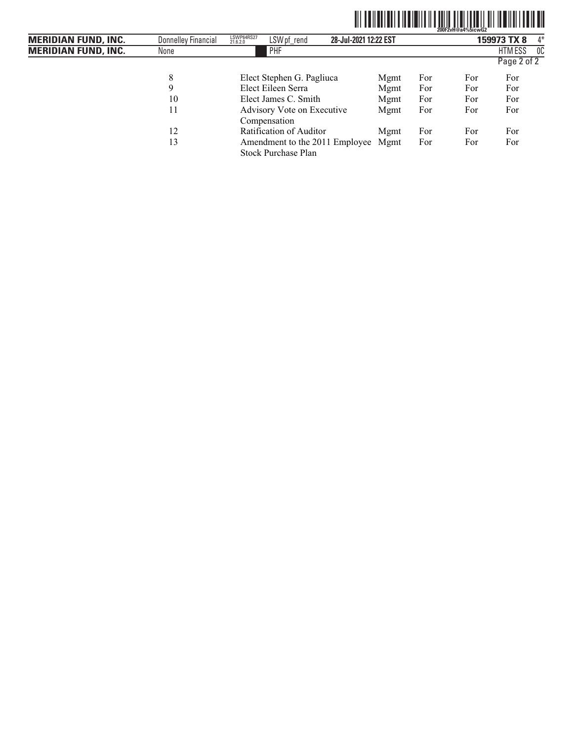| | | | | | |
|---|---|---|---|---|---|
| 8 | Elect Stephen G. Pagliuca | Mgmt | For | For | For |
| 9 | Elect Eileen Serra | Mgmt | For | For | For |
| 10 | Elect James C. Smith | Mgmt | For | For | For |
| 11 | Advisory Vote on Executive Compensation | Mgmt | For | For | For |
| 12 | Ratification of Auditor | Mgmt | For | For | For |
| 13 | Amendment to the 2011 Employee Stock Purchase Plan | Mgmt | For | For | For |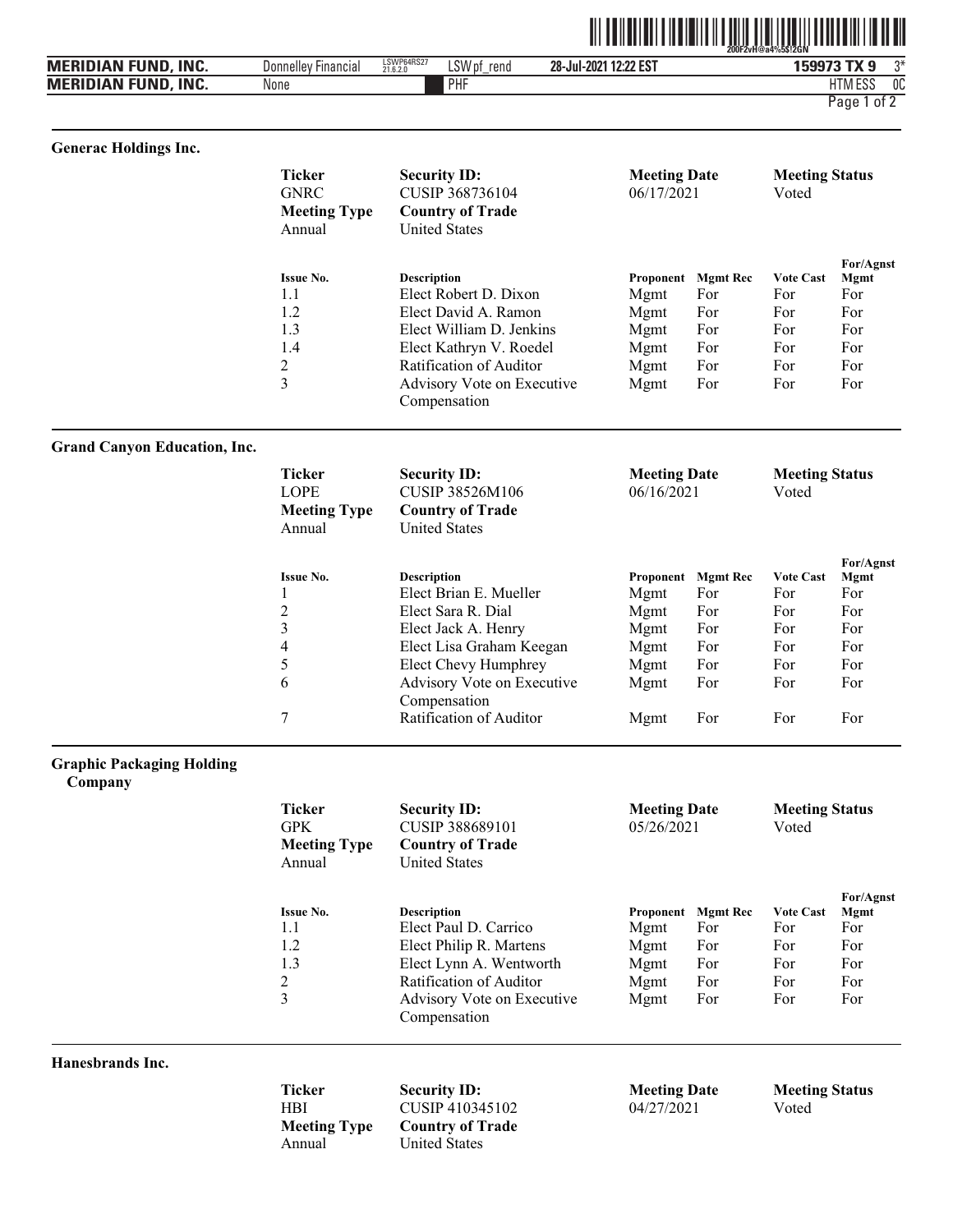## Generac Holdings Inc.

| Ticker | Security ID: | Meeting Date | Meeting Status |
|---|---|---|---|
| GNRC | CUSIP 368736104 | 06/17/2021 | Voted |
| **Meeting Type** | **Country of Trade** | | |
| Annual | United States | | |

| Issue No. | Description | Proponent | Mgmt Rec | Vote Cast | For/Agnst Mgmt |
|---|---|---|---|---|---|
| 1.1 | Elect Robert D. Dixon | Mgmt | For | For | For |
| 1.2 | Elect David A. Ramon | Mgmt | For | For | For |
| 1.3 | Elect William D. Jenkins | Mgmt | For | For | For |
| 1.4 | Elect Kathryn V. Roedel | Mgmt | For | For | For |
| 2 | Ratification of Auditor | Mgmt | For | For | For |
| 3 | Advisory Vote on Executive Compensation | Mgmt | For | For | For |

## Grand Canyon Education, Inc.

| Ticker | Security ID: | Meeting Date | Meeting Status |
|---|---|---|---|
| LOPE | CUSIP 38526M106 | 06/16/2021 | Voted |
| **Meeting Type** | **Country of Trade** | | |
| Annual | United States | | |

| Issue No. | Description | Proponent | Mgmt Rec | Vote Cast | For/Agnst Mgmt |
|---|---|---|---|---|---|
| 1 | Elect Brian E. Mueller | Mgmt | For | For | For |
| 2 | Elect Sara R. Dial | Mgmt | For | For | For |
| 3 | Elect Jack A. Henry | Mgmt | For | For | For |
| 4 | Elect Lisa Graham Keegan | Mgmt | For | For | For |
| 5 | Elect Chevy Humphrey | Mgmt | For | For | For |
| 6 | Advisory Vote on Executive Compensation | Mgmt | For | For | For |
| 7 | Ratification of Auditor | Mgmt | For | For | For |

## Graphic Packaging Holding Company

| Ticker | Security ID: | Meeting Date | Meeting Status |
|---|---|---|---|
| GPK | CUSIP 388689101 | 05/26/2021 | Voted |
| **Meeting Type** | **Country of Trade** | | |
| Annual | United States | | |

| Issue No. | Description | Proponent | Mgmt Rec | Vote Cast | For/Agnst Mgmt |
|---|---|---|---|---|---|
| 1.1 | Elect Paul D. Carrico | Mgmt | For | For | For |
| 1.2 | Elect Philip R. Martens | Mgmt | For | For | For |
| 1.3 | Elect Lynn A. Wentworth | Mgmt | For | For | For |
| 2 | Ratification of Auditor | Mgmt | For | For | For |
| 3 | Advisory Vote on Executive Compensation | Mgmt | For | For | For |

## Hanesbrands Inc.

| Ticker | Security ID: | Meeting Date | Meeting Status |
|---|---|---|---|
| HBI | CUSIP 410345102 | 04/27/2021 | Voted |
| **Meeting Type** | **Country of Trade** | | |
| Annual | United States | | |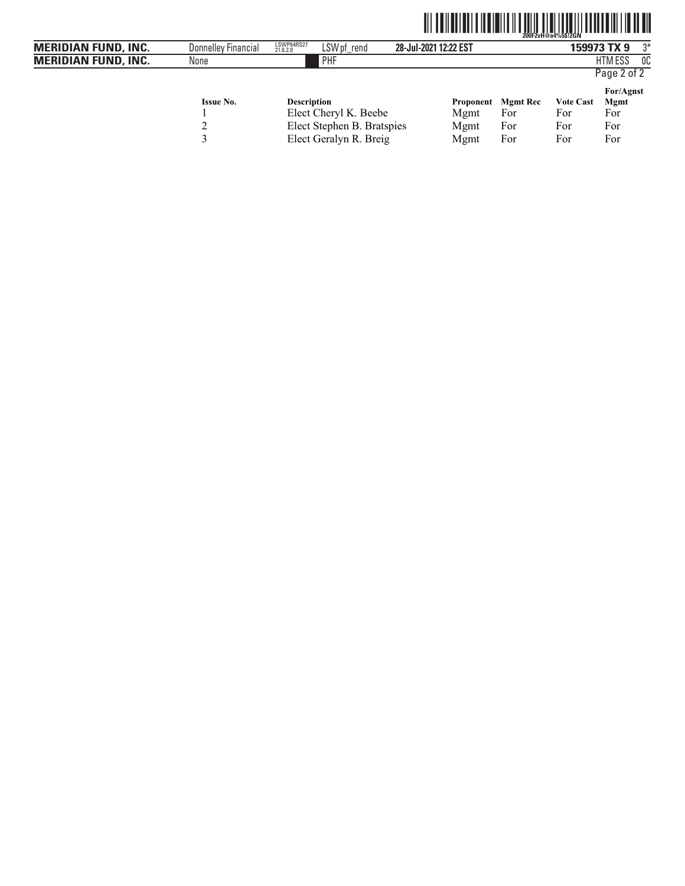| Issue No. | Description | Proponent | Mgmt Rec | Vote Cast | For/Agnst Mgmt |
| --- | --- | --- | --- | --- | --- |
| 1 | Elect Cheryl K. Beebe | Mgmt | For | For | For |
| 2 | Elect Stephen B. Bratspies | Mgmt | For | For | For |
| 3 | Elect Geralyn R. Breig | Mgmt | For | For | For |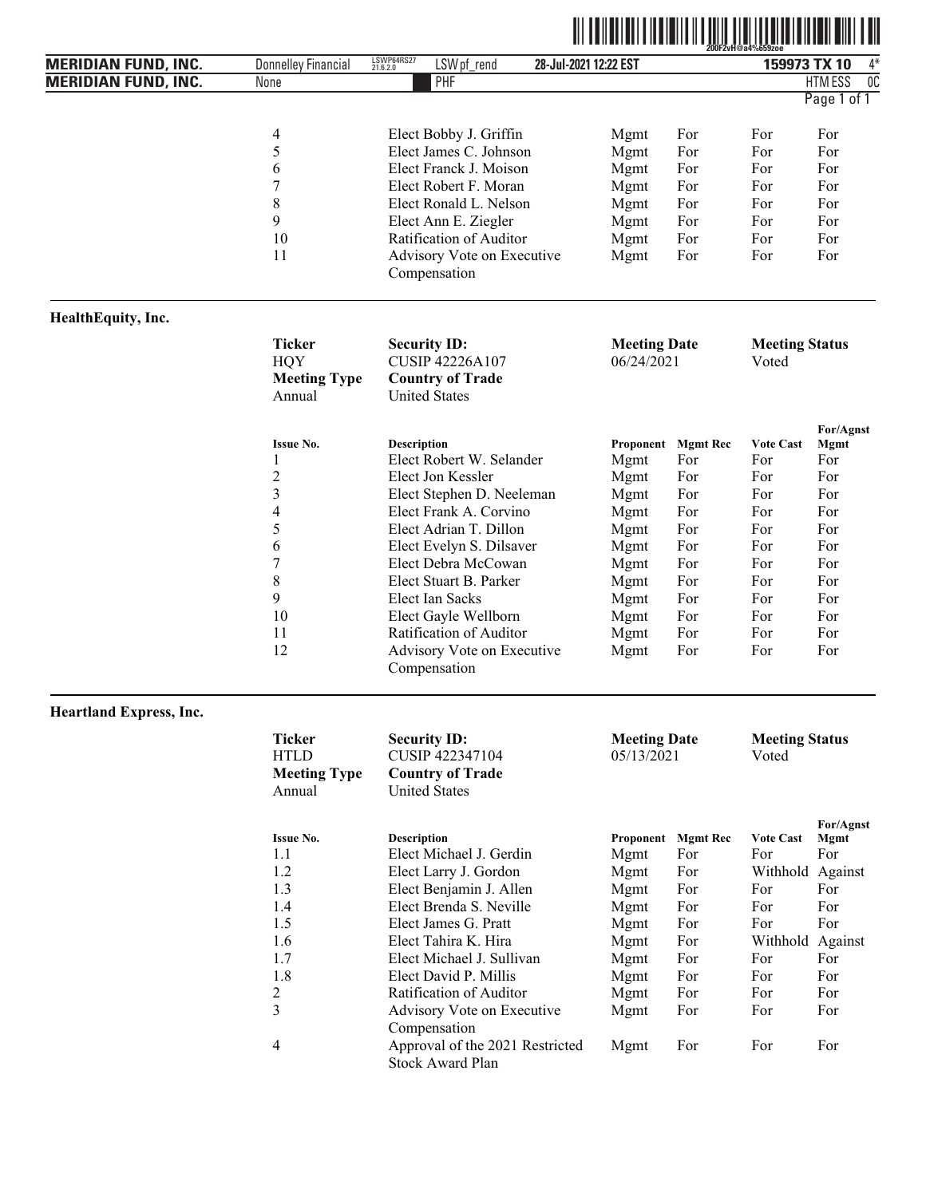| Issue No. | Description | Proponent | Mgmt Rec | Vote Cast | For/Agnst Mgmt |
|---|---|---|---|---|---|
| 4 | Elect Bobby J. Griffin | Mgmt | For | For | For |
| 5 | Elect James C. Johnson | Mgmt | For | For | For |
| 6 | Elect Franck J. Moison | Mgmt | For | For | For |
| 7 | Elect Robert F. Moran | Mgmt | For | For | For |
| 8 | Elect Ronald L. Nelson | Mgmt | For | For | For |
| 9 | Elect Ann E. Ziegler | Mgmt | For | For | For |
| 10 | Ratification of Auditor | Mgmt | For | For | For |
| 11 | Advisory Vote on Executive Compensation | Mgmt | For | For | For |

### HealthEquity, Inc.

| Ticker | Security ID: | Meeting Date | Meeting Status |
|---|---|---|---|
| HQY | CUSIP 42226A107 | 06/24/2021 | Voted |
| **Meeting Type** | **Country of Trade** | | |
| Annual | United States | | |

| Issue No. | Description | Proponent | Mgmt Rec | Vote Cast | For/Agnst Mgmt |
|---|---|---|---|---|---|
| 1 | Elect Robert W. Selander | Mgmt | For | For | For |
| 2 | Elect Jon Kessler | Mgmt | For | For | For |
| 3 | Elect Stephen D. Neeleman | Mgmt | For | For | For |
| 4 | Elect Frank A. Corvino | Mgmt | For | For | For |
| 5 | Elect Adrian T. Dillon | Mgmt | For | For | For |
| 6 | Elect Evelyn S. Dilsaver | Mgmt | For | For | For |
| 7 | Elect Debra McCowan | Mgmt | For | For | For |
| 8 | Elect Stuart B. Parker | Mgmt | For | For | For |
| 9 | Elect Ian Sacks | Mgmt | For | For | For |
| 10 | Elect Gayle Wellborn | Mgmt | For | For | For |
| 11 | Ratification of Auditor | Mgmt | For | For | For |
| 12 | Advisory Vote on Executive Compensation | Mgmt | For | For | For |

### Heartland Express, Inc.

| Ticker | Security ID: | Meeting Date | Meeting Status |
|---|---|---|---|
| HTLD | CUSIP 422347104 | 05/13/2021 | Voted |
| **Meeting Type** | **Country of Trade** | | |
| Annual | United States | | |

| Issue No. | Description | Proponent | Mgmt Rec | Vote Cast | For/Agnst Mgmt |
|---|---|---|---|---|---|
| 1.1 | Elect Michael J. Gerdin | Mgmt | For | For | For |
| 1.2 | Elect Larry J. Gordon | Mgmt | For | Withhold | Against |
| 1.3 | Elect Benjamin J. Allen | Mgmt | For | For | For |
| 1.4 | Elect Brenda S. Neville | Mgmt | For | For | For |
| 1.5 | Elect James G. Pratt | Mgmt | For | For | For |
| 1.6 | Elect Tahira K. Hira | Mgmt | For | Withhold | Against |
| 1.7 | Elect Michael J. Sullivan | Mgmt | For | For | For |
| 1.8 | Elect David P. Millis | Mgmt | For | For | For |
| 2 | Ratification of Auditor | Mgmt | For | For | For |
| 3 | Advisory Vote on Executive Compensation | Mgmt | For | For | For |
| 4 | Approval of the 2021 Restricted Stock Award Plan | Mgmt | For | For | For |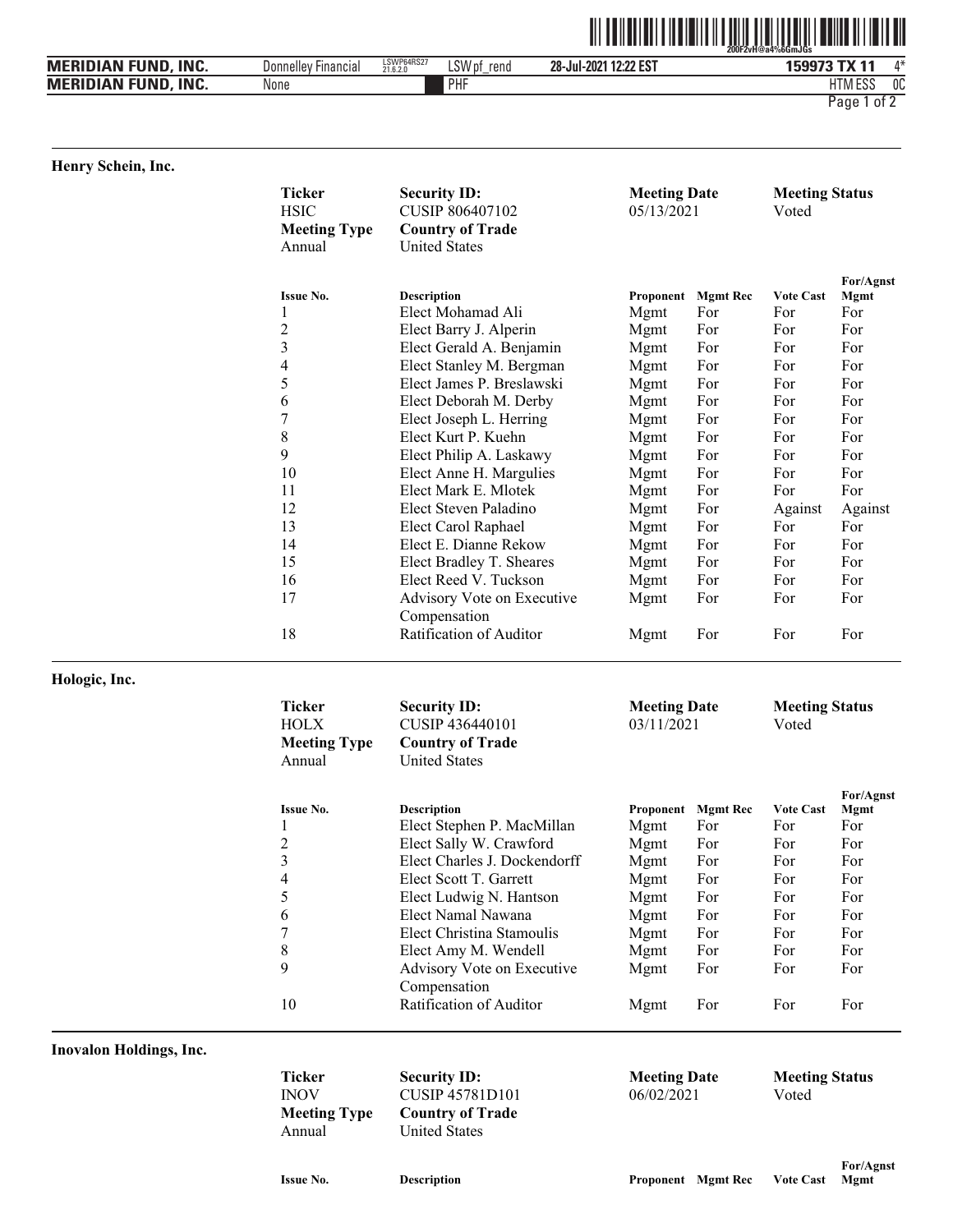## Henry Schein, Inc.

| Ticker | Security ID: | Meeting Date | Meeting Status |
|---|---|---|---|
| HSIC | CUSIP 806407102 | 05/13/2021 | Voted |
| **Meeting Type** | **Country of Trade** | | |
| Annual | United States | | |

| Issue No. | Description | Proponent | Mgmt Rec | Vote Cast | For/Agnst Mgmt |
|---|---|---|---|---|---|
| 1 | Elect Mohamad Ali | Mgmt | For | For | For |
| 2 | Elect Barry J. Alperin | Mgmt | For | For | For |
| 3 | Elect Gerald A. Benjamin | Mgmt | For | For | For |
| 4 | Elect Stanley M. Bergman | Mgmt | For | For | For |
| 5 | Elect James P. Breslawski | Mgmt | For | For | For |
| 6 | Elect Deborah M. Derby | Mgmt | For | For | For |
| 7 | Elect Joseph L. Herring | Mgmt | For | For | For |
| 8 | Elect Kurt P. Kuehn | Mgmt | For | For | For |
| 9 | Elect Philip A. Laskawy | Mgmt | For | For | For |
| 10 | Elect Anne H. Margulies | Mgmt | For | For | For |
| 11 | Elect Mark E. Mlotek | Mgmt | For | For | For |
| 12 | Elect Steven Paladino | Mgmt | For | Against | Against |
| 13 | Elect Carol Raphael | Mgmt | For | For | For |
| 14 | Elect E. Dianne Rekow | Mgmt | For | For | For |
| 15 | Elect Bradley T. Sheares | Mgmt | For | For | For |
| 16 | Elect Reed V. Tuckson | Mgmt | For | For | For |
| 17 | Advisory Vote on Executive Compensation | Mgmt | For | For | For |
| 18 | Ratification of Auditor | Mgmt | For | For | For |

## Hologic, Inc.

| Ticker | Security ID: | Meeting Date | Meeting Status |
|---|---|---|---|
| HOLX | CUSIP 436440101 | 03/11/2021 | Voted |
| **Meeting Type** | **Country of Trade** | | |
| Annual | United States | | |

| Issue No. | Description | Proponent | Mgmt Rec | Vote Cast | For/Agnst Mgmt |
|---|---|---|---|---|---|
| 1 | Elect Stephen P. MacMillan | Mgmt | For | For | For |
| 2 | Elect Sally W. Crawford | Mgmt | For | For | For |
| 3 | Elect Charles J. Dockendorff | Mgmt | For | For | For |
| 4 | Elect Scott T. Garrett | Mgmt | For | For | For |
| 5 | Elect Ludwig N. Hantson | Mgmt | For | For | For |
| 6 | Elect Namal Nawana | Mgmt | For | For | For |
| 7 | Elect Christina Stamoulis | Mgmt | For | For | For |
| 8 | Elect Amy M. Wendell | Mgmt | For | For | For |
| 9 | Advisory Vote on Executive Compensation | Mgmt | For | For | For |
| 10 | Ratification of Auditor | Mgmt | For | For | For |

## Inovalon Holdings, Inc.

| Ticker | Security ID: | Meeting Date | Meeting Status |
|---|---|---|---|
| INOV | CUSIP 45781D101 | 06/02/2021 | Voted |
| **Meeting Type** | **Country of Trade** | | |
| Annual | United States | | |

| Issue No. | Description | Proponent | Mgmt Rec | Vote Cast | For/Agnst Mgmt |
|---|---|---|---|---|---|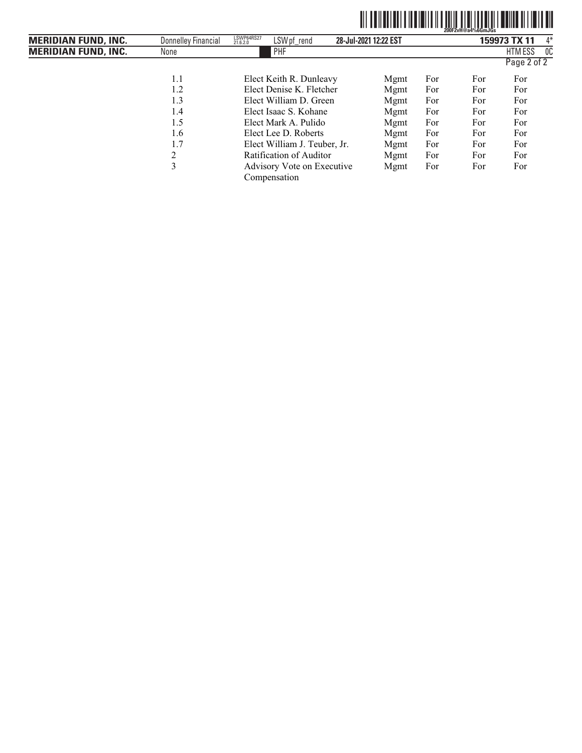| | | | | | |
|---|---|---|---|---|---|
| 1.1 | Elect Keith R. Dunleavy | Mgmt | For | For | For |
| 1.2 | Elect Denise K. Fletcher | Mgmt | For | For | For |
| 1.3 | Elect William D. Green | Mgmt | For | For | For |
| 1.4 | Elect Isaac S. Kohane | Mgmt | For | For | For |
| 1.5 | Elect Mark A. Pulido | Mgmt | For | For | For |
| 1.6 | Elect Lee D. Roberts | Mgmt | For | For | For |
| 1.7 | Elect William J. Teuber, Jr. | Mgmt | For | For | For |
| 2 | Ratification of Auditor | Mgmt | For | For | For |
| 3 | Advisory Vote on Executive Compensation | Mgmt | For | For | For |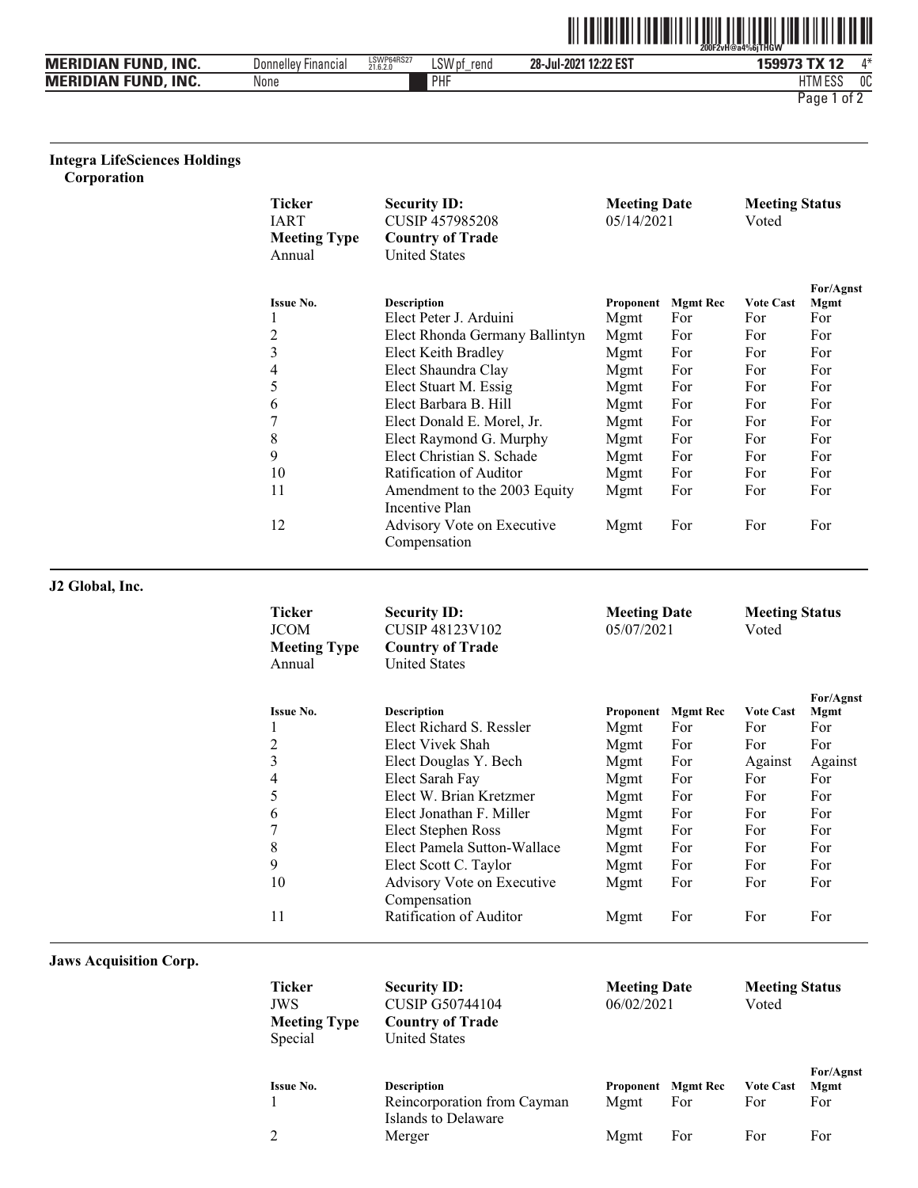## Integra LifeSciences Holdings Corporation

| Ticker | Security ID: | Meeting Date | Meeting Status |
|---|---|---|---|
| IART | CUSIP 457985208 | 05/14/2021 | Voted |
| **Meeting Type** | **Country of Trade** | | |
| Annual | United States | | |

| Issue No. | Description | Proponent | Mgmt Rec | Vote Cast | For/Agnst Mgmt |
|---|---|---|---|---|---|
| 1 | Elect Peter J. Arduini | Mgmt | For | For | For |
| 2 | Elect Rhonda Germany Ballintyn | Mgmt | For | For | For |
| 3 | Elect Keith Bradley | Mgmt | For | For | For |
| 4 | Elect Shaundra Clay | Mgmt | For | For | For |
| 5 | Elect Stuart M. Essig | Mgmt | For | For | For |
| 6 | Elect Barbara B. Hill | Mgmt | For | For | For |
| 7 | Elect Donald E. Morel, Jr. | Mgmt | For | For | For |
| 8 | Elect Raymond G. Murphy | Mgmt | For | For | For |
| 9 | Elect Christian S. Schade | Mgmt | For | For | For |
| 10 | Ratification of Auditor | Mgmt | For | For | For |
| 11 | Amendment to the 2003 Equity Incentive Plan | Mgmt | For | For | For |
| 12 | Advisory Vote on Executive Compensation | Mgmt | For | For | For |

## J2 Global, Inc.

| Ticker | Security ID: | Meeting Date | Meeting Status |
|---|---|---|---|
| JCOM | CUSIP 48123V102 | 05/07/2021 | Voted |
| **Meeting Type** | **Country of Trade** | | |
| Annual | United States | | |

| Issue No. | Description | Proponent | Mgmt Rec | Vote Cast | For/Agnst Mgmt |
|---|---|---|---|---|---|
| 1 | Elect Richard S. Ressler | Mgmt | For | For | For |
| 2 | Elect Vivek Shah | Mgmt | For | For | For |
| 3 | Elect Douglas Y. Bech | Mgmt | For | Against | Against |
| 4 | Elect Sarah Fay | Mgmt | For | For | For |
| 5 | Elect W. Brian Kretzmer | Mgmt | For | For | For |
| 6 | Elect Jonathan F. Miller | Mgmt | For | For | For |
| 7 | Elect Stephen Ross | Mgmt | For | For | For |
| 8 | Elect Pamela Sutton-Wallace | Mgmt | For | For | For |
| 9 | Elect Scott C. Taylor | Mgmt | For | For | For |
| 10 | Advisory Vote on Executive Compensation | Mgmt | For | For | For |
| 11 | Ratification of Auditor | Mgmt | For | For | For |

## Jaws Acquisition Corp.

| Ticker | Security ID: | Meeting Date | Meeting Status |
|---|---|---|---|
| JWS | CUSIP G50744104 | 06/02/2021 | Voted |
| **Meeting Type** | **Country of Trade** | | |
| Special | United States | | |

| Issue No. | Description | Proponent | Mgmt Rec | Vote Cast | For/Agnst Mgmt |
|---|---|---|---|---|---|
| 1 | Reincorporation from Cayman Islands to Delaware | Mgmt | For | For | For |
| 2 | Merger | Mgmt | For | For | For |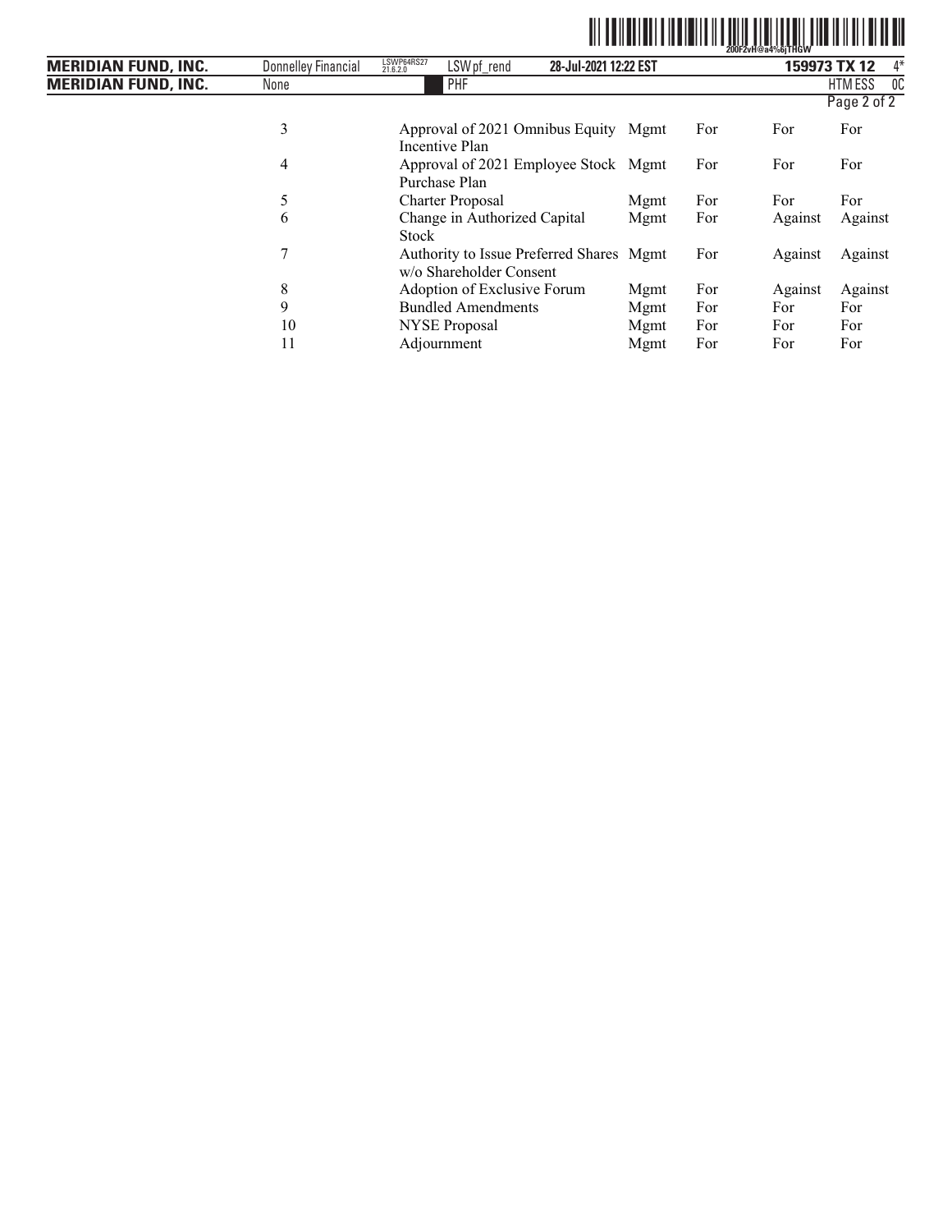| | | | | | |
|---|---|---|---|---|---|
| 3 | Approval of 2021 Omnibus Equity Incentive Plan | Mgmt | For | For | For |
| 4 | Approval of 2021 Employee Stock Purchase Plan | Mgmt | For | For | For |
| 5 | Charter Proposal | Mgmt | For | For | For |
| 6 | Change in Authorized Capital Stock | Mgmt | For | Against | Against |
| 7 | Authority to Issue Preferred Shares w/o Shareholder Consent | Mgmt | For | Against | Against |
| 8 | Adoption of Exclusive Forum | Mgmt | For | Against | Against |
| 9 | Bundled Amendments | Mgmt | For | For | For |
| 10 | NYSE Proposal | Mgmt | For | For | For |
| 11 | Adjournment | Mgmt | For | For | For |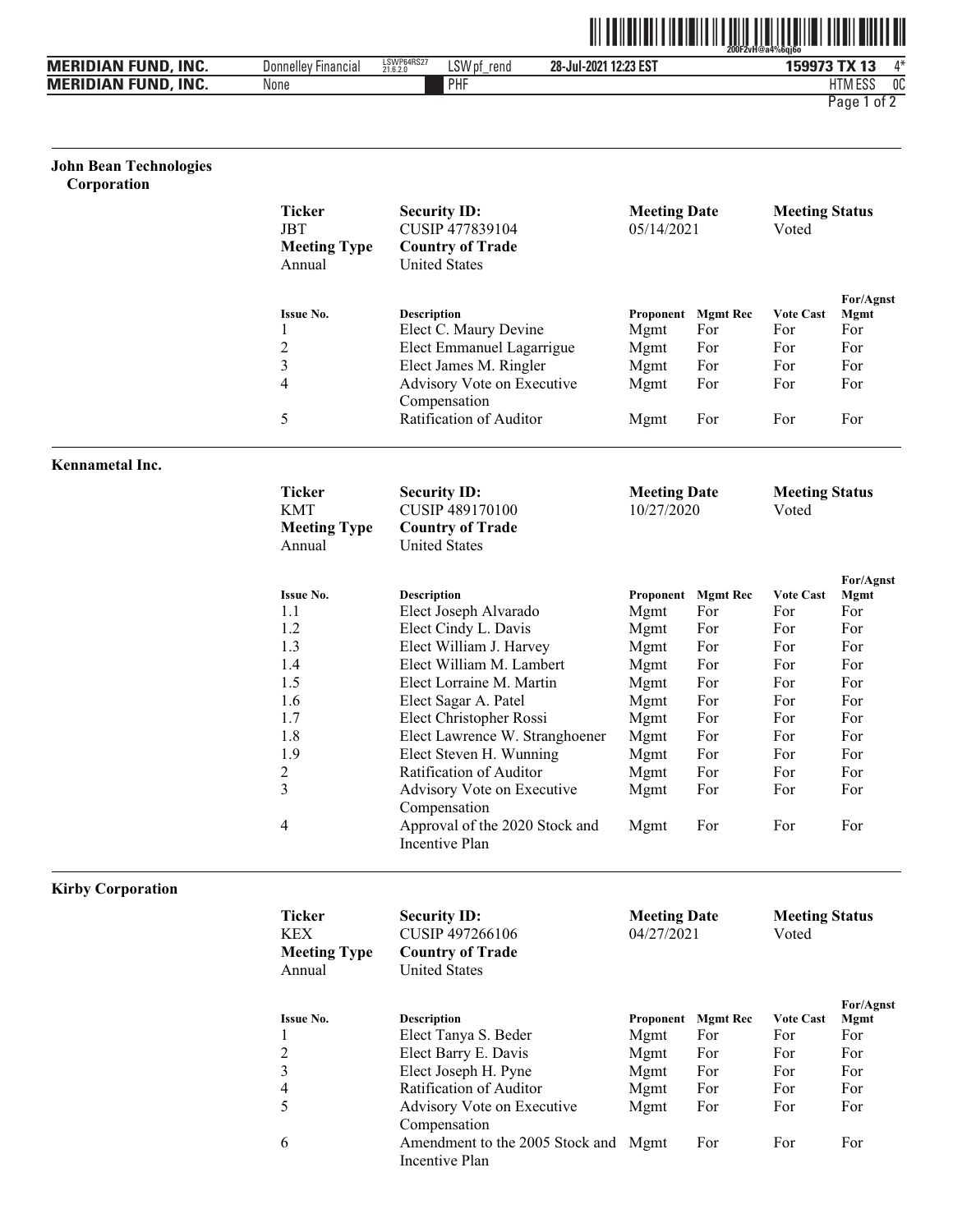## John Bean Technologies Corporation

| Ticker | Security ID: | Meeting Date | Meeting Status |
|---|---|---|---|
| JBT | CUSIP 477839104 | 05/14/2021 | Voted |
| **Meeting Type** | **Country of Trade** | | |
| Annual | United States | | |

| Issue No. | Description | Proponent | Mgmt Rec | Vote Cast | For/Agnst Mgmt |
|---|---|---|---|---|---|
| 1 | Elect C. Maury Devine | Mgmt | For | For | For |
| 2 | Elect Emmanuel Lagarrigue | Mgmt | For | For | For |
| 3 | Elect James M. Ringler | Mgmt | For | For | For |
| 4 | Advisory Vote on Executive Compensation | Mgmt | For | For | For |
| 5 | Ratification of Auditor | Mgmt | For | For | For |

## Kennametal Inc.

| Ticker | Security ID: | Meeting Date | Meeting Status |
|---|---|---|---|
| KMT | CUSIP 489170100 | 10/27/2020 | Voted |
| **Meeting Type** | **Country of Trade** | | |
| Annual | United States | | |

| Issue No. | Description | Proponent | Mgmt Rec | Vote Cast | For/Agnst Mgmt |
|---|---|---|---|---|---|
| 1.1 | Elect Joseph Alvarado | Mgmt | For | For | For |
| 1.2 | Elect Cindy L. Davis | Mgmt | For | For | For |
| 1.3 | Elect William J. Harvey | Mgmt | For | For | For |
| 1.4 | Elect William M. Lambert | Mgmt | For | For | For |
| 1.5 | Elect Lorraine M. Martin | Mgmt | For | For | For |
| 1.6 | Elect Sagar A. Patel | Mgmt | For | For | For |
| 1.7 | Elect Christopher Rossi | Mgmt | For | For | For |
| 1.8 | Elect Lawrence W. Stranghoener | Mgmt | For | For | For |
| 1.9 | Elect Steven H. Wunning | Mgmt | For | For | For |
| 2 | Ratification of Auditor | Mgmt | For | For | For |
| 3 | Advisory Vote on Executive Compensation | Mgmt | For | For | For |
| 4 | Approval of the 2020 Stock and Incentive Plan | Mgmt | For | For | For |

## Kirby Corporation

| Ticker | Security ID: | Meeting Date | Meeting Status |
|---|---|---|---|
| KEX | CUSIP 497266106 | 04/27/2021 | Voted |
| **Meeting Type** | **Country of Trade** | | |
| Annual | United States | | |

| Issue No. | Description | Proponent | Mgmt Rec | Vote Cast | For/Agnst Mgmt |
|---|---|---|---|---|---|
| 1 | Elect Tanya S. Beder | Mgmt | For | For | For |
| 2 | Elect Barry E. Davis | Mgmt | For | For | For |
| 3 | Elect Joseph H. Pyne | Mgmt | For | For | For |
| 4 | Ratification of Auditor | Mgmt | For | For | For |
| 5 | Advisory Vote on Executive Compensation | Mgmt | For | For | For |
| 6 | Amendment to the 2005 Stock and Incentive Plan | Mgmt | For | For | For |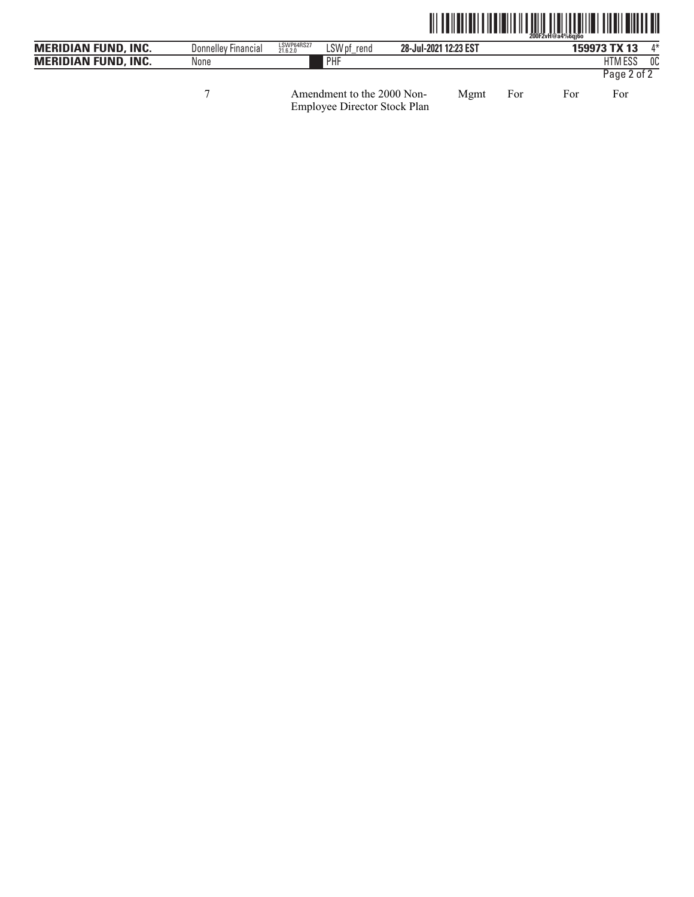| | | | | | |
|---|---|---|---|---|---|
| 7 | Amendment to the 2000 Non-Employee Director Stock Plan | Mgmt | For | For | For |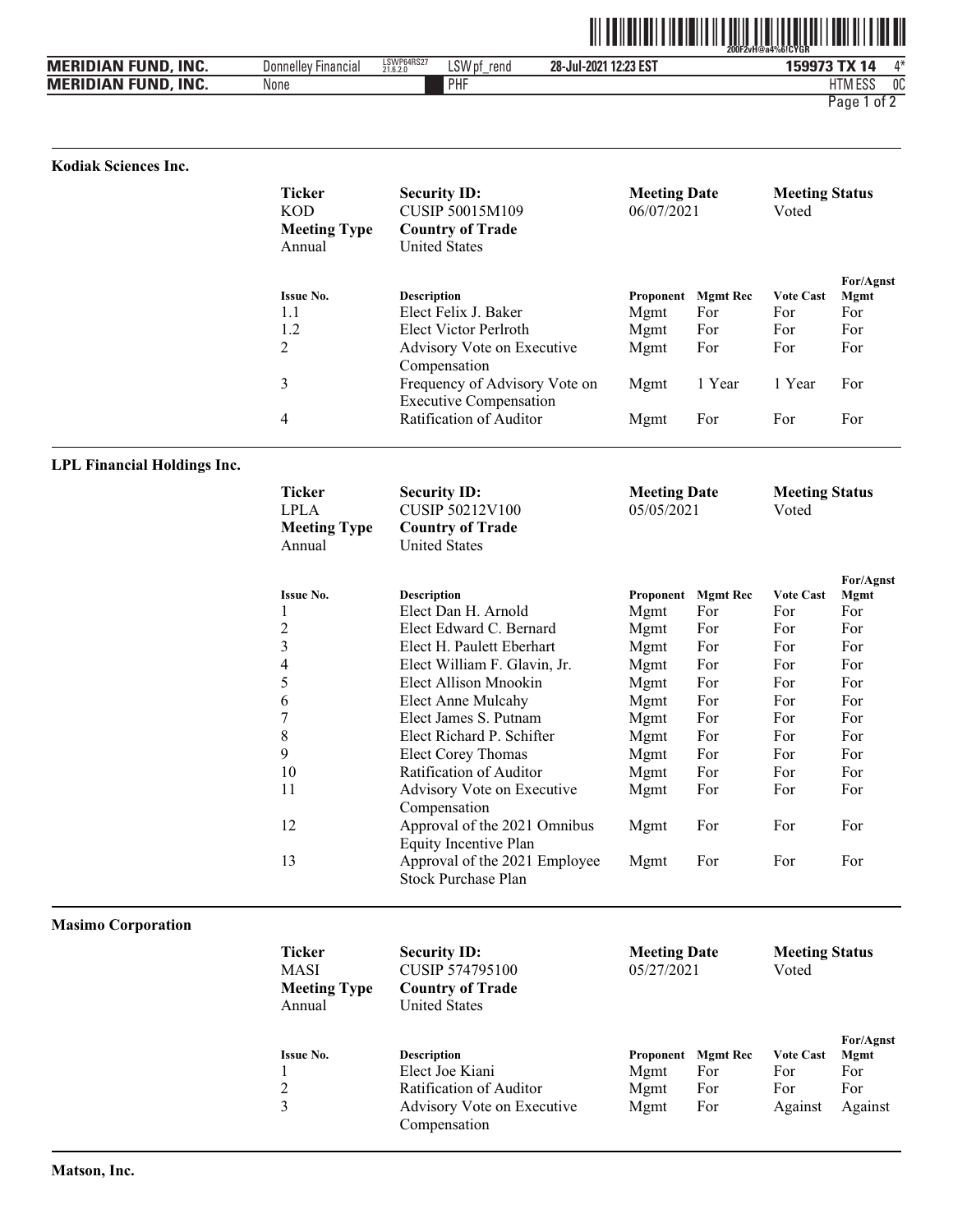### Kodiak Sciences Inc.

| Ticker | Security ID: | Meeting Date | Meeting Status |
|---|---|---|---|
| KOD | CUSIP 50015M109 | 06/07/2021 | Voted |
| **Meeting Type** | **Country of Trade** | | |
| Annual | United States | | |

| Issue No. | Description | Proponent | Mgmt Rec | Vote Cast | For/Agnst Mgmt |
|---|---|---|---|---|---|
| 1.1 | Elect Felix J. Baker | Mgmt | For | For | For |
| 1.2 | Elect Victor Perlroth | Mgmt | For | For | For |
| 2 | Advisory Vote on Executive Compensation | Mgmt | For | For | For |
| 3 | Frequency of Advisory Vote on Executive Compensation | Mgmt | 1 Year | 1 Year | For |
| 4 | Ratification of Auditor | Mgmt | For | For | For |

### LPL Financial Holdings Inc.

| Ticker | Security ID: | Meeting Date | Meeting Status |
|---|---|---|---|
| LPLA | CUSIP 50212V100 | 05/05/2021 | Voted |
| **Meeting Type** | **Country of Trade** | | |
| Annual | United States | | |

| Issue No. | Description | Proponent | Mgmt Rec | Vote Cast | For/Agnst Mgmt |
|---|---|---|---|---|---|
| 1 | Elect Dan H. Arnold | Mgmt | For | For | For |
| 2 | Elect Edward C. Bernard | Mgmt | For | For | For |
| 3 | Elect H. Paulett Eberhart | Mgmt | For | For | For |
| 4 | Elect William F. Glavin, Jr. | Mgmt | For | For | For |
| 5 | Elect Allison Mnookin | Mgmt | For | For | For |
| 6 | Elect Anne Mulcahy | Mgmt | For | For | For |
| 7 | Elect James S. Putnam | Mgmt | For | For | For |
| 8 | Elect Richard P. Schifter | Mgmt | For | For | For |
| 9 | Elect Corey Thomas | Mgmt | For | For | For |
| 10 | Ratification of Auditor | Mgmt | For | For | For |
| 11 | Advisory Vote on Executive Compensation | Mgmt | For | For | For |
| 12 | Approval of the 2021 Omnibus Equity Incentive Plan | Mgmt | For | For | For |
| 13 | Approval of the 2021 Employee Stock Purchase Plan | Mgmt | For | For | For |

### Masimo Corporation

| Ticker | Security ID: | Meeting Date | Meeting Status |
|---|---|---|---|
| MASI | CUSIP 574795100 | 05/27/2021 | Voted |
| **Meeting Type** | **Country of Trade** | | |
| Annual | United States | | |

| Issue No. | Description | Proponent | Mgmt Rec | Vote Cast | For/Agnst Mgmt |
|---|---|---|---|---|---|
| 1 | Elect Joe Kiani | Mgmt | For | For | For |
| 2 | Ratification of Auditor | Mgmt | For | For | For |
| 3 | Advisory Vote on Executive Compensation | Mgmt | For | Against | Against |

### Matson, Inc.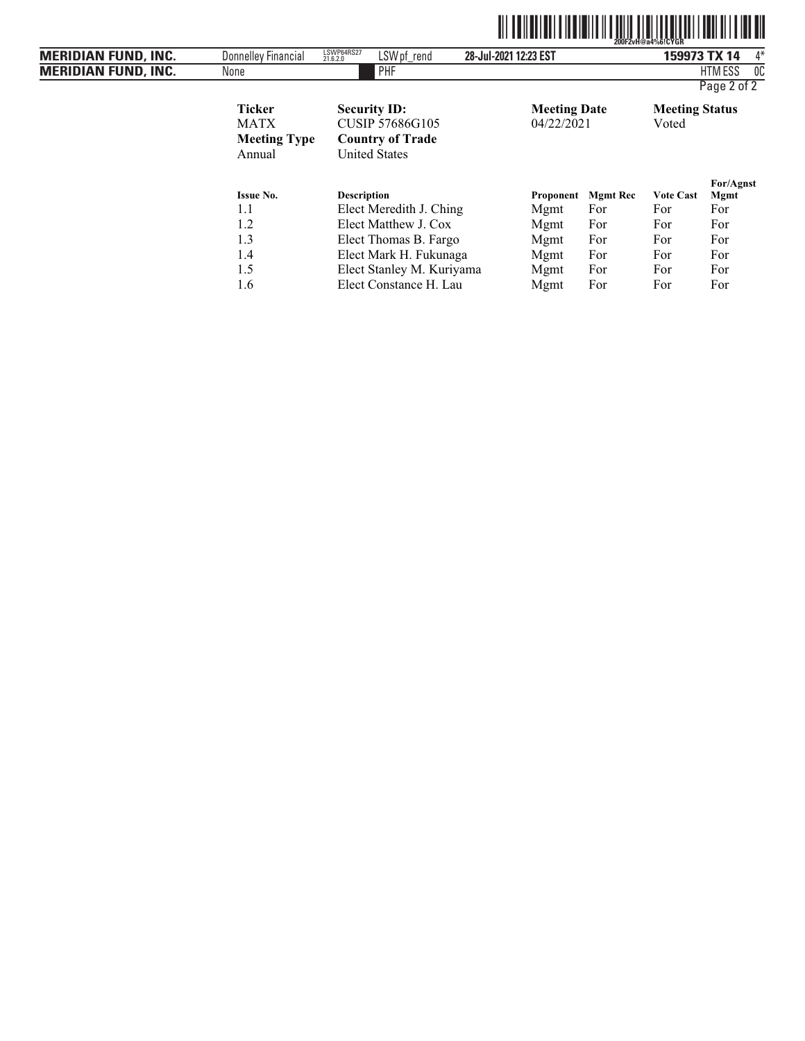| Ticker | Security ID: | Meeting Date | Meeting Status |
|---|---|---|---|
| MATX | CUSIP 57686G105 | 04/22/2021 | Voted |
| **Meeting Type** | **Country of Trade** | | |
| Annual | United States | | |

| Issue No. | Description | Proponent | Mgmt Rec | Vote Cast | For/Agnst Mgmt |
|---|---|---|---|---|---|
| 1.1 | Elect Meredith J. Ching | Mgmt | For | For | For |
| 1.2 | Elect Matthew J. Cox | Mgmt | For | For | For |
| 1.3 | Elect Thomas B. Fargo | Mgmt | For | For | For |
| 1.4 | Elect Mark H. Fukunaga | Mgmt | For | For | For |
| 1.5 | Elect Stanley M. Kuriyama | Mgmt | For | For | For |
| 1.6 | Elect Constance H. Lau | Mgmt | For | For | For |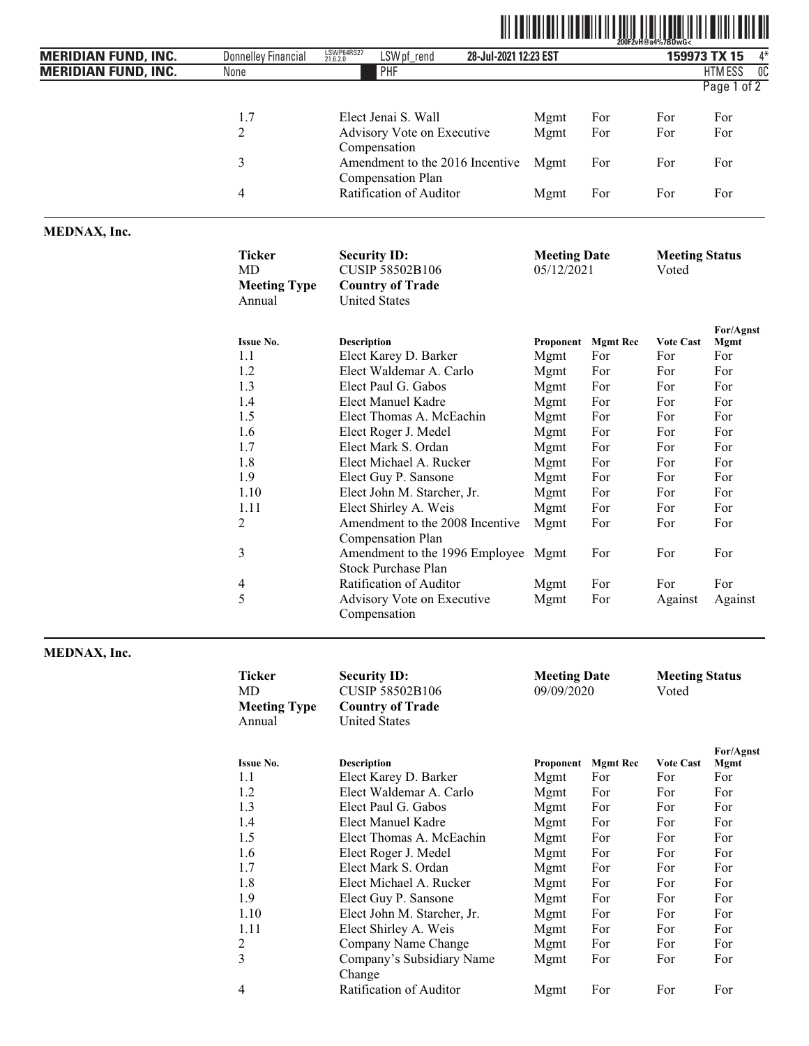| Issue No. | Description | Proponent | Mgmt Rec | Vote Cast | For/Agnst Mgmt |
|---|---|---|---|---|---|
| 1.7 | Elect Jenai S. Wall | Mgmt | For | For | For |
| 2 | Advisory Vote on Executive Compensation | Mgmt | For | For | For |
| 3 | Amendment to the 2016 Incentive Compensation Plan | Mgmt | For | For | For |
| 4 | Ratification of Auditor | Mgmt | For | For | For |

## MEDNAX, Inc.

| Ticker | Security ID: | Meeting Date | Meeting Status |
|---|---|---|---|
| MD | CUSIP 58502B106 | 05/12/2021 | Voted |
| **Meeting Type** | **Country of Trade** | | |
| Annual | United States | | |

| Issue No. | Description | Proponent | Mgmt Rec | Vote Cast | For/Agnst Mgmt |
|---|---|---|---|---|---|
| 1.1 | Elect Karey D. Barker | Mgmt | For | For | For |
| 1.2 | Elect Waldemar A. Carlo | Mgmt | For | For | For |
| 1.3 | Elect Paul G. Gabos | Mgmt | For | For | For |
| 1.4 | Elect Manuel Kadre | Mgmt | For | For | For |
| 1.5 | Elect Thomas A. McEachin | Mgmt | For | For | For |
| 1.6 | Elect Roger J. Medel | Mgmt | For | For | For |
| 1.7 | Elect Mark S. Ordan | Mgmt | For | For | For |
| 1.8 | Elect Michael A. Rucker | Mgmt | For | For | For |
| 1.9 | Elect Guy P. Sansone | Mgmt | For | For | For |
| 1.10 | Elect John M. Starcher, Jr. | Mgmt | For | For | For |
| 1.11 | Elect Shirley A. Weis | Mgmt | For | For | For |
| 2 | Amendment to the 2008 Incentive Compensation Plan | Mgmt | For | For | For |
| 3 | Amendment to the 1996 Employee Stock Purchase Plan | Mgmt | For | For | For |
| 4 | Ratification of Auditor | Mgmt | For | For | For |
| 5 | Advisory Vote on Executive Compensation | Mgmt | For | Against | Against |

## MEDNAX, Inc.

| Ticker | Security ID: | Meeting Date | Meeting Status |
|---|---|---|---|
| MD | CUSIP 58502B106 | 09/09/2020 | Voted |
| **Meeting Type** | **Country of Trade** | | |
| Annual | United States | | |

| Issue No. | Description | Proponent | Mgmt Rec | Vote Cast | For/Agnst Mgmt |
|---|---|---|---|---|---|
| 1.1 | Elect Karey D. Barker | Mgmt | For | For | For |
| 1.2 | Elect Waldemar A. Carlo | Mgmt | For | For | For |
| 1.3 | Elect Paul G. Gabos | Mgmt | For | For | For |
| 1.4 | Elect Manuel Kadre | Mgmt | For | For | For |
| 1.5 | Elect Thomas A. McEachin | Mgmt | For | For | For |
| 1.6 | Elect Roger J. Medel | Mgmt | For | For | For |
| 1.7 | Elect Mark S. Ordan | Mgmt | For | For | For |
| 1.8 | Elect Michael A. Rucker | Mgmt | For | For | For |
| 1.9 | Elect Guy P. Sansone | Mgmt | For | For | For |
| 1.10 | Elect John M. Starcher, Jr. | Mgmt | For | For | For |
| 1.11 | Elect Shirley A. Weis | Mgmt | For | For | For |
| 2 | Company Name Change | Mgmt | For | For | For |
| 3 | Company's Subsidiary Name Change | Mgmt | For | For | For |
| 4 | Ratification of Auditor | Mgmt | For | For | For |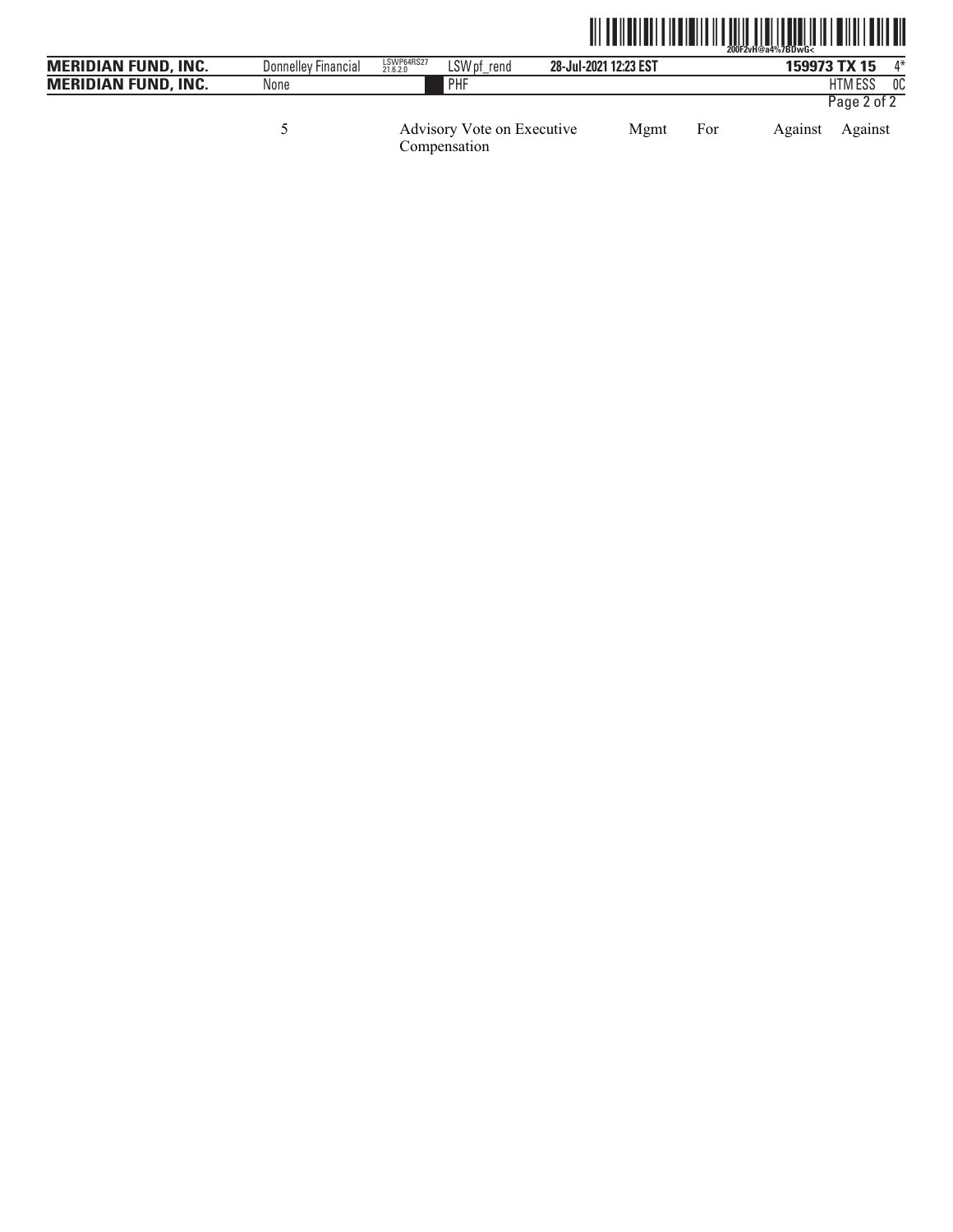| 5 | Advisory Vote on Executive Compensation | Mgmt | For | Against | Against |
| --- | --- | --- | --- | --- | --- |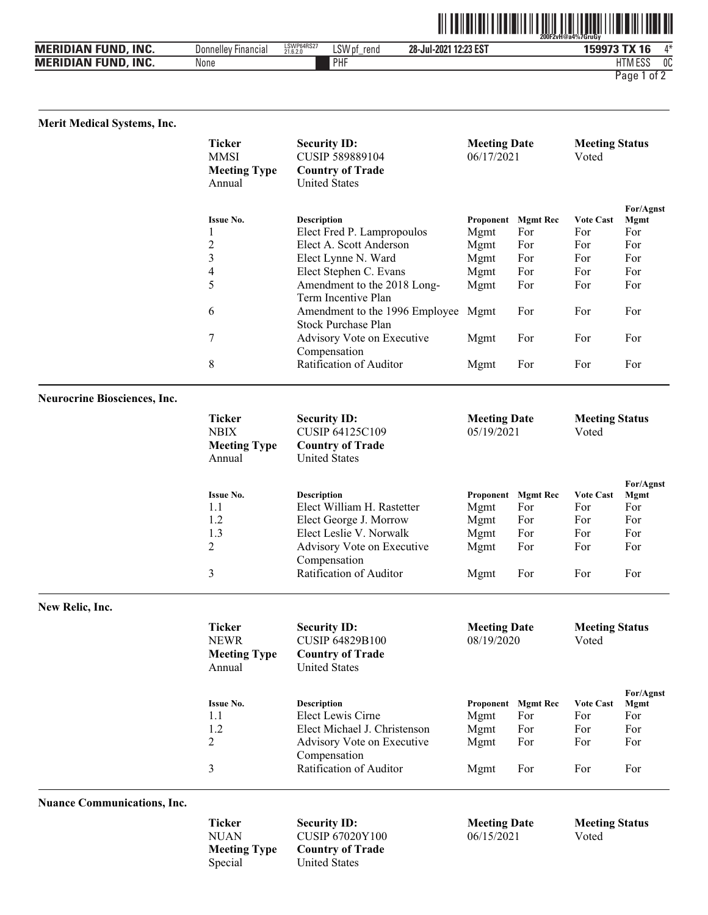### Merit Medical Systems, Inc.

| Ticker | Security ID: | Meeting Date | Meeting Status |
|---|---|---|---|
| MMSI | CUSIP 589889104 | 06/17/2021 | Voted |
| **Meeting Type** | **Country of Trade** | | |
| Annual | United States | | |

| Issue No. | Description | Proponent | Mgmt Rec | Vote Cast | For/Agnst Mgmt |
|---|---|---|---|---|---|
| 1 | Elect Fred P. Lampropoulos | Mgmt | For | For | For |
| 2 | Elect A. Scott Anderson | Mgmt | For | For | For |
| 3 | Elect Lynne N. Ward | Mgmt | For | For | For |
| 4 | Elect Stephen C. Evans | Mgmt | For | For | For |
| 5 | Amendment to the 2018 Long-Term Incentive Plan | Mgmt | For | For | For |
| 6 | Amendment to the 1996 Employee Stock Purchase Plan | Mgmt | For | For | For |
| 7 | Advisory Vote on Executive Compensation | Mgmt | For | For | For |
| 8 | Ratification of Auditor | Mgmt | For | For | For |

### Neurocrine Biosciences, Inc.

| Ticker | Security ID: | Meeting Date | Meeting Status |
|---|---|---|---|
| NBIX | CUSIP 64125C109 | 05/19/2021 | Voted |
| **Meeting Type** | **Country of Trade** | | |
| Annual | United States | | |

| Issue No. | Description | Proponent | Mgmt Rec | Vote Cast | For/Agnst Mgmt |
|---|---|---|---|---|---|
| 1.1 | Elect William H. Rastetter | Mgmt | For | For | For |
| 1.2 | Elect George J. Morrow | Mgmt | For | For | For |
| 1.3 | Elect Leslie V. Norwalk | Mgmt | For | For | For |
| 2 | Advisory Vote on Executive Compensation | Mgmt | For | For | For |
| 3 | Ratification of Auditor | Mgmt | For | For | For |

### New Relic, Inc.

| Ticker | Security ID: | Meeting Date | Meeting Status |
|---|---|---|---|
| NEWR | CUSIP 64829B100 | 08/19/2020 | Voted |
| **Meeting Type** | **Country of Trade** | | |
| Annual | United States | | |

| Issue No. | Description | Proponent | Mgmt Rec | Vote Cast | For/Agnst Mgmt |
|---|---|---|---|---|---|
| 1.1 | Elect Lewis Cirne | Mgmt | For | For | For |
| 1.2 | Elect Michael J. Christenson | Mgmt | For | For | For |
| 2 | Advisory Vote on Executive Compensation | Mgmt | For | For | For |
| 3 | Ratification of Auditor | Mgmt | For | For | For |

### Nuance Communications, Inc.

| Ticker | Security ID: | Meeting Date | Meeting Status |
|---|---|---|---|
| NUAN | CUSIP 67020Y100 | 06/15/2021 | Voted |
| **Meeting Type** | **Country of Trade** | | |
| Special | United States | | |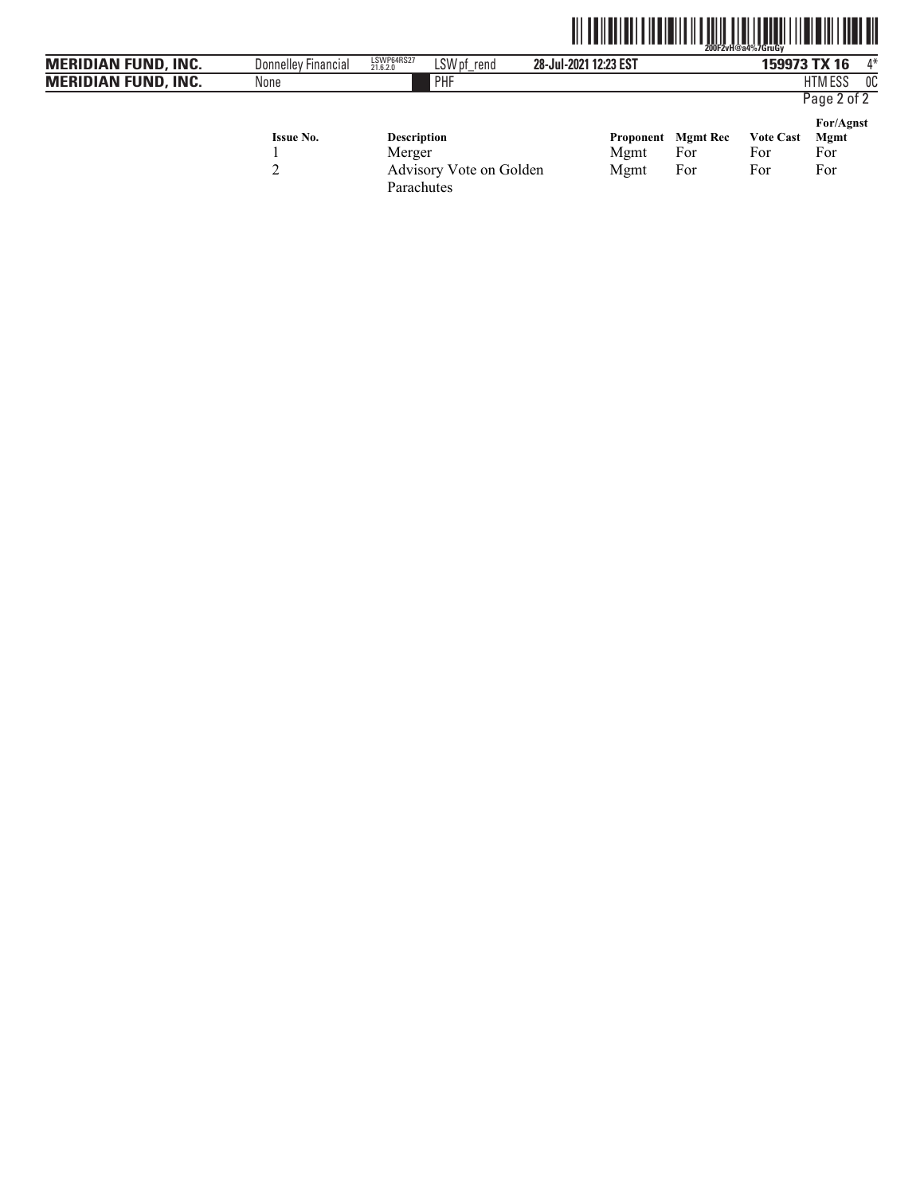| Issue No. | Description | Proponent | Mgmt Rec | Vote Cast | For/Agnst Mgmt |
|---|---|---|---|---|---|
| 1 | Merger | Mgmt | For | For | For |
| 2 | Advisory Vote on Golden Parachutes | Mgmt | For | For | For |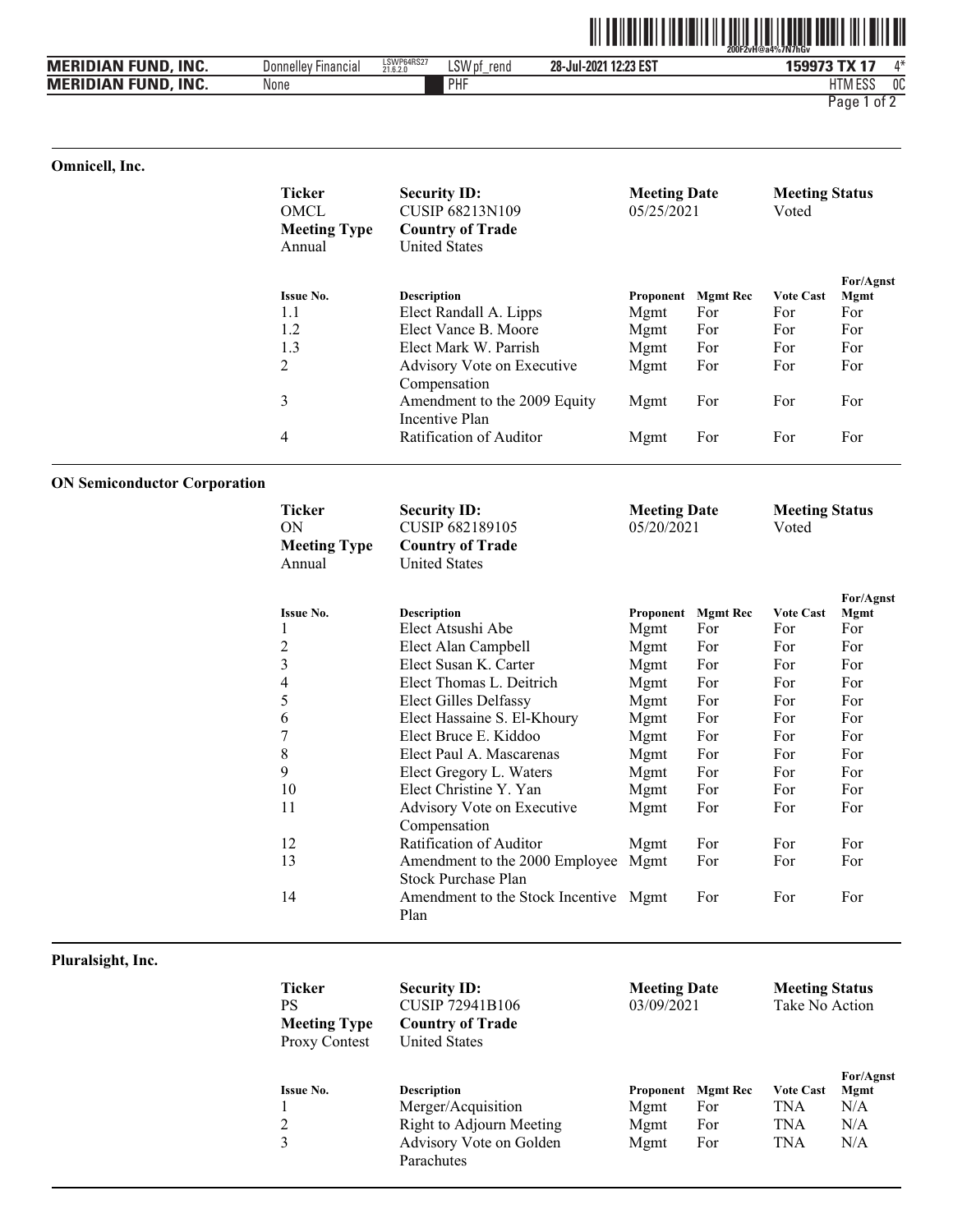## Omnicell, Inc.

| Ticker | Security ID: | Meeting Date | Meeting Status |
|---|---|---|---|
| OMCL | CUSIP 68213N109 | 05/25/2021 | Voted |
| **Meeting Type** | **Country of Trade** | | |
| Annual | United States | | |

| Issue No. | Description | Proponent | Mgmt Rec | Vote Cast | For/Agnst Mgmt |
|---|---|---|---|---|---|
| 1.1 | Elect Randall A. Lipps | Mgmt | For | For | For |
| 1.2 | Elect Vance B. Moore | Mgmt | For | For | For |
| 1.3 | Elect Mark W. Parrish | Mgmt | For | For | For |
| 2 | Advisory Vote on Executive Compensation | Mgmt | For | For | For |
| 3 | Amendment to the 2009 Equity Incentive Plan | Mgmt | For | For | For |
| 4 | Ratification of Auditor | Mgmt | For | For | For |

## ON Semiconductor Corporation

| Ticker | Security ID: | Meeting Date | Meeting Status |
|---|---|---|---|
| ON | CUSIP 682189105 | 05/20/2021 | Voted |
| **Meeting Type** | **Country of Trade** | | |
| Annual | United States | | |

| Issue No. | Description | Proponent | Mgmt Rec | Vote Cast | For/Agnst Mgmt |
|---|---|---|---|---|---|
| 1 | Elect Atsushi Abe | Mgmt | For | For | For |
| 2 | Elect Alan Campbell | Mgmt | For | For | For |
| 3 | Elect Susan K. Carter | Mgmt | For | For | For |
| 4 | Elect Thomas L. Deitrich | Mgmt | For | For | For |
| 5 | Elect Gilles Delfassy | Mgmt | For | For | For |
| 6 | Elect Hassaine S. El-Khoury | Mgmt | For | For | For |
| 7 | Elect Bruce E. Kiddoo | Mgmt | For | For | For |
| 8 | Elect Paul A. Mascarenas | Mgmt | For | For | For |
| 9 | Elect Gregory L. Waters | Mgmt | For | For | For |
| 10 | Elect Christine Y. Yan | Mgmt | For | For | For |
| 11 | Advisory Vote on Executive Compensation | Mgmt | For | For | For |
| 12 | Ratification of Auditor | Mgmt | For | For | For |
| 13 | Amendment to the 2000 Employee Stock Purchase Plan | Mgmt | For | For | For |
| 14 | Amendment to the Stock Incentive Plan | Mgmt | For | For | For |

## Pluralsight, Inc.

| Ticker | Security ID: | Meeting Date | Meeting Status |
|---|---|---|---|
| PS | CUSIP 72941B106 | 03/09/2021 | Take No Action |
| **Meeting Type** | **Country of Trade** | | |
| Proxy Contest | United States | | |

| Issue No. | Description | Proponent | Mgmt Rec | Vote Cast | For/Agnst Mgmt |
|---|---|---|---|---|---|
| 1 | Merger/Acquisition | Mgmt | For | TNA | N/A |
| 2 | Right to Adjourn Meeting | Mgmt | For | TNA | N/A |
| 3 | Advisory Vote on Golden Parachutes | Mgmt | For | TNA | N/A |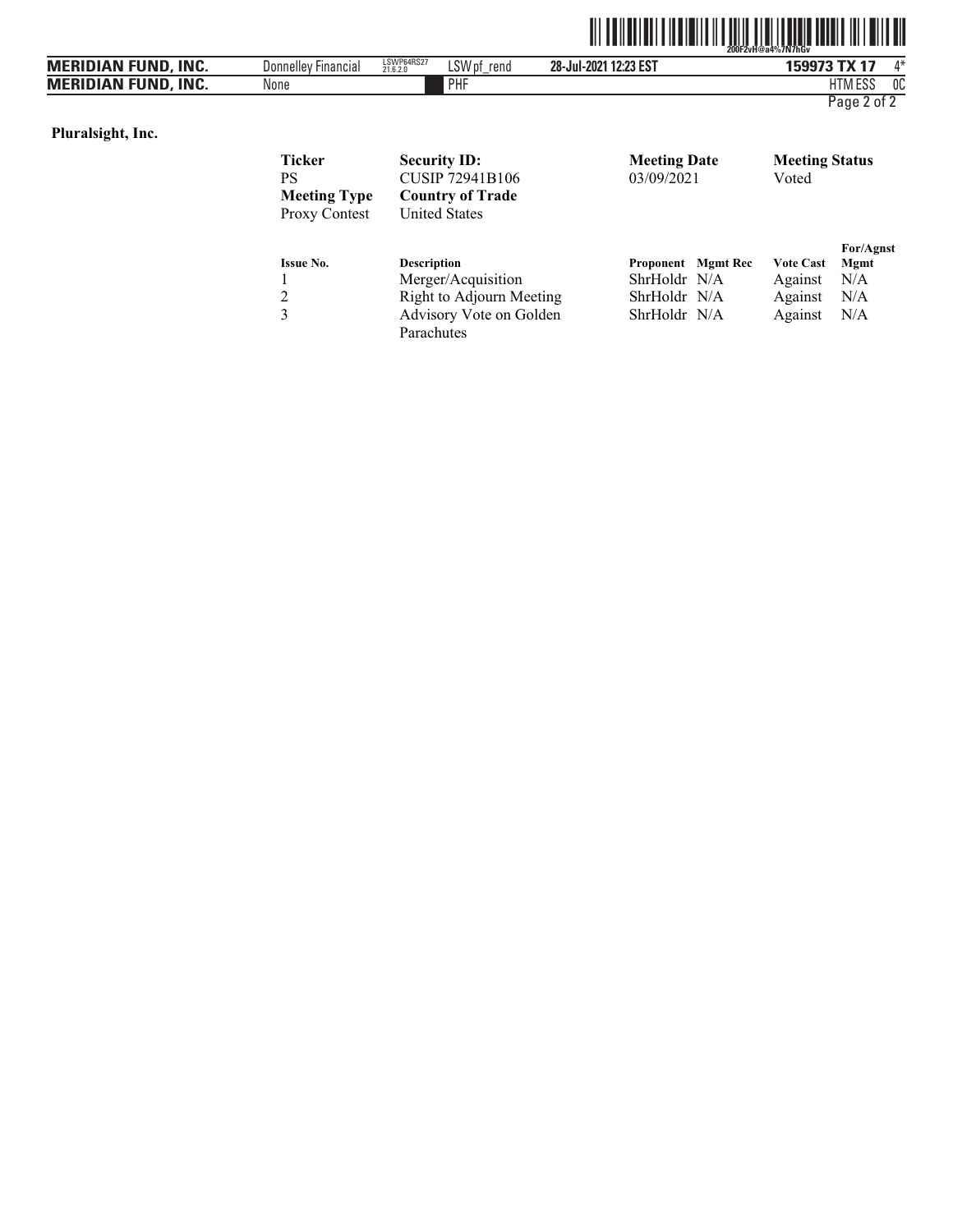**Pluralsight, Inc.**

| Ticker | Security ID: | Meeting Date | Meeting Status |
|---|---|---|---|
| PS | CUSIP 72941B106 | 03/09/2021 | Voted |
| **Meeting Type** | **Country of Trade** | | |
| Proxy Contest | United States | | |

| Issue No. | Description | Proponent | Mgmt Rec | Vote Cast | For/Agnst Mgmt |
|---|---|---|---|---|---|
| 1 | Merger/Acquisition | ShrHoldr | N/A | Against | N/A |
| 2 | Right to Adjourn Meeting | ShrHoldr | N/A | Against | N/A |
| 3 | Advisory Vote on Golden Parachutes | ShrHoldr | N/A | Against | N/A |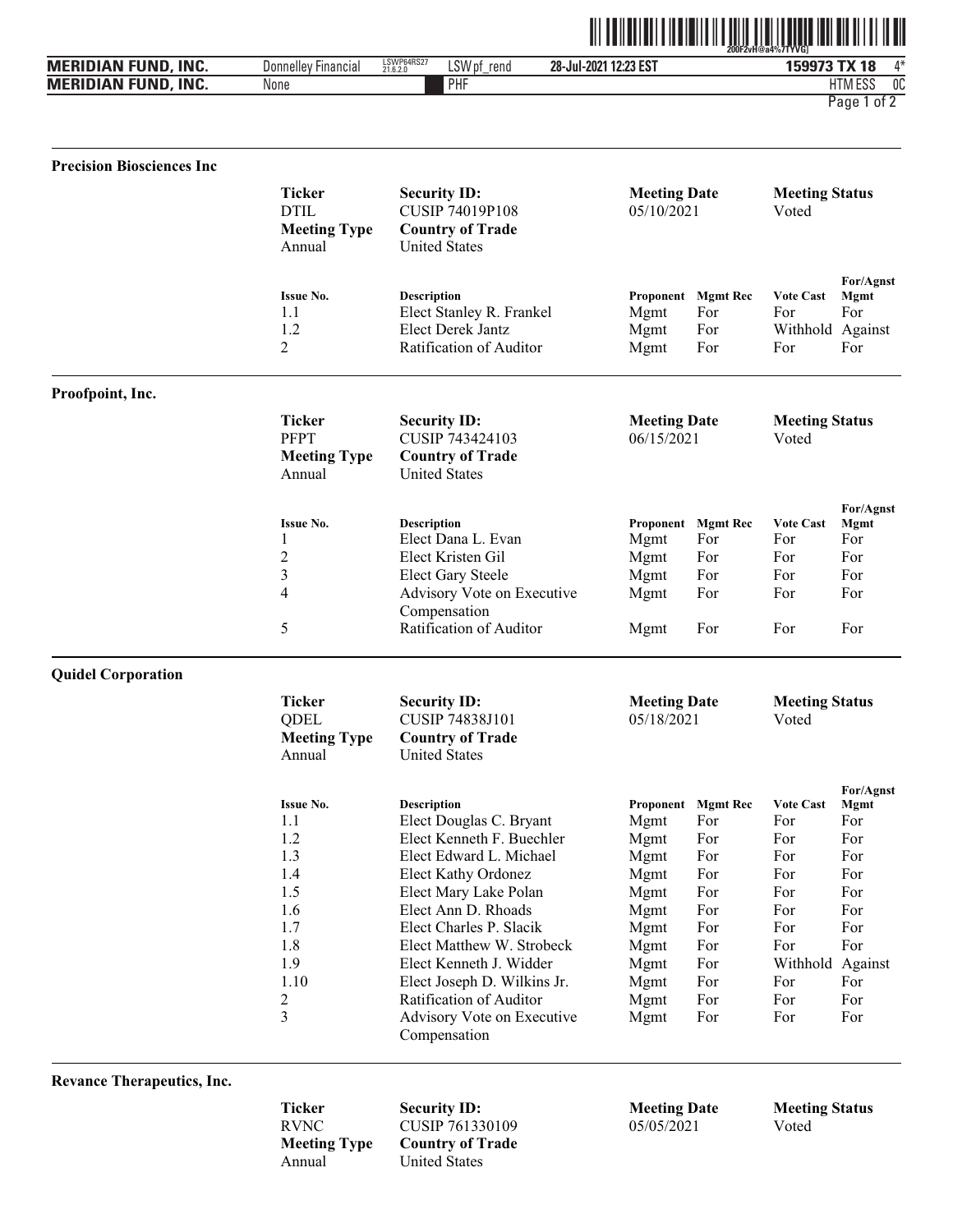## Precision Biosciences Inc

| Ticker | Security ID: | Meeting Date | Meeting Status |
|---|---|---|---|
| DTIL | CUSIP 74019P108 | 05/10/2021 | Voted |
| **Meeting Type** | **Country of Trade** | | |
| Annual | United States | | |

| Issue No. | Description | Proponent | Mgmt Rec | Vote Cast | For/Agnst Mgmt |
|---|---|---|---|---|---|
| 1.1 | Elect Stanley R. Frankel | Mgmt | For | For | For |
| 1.2 | Elect Derek Jantz | Mgmt | For | Withhold | Against |
| 2 | Ratification of Auditor | Mgmt | For | For | For |

## Proofpoint, Inc.

| Ticker | Security ID: | Meeting Date | Meeting Status |
|---|---|---|---|
| PFPT | CUSIP 743424103 | 06/15/2021 | Voted |
| **Meeting Type** | **Country of Trade** | | |
| Annual | United States | | |

| Issue No. | Description | Proponent | Mgmt Rec | Vote Cast | For/Agnst Mgmt |
|---|---|---|---|---|---|
| 1 | Elect Dana L. Evan | Mgmt | For | For | For |
| 2 | Elect Kristen Gil | Mgmt | For | For | For |
| 3 | Elect Gary Steele | Mgmt | For | For | For |
| 4 | Advisory Vote on Executive Compensation | Mgmt | For | For | For |
| 5 | Ratification of Auditor | Mgmt | For | For | For |

## Quidel Corporation

| Ticker | Security ID: | Meeting Date | Meeting Status |
|---|---|---|---|
| QDEL | CUSIP 74838J101 | 05/18/2021 | Voted |
| **Meeting Type** | **Country of Trade** | | |
| Annual | United States | | |

| Issue No. | Description | Proponent | Mgmt Rec | Vote Cast | For/Agnst Mgmt |
|---|---|---|---|---|---|
| 1.1 | Elect Douglas C. Bryant | Mgmt | For | For | For |
| 1.2 | Elect Kenneth F. Buechler | Mgmt | For | For | For |
| 1.3 | Elect Edward L. Michael | Mgmt | For | For | For |
| 1.4 | Elect Kathy Ordonez | Mgmt | For | For | For |
| 1.5 | Elect Mary Lake Polan | Mgmt | For | For | For |
| 1.6 | Elect Ann D. Rhoads | Mgmt | For | For | For |
| 1.7 | Elect Charles P. Slacik | Mgmt | For | For | For |
| 1.8 | Elect Matthew W. Strobeck | Mgmt | For | For | For |
| 1.9 | Elect Kenneth J. Widder | Mgmt | For | Withhold | Against |
| 1.10 | Elect Joseph D. Wilkins Jr. | Mgmt | For | For | For |
| 2 | Ratification of Auditor | Mgmt | For | For | For |
| 3 | Advisory Vote on Executive Compensation | Mgmt | For | For | For |

## Revance Therapeutics, Inc.

| Ticker | Security ID: | Meeting Date | Meeting Status |
|---|---|---|---|
| RVNC | CUSIP 761330109 | 05/05/2021 | Voted |
| **Meeting Type** | **Country of Trade** | | |
| Annual | United States | | |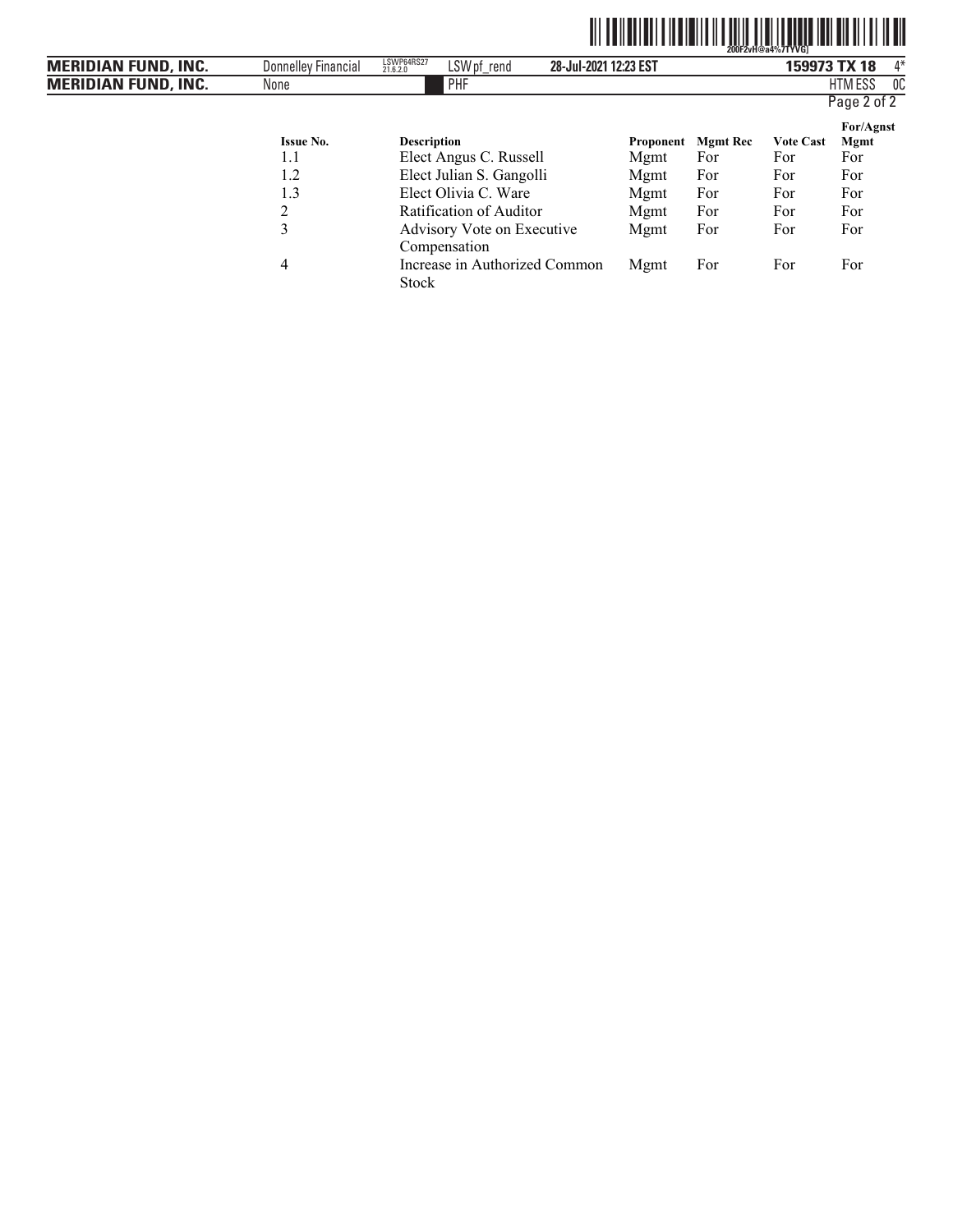| Issue No. | Description | Proponent | Mgmt Rec | Vote Cast | For/Agnst Mgmt |
|---|---|---|---|---|---|
| 1.1 | Elect Angus C. Russell | Mgmt | For | For | For |
| 1.2 | Elect Julian S. Gangolli | Mgmt | For | For | For |
| 1.3 | Elect Olivia C. Ware | Mgmt | For | For | For |
| 2 | Ratification of Auditor | Mgmt | For | For | For |
| 3 | Advisory Vote on Executive Compensation | Mgmt | For | For | For |
| 4 | Increase in Authorized Common Stock | Mgmt | For | For | For |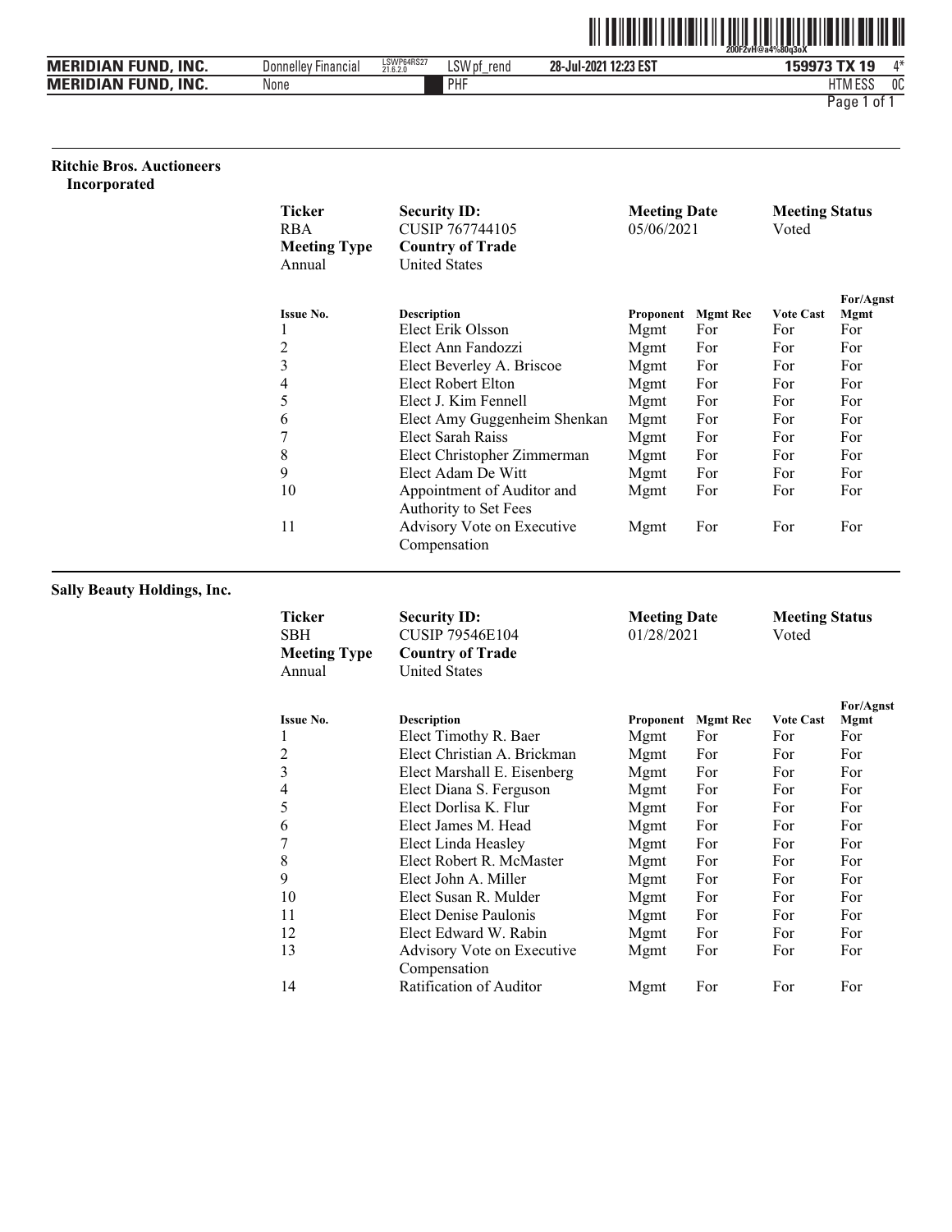### Ritchie Bros. Auctioneers Incorporated

| Ticker | Security ID: | Meeting Date | Meeting Status |
|---|---|---|---|
| RBA | CUSIP 767744105 | 05/06/2021 | Voted |
| **Meeting Type** | **Country of Trade** | | |
| Annual | United States | | |

| Issue No. | Description | Proponent | Mgmt Rec | Vote Cast | For/Agnst Mgmt |
|---|---|---|---|---|---|
| 1 | Elect Erik Olsson | Mgmt | For | For | For |
| 2 | Elect Ann Fandozzi | Mgmt | For | For | For |
| 3 | Elect Beverley A. Briscoe | Mgmt | For | For | For |
| 4 | Elect Robert Elton | Mgmt | For | For | For |
| 5 | Elect J. Kim Fennell | Mgmt | For | For | For |
| 6 | Elect Amy Guggenheim Shenkan | Mgmt | For | For | For |
| 7 | Elect Sarah Raiss | Mgmt | For | For | For |
| 8 | Elect Christopher Zimmerman | Mgmt | For | For | For |
| 9 | Elect Adam De Witt | Mgmt | For | For | For |
| 10 | Appointment of Auditor and Authority to Set Fees | Mgmt | For | For | For |
| 11 | Advisory Vote on Executive Compensation | Mgmt | For | For | For |

### Sally Beauty Holdings, Inc.

| Ticker | Security ID: | Meeting Date | Meeting Status |
|---|---|---|---|
| SBH | CUSIP 79546E104 | 01/28/2021 | Voted |
| **Meeting Type** | **Country of Trade** | | |
| Annual | United States | | |

| Issue No. | Description | Proponent | Mgmt Rec | Vote Cast | For/Agnst Mgmt |
|---|---|---|---|---|---|
| 1 | Elect Timothy R. Baer | Mgmt | For | For | For |
| 2 | Elect Christian A. Brickman | Mgmt | For | For | For |
| 3 | Elect Marshall E. Eisenberg | Mgmt | For | For | For |
| 4 | Elect Diana S. Ferguson | Mgmt | For | For | For |
| 5 | Elect Dorlisa K. Flur | Mgmt | For | For | For |
| 6 | Elect James M. Head | Mgmt | For | For | For |
| 7 | Elect Linda Heasley | Mgmt | For | For | For |
| 8 | Elect Robert R. McMaster | Mgmt | For | For | For |
| 9 | Elect John A. Miller | Mgmt | For | For | For |
| 10 | Elect Susan R. Mulder | Mgmt | For | For | For |
| 11 | Elect Denise Paulonis | Mgmt | For | For | For |
| 12 | Elect Edward W. Rabin | Mgmt | For | For | For |
| 13 | Advisory Vote on Executive Compensation | Mgmt | For | For | For |
| 14 | Ratification of Auditor | Mgmt | For | For | For |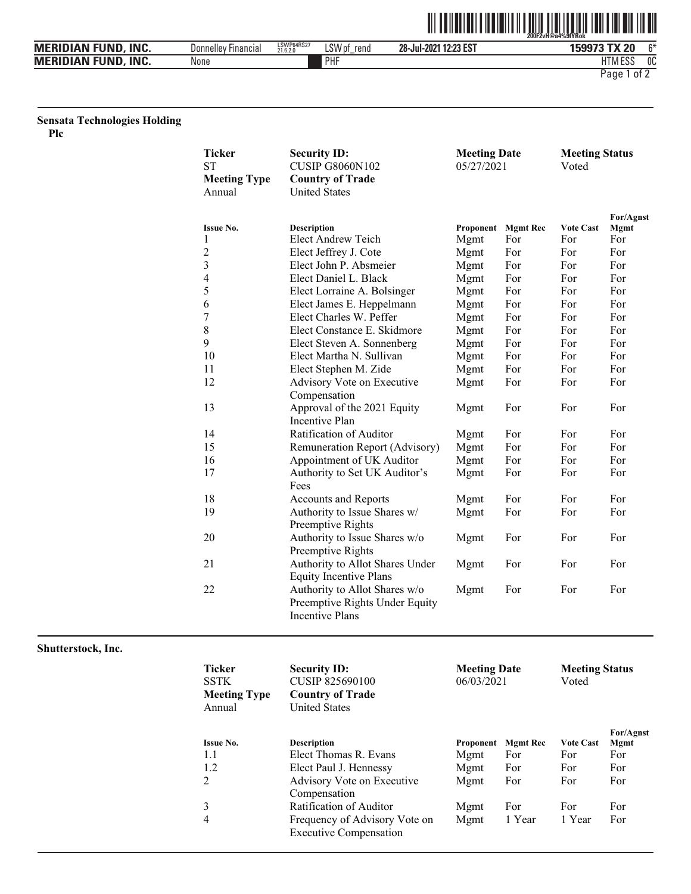## Sensata Technologies Holding Plc

| Ticker | Security ID: | Meeting Date | Meeting Status |
|---|---|---|---|
| ST | CUSIP G8060N102 | 05/27/2021 | Voted |
| **Meeting Type** | **Country of Trade** | | |
| Annual | United States | | |

| Issue No. | Description | Proponent | Mgmt Rec | Vote Cast | For/Agnst Mgmt |
|---|---|---|---|---|---|
| 1 | Elect Andrew Teich | Mgmt | For | For | For |
| 2 | Elect Jeffrey J. Cote | Mgmt | For | For | For |
| 3 | Elect John P. Absmeier | Mgmt | For | For | For |
| 4 | Elect Daniel L. Black | Mgmt | For | For | For |
| 5 | Elect Lorraine A. Bolsinger | Mgmt | For | For | For |
| 6 | Elect James E. Heppelmann | Mgmt | For | For | For |
| 7 | Elect Charles W. Peffer | Mgmt | For | For | For |
| 8 | Elect Constance E. Skidmore | Mgmt | For | For | For |
| 9 | Elect Steven A. Sonnenberg | Mgmt | For | For | For |
| 10 | Elect Martha N. Sullivan | Mgmt | For | For | For |
| 11 | Elect Stephen M. Zide | Mgmt | For | For | For |
| 12 | Advisory Vote on Executive Compensation | Mgmt | For | For | For |
| 13 | Approval of the 2021 Equity Incentive Plan | Mgmt | For | For | For |
| 14 | Ratification of Auditor | Mgmt | For | For | For |
| 15 | Remuneration Report (Advisory) | Mgmt | For | For | For |
| 16 | Appointment of UK Auditor | Mgmt | For | For | For |
| 17 | Authority to Set UK Auditor's Fees | Mgmt | For | For | For |
| 18 | Accounts and Reports | Mgmt | For | For | For |
| 19 | Authority to Issue Shares w/ Preemptive Rights | Mgmt | For | For | For |
| 20 | Authority to Issue Shares w/o Preemptive Rights | Mgmt | For | For | For |
| 21 | Authority to Allot Shares Under Equity Incentive Plans | Mgmt | For | For | For |
| 22 | Authority to Allot Shares w/o Preemptive Rights Under Equity Incentive Plans | Mgmt | For | For | For |

## Shutterstock, Inc.

| Ticker | Security ID: | Meeting Date | Meeting Status |
|---|---|---|---|
| SSTK | CUSIP 825690100 | 06/03/2021 | Voted |
| **Meeting Type** | **Country of Trade** | | |
| Annual | United States | | |

| Issue No. | Description | Proponent | Mgmt Rec | Vote Cast | For/Agnst Mgmt |
|---|---|---|---|---|---|
| 1.1 | Elect Thomas R. Evans | Mgmt | For | For | For |
| 1.2 | Elect Paul J. Hennessy | Mgmt | For | For | For |
| 2 | Advisory Vote on Executive Compensation | Mgmt | For | For | For |
| 3 | Ratification of Auditor | Mgmt | For | For | For |
| 4 | Frequency of Advisory Vote on Executive Compensation | Mgmt | 1 Year | 1 Year | For |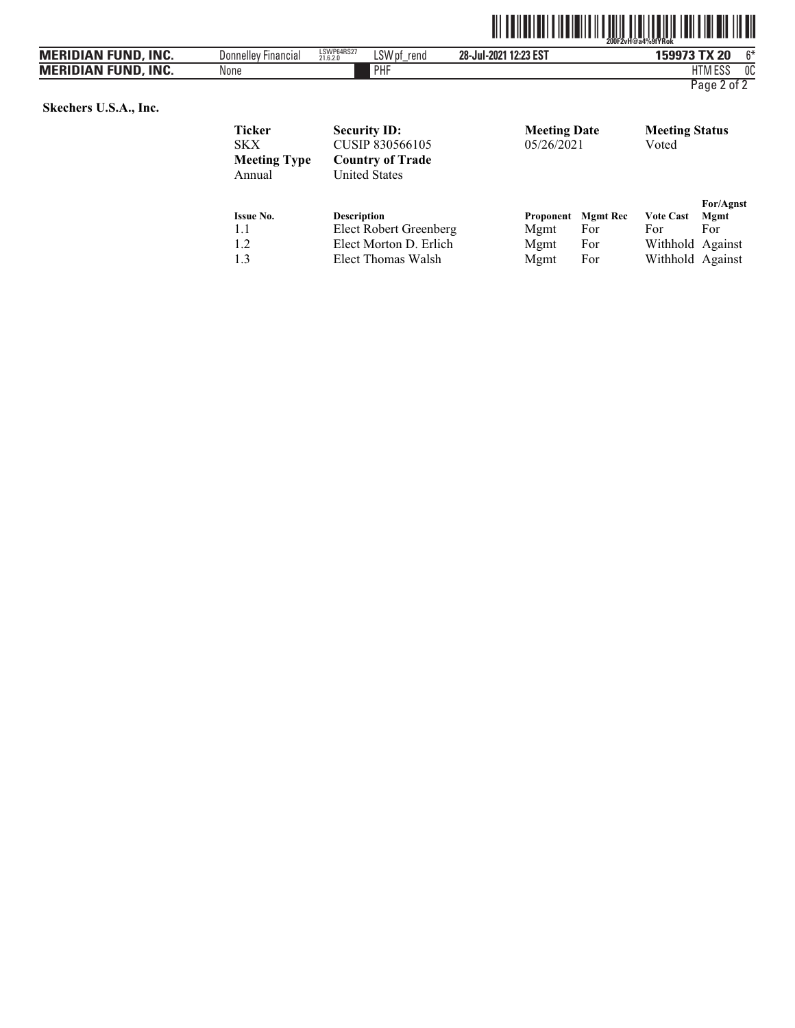**Skechers U.S.A., Inc.**

| Ticker | Security ID: | Meeting Date | Meeting Status |
|---|---|---|---|
| SKX | CUSIP 830566105 | 05/26/2021 | Voted |
| **Meeting Type** | **Country of Trade** | | |
| Annual | United States | | |

| Issue No. | Description | Proponent | Mgmt Rec | Vote Cast | For/Agnst Mgmt |
|---|---|---|---|---|---|
| 1.1 | Elect Robert Greenberg | Mgmt | For | For | For |
| 1.2 | Elect Morton D. Erlich | Mgmt | For | Withhold | Against |
| 1.3 | Elect Thomas Walsh | Mgmt | For | Withhold | Against |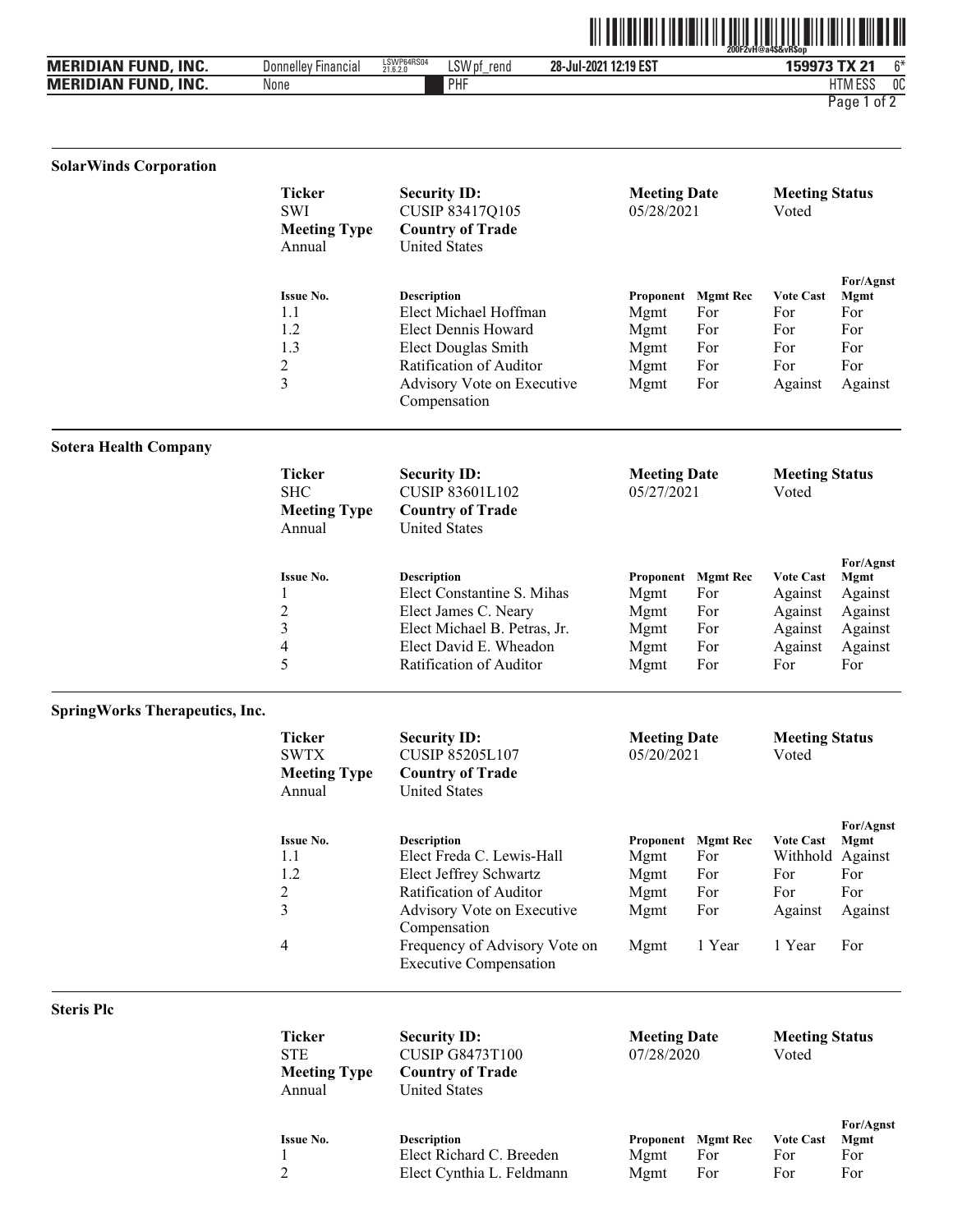## SolarWinds Corporation

| Ticker | Security ID: | Meeting Date | Meeting Status |
|---|---|---|---|
| SWI | CUSIP 83417Q105 | 05/28/2021 | Voted |
| **Meeting Type** | **Country of Trade** | | |
| Annual | United States | | |

| Issue No. | Description | Proponent | Mgmt Rec | Vote Cast | For/Agnst Mgmt |
|---|---|---|---|---|---|
| 1.1 | Elect Michael Hoffman | Mgmt | For | For | For |
| 1.2 | Elect Dennis Howard | Mgmt | For | For | For |
| 1.3 | Elect Douglas Smith | Mgmt | For | For | For |
| 2 | Ratification of Auditor | Mgmt | For | For | For |
| 3 | Advisory Vote on Executive Compensation | Mgmt | For | Against | Against |

## Sotera Health Company

| Ticker | Security ID: | Meeting Date | Meeting Status |
|---|---|---|---|
| SHC | CUSIP 83601L102 | 05/27/2021 | Voted |
| **Meeting Type** | **Country of Trade** | | |
| Annual | United States | | |

| Issue No. | Description | Proponent | Mgmt Rec | Vote Cast | For/Agnst Mgmt |
|---|---|---|---|---|---|
| 1 | Elect Constantine S. Mihas | Mgmt | For | Against | Against |
| 2 | Elect James C. Neary | Mgmt | For | Against | Against |
| 3 | Elect Michael B. Petras, Jr. | Mgmt | For | Against | Against |
| 4 | Elect David E. Wheadon | Mgmt | For | Against | Against |
| 5 | Ratification of Auditor | Mgmt | For | For | For |

## SpringWorks Therapeutics, Inc.

| Ticker | Security ID: | Meeting Date | Meeting Status |
|---|---|---|---|
| SWTX | CUSIP 85205L107 | 05/20/2021 | Voted |
| **Meeting Type** | **Country of Trade** | | |
| Annual | United States | | |

| Issue No. | Description | Proponent | Mgmt Rec | Vote Cast | For/Agnst Mgmt |
|---|---|---|---|---|---|
| 1.1 | Elect Freda C. Lewis-Hall | Mgmt | For | Withhold | Against |
| 1.2 | Elect Jeffrey Schwartz | Mgmt | For | For | For |
| 2 | Ratification of Auditor | Mgmt | For | For | For |
| 3 | Advisory Vote on Executive Compensation | Mgmt | For | Against | Against |
| 4 | Frequency of Advisory Vote on Executive Compensation | Mgmt | 1 Year | 1 Year | For |

## Steris Plc

| Ticker | Security ID: | Meeting Date | Meeting Status |
|---|---|---|---|
| STE | CUSIP G8473T100 | 07/28/2020 | Voted |
| **Meeting Type** | **Country of Trade** | | |
| Annual | United States | | |

| Issue No. | Description | Proponent | Mgmt Rec | Vote Cast | For/Agnst Mgmt |
|---|---|---|---|---|---|
| 1 | Elect Richard C. Breeden | Mgmt | For | For | For |
| 2 | Elect Cynthia L. Feldmann | Mgmt | For | For | For |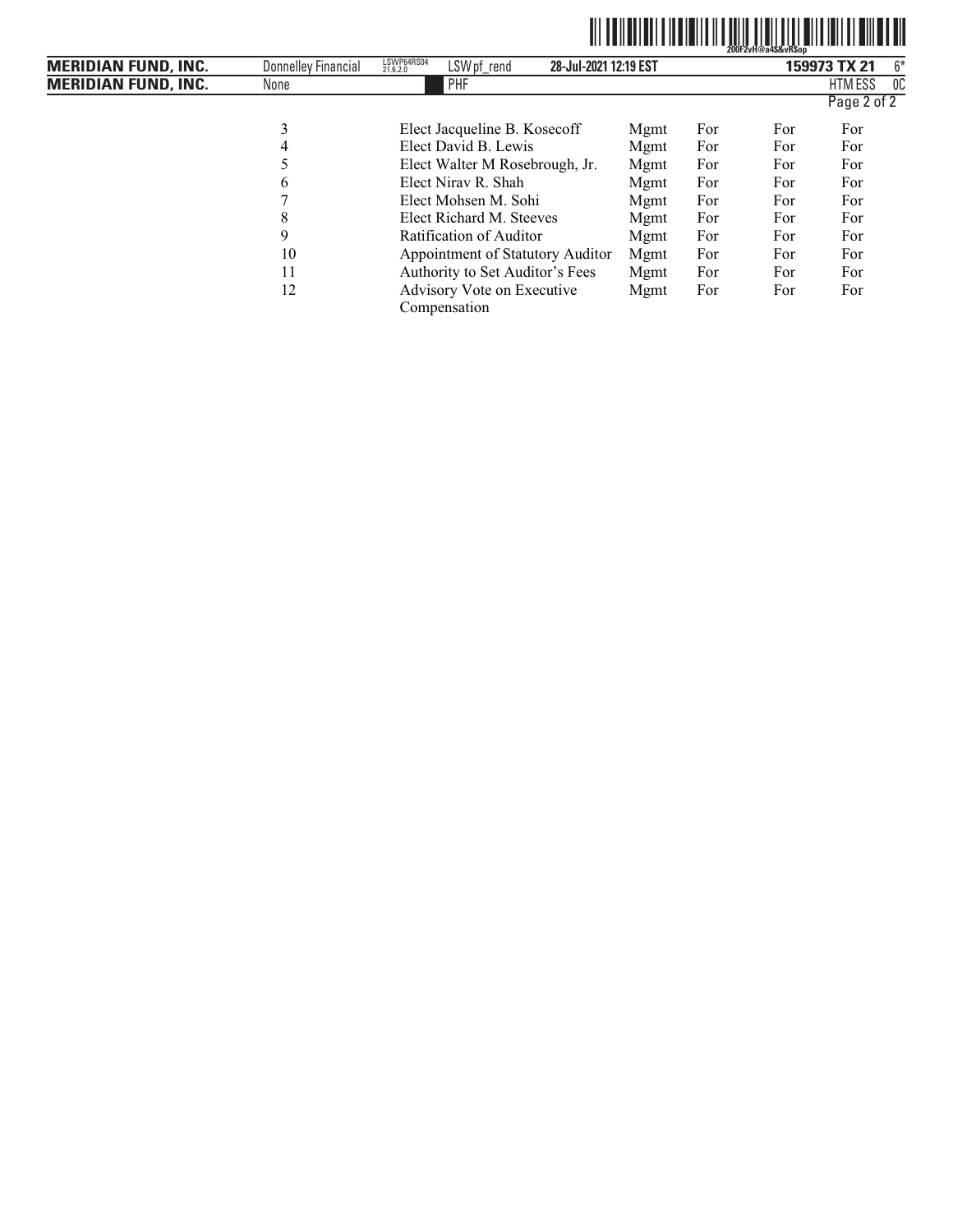| | | | | | |
|---|---|---|---|---|---|
| 3 | Elect Jacqueline B. Kosecoff | Mgmt | For | For | For |
| 4 | Elect David B. Lewis | Mgmt | For | For | For |
| 5 | Elect Walter M Rosebrough, Jr. | Mgmt | For | For | For |
| 6 | Elect Nirav R. Shah | Mgmt | For | For | For |
| 7 | Elect Mohsen M. Sohi | Mgmt | For | For | For |
| 8 | Elect Richard M. Steeves | Mgmt | For | For | For |
| 9 | Ratification of Auditor | Mgmt | For | For | For |
| 10 | Appointment of Statutory Auditor | Mgmt | For | For | For |
| 11 | Authority to Set Auditor's Fees | Mgmt | For | For | For |
| 12 | Advisory Vote on Executive Compensation | Mgmt | For | For | For |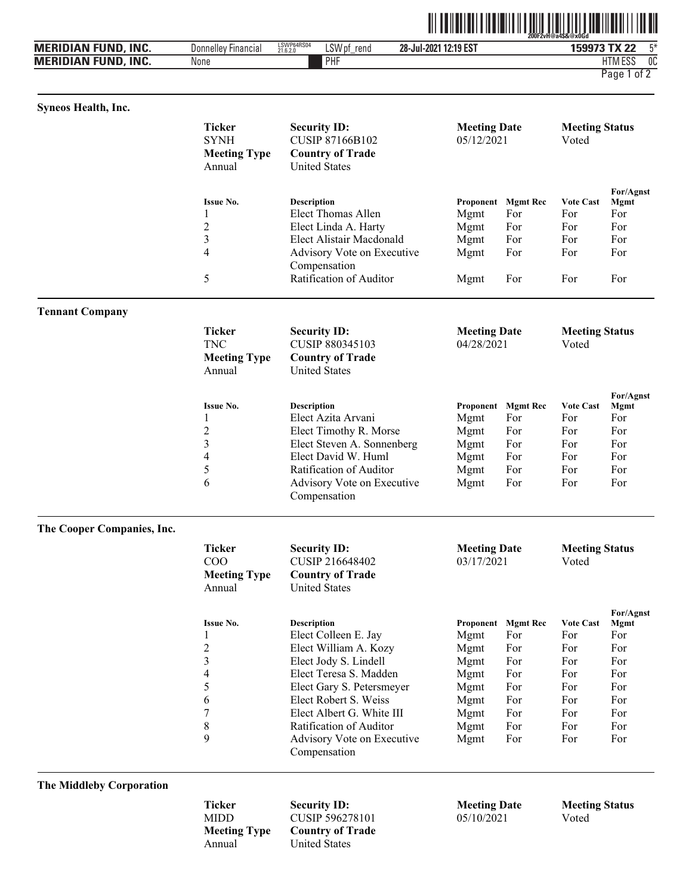### Syneos Health, Inc.

| Ticker | Security ID: | Meeting Date | Meeting Status |
|---|---|---|---|
| SYNH | CUSIP 87166B102 | 05/12/2021 | Voted |
| **Meeting Type** | **Country of Trade** | | |
| Annual | United States | | |

| Issue No. | Description | Proponent | Mgmt Rec | Vote Cast | For/Agnst Mgmt |
|---|---|---|---|---|---|
| 1 | Elect Thomas Allen | Mgmt | For | For | For |
| 2 | Elect Linda A. Harty | Mgmt | For | For | For |
| 3 | Elect Alistair Macdonald | Mgmt | For | For | For |
| 4 | Advisory Vote on Executive Compensation | Mgmt | For | For | For |
| 5 | Ratification of Auditor | Mgmt | For | For | For |

### Tennant Company

| Ticker | Security ID: | Meeting Date | Meeting Status |
|---|---|---|---|
| TNC | CUSIP 880345103 | 04/28/2021 | Voted |
| **Meeting Type** | **Country of Trade** | | |
| Annual | United States | | |

| Issue No. | Description | Proponent | Mgmt Rec | Vote Cast | For/Agnst Mgmt |
|---|---|---|---|---|---|
| 1 | Elect Azita Arvani | Mgmt | For | For | For |
| 2 | Elect Timothy R. Morse | Mgmt | For | For | For |
| 3 | Elect Steven A. Sonnenberg | Mgmt | For | For | For |
| 4 | Elect David W. Huml | Mgmt | For | For | For |
| 5 | Ratification of Auditor | Mgmt | For | For | For |
| 6 | Advisory Vote on Executive Compensation | Mgmt | For | For | For |

### The Cooper Companies, Inc.

| Ticker | Security ID: | Meeting Date | Meeting Status |
|---|---|---|---|
| COO | CUSIP 216648402 | 03/17/2021 | Voted |
| **Meeting Type** | **Country of Trade** | | |
| Annual | United States | | |

| Issue No. | Description | Proponent | Mgmt Rec | Vote Cast | For/Agnst Mgmt |
|---|---|---|---|---|---|
| 1 | Elect Colleen E. Jay | Mgmt | For | For | For |
| 2 | Elect William A. Kozy | Mgmt | For | For | For |
| 3 | Elect Jody S. Lindell | Mgmt | For | For | For |
| 4 | Elect Teresa S. Madden | Mgmt | For | For | For |
| 5 | Elect Gary S. Petersmeyer | Mgmt | For | For | For |
| 6 | Elect Robert S. Weiss | Mgmt | For | For | For |
| 7 | Elect Albert G. White III | Mgmt | For | For | For |
| 8 | Ratification of Auditor | Mgmt | For | For | For |
| 9 | Advisory Vote on Executive Compensation | Mgmt | For | For | For |

### The Middleby Corporation

| Ticker | Security ID: | Meeting Date | Meeting Status |
|---|---|---|---|
| MIDD | CUSIP 596278101 | 05/10/2021 | Voted |
| **Meeting Type** | **Country of Trade** | | |
| Annual | United States | | |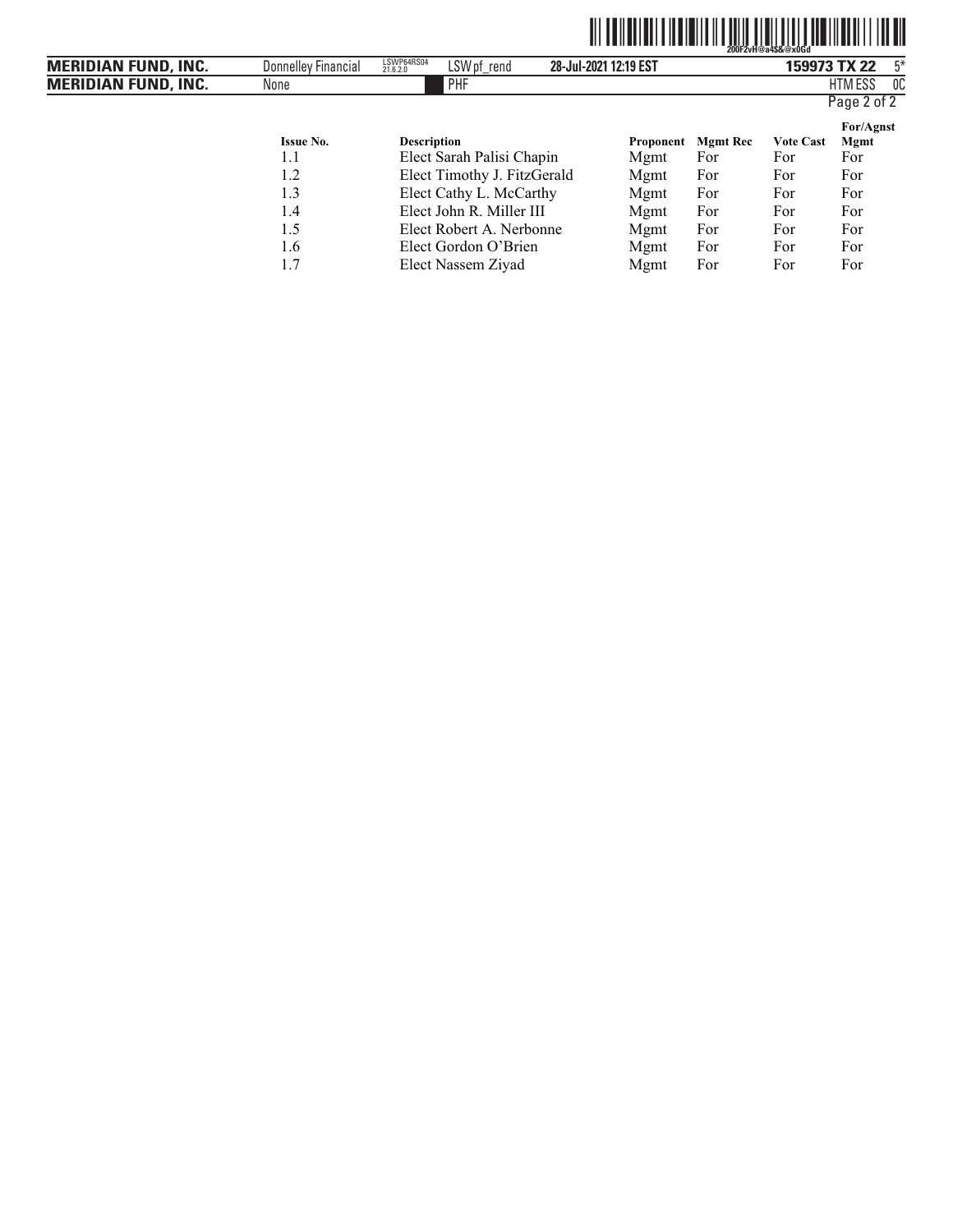| Issue No. | Description | Proponent | Mgmt Rec | Vote Cast | For/Agnst Mgmt |
|---|---|---|---|---|---|
| 1.1 | Elect Sarah Palisi Chapin | Mgmt | For | For | For |
| 1.2 | Elect Timothy J. FitzGerald | Mgmt | For | For | For |
| 1.3 | Elect Cathy L. McCarthy | Mgmt | For | For | For |
| 1.4 | Elect John R. Miller III | Mgmt | For | For | For |
| 1.5 | Elect Robert A. Nerbonne | Mgmt | For | For | For |
| 1.6 | Elect Gordon O'Brien | Mgmt | For | For | For |
| 1.7 | Elect Nassem Ziyad | Mgmt | For | For | For |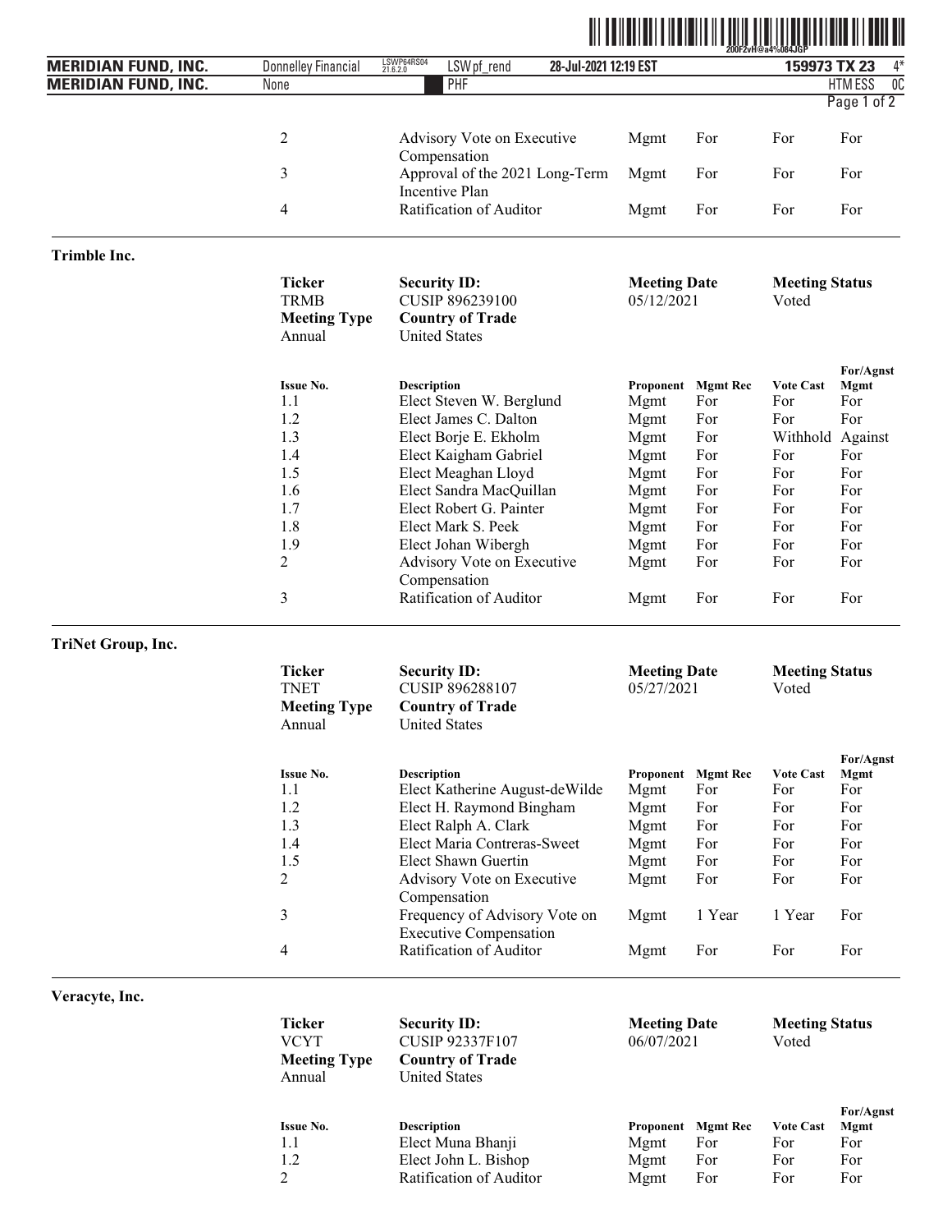| Issue No. | Description | Proponent | Mgmt Rec | Vote Cast | For/Agnst Mgmt |
|---|---|---|---|---|---|
| 2 | Advisory Vote on Executive Compensation | Mgmt | For | For | For |
| 3 | Approval of the 2021 Long-Term Incentive Plan | Mgmt | For | For | For |
| 4 | Ratification of Auditor | Mgmt | For | For | For |

## Trimble Inc.

| Ticker | Security ID: | Meeting Date | Meeting Status |
|---|---|---|---|
| TRMB | CUSIP 896239100 | 05/12/2021 | Voted |
| **Meeting Type** | **Country of Trade** | | |
| Annual | United States | | |

| Issue No. | Description | Proponent | Mgmt Rec | Vote Cast | For/Agnst Mgmt |
|---|---|---|---|---|---|
| 1.1 | Elect Steven W. Berglund | Mgmt | For | For | For |
| 1.2 | Elect James C. Dalton | Mgmt | For | For | For |
| 1.3 | Elect Borje E. Ekholm | Mgmt | For | Withhold | Against |
| 1.4 | Elect Kaigham Gabriel | Mgmt | For | For | For |
| 1.5 | Elect Meaghan Lloyd | Mgmt | For | For | For |
| 1.6 | Elect Sandra MacQuillan | Mgmt | For | For | For |
| 1.7 | Elect Robert G. Painter | Mgmt | For | For | For |
| 1.8 | Elect Mark S. Peek | Mgmt | For | For | For |
| 1.9 | Elect Johan Wibergh | Mgmt | For | For | For |
| 2 | Advisory Vote on Executive Compensation | Mgmt | For | For | For |
| 3 | Ratification of Auditor | Mgmt | For | For | For |

## TriNet Group, Inc.

| Ticker | Security ID: | Meeting Date | Meeting Status |
|---|---|---|---|
| TNET | CUSIP 896288107 | 05/27/2021 | Voted |
| **Meeting Type** | **Country of Trade** | | |
| Annual | United States | | |

| Issue No. | Description | Proponent | Mgmt Rec | Vote Cast | For/Agnst Mgmt |
|---|---|---|---|---|---|
| 1.1 | Elect Katherine August-deWilde | Mgmt | For | For | For |
| 1.2 | Elect H. Raymond Bingham | Mgmt | For | For | For |
| 1.3 | Elect Ralph A. Clark | Mgmt | For | For | For |
| 1.4 | Elect Maria Contreras-Sweet | Mgmt | For | For | For |
| 1.5 | Elect Shawn Guertin | Mgmt | For | For | For |
| 2 | Advisory Vote on Executive Compensation | Mgmt | For | For | For |
| 3 | Frequency of Advisory Vote on Executive Compensation | Mgmt | 1 Year | 1 Year | For |
| 4 | Ratification of Auditor | Mgmt | For | For | For |

## Veracyte, Inc.

| Ticker | Security ID: | Meeting Date | Meeting Status |
|---|---|---|---|
| VCYT | CUSIP 92337F107 | 06/07/2021 | Voted |
| **Meeting Type** | **Country of Trade** | | |
| Annual | United States | | |

| Issue No. | Description | Proponent | Mgmt Rec | Vote Cast | For/Agnst Mgmt |
|---|---|---|---|---|---|
| 1.1 | Elect Muna Bhanji | Mgmt | For | For | For |
| 1.2 | Elect John L. Bishop | Mgmt | For | For | For |
| 2 | Ratification of Auditor | Mgmt | For | For | For |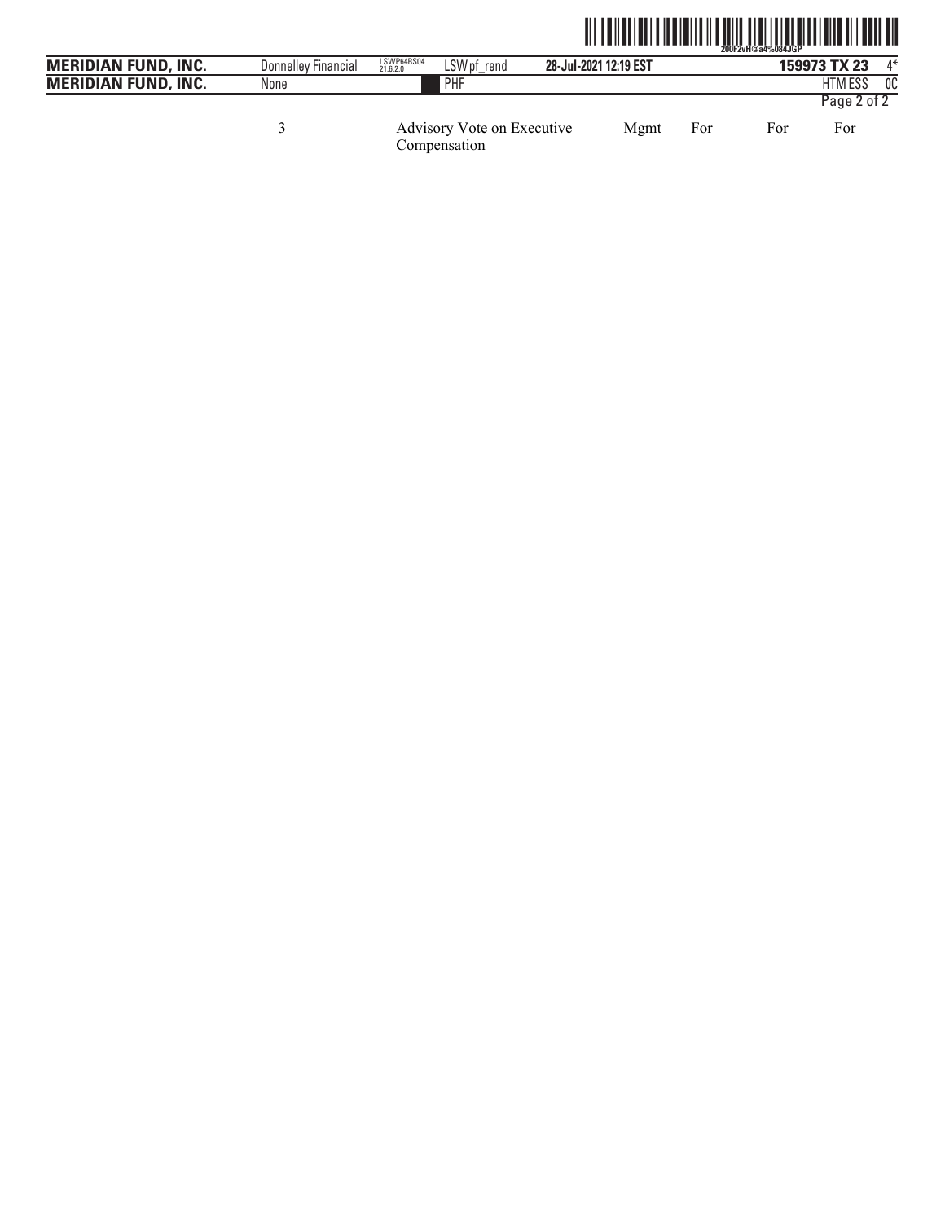| | | | | | |
|---|---|---|---|---|---|
| 3 | Advisory Vote on Executive Compensation | Mgmt | For | For | For |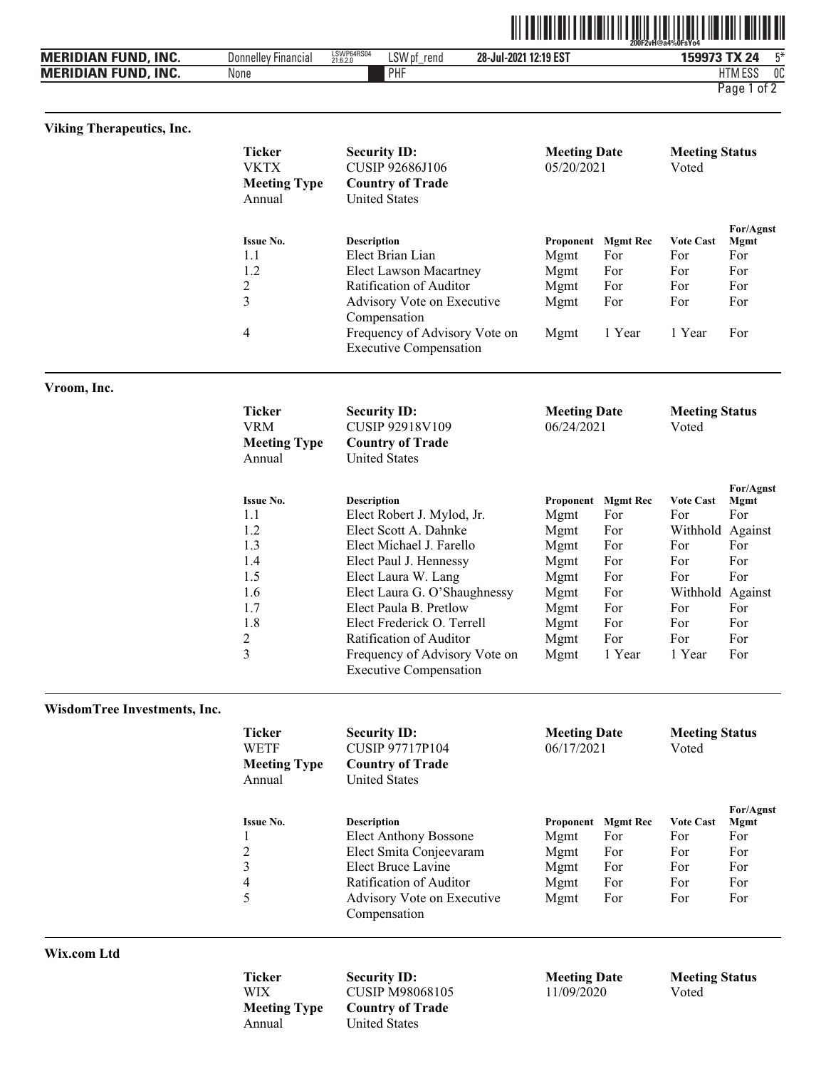## Viking Therapeutics, Inc.

| Ticker | Security ID: | Meeting Date | Meeting Status |
|---|---|---|---|
| VKTX | CUSIP 92686J106 | 05/20/2021 | Voted |
| **Meeting Type** | **Country of Trade** | | |
| Annual | United States | | |

| Issue No. | Description | Proponent | Mgmt Rec | Vote Cast | For/Agnst Mgmt |
|---|---|---|---|---|---|
| 1.1 | Elect Brian Lian | Mgmt | For | For | For |
| 1.2 | Elect Lawson Macartney | Mgmt | For | For | For |
| 2 | Ratification of Auditor | Mgmt | For | For | For |
| 3 | Advisory Vote on Executive Compensation | Mgmt | For | For | For |
| 4 | Frequency of Advisory Vote on Executive Compensation | Mgmt | 1 Year | 1 Year | For |

## Vroom, Inc.

| Ticker | Security ID: | Meeting Date | Meeting Status |
|---|---|---|---|
| VRM | CUSIP 92918V109 | 06/24/2021 | Voted |
| **Meeting Type** | **Country of Trade** | | |
| Annual | United States | | |

| Issue No. | Description | Proponent | Mgmt Rec | Vote Cast | For/Agnst Mgmt |
|---|---|---|---|---|---|
| 1.1 | Elect Robert J. Mylod, Jr. | Mgmt | For | For | For |
| 1.2 | Elect Scott A. Dahnke | Mgmt | For | Withhold | Against |
| 1.3 | Elect Michael J. Farello | Mgmt | For | For | For |
| 1.4 | Elect Paul J. Hennessy | Mgmt | For | For | For |
| 1.5 | Elect Laura W. Lang | Mgmt | For | For | For |
| 1.6 | Elect Laura G. O'Shaughnessy | Mgmt | For | Withhold | Against |
| 1.7 | Elect Paula B. Pretlow | Mgmt | For | For | For |
| 1.8 | Elect Frederick O. Terrell | Mgmt | For | For | For |
| 2 | Ratification of Auditor | Mgmt | For | For | For |
| 3 | Frequency of Advisory Vote on Executive Compensation | Mgmt | 1 Year | 1 Year | For |

## WisdomTree Investments, Inc.

| Ticker | Security ID: | Meeting Date | Meeting Status |
|---|---|---|---|
| WETF | CUSIP 97717P104 | 06/17/2021 | Voted |
| **Meeting Type** | **Country of Trade** | | |
| Annual | United States | | |

| Issue No. | Description | Proponent | Mgmt Rec | Vote Cast | For/Agnst Mgmt |
|---|---|---|---|---|---|
| 1 | Elect Anthony Bossone | Mgmt | For | For | For |
| 2 | Elect Smita Conjeevaram | Mgmt | For | For | For |
| 3 | Elect Bruce Lavine | Mgmt | For | For | For |
| 4 | Ratification of Auditor | Mgmt | For | For | For |
| 5 | Advisory Vote on Executive Compensation | Mgmt | For | For | For |

## Wix.com Ltd

| Ticker | Security ID: | Meeting Date | Meeting Status |
|---|---|---|---|
| WIX | CUSIP M98068105 | 11/09/2020 | Voted |
| **Meeting Type** | **Country of Trade** | | |
| Annual | United States | | |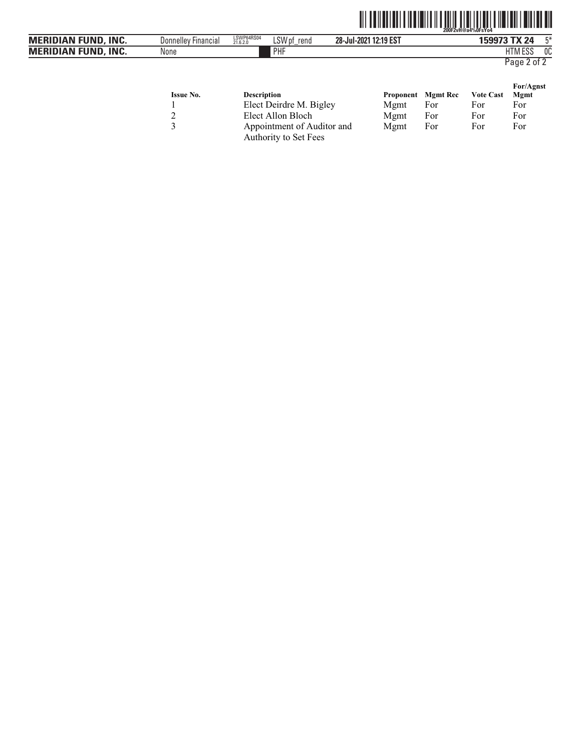| Issue No. | Description | Proponent | Mgmt Rec | Vote Cast | For/Agnst Mgmt |
|---|---|---|---|---|---|
| 1 | Elect Deirdre M. Bigley | Mgmt | For | For | For |
| 2 | Elect Allon Bloch | Mgmt | For | For | For |
| 3 | Appointment of Auditor and Authority to Set Fees | Mgmt | For | For | For |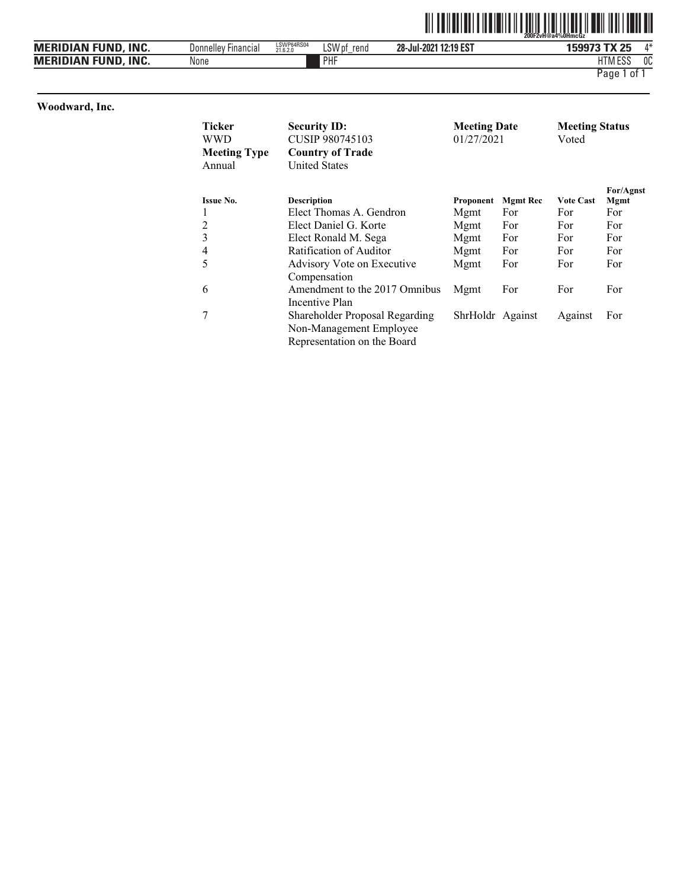## Woodward, Inc.

| Ticker | Security ID: | Meeting Date | Meeting Status |
|---|---|---|---|
| WWD | CUSIP 980745103 | 01/27/2021 | Voted |
| **Meeting Type** | **Country of Trade** | | |
| Annual | United States | | |

| Issue No. | Description | Proponent | Mgmt Rec | Vote Cast | For/Agnst Mgmt |
|---|---|---|---|---|---|
| 1 | Elect Thomas A. Gendron | Mgmt | For | For | For |
| 2 | Elect Daniel G. Korte | Mgmt | For | For | For |
| 3 | Elect Ronald M. Sega | Mgmt | For | For | For |
| 4 | Ratification of Auditor | Mgmt | For | For | For |
| 5 | Advisory Vote on Executive Compensation | Mgmt | For | For | For |
| 6 | Amendment to the 2017 Omnibus Incentive Plan | Mgmt | For | For | For |
| 7 | Shareholder Proposal Regarding Non-Management Employee Representation on the Board | ShrHoldr | Against | Against | For |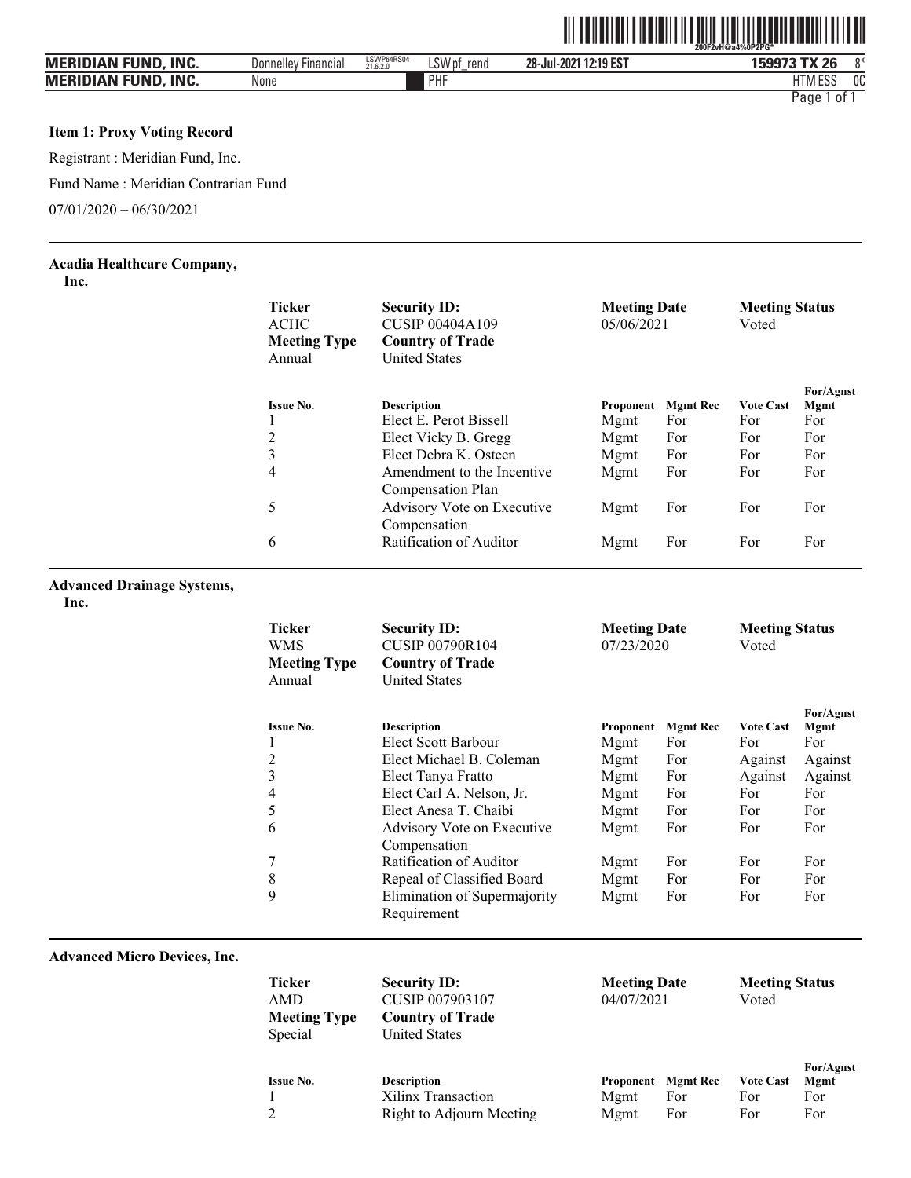**Item 1: Proxy Voting Record**

Registrant : Meridian Fund, Inc.

Fund Name : Meridian Contrarian Fund

07/01/2020 – 06/30/2021

---

**Acadia Healthcare Company, Inc.**

| Ticker | Security ID: | Meeting Date | Meeting Status |
|---|---|---|---|
| ACHC | CUSIP 00404A109 | 05/06/2021 | Voted |
| **Meeting Type** | **Country of Trade** | | |
| Annual | United States | | |

| Issue No. | Description | Proponent | Mgmt Rec | Vote Cast | For/Agnst Mgmt |
|---|---|---|---|---|---|
| 1 | Elect E. Perot Bissell | Mgmt | For | For | For |
| 2 | Elect Vicky B. Gregg | Mgmt | For | For | For |
| 3 | Elect Debra K. Osteen | Mgmt | For | For | For |
| 4 | Amendment to the Incentive Compensation Plan | Mgmt | For | For | For |
| 5 | Advisory Vote on Executive Compensation | Mgmt | For | For | For |
| 6 | Ratification of Auditor | Mgmt | For | For | For |

---

**Advanced Drainage Systems, Inc.**

| Ticker | Security ID: | Meeting Date | Meeting Status |
|---|---|---|---|
| WMS | CUSIP 00790R104 | 07/23/2020 | Voted |
| **Meeting Type** | **Country of Trade** | | |
| Annual | United States | | |

| Issue No. | Description | Proponent | Mgmt Rec | Vote Cast | For/Agnst Mgmt |
|---|---|---|---|---|---|
| 1 | Elect Scott Barbour | Mgmt | For | For | For |
| 2 | Elect Michael B. Coleman | Mgmt | For | Against | Against |
| 3 | Elect Tanya Fratto | Mgmt | For | Against | Against |
| 4 | Elect Carl A. Nelson, Jr. | Mgmt | For | For | For |
| 5 | Elect Anesa T. Chaibi | Mgmt | For | For | For |
| 6 | Advisory Vote on Executive Compensation | Mgmt | For | For | For |
| 7 | Ratification of Auditor | Mgmt | For | For | For |
| 8 | Repeal of Classified Board | Mgmt | For | For | For |
| 9 | Elimination of Supermajority Requirement | Mgmt | For | For | For |

---

**Advanced Micro Devices, Inc.**

| Ticker | Security ID: | Meeting Date | Meeting Status |
|---|---|---|---|
| AMD | CUSIP 007903107 | 04/07/2021 | Voted |
| **Meeting Type** | **Country of Trade** | | |
| Special | United States | | |

| Issue No. | Description | Proponent | Mgmt Rec | Vote Cast | For/Agnst Mgmt |
|---|---|---|---|---|---|
| 1 | Xilinx Transaction | Mgmt | For | For | For |
| 2 | Right to Adjourn Meeting | Mgmt | For | For | For |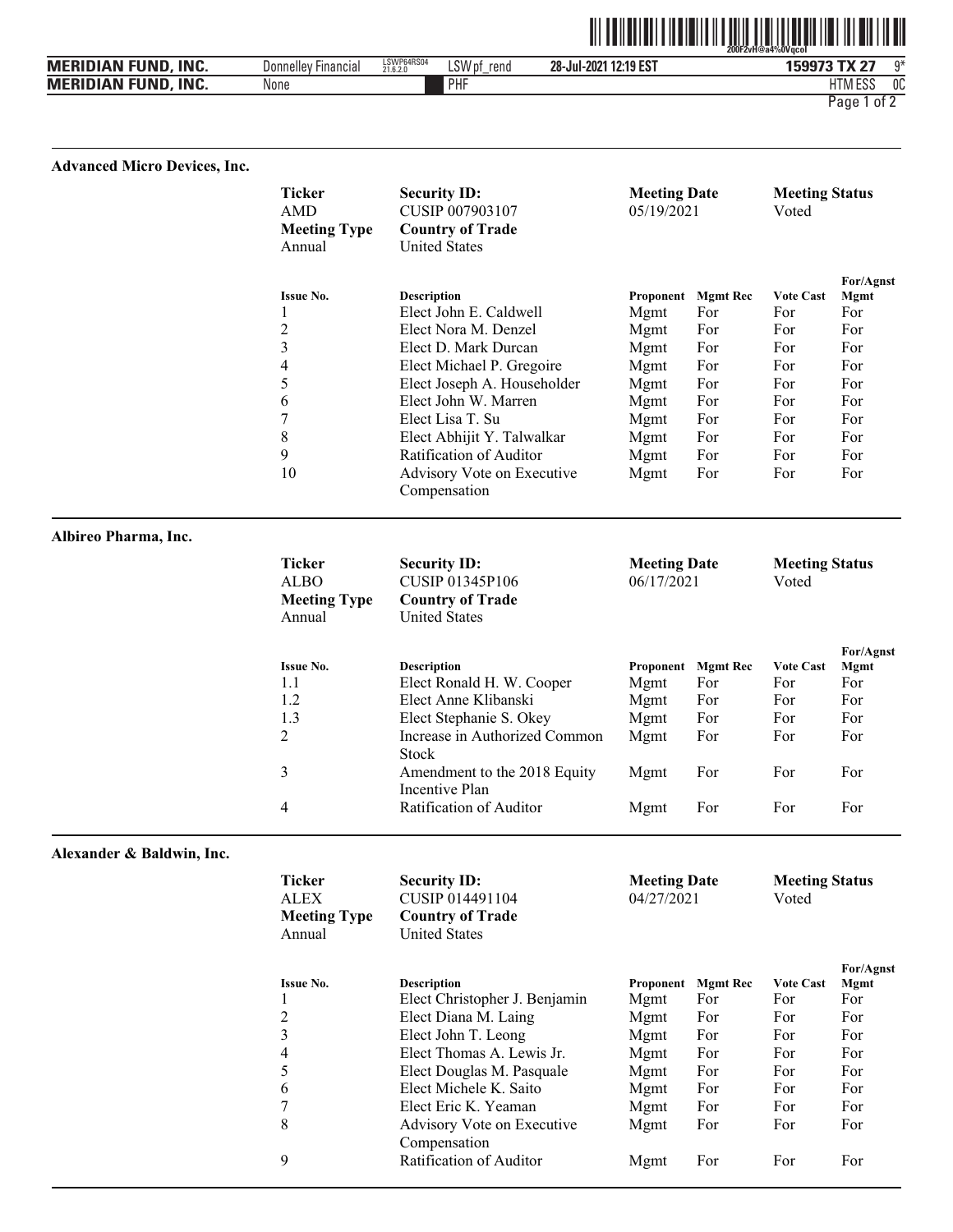## Advanced Micro Devices, Inc.

| Ticker | Security ID: | Meeting Date | Meeting Status |
|---|---|---|---|
| AMD | CUSIP 007903107 | 05/19/2021 | Voted |
| **Meeting Type** | **Country of Trade** | | |
| Annual | United States | | |

| Issue No. | Description | Proponent | Mgmt Rec | Vote Cast | For/Agnst Mgmt |
|---|---|---|---|---|---|
| 1 | Elect John E. Caldwell | Mgmt | For | For | For |
| 2 | Elect Nora M. Denzel | Mgmt | For | For | For |
| 3 | Elect D. Mark Durcan | Mgmt | For | For | For |
| 4 | Elect Michael P. Gregoire | Mgmt | For | For | For |
| 5 | Elect Joseph A. Householder | Mgmt | For | For | For |
| 6 | Elect John W. Marren | Mgmt | For | For | For |
| 7 | Elect Lisa T. Su | Mgmt | For | For | For |
| 8 | Elect Abhijit Y. Talwalkar | Mgmt | For | For | For |
| 9 | Ratification of Auditor | Mgmt | For | For | For |
| 10 | Advisory Vote on Executive Compensation | Mgmt | For | For | For |

## Albireo Pharma, Inc.

| Ticker | Security ID: | Meeting Date | Meeting Status |
|---|---|---|---|
| ALBO | CUSIP 01345P106 | 06/17/2021 | Voted |
| **Meeting Type** | **Country of Trade** | | |
| Annual | United States | | |

| Issue No. | Description | Proponent | Mgmt Rec | Vote Cast | For/Agnst Mgmt |
|---|---|---|---|---|---|
| 1.1 | Elect Ronald H. W. Cooper | Mgmt | For | For | For |
| 1.2 | Elect Anne Klibanski | Mgmt | For | For | For |
| 1.3 | Elect Stephanie S. Okey | Mgmt | For | For | For |
| 2 | Increase in Authorized Common Stock | Mgmt | For | For | For |
| 3 | Amendment to the 2018 Equity Incentive Plan | Mgmt | For | For | For |
| 4 | Ratification of Auditor | Mgmt | For | For | For |

## Alexander & Baldwin, Inc.

| Ticker | Security ID: | Meeting Date | Meeting Status |
|---|---|---|---|
| ALEX | CUSIP 014491104 | 04/27/2021 | Voted |
| **Meeting Type** | **Country of Trade** | | |
| Annual | United States | | |

| Issue No. | Description | Proponent | Mgmt Rec | Vote Cast | For/Agnst Mgmt |
|---|---|---|---|---|---|
| 1 | Elect Christopher J. Benjamin | Mgmt | For | For | For |
| 2 | Elect Diana M. Laing | Mgmt | For | For | For |
| 3 | Elect John T. Leong | Mgmt | For | For | For |
| 4 | Elect Thomas A. Lewis Jr. | Mgmt | For | For | For |
| 5 | Elect Douglas M. Pasquale | Mgmt | For | For | For |
| 6 | Elect Michele K. Saito | Mgmt | For | For | For |
| 7 | Elect Eric K. Yeaman | Mgmt | For | For | For |
| 8 | Advisory Vote on Executive Compensation | Mgmt | For | For | For |
| 9 | Ratification of Auditor | Mgmt | For | For | For |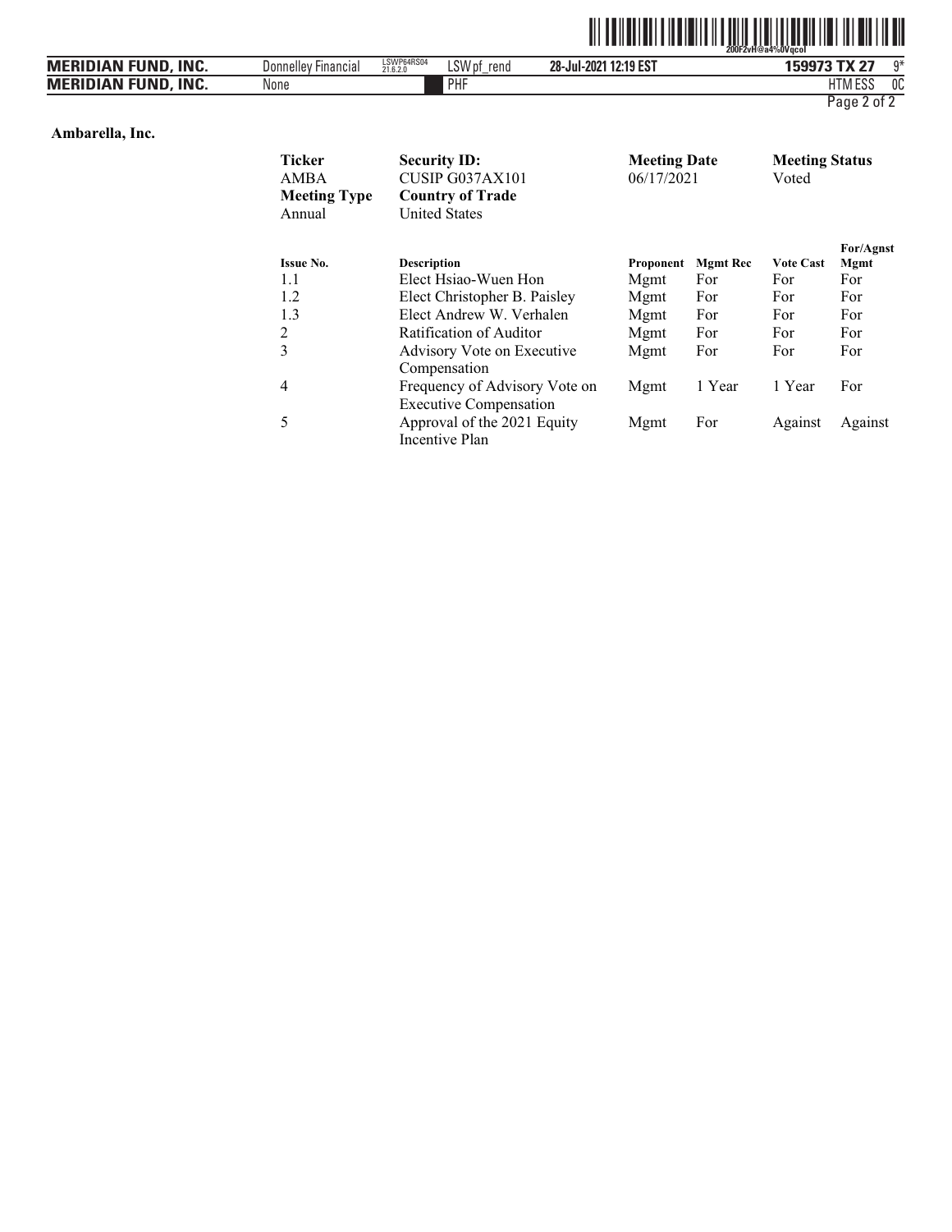**Ambarella, Inc.**

| **Ticker** | **Security ID:** | **Meeting Date** | **Meeting Status** |
|---|---|---|---|
| AMBA | CUSIP G037AX101 | 06/17/2021 | Voted |
| **Meeting Type** | **Country of Trade** | | |
| Annual | United States | | |

| Issue No. | Description | Proponent | Mgmt Rec | Vote Cast | For/Agnst Mgmt |
|---|---|---|---|---|---|
| 1.1 | Elect Hsiao-Wuen Hon | Mgmt | For | For | For |
| 1.2 | Elect Christopher B. Paisley | Mgmt | For | For | For |
| 1.3 | Elect Andrew W. Verhalen | Mgmt | For | For | For |
| 2 | Ratification of Auditor | Mgmt | For | For | For |
| 3 | Advisory Vote on Executive Compensation | Mgmt | For | For | For |
| 4 | Frequency of Advisory Vote on Executive Compensation | Mgmt | 1 Year | 1 Year | For |
| 5 | Approval of the 2021 Equity Incentive Plan | Mgmt | For | Against | Against |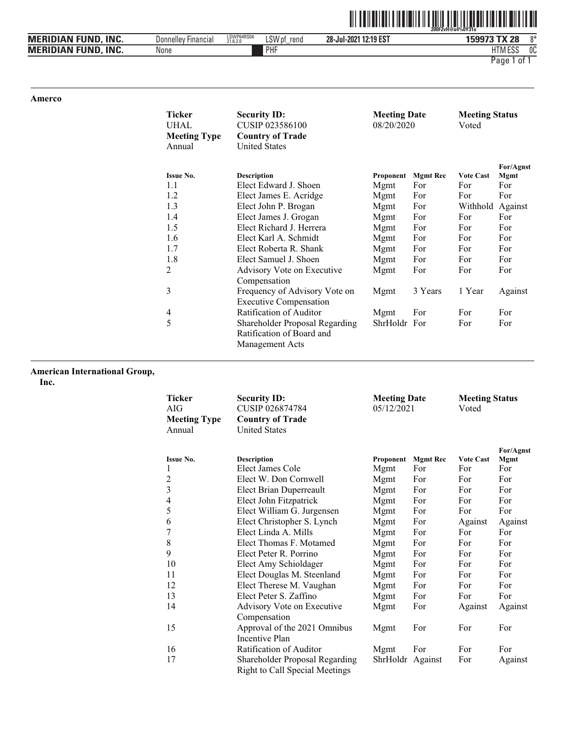## Amerco

| Ticker | Security ID: | Meeting Date | Meeting Status |
|---|---|---|---|
| UHAL | CUSIP 023586100 | 08/20/2020 | Voted |
| **Meeting Type** | **Country of Trade** | | |
| Annual | United States | | |

| Issue No. | Description | Proponent | Mgmt Rec | Vote Cast | For/Agnst Mgmt |
|---|---|---|---|---|---|
| 1.1 | Elect Edward J. Shoen | Mgmt | For | For | For |
| 1.2 | Elect James E. Acridge | Mgmt | For | For | For |
| 1.3 | Elect John P. Brogan | Mgmt | For | Withhold | Against |
| 1.4 | Elect James J. Grogan | Mgmt | For | For | For |
| 1.5 | Elect Richard J. Herrera | Mgmt | For | For | For |
| 1.6 | Elect Karl A. Schmidt | Mgmt | For | For | For |
| 1.7 | Elect Roberta R. Shank | Mgmt | For | For | For |
| 1.8 | Elect Samuel J. Shoen | Mgmt | For | For | For |
| 2 | Advisory Vote on Executive Compensation | Mgmt | For | For | For |
| 3 | Frequency of Advisory Vote on Executive Compensation | Mgmt | 3 Years | 1 Year | Against |
| 4 | Ratification of Auditor | Mgmt | For | For | For |
| 5 | Shareholder Proposal Regarding Ratification of Board and Management Acts | ShrHoldr | For | For | For |

## American International Group, Inc.

| Ticker | Security ID: | Meeting Date | Meeting Status |
|---|---|---|---|
| AIG | CUSIP 026874784 | 05/12/2021 | Voted |
| **Meeting Type** | **Country of Trade** | | |
| Annual | United States | | |

| Issue No. | Description | Proponent | Mgmt Rec | Vote Cast | For/Agnst Mgmt |
|---|---|---|---|---|---|
| 1 | Elect James Cole | Mgmt | For | For | For |
| 2 | Elect W. Don Cornwell | Mgmt | For | For | For |
| 3 | Elect Brian Duperreault | Mgmt | For | For | For |
| 4 | Elect John Fitzpatrick | Mgmt | For | For | For |
| 5 | Elect William G. Jurgensen | Mgmt | For | For | For |
| 6 | Elect Christopher S. Lynch | Mgmt | For | Against | Against |
| 7 | Elect Linda A. Mills | Mgmt | For | For | For |
| 8 | Elect Thomas F. Motamed | Mgmt | For | For | For |
| 9 | Elect Peter R. Porrino | Mgmt | For | For | For |
| 10 | Elect Amy Schioldager | Mgmt | For | For | For |
| 11 | Elect Douglas M. Steenland | Mgmt | For | For | For |
| 12 | Elect Therese M. Vaughan | Mgmt | For | For | For |
| 13 | Elect Peter S. Zaffino | Mgmt | For | For | For |
| 14 | Advisory Vote on Executive Compensation | Mgmt | For | Against | Against |
| 15 | Approval of the 2021 Omnibus Incentive Plan | Mgmt | For | For | For |
| 16 | Ratification of Auditor | Mgmt | For | For | For |
| 17 | Shareholder Proposal Regarding Right to Call Special Meetings | ShrHoldr | Against | For | Against |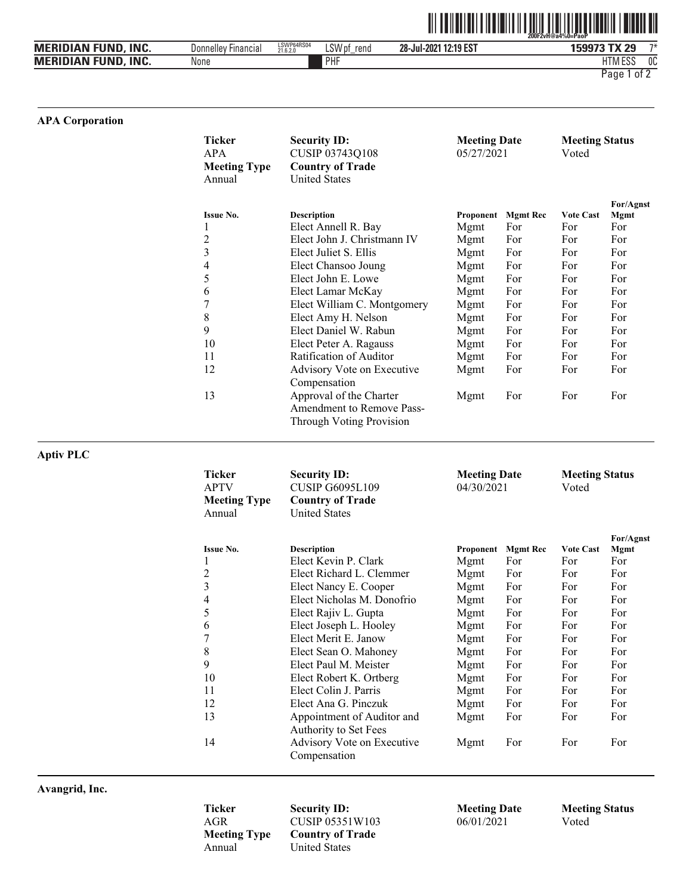## APA Corporation

| Ticker | Security ID: | Meeting Date | Meeting Status |
|---|---|---|---|
| APA | CUSIP 03743Q108 | 05/27/2021 | Voted |
| **Meeting Type** | **Country of Trade** | | |
| Annual | United States | | |

| Issue No. | Description | Proponent | Mgmt Rec | Vote Cast | For/Agnst Mgmt |
|---|---|---|---|---|---|
| 1 | Elect Annell R. Bay | Mgmt | For | For | For |
| 2 | Elect John J. Christmann IV | Mgmt | For | For | For |
| 3 | Elect Juliet S. Ellis | Mgmt | For | For | For |
| 4 | Elect Chansoo Joung | Mgmt | For | For | For |
| 5 | Elect John E. Lowe | Mgmt | For | For | For |
| 6 | Elect Lamar McKay | Mgmt | For | For | For |
| 7 | Elect William C. Montgomery | Mgmt | For | For | For |
| 8 | Elect Amy H. Nelson | Mgmt | For | For | For |
| 9 | Elect Daniel W. Rabun | Mgmt | For | For | For |
| 10 | Elect Peter A. Ragauss | Mgmt | For | For | For |
| 11 | Ratification of Auditor | Mgmt | For | For | For |
| 12 | Advisory Vote on Executive Compensation | Mgmt | For | For | For |
| 13 | Approval of the Charter Amendment to Remove Pass-Through Voting Provision | Mgmt | For | For | For |

## Aptiv PLC

| Ticker | Security ID: | Meeting Date | Meeting Status |
|---|---|---|---|
| APTV | CUSIP G6095L109 | 04/30/2021 | Voted |
| **Meeting Type** | **Country of Trade** | | |
| Annual | United States | | |

| Issue No. | Description | Proponent | Mgmt Rec | Vote Cast | For/Agnst Mgmt |
|---|---|---|---|---|---|
| 1 | Elect Kevin P. Clark | Mgmt | For | For | For |
| 2 | Elect Richard L. Clemmer | Mgmt | For | For | For |
| 3 | Elect Nancy E. Cooper | Mgmt | For | For | For |
| 4 | Elect Nicholas M. Donofrio | Mgmt | For | For | For |
| 5 | Elect Rajiv L. Gupta | Mgmt | For | For | For |
| 6 | Elect Joseph L. Hooley | Mgmt | For | For | For |
| 7 | Elect Merit E. Janow | Mgmt | For | For | For |
| 8 | Elect Sean O. Mahoney | Mgmt | For | For | For |
| 9 | Elect Paul M. Meister | Mgmt | For | For | For |
| 10 | Elect Robert K. Ortberg | Mgmt | For | For | For |
| 11 | Elect Colin J. Parris | Mgmt | For | For | For |
| 12 | Elect Ana G. Pinczuk | Mgmt | For | For | For |
| 13 | Appointment of Auditor and Authority to Set Fees | Mgmt | For | For | For |
| 14 | Advisory Vote on Executive Compensation | Mgmt | For | For | For |

## Avangrid, Inc.

| Ticker | Security ID: | Meeting Date | Meeting Status |
|---|---|---|---|
| AGR | CUSIP 05351W103 | 06/01/2021 | Voted |
| **Meeting Type** | **Country of Trade** | | |
| Annual | United States | | |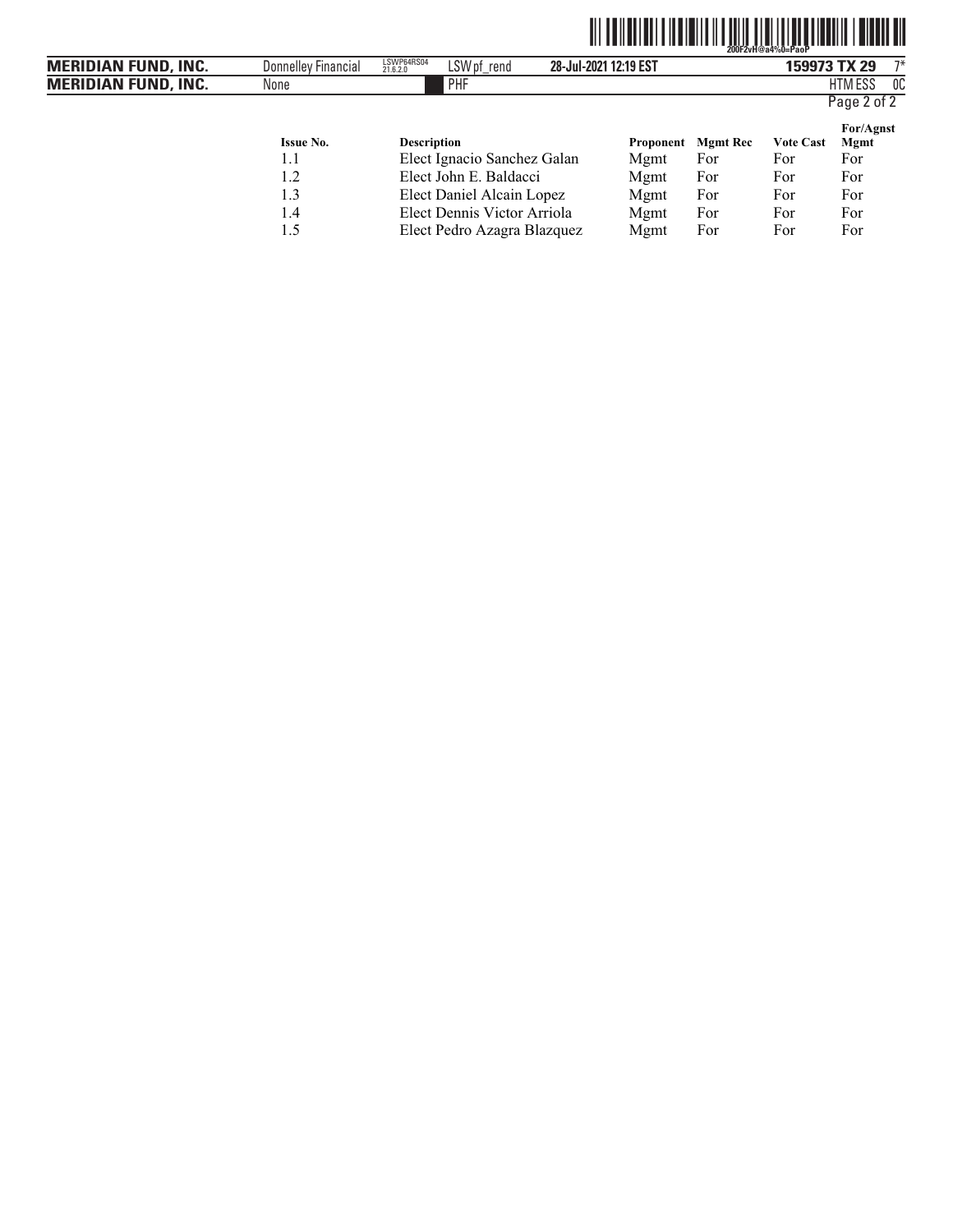| Issue No. | Description | Proponent | Mgmt Rec | Vote Cast | For/Agnst Mgmt |
|---|---|---|---|---|---|
| 1.1 | Elect Ignacio Sanchez Galan | Mgmt | For | For | For |
| 1.2 | Elect John E. Baldacci | Mgmt | For | For | For |
| 1.3 | Elect Daniel Alcain Lopez | Mgmt | For | For | For |
| 1.4 | Elect Dennis Victor Arriola | Mgmt | For | For | For |
| 1.5 | Elect Pedro Azagra Blazquez | Mgmt | For | For | For |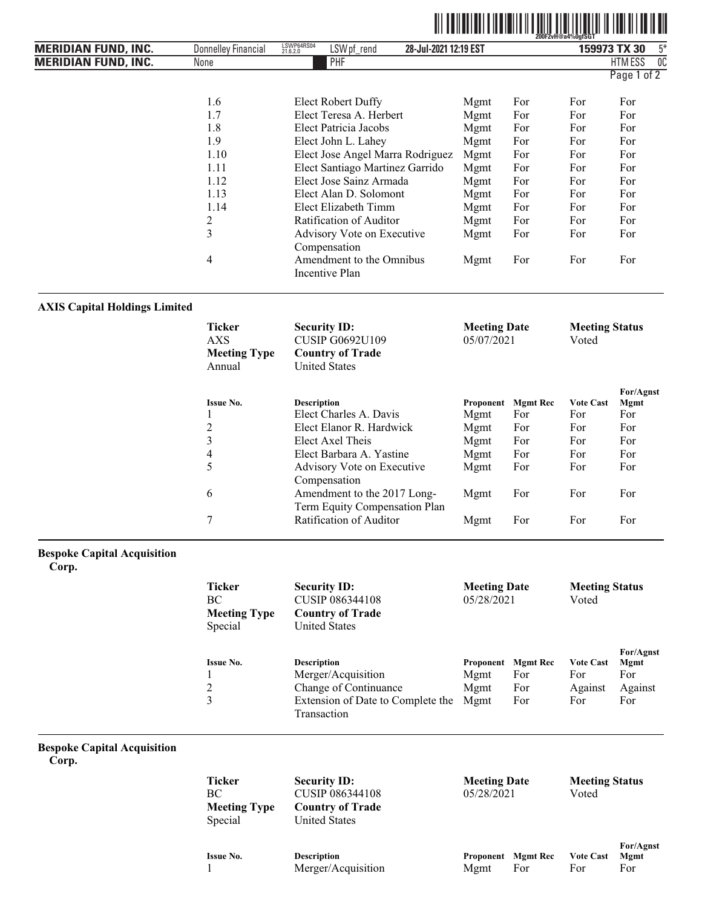| Issue No. | Description | Proponent | Mgmt Rec | Vote Cast | For/Agnst Mgmt |
|---|---|---|---|---|---|
| 1.6 | Elect Robert Duffy | Mgmt | For | For | For |
| 1.7 | Elect Teresa A. Herbert | Mgmt | For | For | For |
| 1.8 | Elect Patricia Jacobs | Mgmt | For | For | For |
| 1.9 | Elect John L. Lahey | Mgmt | For | For | For |
| 1.10 | Elect Jose Angel Marra Rodriguez | Mgmt | For | For | For |
| 1.11 | Elect Santiago Martinez Garrido | Mgmt | For | For | For |
| 1.12 | Elect Jose Sainz Armada | Mgmt | For | For | For |
| 1.13 | Elect Alan D. Solomont | Mgmt | For | For | For |
| 1.14 | Elect Elizabeth Timm | Mgmt | For | For | For |
| 2 | Ratification of Auditor | Mgmt | For | For | For |
| 3 | Advisory Vote on Executive Compensation | Mgmt | For | For | For |
| 4 | Amendment to the Omnibus Incentive Plan | Mgmt | For | For | For |

### AXIS Capital Holdings Limited

| Ticker | Security ID: | Meeting Date | Meeting Status |
|---|---|---|---|
| AXS | CUSIP G0692U109 | 05/07/2021 | Voted |
| **Meeting Type** | **Country of Trade** | | |
| Annual | United States | | |

| Issue No. | Description | Proponent | Mgmt Rec | Vote Cast | For/Agnst Mgmt |
|---|---|---|---|---|---|
| 1 | Elect Charles A. Davis | Mgmt | For | For | For |
| 2 | Elect Elanor R. Hardwick | Mgmt | For | For | For |
| 3 | Elect Axel Theis | Mgmt | For | For | For |
| 4 | Elect Barbara A. Yastine | Mgmt | For | For | For |
| 5 | Advisory Vote on Executive Compensation | Mgmt | For | For | For |
| 6 | Amendment to the 2017 Long-Term Equity Compensation Plan | Mgmt | For | For | For |
| 7 | Ratification of Auditor | Mgmt | For | For | For |

### Bespoke Capital Acquisition Corp.

| Ticker | Security ID: | Meeting Date | Meeting Status |
|---|---|---|---|
| BC | CUSIP 086344108 | 05/28/2021 | Voted |
| **Meeting Type** | **Country of Trade** | | |
| Special | United States | | |

| Issue No. | Description | Proponent | Mgmt Rec | Vote Cast | For/Agnst Mgmt |
|---|---|---|---|---|---|
| 1 | Merger/Acquisition | Mgmt | For | For | For |
| 2 | Change of Continuance | Mgmt | For | Against | Against |
| 3 | Extension of Date to Complete the Transaction | Mgmt | For | For | For |

### Bespoke Capital Acquisition Corp.

| Ticker | Security ID: | Meeting Date | Meeting Status |
|---|---|---|---|
| BC | CUSIP 086344108 | 05/28/2021 | Voted |
| **Meeting Type** | **Country of Trade** | | |
| Special | United States | | |

| Issue No. | Description | Proponent | Mgmt Rec | Vote Cast | For/Agnst Mgmt |
|---|---|---|---|---|---|
| 1 | Merger/Acquisition | Mgmt | For | For | For |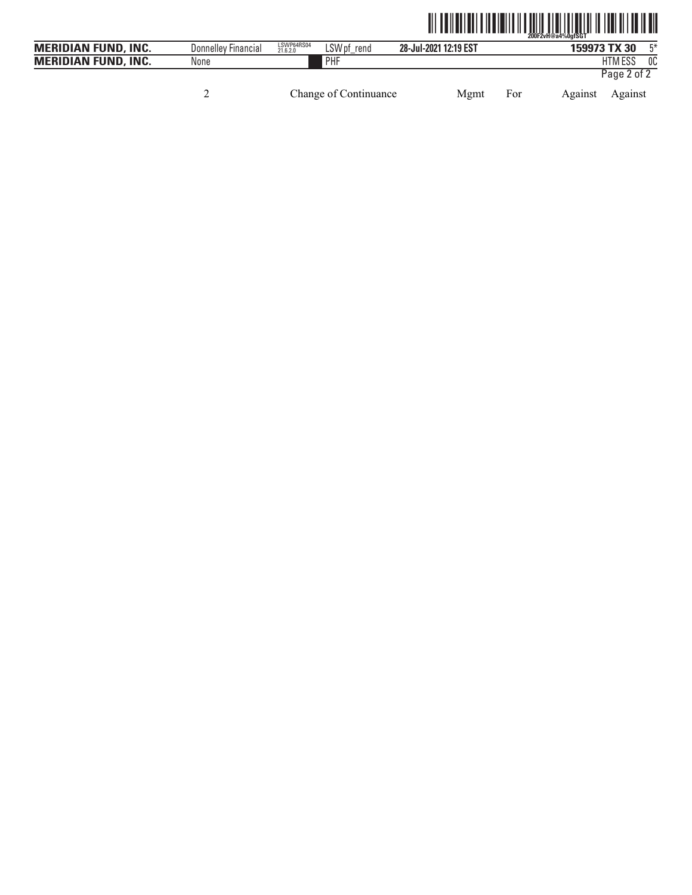| 2 | Change of Continuance | Mgmt | For | Against | Against |
|---|---|---|---|---|---|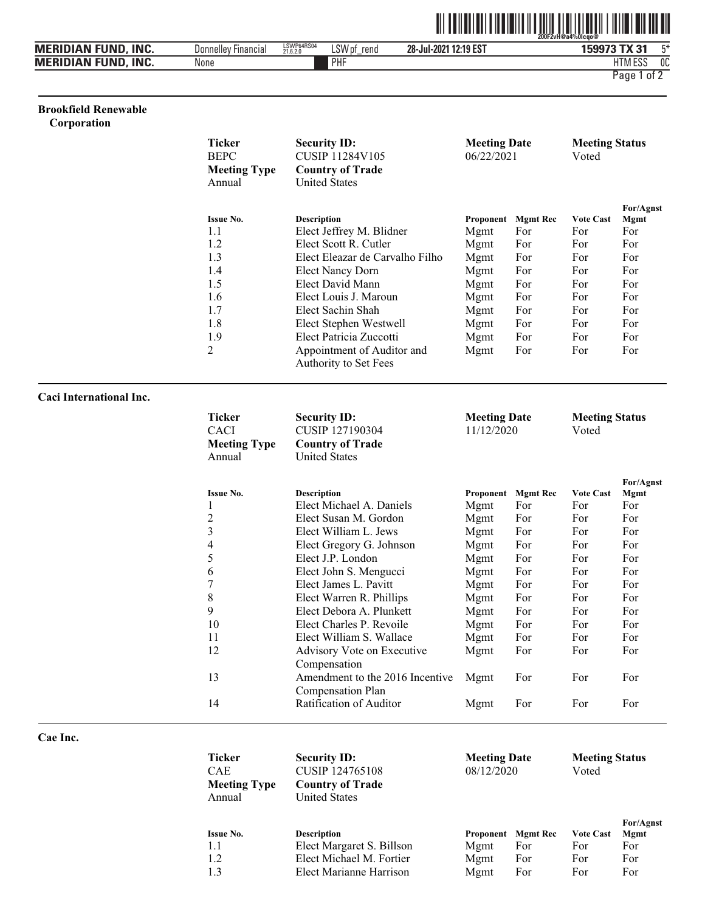## Brookfield Renewable Corporation

| Ticker | Security ID: | Meeting Date | Meeting Status |
|---|---|---|---|
| BEPC | CUSIP 11284V105 | 06/22/2021 | Voted |
| **Meeting Type** | **Country of Trade** | | |
| Annual | United States | | |

| Issue No. | Description | Proponent | Mgmt Rec | Vote Cast | For/Agnst Mgmt |
|---|---|---|---|---|---|
| 1.1 | Elect Jeffrey M. Blidner | Mgmt | For | For | For |
| 1.2 | Elect Scott R. Cutler | Mgmt | For | For | For |
| 1.3 | Elect Eleazar de Carvalho Filho | Mgmt | For | For | For |
| 1.4 | Elect Nancy Dorn | Mgmt | For | For | For |
| 1.5 | Elect David Mann | Mgmt | For | For | For |
| 1.6 | Elect Louis J. Maroun | Mgmt | For | For | For |
| 1.7 | Elect Sachin Shah | Mgmt | For | For | For |
| 1.8 | Elect Stephen Westwell | Mgmt | For | For | For |
| 1.9 | Elect Patricia Zuccotti | Mgmt | For | For | For |
| 2 | Appointment of Auditor and Authority to Set Fees | Mgmt | For | For | For |

## Caci International Inc.

| Ticker | Security ID: | Meeting Date | Meeting Status |
|---|---|---|---|
| CACI | CUSIP 127190304 | 11/12/2020 | Voted |
| **Meeting Type** | **Country of Trade** | | |
| Annual | United States | | |

| Issue No. | Description | Proponent | Mgmt Rec | Vote Cast | For/Agnst Mgmt |
|---|---|---|---|---|---|
| 1 | Elect Michael A. Daniels | Mgmt | For | For | For |
| 2 | Elect Susan M. Gordon | Mgmt | For | For | For |
| 3 | Elect William L. Jews | Mgmt | For | For | For |
| 4 | Elect Gregory G. Johnson | Mgmt | For | For | For |
| 5 | Elect J.P. London | Mgmt | For | For | For |
| 6 | Elect John S. Mengucci | Mgmt | For | For | For |
| 7 | Elect James L. Pavitt | Mgmt | For | For | For |
| 8 | Elect Warren R. Phillips | Mgmt | For | For | For |
| 9 | Elect Debora A. Plunkett | Mgmt | For | For | For |
| 10 | Elect Charles P. Revoile | Mgmt | For | For | For |
| 11 | Elect William S. Wallace | Mgmt | For | For | For |
| 12 | Advisory Vote on Executive Compensation | Mgmt | For | For | For |
| 13 | Amendment to the 2016 Incentive Compensation Plan | Mgmt | For | For | For |
| 14 | Ratification of Auditor | Mgmt | For | For | For |

## Cae Inc.

| Ticker | Security ID: | Meeting Date | Meeting Status |
|---|---|---|---|
| CAE | CUSIP 124765108 | 08/12/2020 | Voted |
| **Meeting Type** | **Country of Trade** | | |
| Annual | United States | | |

| Issue No. | Description | Proponent | Mgmt Rec | Vote Cast | For/Agnst Mgmt |
|---|---|---|---|---|---|
| 1.1 | Elect Margaret S. Billson | Mgmt | For | For | For |
| 1.2 | Elect Michael M. Fortier | Mgmt | For | For | For |
| 1.3 | Elect Marianne Harrison | Mgmt | For | For | For |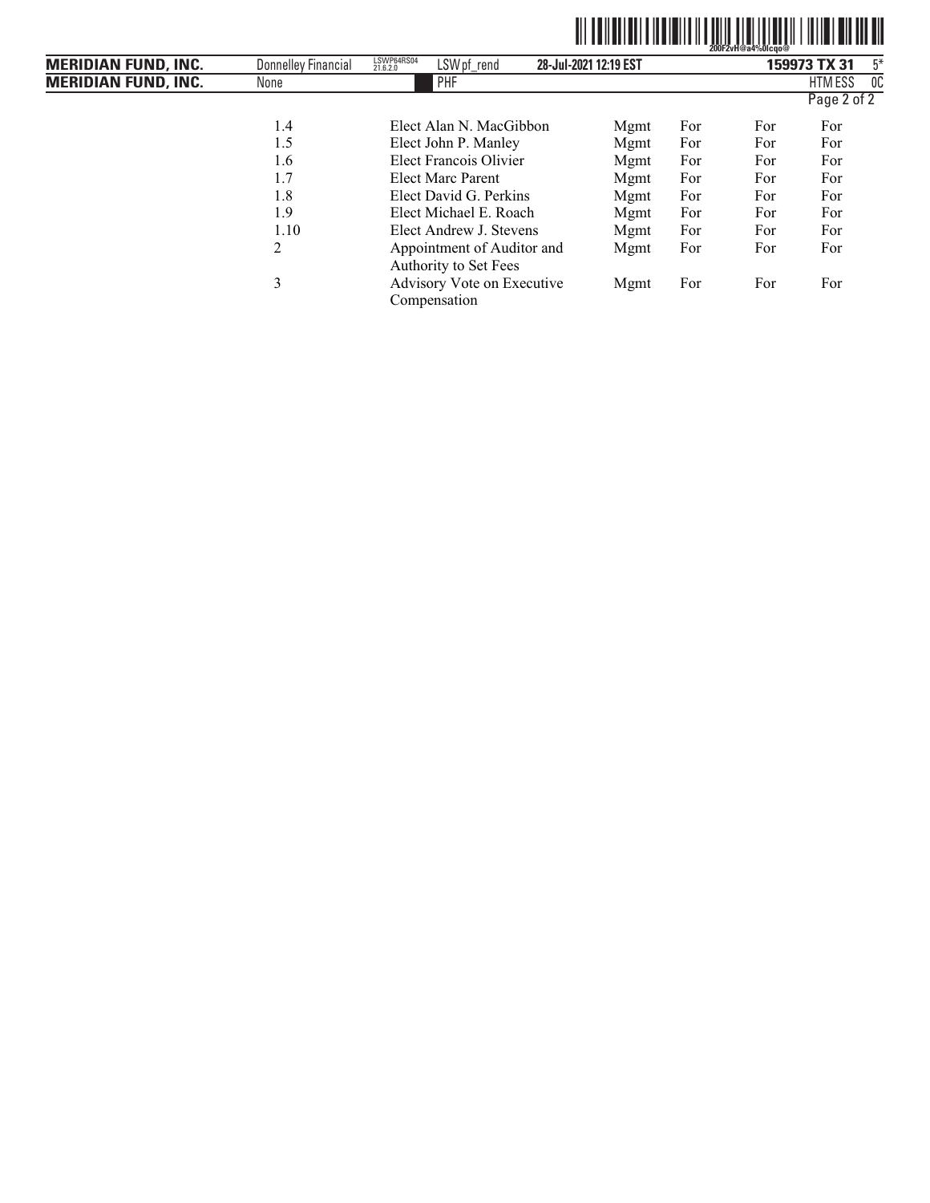| | | | | | |
|---|---|---|---|---|---|
| 1.4 | Elect Alan N. MacGibbon | Mgmt | For | For | For |
| 1.5 | Elect John P. Manley | Mgmt | For | For | For |
| 1.6 | Elect Francois Olivier | Mgmt | For | For | For |
| 1.7 | Elect Marc Parent | Mgmt | For | For | For |
| 1.8 | Elect David G. Perkins | Mgmt | For | For | For |
| 1.9 | Elect Michael E. Roach | Mgmt | For | For | For |
| 1.10 | Elect Andrew J. Stevens | Mgmt | For | For | For |
| 2 | Appointment of Auditor and Authority to Set Fees | Mgmt | For | For | For |
| 3 | Advisory Vote on Executive Compensation | Mgmt | For | For | For |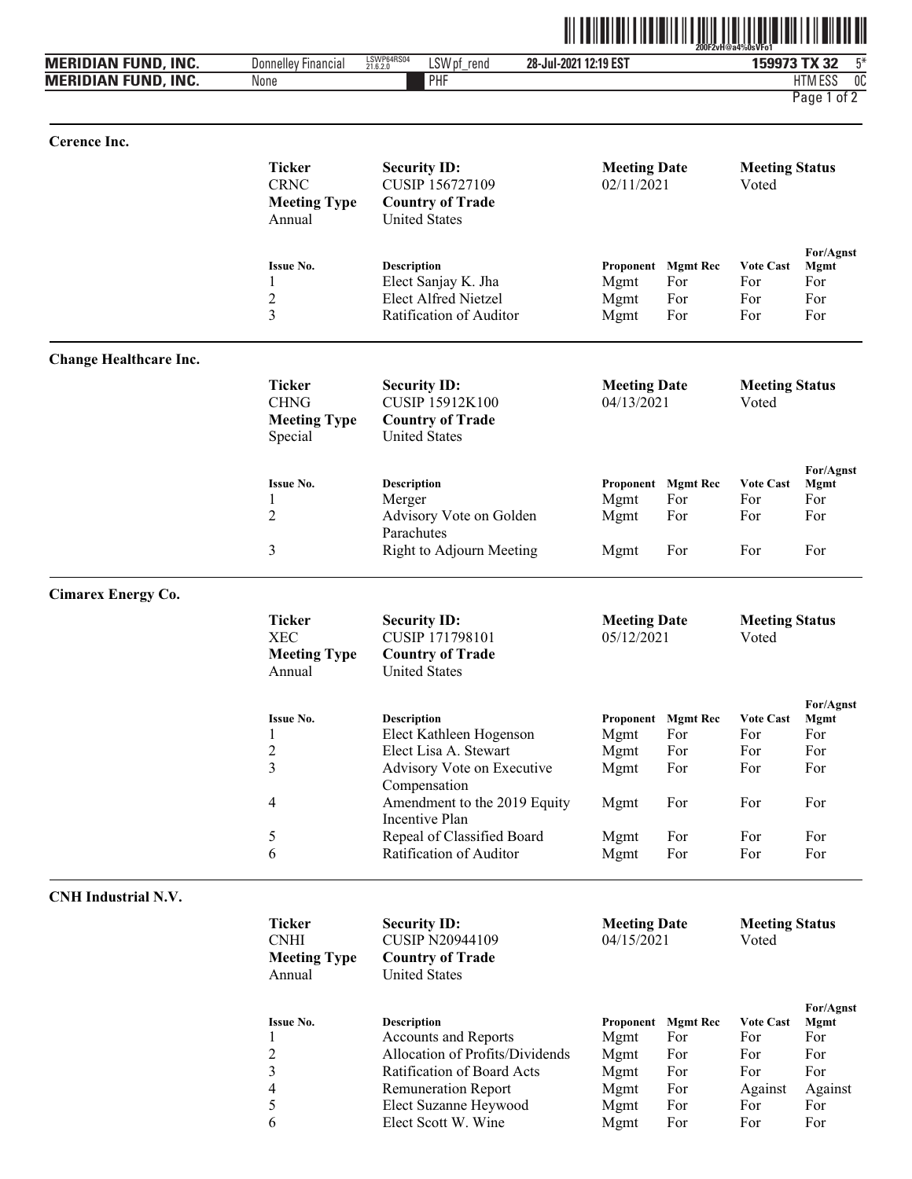## Cerence Inc.

| Ticker | Security ID: | Meeting Date | Meeting Status |
|---|---|---|---|
| CRNC | CUSIP 156727109 | 02/11/2021 | Voted |
| **Meeting Type** | **Country of Trade** | | |
| Annual | United States | | |

| Issue No. | Description | Proponent | Mgmt Rec | Vote Cast | For/Agnst Mgmt |
|---|---|---|---|---|---|
| 1 | Elect Sanjay K. Jha | Mgmt | For | For | For |
| 2 | Elect Alfred Nietzel | Mgmt | For | For | For |
| 3 | Ratification of Auditor | Mgmt | For | For | For |

## Change Healthcare Inc.

| Ticker | Security ID: | Meeting Date | Meeting Status |
|---|---|---|---|
| CHNG | CUSIP 15912K100 | 04/13/2021 | Voted |
| **Meeting Type** | **Country of Trade** | | |
| Special | United States | | |

| Issue No. | Description | Proponent | Mgmt Rec | Vote Cast | For/Agnst Mgmt |
|---|---|---|---|---|---|
| 1 | Merger | Mgmt | For | For | For |
| 2 | Advisory Vote on Golden Parachutes | Mgmt | For | For | For |
| 3 | Right to Adjourn Meeting | Mgmt | For | For | For |

## Cimarex Energy Co.

| Ticker | Security ID: | Meeting Date | Meeting Status |
|---|---|---|---|
| XEC | CUSIP 171798101 | 05/12/2021 | Voted |
| **Meeting Type** | **Country of Trade** | | |
| Annual | United States | | |

| Issue No. | Description | Proponent | Mgmt Rec | Vote Cast | For/Agnst Mgmt |
|---|---|---|---|---|---|
| 1 | Elect Kathleen Hogenson | Mgmt | For | For | For |
| 2 | Elect Lisa A. Stewart | Mgmt | For | For | For |
| 3 | Advisory Vote on Executive Compensation | Mgmt | For | For | For |
| 4 | Amendment to the 2019 Equity Incentive Plan | Mgmt | For | For | For |
| 5 | Repeal of Classified Board | Mgmt | For | For | For |
| 6 | Ratification of Auditor | Mgmt | For | For | For |

## CNH Industrial N.V.

| Ticker | Security ID: | Meeting Date | Meeting Status |
|---|---|---|---|
| CNHI | CUSIP N20944109 | 04/15/2021 | Voted |
| **Meeting Type** | **Country of Trade** | | |
| Annual | United States | | |

| Issue No. | Description | Proponent | Mgmt Rec | Vote Cast | For/Agnst Mgmt |
|---|---|---|---|---|---|
| 1 | Accounts and Reports | Mgmt | For | For | For |
| 2 | Allocation of Profits/Dividends | Mgmt | For | For | For |
| 3 | Ratification of Board Acts | Mgmt | For | For | For |
| 4 | Remuneration Report | Mgmt | For | Against | Against |
| 5 | Elect Suzanne Heywood | Mgmt | For | For | For |
| 6 | Elect Scott W. Wine | Mgmt | For | For | For |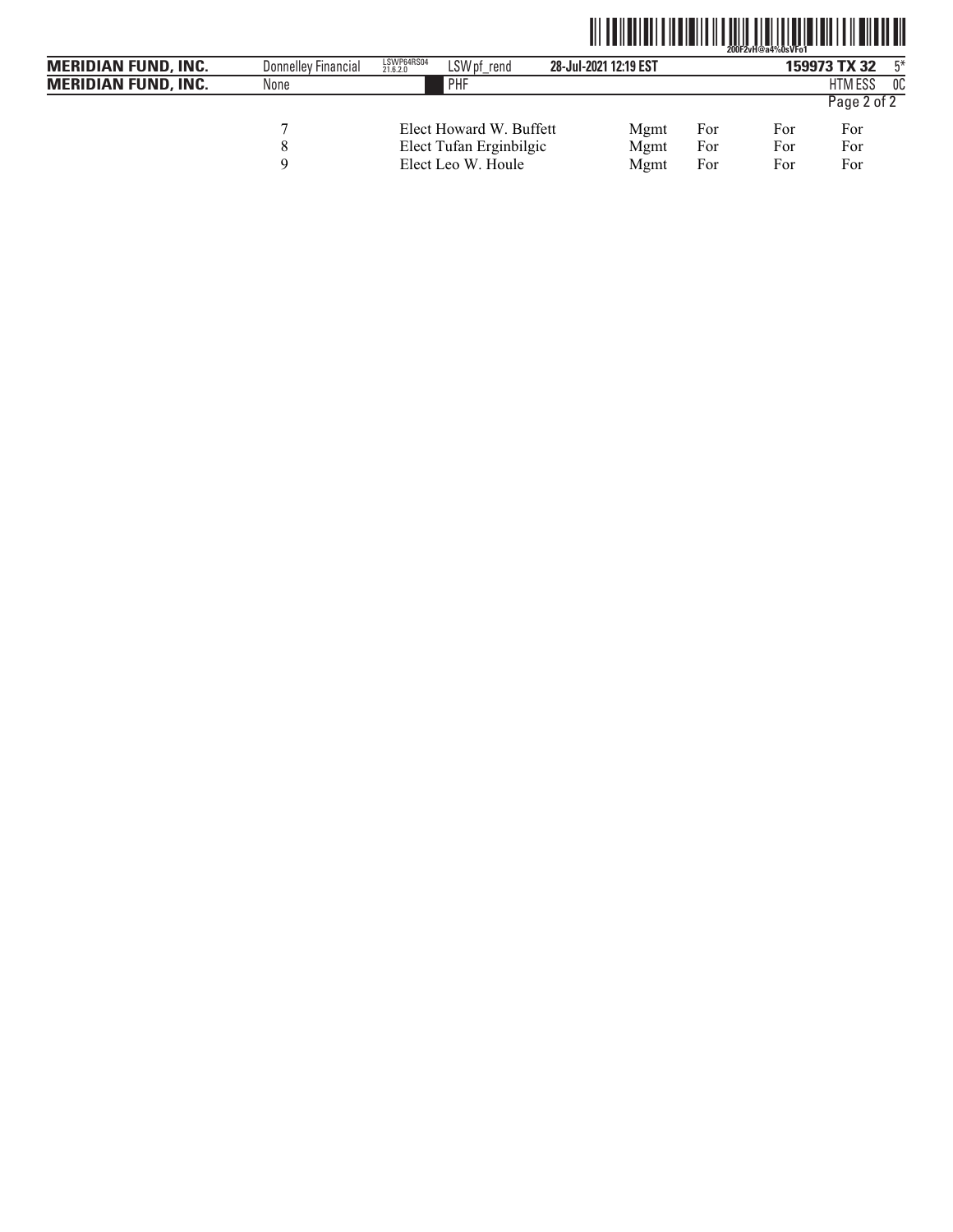| | | | | | |
|---|---|---|---|---|---|
| 7 | Elect Howard W. Buffett | Mgmt | For | For | For |
| 8 | Elect Tufan Erginbilgic | Mgmt | For | For | For |
| 9 | Elect Leo W. Houle | Mgmt | For | For | For |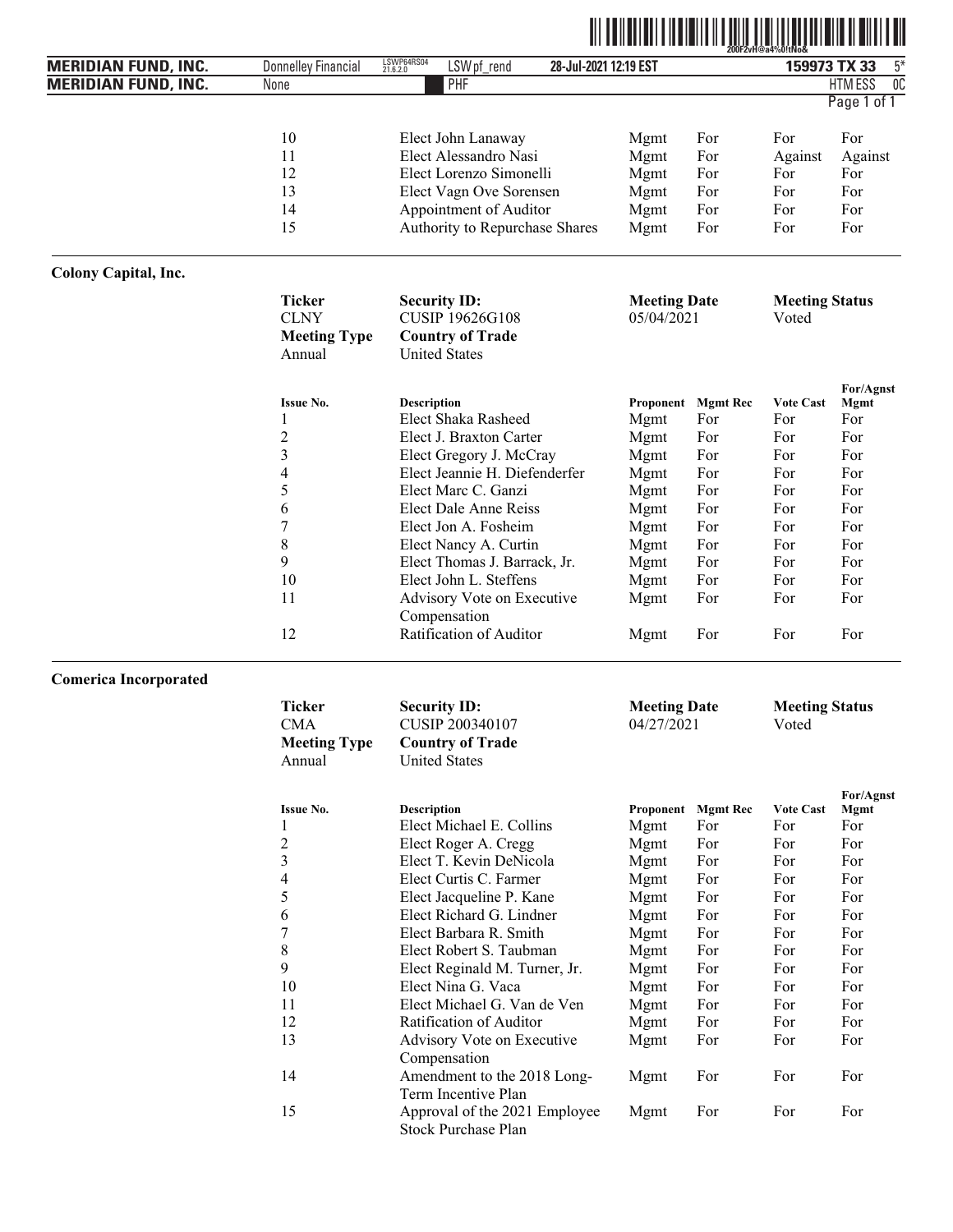| Issue No. | Description | Proponent | Mgmt Rec | Vote Cast | For/Agnst Mgmt |
|---|---|---|---|---|---|
| 10 | Elect John Lanaway | Mgmt | For | For | For |
| 11 | Elect Alessandro Nasi | Mgmt | For | Against | Against |
| 12 | Elect Lorenzo Simonelli | Mgmt | For | For | For |
| 13 | Elect Vagn Ove Sorensen | Mgmt | For | For | For |
| 14 | Appointment of Auditor | Mgmt | For | For | For |
| 15 | Authority to Repurchase Shares | Mgmt | For | For | For |

## Colony Capital, Inc.

| Ticker | Security ID: | Meeting Date | Meeting Status |
|---|---|---|---|
| CLNY | CUSIP 19626G108 | 05/04/2021 | Voted |
| **Meeting Type** | **Country of Trade** | | |
| Annual | United States | | |

| Issue No. | Description | Proponent | Mgmt Rec | Vote Cast | For/Agnst Mgmt |
|---|---|---|---|---|---|
| 1 | Elect Shaka Rasheed | Mgmt | For | For | For |
| 2 | Elect J. Braxton Carter | Mgmt | For | For | For |
| 3 | Elect Gregory J. McCray | Mgmt | For | For | For |
| 4 | Elect Jeannie H. Diefenderfer | Mgmt | For | For | For |
| 5 | Elect Marc C. Ganzi | Mgmt | For | For | For |
| 6 | Elect Dale Anne Reiss | Mgmt | For | For | For |
| 7 | Elect Jon A. Fosheim | Mgmt | For | For | For |
| 8 | Elect Nancy A. Curtin | Mgmt | For | For | For |
| 9 | Elect Thomas J. Barrack, Jr. | Mgmt | For | For | For |
| 10 | Elect John L. Steffens | Mgmt | For | For | For |
| 11 | Advisory Vote on Executive Compensation | Mgmt | For | For | For |
| 12 | Ratification of Auditor | Mgmt | For | For | For |

## Comerica Incorporated

| Ticker | Security ID: | Meeting Date | Meeting Status |
|---|---|---|---|
| CMA | CUSIP 200340107 | 04/27/2021 | Voted |
| **Meeting Type** | **Country of Trade** | | |
| Annual | United States | | |

| Issue No. | Description | Proponent | Mgmt Rec | Vote Cast | For/Agnst Mgmt |
|---|---|---|---|---|---|
| 1 | Elect Michael E. Collins | Mgmt | For | For | For |
| 2 | Elect Roger A. Cregg | Mgmt | For | For | For |
| 3 | Elect T. Kevin DeNicola | Mgmt | For | For | For |
| 4 | Elect Curtis C. Farmer | Mgmt | For | For | For |
| 5 | Elect Jacqueline P. Kane | Mgmt | For | For | For |
| 6 | Elect Richard G. Lindner | Mgmt | For | For | For |
| 7 | Elect Barbara R. Smith | Mgmt | For | For | For |
| 8 | Elect Robert S. Taubman | Mgmt | For | For | For |
| 9 | Elect Reginald M. Turner, Jr. | Mgmt | For | For | For |
| 10 | Elect Nina G. Vaca | Mgmt | For | For | For |
| 11 | Elect Michael G. Van de Ven | Mgmt | For | For | For |
| 12 | Ratification of Auditor | Mgmt | For | For | For |
| 13 | Advisory Vote on Executive Compensation | Mgmt | For | For | For |
| 14 | Amendment to the 2018 Long-Term Incentive Plan | Mgmt | For | For | For |
| 15 | Approval of the 2021 Employee Stock Purchase Plan | Mgmt | For | For | For |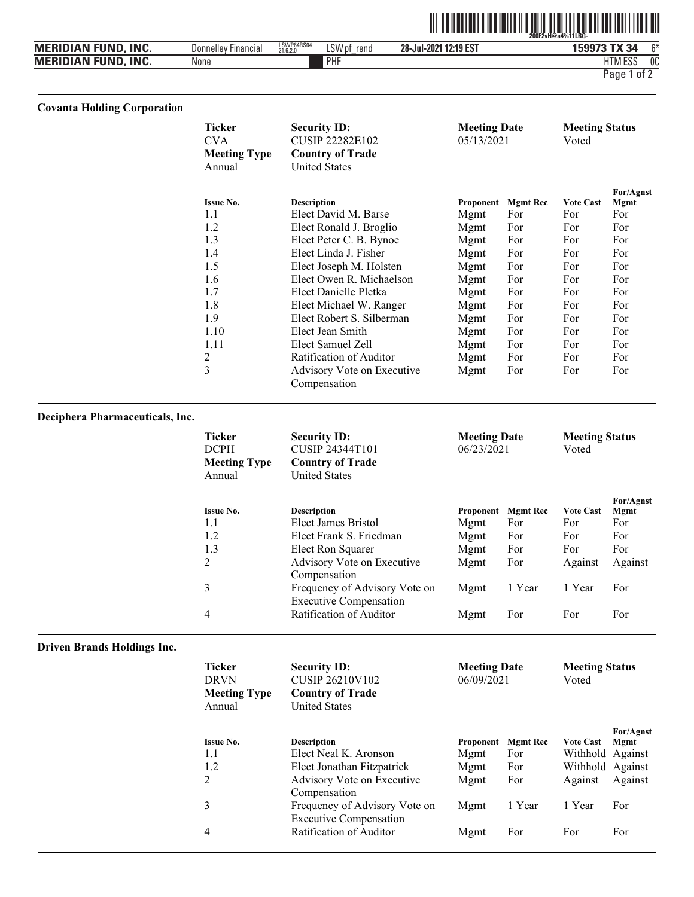### Covanta Holding Corporation

| Ticker | Security ID: | Meeting Date | Meeting Status |
|---|---|---|---|
| CVA | CUSIP 22282E102 | 05/13/2021 | Voted |
| **Meeting Type** | **Country of Trade** | | |
| Annual | United States | | |

| Issue No. | Description | Proponent | Mgmt Rec | Vote Cast | For/Agnst Mgmt |
|---|---|---|---|---|---|
| 1.1 | Elect David M. Barse | Mgmt | For | For | For |
| 1.2 | Elect Ronald J. Broglio | Mgmt | For | For | For |
| 1.3 | Elect Peter C. B. Bynoe | Mgmt | For | For | For |
| 1.4 | Elect Linda J. Fisher | Mgmt | For | For | For |
| 1.5 | Elect Joseph M. Holsten | Mgmt | For | For | For |
| 1.6 | Elect Owen R. Michaelson | Mgmt | For | For | For |
| 1.7 | Elect Danielle Pletka | Mgmt | For | For | For |
| 1.8 | Elect Michael W. Ranger | Mgmt | For | For | For |
| 1.9 | Elect Robert S. Silberman | Mgmt | For | For | For |
| 1.10 | Elect Jean Smith | Mgmt | For | For | For |
| 1.11 | Elect Samuel Zell | Mgmt | For | For | For |
| 2 | Ratification of Auditor | Mgmt | For | For | For |
| 3 | Advisory Vote on Executive Compensation | Mgmt | For | For | For |

### Deciphera Pharmaceuticals, Inc.

| Ticker | Security ID: | Meeting Date | Meeting Status |
|---|---|---|---|
| DCPH | CUSIP 24344T101 | 06/23/2021 | Voted |
| **Meeting Type** | **Country of Trade** | | |
| Annual | United States | | |

| Issue No. | Description | Proponent | Mgmt Rec | Vote Cast | For/Agnst Mgmt |
|---|---|---|---|---|---|
| 1.1 | Elect James Bristol | Mgmt | For | For | For |
| 1.2 | Elect Frank S. Friedman | Mgmt | For | For | For |
| 1.3 | Elect Ron Squarer | Mgmt | For | For | For |
| 2 | Advisory Vote on Executive Compensation | Mgmt | For | Against | Against |
| 3 | Frequency of Advisory Vote on Executive Compensation | Mgmt | 1 Year | 1 Year | For |
| 4 | Ratification of Auditor | Mgmt | For | For | For |

### Driven Brands Holdings Inc.

| Ticker | Security ID: | Meeting Date | Meeting Status |
|---|---|---|---|
| DRVN | CUSIP 26210V102 | 06/09/2021 | Voted |
| **Meeting Type** | **Country of Trade** | | |
| Annual | United States | | |

| Issue No. | Description | Proponent | Mgmt Rec | Vote Cast | For/Agnst Mgmt |
|---|---|---|---|---|---|
| 1.1 | Elect Neal K. Aronson | Mgmt | For | Withhold | Against |
| 1.2 | Elect Jonathan Fitzpatrick | Mgmt | For | Withhold | Against |
| 2 | Advisory Vote on Executive Compensation | Mgmt | For | Against | Against |
| 3 | Frequency of Advisory Vote on Executive Compensation | Mgmt | 1 Year | 1 Year | For |
| 4 | Ratification of Auditor | Mgmt | For | For | For |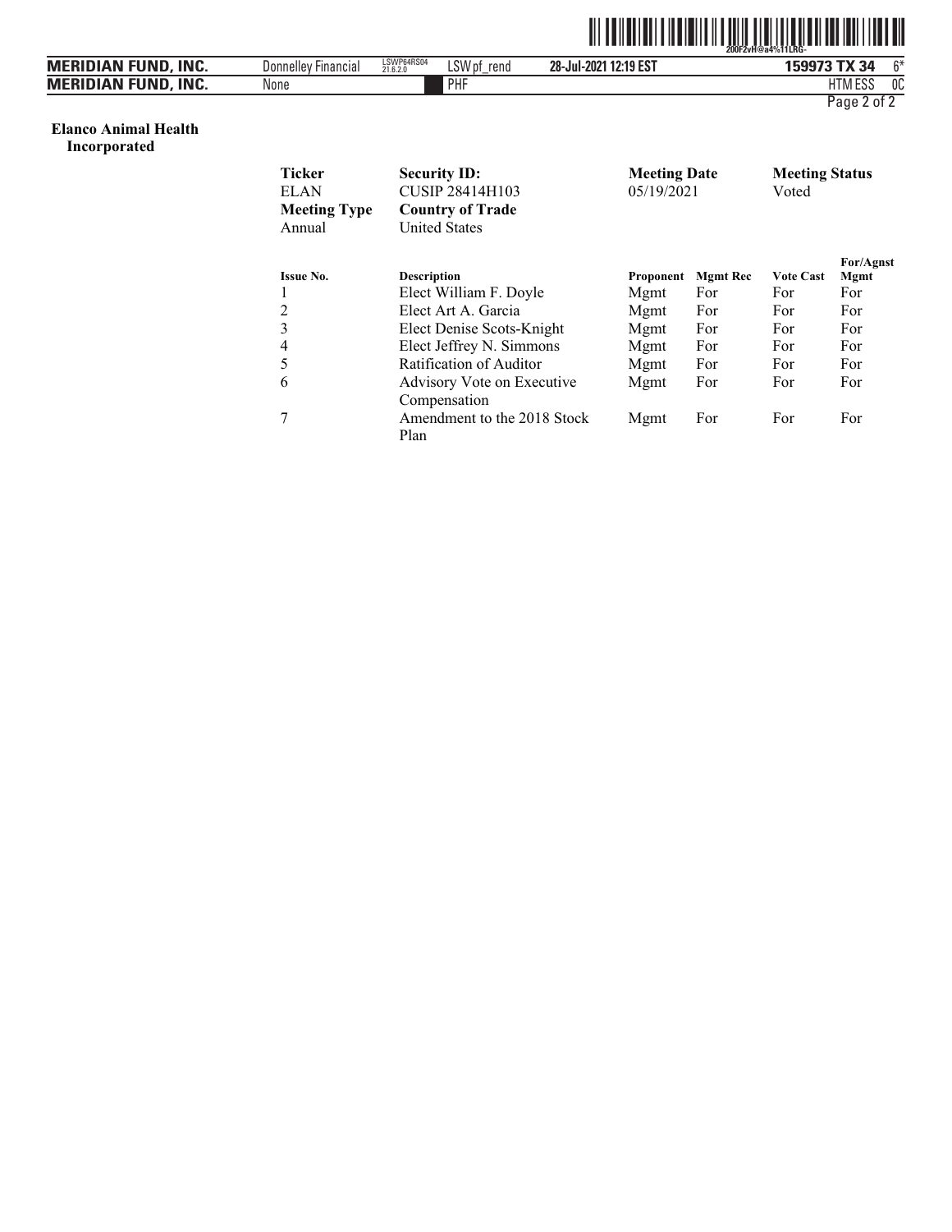**Elanco Animal Health Incorporated**

| Ticker | Security ID: | Meeting Date | Meeting Status |
|---|---|---|---|
| ELAN | CUSIP 28414H103 | 05/19/2021 | Voted |
| **Meeting Type** | **Country of Trade** | | |
| Annual | United States | | |

| Issue No. | Description | Proponent | Mgmt Rec | Vote Cast | For/Agnst Mgmt |
|---|---|---|---|---|---|
| 1 | Elect William F. Doyle | Mgmt | For | For | For |
| 2 | Elect Art A. Garcia | Mgmt | For | For | For |
| 3 | Elect Denise Scots-Knight | Mgmt | For | For | For |
| 4 | Elect Jeffrey N. Simmons | Mgmt | For | For | For |
| 5 | Ratification of Auditor | Mgmt | For | For | For |
| 6 | Advisory Vote on Executive Compensation | Mgmt | For | For | For |
| 7 | Amendment to the 2018 Stock Plan | Mgmt | For | For | For |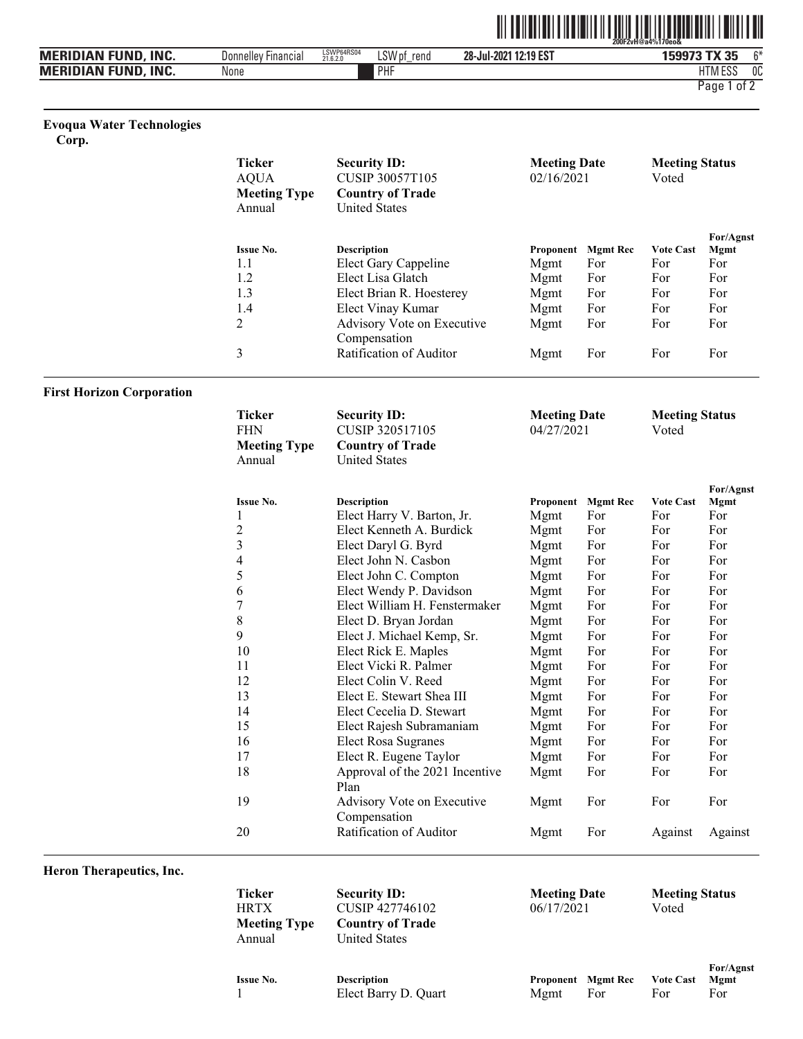## Evoqua Water Technologies Corp.

| Ticker | Security ID: | Meeting Date | Meeting Status |
|---|---|---|---|
| AQUA | CUSIP 30057T105 | 02/16/2021 | Voted |
| **Meeting Type** | **Country of Trade** | | |
| Annual | United States | | |

| Issue No. | Description | Proponent | Mgmt Rec | Vote Cast | For/Agnst Mgmt |
|---|---|---|---|---|---|
| 1.1 | Elect Gary Cappeline | Mgmt | For | For | For |
| 1.2 | Elect Lisa Glatch | Mgmt | For | For | For |
| 1.3 | Elect Brian R. Hoesterey | Mgmt | For | For | For |
| 1.4 | Elect Vinay Kumar | Mgmt | For | For | For |
| 2 | Advisory Vote on Executive Compensation | Mgmt | For | For | For |
| 3 | Ratification of Auditor | Mgmt | For | For | For |

## First Horizon Corporation

| Ticker | Security ID: | Meeting Date | Meeting Status |
|---|---|---|---|
| FHN | CUSIP 320517105 | 04/27/2021 | Voted |
| **Meeting Type** | **Country of Trade** | | |
| Annual | United States | | |

| Issue No. | Description | Proponent | Mgmt Rec | Vote Cast | For/Agnst Mgmt |
|---|---|---|---|---|---|
| 1 | Elect Harry V. Barton, Jr. | Mgmt | For | For | For |
| 2 | Elect Kenneth A. Burdick | Mgmt | For | For | For |
| 3 | Elect Daryl G. Byrd | Mgmt | For | For | For |
| 4 | Elect John N. Casbon | Mgmt | For | For | For |
| 5 | Elect John C. Compton | Mgmt | For | For | For |
| 6 | Elect Wendy P. Davidson | Mgmt | For | For | For |
| 7 | Elect William H. Fenstermaker | Mgmt | For | For | For |
| 8 | Elect D. Bryan Jordan | Mgmt | For | For | For |
| 9 | Elect J. Michael Kemp, Sr. | Mgmt | For | For | For |
| 10 | Elect Rick E. Maples | Mgmt | For | For | For |
| 11 | Elect Vicki R. Palmer | Mgmt | For | For | For |
| 12 | Elect Colin V. Reed | Mgmt | For | For | For |
| 13 | Elect E. Stewart Shea III | Mgmt | For | For | For |
| 14 | Elect Cecelia D. Stewart | Mgmt | For | For | For |
| 15 | Elect Rajesh Subramaniam | Mgmt | For | For | For |
| 16 | Elect Rosa Sugranes | Mgmt | For | For | For |
| 17 | Elect R. Eugene Taylor | Mgmt | For | For | For |
| 18 | Approval of the 2021 Incentive Plan | Mgmt | For | For | For |
| 19 | Advisory Vote on Executive Compensation | Mgmt | For | For | For |
| 20 | Ratification of Auditor | Mgmt | For | Against | Against |

## Heron Therapeutics, Inc.

| Ticker | Security ID: | Meeting Date | Meeting Status |
|---|---|---|---|
| HRTX | CUSIP 427746102 | 06/17/2021 | Voted |
| **Meeting Type** | **Country of Trade** | | |
| Annual | United States | | |

| Issue No. | Description | Proponent | Mgmt Rec | Vote Cast | For/Agnst Mgmt |
|---|---|---|---|---|---|
| 1 | Elect Barry D. Quart | Mgmt | For | For | For |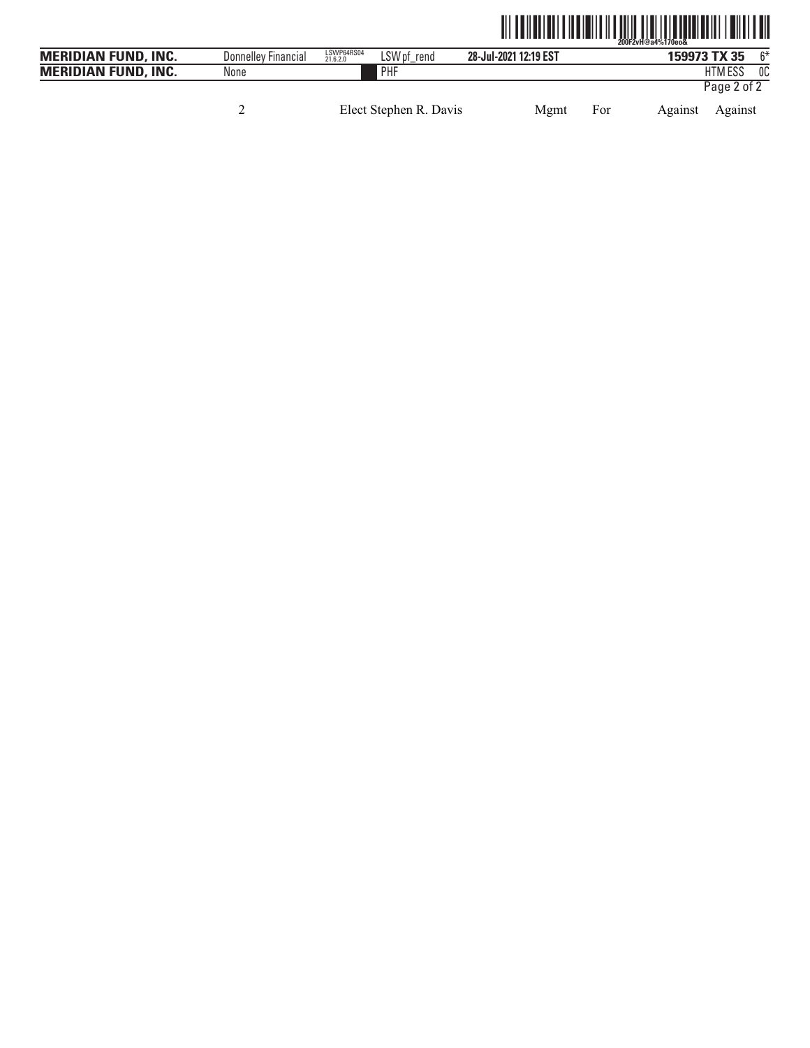| 2 | Elect Stephen R. Davis | Mgmt | For | Against | Against |
|---|---|---|---|---|---|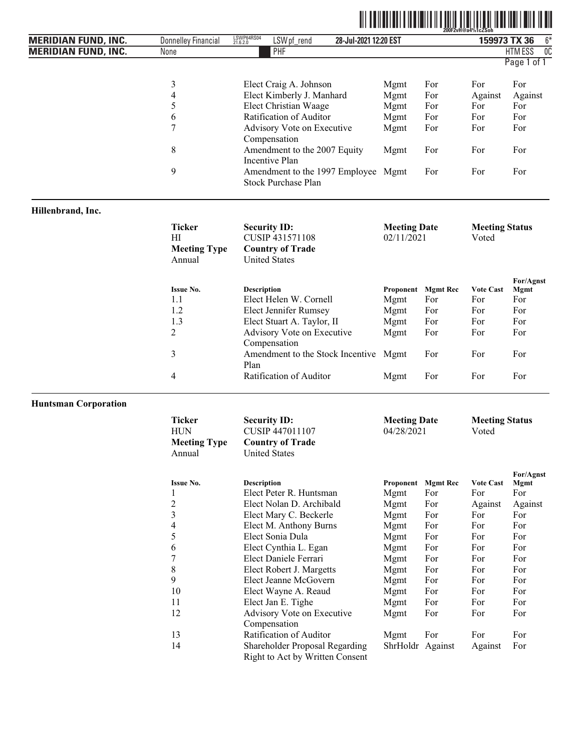| Issue No. | Description | Proponent | Mgmt Rec | Vote Cast | For/Agnst Mgmt |
|---|---|---|---|---|---|
| 3 | Elect Craig A. Johnson | Mgmt | For | For | For |
| 4 | Elect Kimberly J. Manhard | Mgmt | For | Against | Against |
| 5 | Elect Christian Waage | Mgmt | For | For | For |
| 6 | Ratification of Auditor | Mgmt | For | For | For |
| 7 | Advisory Vote on Executive Compensation | Mgmt | For | For | For |
| 8 | Amendment to the 2007 Equity Incentive Plan | Mgmt | For | For | For |
| 9 | Amendment to the 1997 Employee Stock Purchase Plan | Mgmt | For | For | For |

## Hillenbrand, Inc.

| **Ticker** | **Security ID:** | **Meeting Date** | **Meeting Status** |
|---|---|---|---|
| HI | CUSIP 431571108 | 02/11/2021 | Voted |
| **Meeting Type** | **Country of Trade** | | |
| Annual | United States | | |

| Issue No. | Description | Proponent | Mgmt Rec | Vote Cast | For/Agnst Mgmt |
|---|---|---|---|---|---|
| 1.1 | Elect Helen W. Cornell | Mgmt | For | For | For |
| 1.2 | Elect Jennifer Rumsey | Mgmt | For | For | For |
| 1.3 | Elect Stuart A. Taylor, II | Mgmt | For | For | For |
| 2 | Advisory Vote on Executive Compensation | Mgmt | For | For | For |
| 3 | Amendment to the Stock Incentive Plan | Mgmt | For | For | For |
| 4 | Ratification of Auditor | Mgmt | For | For | For |

## Huntsman Corporation

| **Ticker** | **Security ID:** | **Meeting Date** | **Meeting Status** |
|---|---|---|---|
| HUN | CUSIP 447011107 | 04/28/2021 | Voted |
| **Meeting Type** | **Country of Trade** | | |
| Annual | United States | | |

| Issue No. | Description | Proponent | Mgmt Rec | Vote Cast | For/Agnst Mgmt |
|---|---|---|---|---|---|
| 1 | Elect Peter R. Huntsman | Mgmt | For | For | For |
| 2 | Elect Nolan D. Archibald | Mgmt | For | Against | Against |
| 3 | Elect Mary C. Beckerle | Mgmt | For | For | For |
| 4 | Elect M. Anthony Burns | Mgmt | For | For | For |
| 5 | Elect Sonia Dula | Mgmt | For | For | For |
| 6 | Elect Cynthia L. Egan | Mgmt | For | For | For |
| 7 | Elect Daniele Ferrari | Mgmt | For | For | For |
| 8 | Elect Robert J. Margetts | Mgmt | For | For | For |
| 9 | Elect Jeanne McGovern | Mgmt | For | For | For |
| 10 | Elect Wayne A. Reaud | Mgmt | For | For | For |
| 11 | Elect Jan E. Tighe | Mgmt | For | For | For |
| 12 | Advisory Vote on Executive Compensation | Mgmt | For | For | For |
| 13 | Ratification of Auditor | Mgmt | For | For | For |
| 14 | Shareholder Proposal Regarding Right to Act by Written Consent | ShrHoldr | Against | Against | For |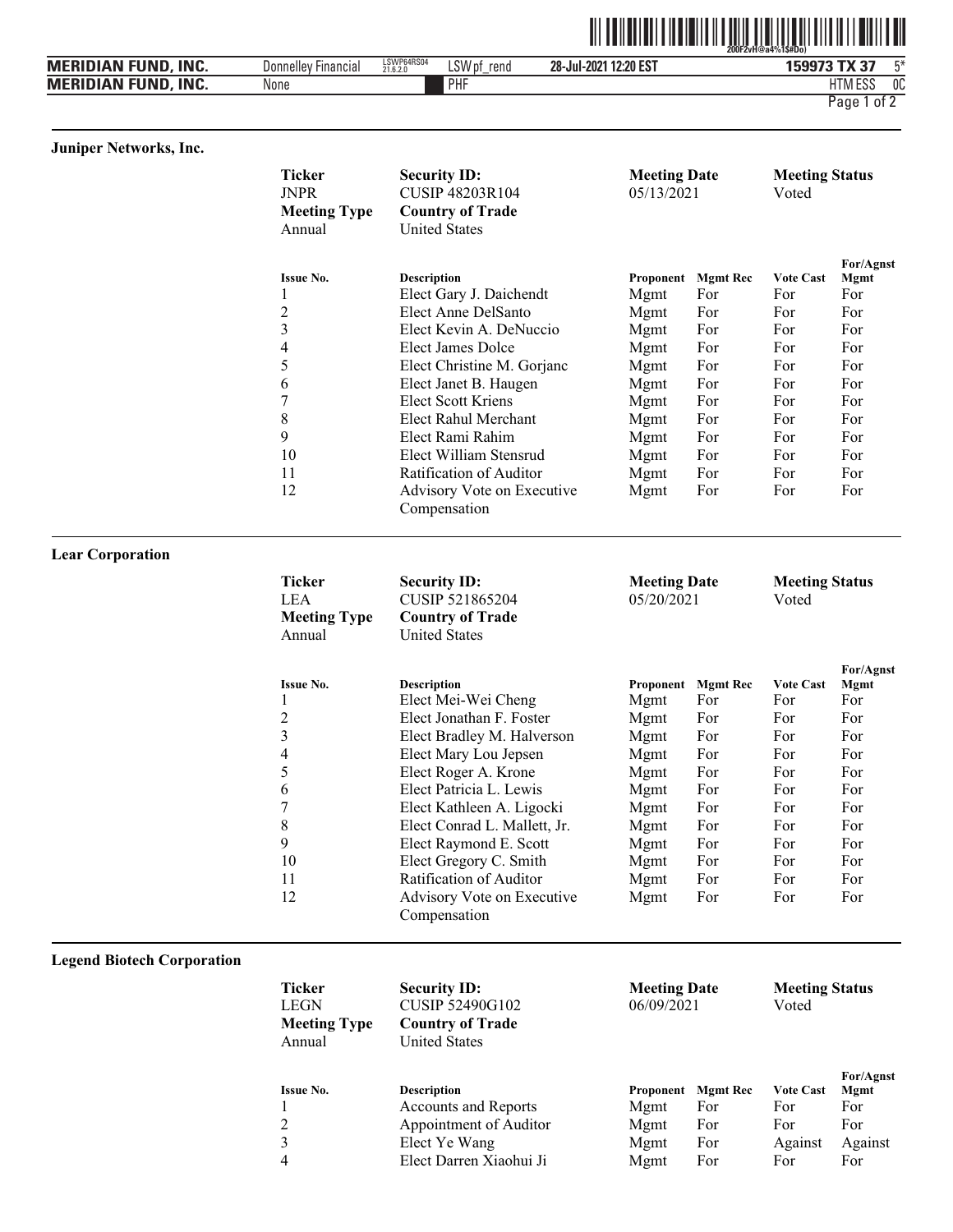### Juniper Networks, Inc.

| Ticker | Security ID: | Meeting Date | Meeting Status |
|---|---|---|---|
| JNPR | CUSIP 48203R104 | 05/13/2021 | Voted |
| **Meeting Type** | **Country of Trade** | | |
| Annual | United States | | |

| Issue No. | Description | Proponent | Mgmt Rec | Vote Cast | For/Agnst Mgmt |
|---|---|---|---|---|---|
| 1 | Elect Gary J. Daichendt | Mgmt | For | For | For |
| 2 | Elect Anne DelSanto | Mgmt | For | For | For |
| 3 | Elect Kevin A. DeNuccio | Mgmt | For | For | For |
| 4 | Elect James Dolce | Mgmt | For | For | For |
| 5 | Elect Christine M. Gorjanc | Mgmt | For | For | For |
| 6 | Elect Janet B. Haugen | Mgmt | For | For | For |
| 7 | Elect Scott Kriens | Mgmt | For | For | For |
| 8 | Elect Rahul Merchant | Mgmt | For | For | For |
| 9 | Elect Rami Rahim | Mgmt | For | For | For |
| 10 | Elect William Stensrud | Mgmt | For | For | For |
| 11 | Ratification of Auditor | Mgmt | For | For | For |
| 12 | Advisory Vote on Executive Compensation | Mgmt | For | For | For |

### Lear Corporation

| Ticker | Security ID: | Meeting Date | Meeting Status |
|---|---|---|---|
| LEA | CUSIP 521865204 | 05/20/2021 | Voted |
| **Meeting Type** | **Country of Trade** | | |
| Annual | United States | | |

| Issue No. | Description | Proponent | Mgmt Rec | Vote Cast | For/Agnst Mgmt |
|---|---|---|---|---|---|
| 1 | Elect Mei-Wei Cheng | Mgmt | For | For | For |
| 2 | Elect Jonathan F. Foster | Mgmt | For | For | For |
| 3 | Elect Bradley M. Halverson | Mgmt | For | For | For |
| 4 | Elect Mary Lou Jepsen | Mgmt | For | For | For |
| 5 | Elect Roger A. Krone | Mgmt | For | For | For |
| 6 | Elect Patricia L. Lewis | Mgmt | For | For | For |
| 7 | Elect Kathleen A. Ligocki | Mgmt | For | For | For |
| 8 | Elect Conrad L. Mallett, Jr. | Mgmt | For | For | For |
| 9 | Elect Raymond E. Scott | Mgmt | For | For | For |
| 10 | Elect Gregory C. Smith | Mgmt | For | For | For |
| 11 | Ratification of Auditor | Mgmt | For | For | For |
| 12 | Advisory Vote on Executive Compensation | Mgmt | For | For | For |

### Legend Biotech Corporation

| Ticker | Security ID: | Meeting Date | Meeting Status |
|---|---|---|---|
| LEGN | CUSIP 52490G102 | 06/09/2021 | Voted |
| **Meeting Type** | **Country of Trade** | | |
| Annual | United States | | |

| Issue No. | Description | Proponent | Mgmt Rec | Vote Cast | For/Agnst Mgmt |
|---|---|---|---|---|---|
| 1 | Accounts and Reports | Mgmt | For | For | For |
| 2 | Appointment of Auditor | Mgmt | For | For | For |
| 3 | Elect Ye Wang | Mgmt | For | Against | Against |
| 4 | Elect Darren Xiaohui Ji | Mgmt | For | For | For |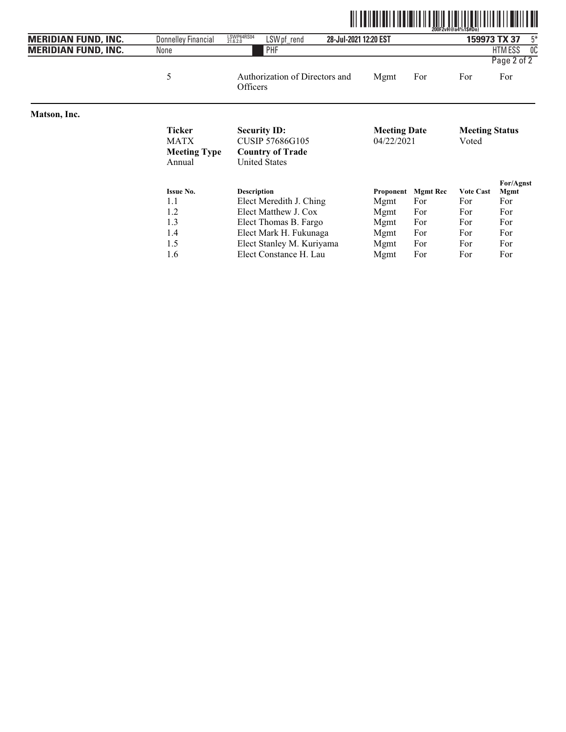| 5 | Authorization of Directors and Officers | Mgmt | For | For | For |
|---|---|---|---|---|---|

## Matson, Inc.

| **Ticker** | **Security ID:** | **Meeting Date** | **Meeting Status** |
|---|---|---|---|
| MATX | CUSIP 57686G105 | 04/22/2021 | Voted |
| **Meeting Type** | **Country of Trade** | | |
| Annual | United States | | |

| Issue No. | Description | Proponent | Mgmt Rec | Vote Cast | For/Agnst Mgmt |
|---|---|---|---|---|---|
| 1.1 | Elect Meredith J. Ching | Mgmt | For | For | For |
| 1.2 | Elect Matthew J. Cox | Mgmt | For | For | For |
| 1.3 | Elect Thomas B. Fargo | Mgmt | For | For | For |
| 1.4 | Elect Mark H. Fukunaga | Mgmt | For | For | For |
| 1.5 | Elect Stanley M. Kuriyama | Mgmt | For | For | For |
| 1.6 | Elect Constance H. Lau | Mgmt | For | For | For |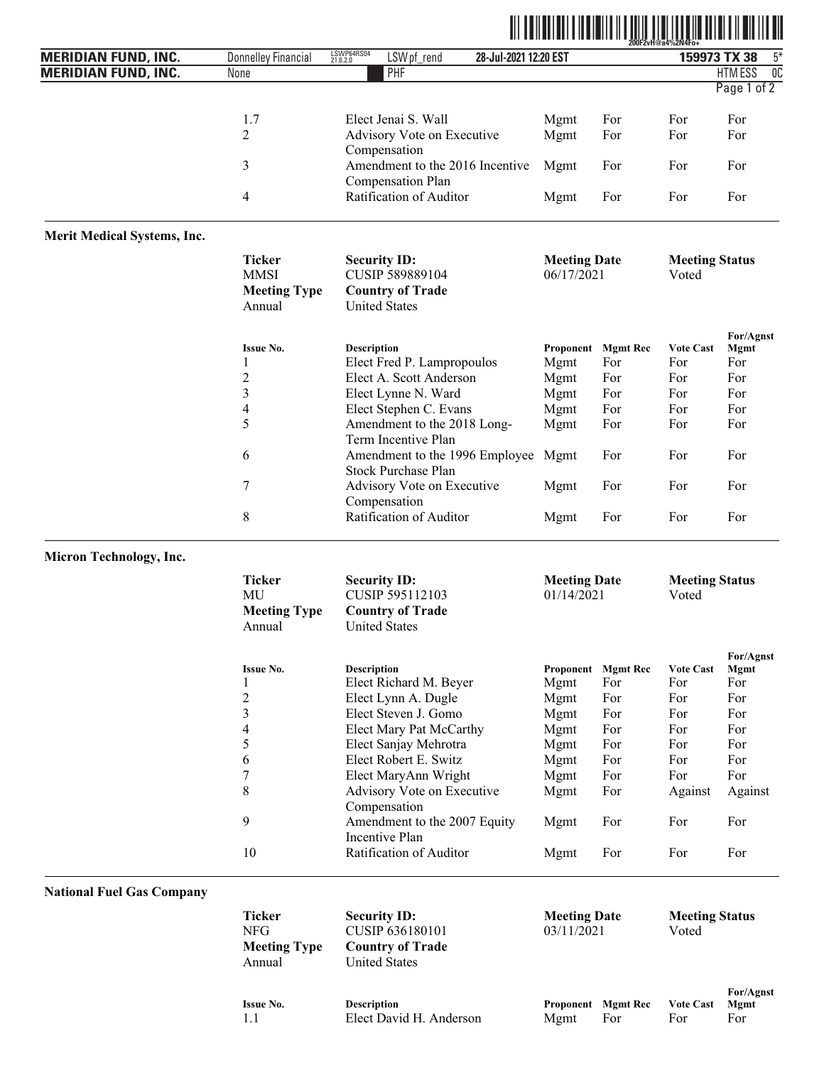| Issue No. | Description | Proponent | Mgmt Rec | Vote Cast | For/Agnst Mgmt |
|---|---|---|---|---|---|
| 1.7 | Elect Jenai S. Wall | Mgmt | For | For | For |
| 2 | Advisory Vote on Executive Compensation | Mgmt | For | For | For |
| 3 | Amendment to the 2016 Incentive Compensation Plan | Mgmt | For | For | For |
| 4 | Ratification of Auditor | Mgmt | For | For | For |

## Merit Medical Systems, Inc.

| Ticker | Security ID: | Meeting Date | Meeting Status |
|---|---|---|---|
| MMSI | CUSIP 589889104 | 06/17/2021 | Voted |
| **Meeting Type** | **Country of Trade** | | |
| Annual | United States | | |

| Issue No. | Description | Proponent | Mgmt Rec | Vote Cast | For/Agnst Mgmt |
|---|---|---|---|---|---|
| 1 | Elect Fred P. Lampropoulos | Mgmt | For | For | For |
| 2 | Elect A. Scott Anderson | Mgmt | For | For | For |
| 3 | Elect Lynne N. Ward | Mgmt | For | For | For |
| 4 | Elect Stephen C. Evans | Mgmt | For | For | For |
| 5 | Amendment to the 2018 Long-Term Incentive Plan | Mgmt | For | For | For |
| 6 | Amendment to the 1996 Employee Stock Purchase Plan | Mgmt | For | For | For |
| 7 | Advisory Vote on Executive Compensation | Mgmt | For | For | For |
| 8 | Ratification of Auditor | Mgmt | For | For | For |

## Micron Technology, Inc.

| Ticker | Security ID: | Meeting Date | Meeting Status |
|---|---|---|---|
| MU | CUSIP 595112103 | 01/14/2021 | Voted |
| **Meeting Type** | **Country of Trade** | | |
| Annual | United States | | |

| Issue No. | Description | Proponent | Mgmt Rec | Vote Cast | For/Agnst Mgmt |
|---|---|---|---|---|---|
| 1 | Elect Richard M. Beyer | Mgmt | For | For | For |
| 2 | Elect Lynn A. Dugle | Mgmt | For | For | For |
| 3 | Elect Steven J. Gomo | Mgmt | For | For | For |
| 4 | Elect Mary Pat McCarthy | Mgmt | For | For | For |
| 5 | Elect Sanjay Mehrotra | Mgmt | For | For | For |
| 6 | Elect Robert E. Switz | Mgmt | For | For | For |
| 7 | Elect MaryAnn Wright | Mgmt | For | For | For |
| 8 | Advisory Vote on Executive Compensation | Mgmt | For | Against | Against |
| 9 | Amendment to the 2007 Equity Incentive Plan | Mgmt | For | For | For |
| 10 | Ratification of Auditor | Mgmt | For | For | For |

## National Fuel Gas Company

| Ticker | Security ID: | Meeting Date | Meeting Status |
|---|---|---|---|
| NFG | CUSIP 636180101 | 03/11/2021 | Voted |
| **Meeting Type** | **Country of Trade** | | |
| Annual | United States | | |

| Issue No. | Description | Proponent | Mgmt Rec | Vote Cast | For/Agnst Mgmt |
|---|---|---|---|---|---|
| 1.1 | Elect David H. Anderson | Mgmt | For | For | For |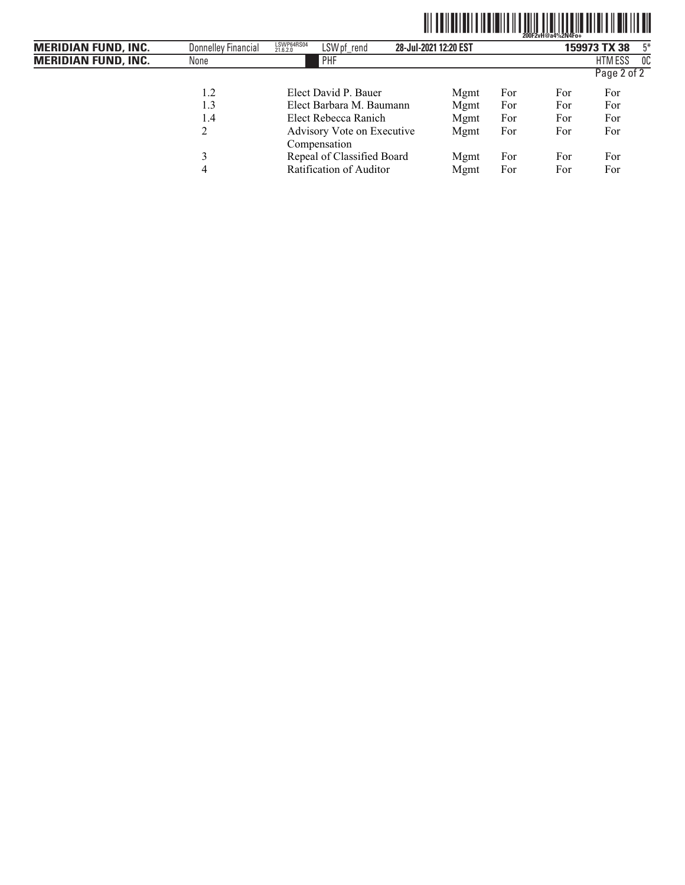| | | | | | |
|---|---|---|---|---|---|
| 1.2 | Elect David P. Bauer | Mgmt | For | For | For |
| 1.3 | Elect Barbara M. Baumann | Mgmt | For | For | For |
| 1.4 | Elect Rebecca Ranich | Mgmt | For | For | For |
| 2 | Advisory Vote on Executive Compensation | Mgmt | For | For | For |
| 3 | Repeal of Classified Board | Mgmt | For | For | For |
| 4 | Ratification of Auditor | Mgmt | For | For | For |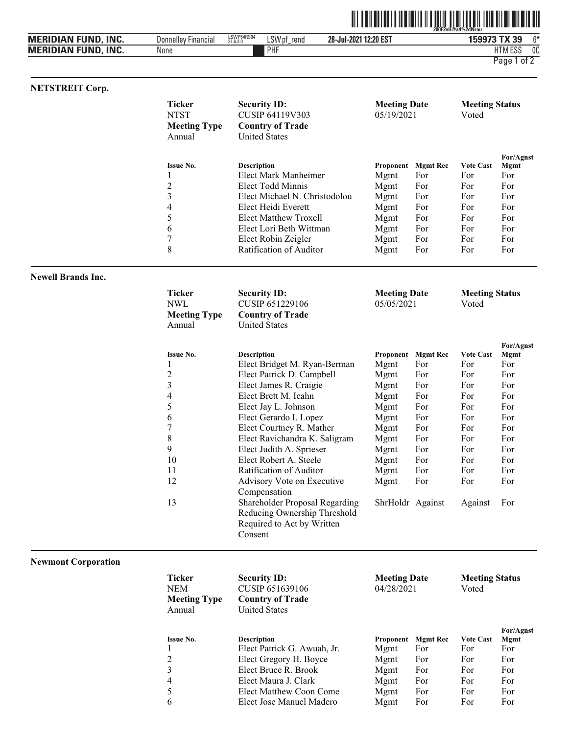## NETSTREIT Corp.

| Ticker | Security ID: | Meeting Date | Meeting Status |
|---|---|---|---|
| NTST | CUSIP 64119V303 | 05/19/2021 | Voted |
| **Meeting Type** | **Country of Trade** | | |
| Annual | United States | | |

| Issue No. | Description | Proponent | Mgmt Rec | Vote Cast | For/Agnst Mgmt |
|---|---|---|---|---|---|
| 1 | Elect Mark Manheimer | Mgmt | For | For | For |
| 2 | Elect Todd Minnis | Mgmt | For | For | For |
| 3 | Elect Michael N. Christodolou | Mgmt | For | For | For |
| 4 | Elect Heidi Everett | Mgmt | For | For | For |
| 5 | Elect Matthew Troxell | Mgmt | For | For | For |
| 6 | Elect Lori Beth Wittman | Mgmt | For | For | For |
| 7 | Elect Robin Zeigler | Mgmt | For | For | For |
| 8 | Ratification of Auditor | Mgmt | For | For | For |

## Newell Brands Inc.

| Ticker | Security ID: | Meeting Date | Meeting Status |
|---|---|---|---|
| NWL | CUSIP 651229106 | 05/05/2021 | Voted |
| **Meeting Type** | **Country of Trade** | | |
| Annual | United States | | |

| Issue No. | Description | Proponent | Mgmt Rec | Vote Cast | For/Agnst Mgmt |
|---|---|---|---|---|---|
| 1 | Elect Bridget M. Ryan-Berman | Mgmt | For | For | For |
| 2 | Elect Patrick D. Campbell | Mgmt | For | For | For |
| 3 | Elect James R. Craigie | Mgmt | For | For | For |
| 4 | Elect Brett M. Icahn | Mgmt | For | For | For |
| 5 | Elect Jay L. Johnson | Mgmt | For | For | For |
| 6 | Elect Gerardo I. Lopez | Mgmt | For | For | For |
| 7 | Elect Courtney R. Mather | Mgmt | For | For | For |
| 8 | Elect Ravichandra K. Saligram | Mgmt | For | For | For |
| 9 | Elect Judith A. Sprieser | Mgmt | For | For | For |
| 10 | Elect Robert A. Steele | Mgmt | For | For | For |
| 11 | Ratification of Auditor | Mgmt | For | For | For |
| 12 | Advisory Vote on Executive Compensation | Mgmt | For | For | For |
| 13 | Shareholder Proposal Regarding Reducing Ownership Threshold Required to Act by Written Consent | ShrHoldr | Against | Against | For |

## Newmont Corporation

| Ticker | Security ID: | Meeting Date | Meeting Status |
|---|---|---|---|
| NEM | CUSIP 651639106 | 04/28/2021 | Voted |
| **Meeting Type** | **Country of Trade** | | |
| Annual | United States | | |

| Issue No. | Description | Proponent | Mgmt Rec | Vote Cast | For/Agnst Mgmt |
|---|---|---|---|---|---|
| 1 | Elect Patrick G. Awuah, Jr. | Mgmt | For | For | For |
| 2 | Elect Gregory H. Boyce | Mgmt | For | For | For |
| 3 | Elect Bruce R. Brook | Mgmt | For | For | For |
| 4 | Elect Maura J. Clark | Mgmt | For | For | For |
| 5 | Elect Matthew Coon Come | Mgmt | For | For | For |
| 6 | Elect Jose Manuel Madero | Mgmt | For | For | For |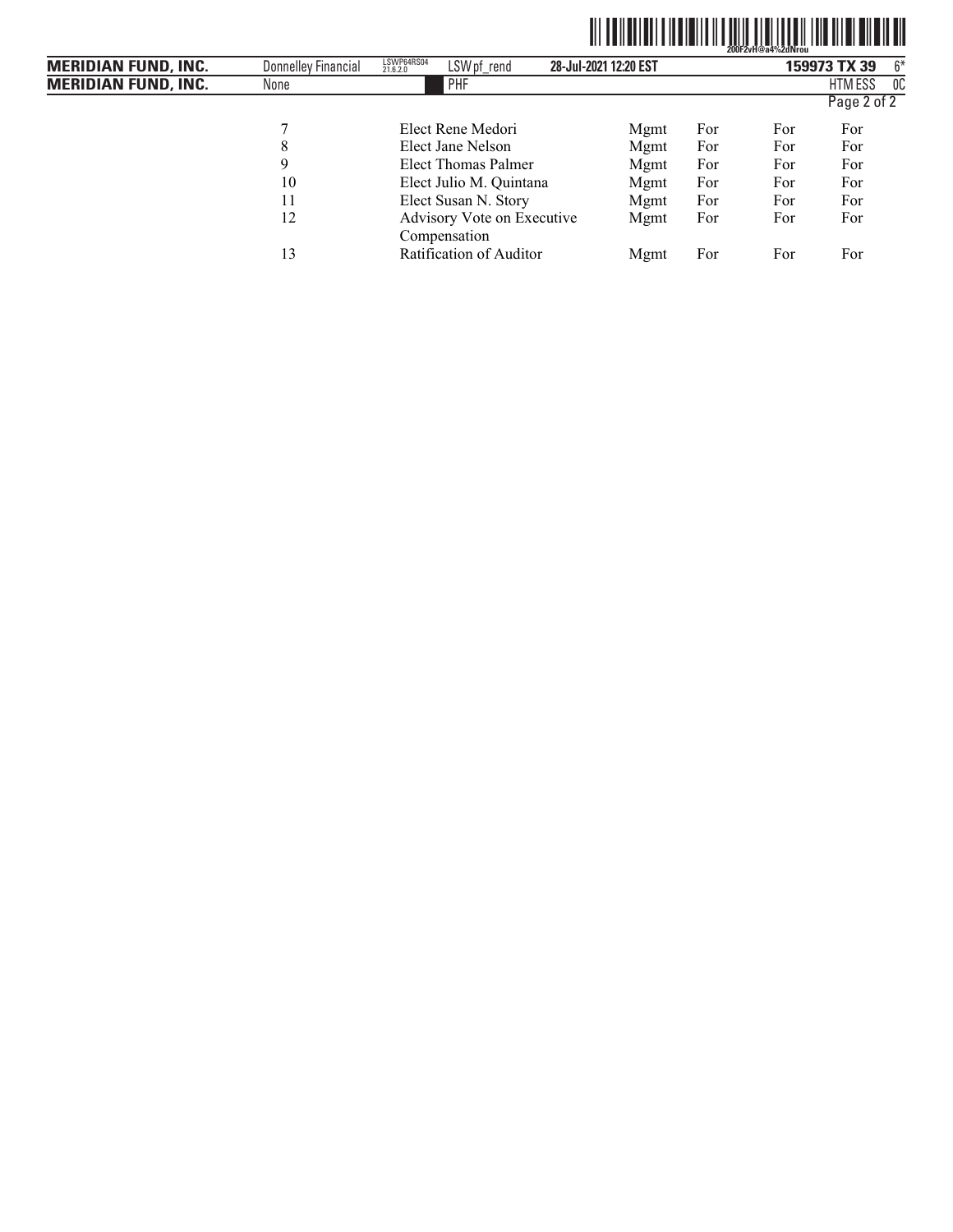| | | | | | |
|---|---|---|---|---|---|
| 7 | Elect Rene Medori | Mgmt | For | For | For |
| 8 | Elect Jane Nelson | Mgmt | For | For | For |
| 9 | Elect Thomas Palmer | Mgmt | For | For | For |
| 10 | Elect Julio M. Quintana | Mgmt | For | For | For |
| 11 | Elect Susan N. Story | Mgmt | For | For | For |
| 12 | Advisory Vote on Executive Compensation | Mgmt | For | For | For |
| 13 | Ratification of Auditor | Mgmt | For | For | For |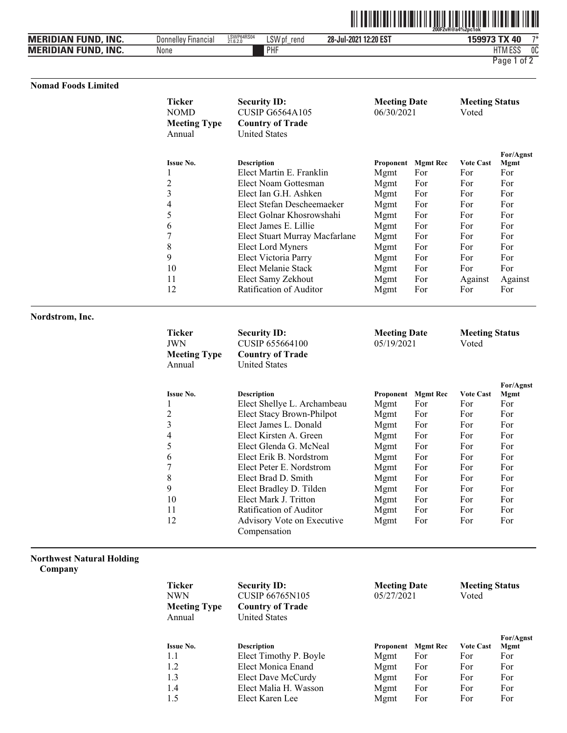## Nomad Foods Limited

| Ticker | Security ID: | Meeting Date | Meeting Status |
|---|---|---|---|
| NOMD | CUSIP G6564A105 | 06/30/2021 | Voted |
| **Meeting Type** | **Country of Trade** | | |
| Annual | United States | | |

| Issue No. | Description | Proponent | Mgmt Rec | Vote Cast | For/Agnst Mgmt |
|---|---|---|---|---|---|
| 1 | Elect Martin E. Franklin | Mgmt | For | For | For |
| 2 | Elect Noam Gottesman | Mgmt | For | For | For |
| 3 | Elect Ian G.H. Ashken | Mgmt | For | For | For |
| 4 | Elect Stefan Descheemaeker | Mgmt | For | For | For |
| 5 | Elect Golnar Khosrowshahi | Mgmt | For | For | For |
| 6 | Elect James E. Lillie | Mgmt | For | For | For |
| 7 | Elect Stuart Murray Macfarlane | Mgmt | For | For | For |
| 8 | Elect Lord Myners | Mgmt | For | For | For |
| 9 | Elect Victoria Parry | Mgmt | For | For | For |
| 10 | Elect Melanie Stack | Mgmt | For | For | For |
| 11 | Elect Samy Zekhout | Mgmt | For | Against | Against |
| 12 | Ratification of Auditor | Mgmt | For | For | For |

## Nordstrom, Inc.

| Ticker | Security ID: | Meeting Date | Meeting Status |
|---|---|---|---|
| JWN | CUSIP 655664100 | 05/19/2021 | Voted |
| **Meeting Type** | **Country of Trade** | | |
| Annual | United States | | |

| Issue No. | Description | Proponent | Mgmt Rec | Vote Cast | For/Agnst Mgmt |
|---|---|---|---|---|---|
| 1 | Elect Shellye L. Archambeau | Mgmt | For | For | For |
| 2 | Elect Stacy Brown-Philpot | Mgmt | For | For | For |
| 3 | Elect James L. Donald | Mgmt | For | For | For |
| 4 | Elect Kirsten A. Green | Mgmt | For | For | For |
| 5 | Elect Glenda G. McNeal | Mgmt | For | For | For |
| 6 | Elect Erik B. Nordstrom | Mgmt | For | For | For |
| 7 | Elect Peter E. Nordstrom | Mgmt | For | For | For |
| 8 | Elect Brad D. Smith | Mgmt | For | For | For |
| 9 | Elect Bradley D. Tilden | Mgmt | For | For | For |
| 10 | Elect Mark J. Tritton | Mgmt | For | For | For |
| 11 | Ratification of Auditor | Mgmt | For | For | For |
| 12 | Advisory Vote on Executive Compensation | Mgmt | For | For | For |

## Northwest Natural Holding Company

| Ticker | Security ID: | Meeting Date | Meeting Status |
|---|---|---|---|
| NWN | CUSIP 66765N105 | 05/27/2021 | Voted |
| **Meeting Type** | **Country of Trade** | | |
| Annual | United States | | |

| Issue No. | Description | Proponent | Mgmt Rec | Vote Cast | For/Agnst Mgmt |
|---|---|---|---|---|---|
| 1.1 | Elect Timothy P. Boyle | Mgmt | For | For | For |
| 1.2 | Elect Monica Enand | Mgmt | For | For | For |
| 1.3 | Elect Dave McCurdy | Mgmt | For | For | For |
| 1.4 | Elect Malia H. Wasson | Mgmt | For | For | For |
| 1.5 | Elect Karen Lee | Mgmt | For | For | For |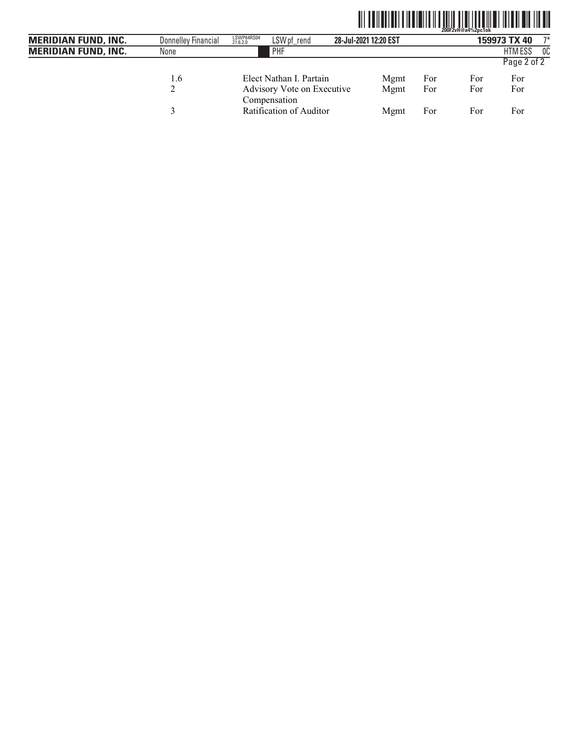| | | | | | |
|---|---|---|---|---|---|
| 1.6 | Elect Nathan I. Partain | Mgmt | For | For | For |
| 2 | Advisory Vote on Executive Compensation | Mgmt | For | For | For |
| 3 | Ratification of Auditor | Mgmt | For | For | For |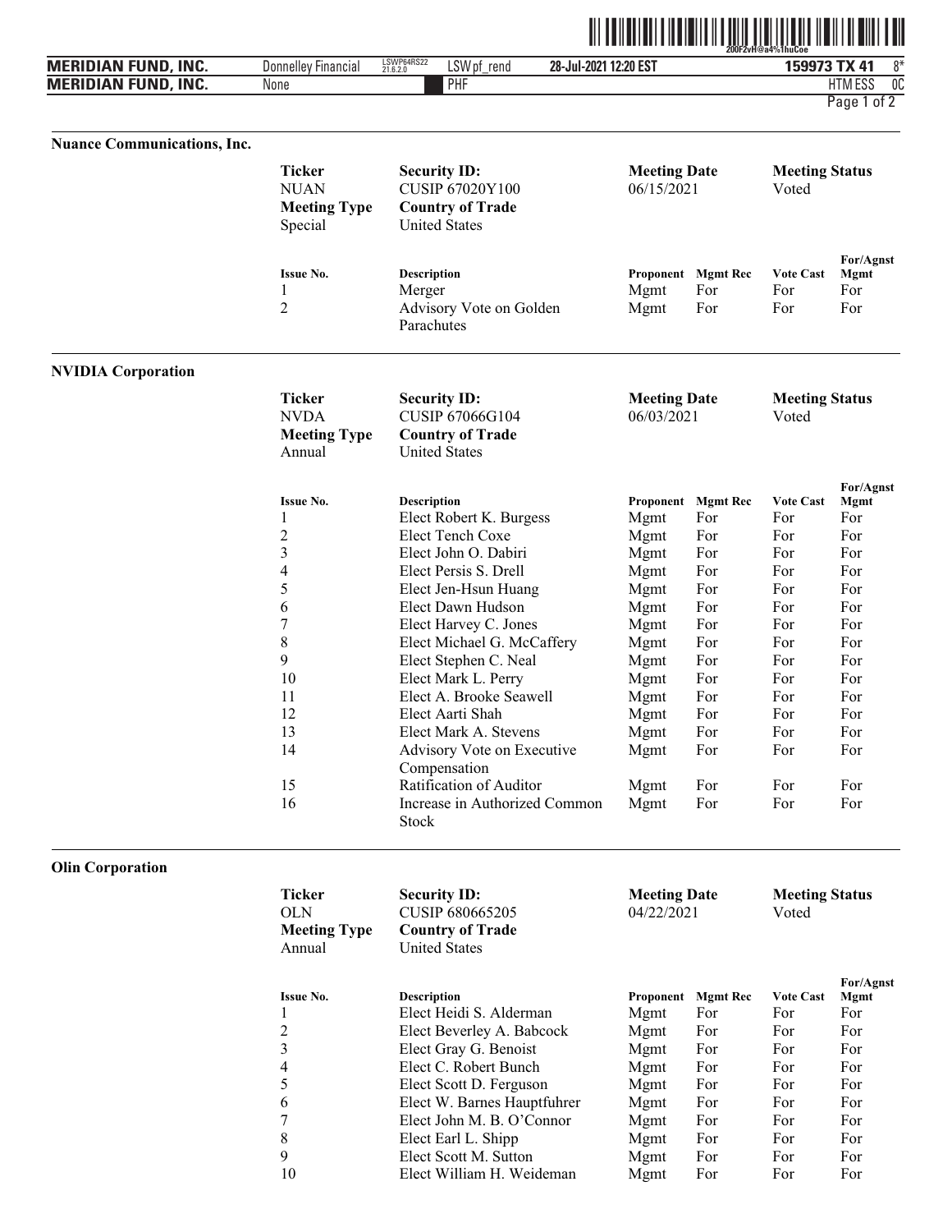## Nuance Communications, Inc.

| Ticker | Security ID: | Meeting Date | Meeting Status |
|---|---|---|---|
| NUAN | CUSIP 67020Y100 | 06/15/2021 | Voted |
| **Meeting Type** | **Country of Trade** | | |
| Special | United States | | |

| Issue No. | Description | Proponent | Mgmt Rec | Vote Cast | For/Agnst Mgmt |
|---|---|---|---|---|---|
| 1 | Merger | Mgmt | For | For | For |
| 2 | Advisory Vote on Golden Parachutes | Mgmt | For | For | For |

## NVIDIA Corporation

| Ticker | Security ID: | Meeting Date | Meeting Status |
|---|---|---|---|
| NVDA | CUSIP 67066G104 | 06/03/2021 | Voted |
| **Meeting Type** | **Country of Trade** | | |
| Annual | United States | | |

| Issue No. | Description | Proponent | Mgmt Rec | Vote Cast | For/Agnst Mgmt |
|---|---|---|---|---|---|
| 1 | Elect Robert K. Burgess | Mgmt | For | For | For |
| 2 | Elect Tench Coxe | Mgmt | For | For | For |
| 3 | Elect John O. Dabiri | Mgmt | For | For | For |
| 4 | Elect Persis S. Drell | Mgmt | For | For | For |
| 5 | Elect Jen-Hsun Huang | Mgmt | For | For | For |
| 6 | Elect Dawn Hudson | Mgmt | For | For | For |
| 7 | Elect Harvey C. Jones | Mgmt | For | For | For |
| 8 | Elect Michael G. McCaffery | Mgmt | For | For | For |
| 9 | Elect Stephen C. Neal | Mgmt | For | For | For |
| 10 | Elect Mark L. Perry | Mgmt | For | For | For |
| 11 | Elect A. Brooke Seawell | Mgmt | For | For | For |
| 12 | Elect Aarti Shah | Mgmt | For | For | For |
| 13 | Elect Mark A. Stevens | Mgmt | For | For | For |
| 14 | Advisory Vote on Executive Compensation | Mgmt | For | For | For |
| 15 | Ratification of Auditor | Mgmt | For | For | For |
| 16 | Increase in Authorized Common Stock | Mgmt | For | For | For |

## Olin Corporation

| Ticker | Security ID: | Meeting Date | Meeting Status |
|---|---|---|---|
| OLN | CUSIP 680665205 | 04/22/2021 | Voted |
| **Meeting Type** | **Country of Trade** | | |
| Annual | United States | | |

| Issue No. | Description | Proponent | Mgmt Rec | Vote Cast | For/Agnst Mgmt |
|---|---|---|---|---|---|
| 1 | Elect Heidi S. Alderman | Mgmt | For | For | For |
| 2 | Elect Beverley A. Babcock | Mgmt | For | For | For |
| 3 | Elect Gray G. Benoist | Mgmt | For | For | For |
| 4 | Elect C. Robert Bunch | Mgmt | For | For | For |
| 5 | Elect Scott D. Ferguson | Mgmt | For | For | For |
| 6 | Elect W. Barnes Hauptfuhrer | Mgmt | For | For | For |
| 7 | Elect John M. B. O'Connor | Mgmt | For | For | For |
| 8 | Elect Earl L. Shipp | Mgmt | For | For | For |
| 9 | Elect Scott M. Sutton | Mgmt | For | For | For |
| 10 | Elect William H. Weideman | Mgmt | For | For | For |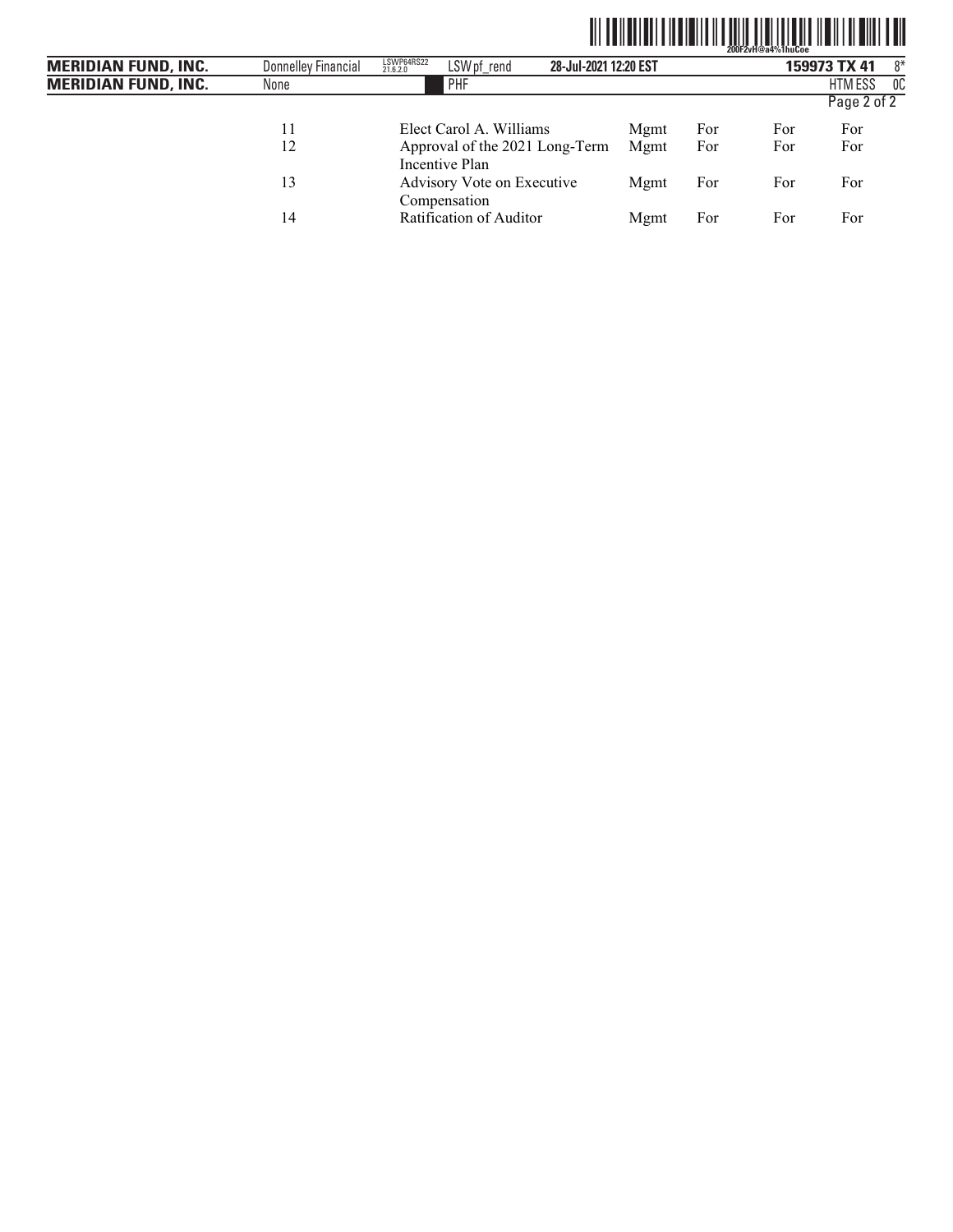| | | | | | |
|---|---|---|---|---|---|
| 11 | Elect Carol A. Williams | Mgmt | For | For | For |
| 12 | Approval of the 2021 Long-Term Incentive Plan | Mgmt | For | For | For |
| 13 | Advisory Vote on Executive Compensation | Mgmt | For | For | For |
| 14 | Ratification of Auditor | Mgmt | For | For | For |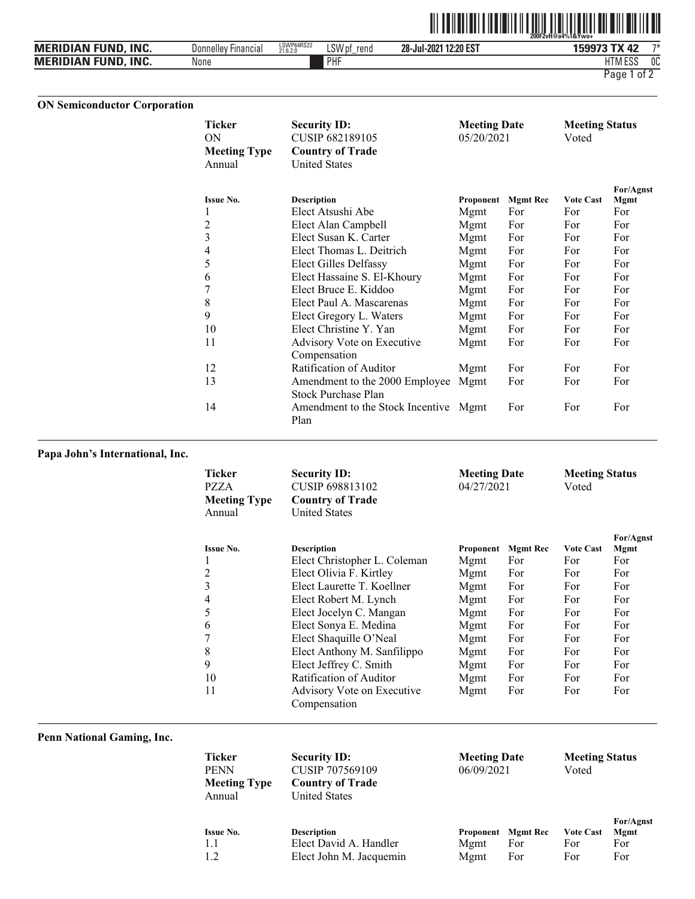## ON Semiconductor Corporation

| Ticker | Security ID: | Meeting Date | Meeting Status |
|---|---|---|---|
| ON | CUSIP 682189105 | 05/20/2021 | Voted |
| **Meeting Type** | **Country of Trade** | | |
| Annual | United States | | |

| Issue No. | Description | Proponent | Mgmt Rec | Vote Cast | For/Agnst Mgmt |
|---|---|---|---|---|---|
| 1 | Elect Atsushi Abe | Mgmt | For | For | For |
| 2 | Elect Alan Campbell | Mgmt | For | For | For |
| 3 | Elect Susan K. Carter | Mgmt | For | For | For |
| 4 | Elect Thomas L. Deitrich | Mgmt | For | For | For |
| 5 | Elect Gilles Delfassy | Mgmt | For | For | For |
| 6 | Elect Hassaine S. El-Khoury | Mgmt | For | For | For |
| 7 | Elect Bruce E. Kiddoo | Mgmt | For | For | For |
| 8 | Elect Paul A. Mascarenas | Mgmt | For | For | For |
| 9 | Elect Gregory L. Waters | Mgmt | For | For | For |
| 10 | Elect Christine Y. Yan | Mgmt | For | For | For |
| 11 | Advisory Vote on Executive Compensation | Mgmt | For | For | For |
| 12 | Ratification of Auditor | Mgmt | For | For | For |
| 13 | Amendment to the 2000 Employee Stock Purchase Plan | Mgmt | For | For | For |
| 14 | Amendment to the Stock Incentive Plan | Mgmt | For | For | For |

## Papa John's International, Inc.

| Ticker | Security ID: | Meeting Date | Meeting Status |
|---|---|---|---|
| PZZA | CUSIP 698813102 | 04/27/2021 | Voted |
| **Meeting Type** | **Country of Trade** | | |
| Annual | United States | | |

| Issue No. | Description | Proponent | Mgmt Rec | Vote Cast | For/Agnst Mgmt |
|---|---|---|---|---|---|
| 1 | Elect Christopher L. Coleman | Mgmt | For | For | For |
| 2 | Elect Olivia F. Kirtley | Mgmt | For | For | For |
| 3 | Elect Laurette T. Koellner | Mgmt | For | For | For |
| 4 | Elect Robert M. Lynch | Mgmt | For | For | For |
| 5 | Elect Jocelyn C. Mangan | Mgmt | For | For | For |
| 6 | Elect Sonya E. Medina | Mgmt | For | For | For |
| 7 | Elect Shaquille O'Neal | Mgmt | For | For | For |
| 8 | Elect Anthony M. Sanfilippo | Mgmt | For | For | For |
| 9 | Elect Jeffrey C. Smith | Mgmt | For | For | For |
| 10 | Ratification of Auditor | Mgmt | For | For | For |
| 11 | Advisory Vote on Executive Compensation | Mgmt | For | For | For |

## Penn National Gaming, Inc.

| Ticker | Security ID: | Meeting Date | Meeting Status |
|---|---|---|---|
| PENN | CUSIP 707569109 | 06/09/2021 | Voted |
| **Meeting Type** | **Country of Trade** | | |
| Annual | United States | | |

| Issue No. | Description | Proponent | Mgmt Rec | Vote Cast | For/Agnst Mgmt |
|---|---|---|---|---|---|
| 1.1 | Elect David A. Handler | Mgmt | For | For | For |
| 1.2 | Elect John M. Jacquemin | Mgmt | For | For | For |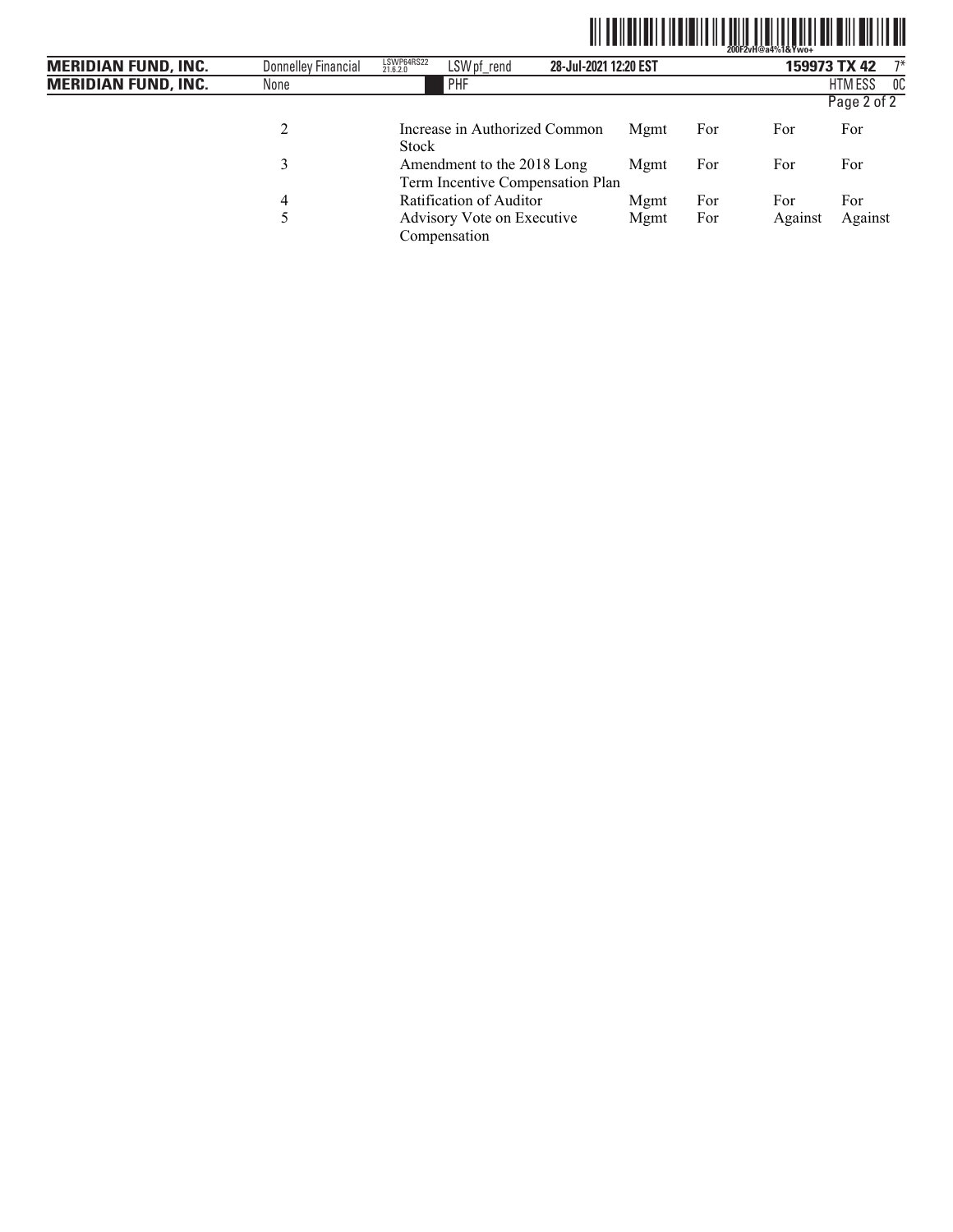| | | | | | |
|---|---|---|---|---|---|
| 2 | Increase in Authorized Common Stock | Mgmt | For | For | For |
| 3 | Amendment to the 2018 Long Term Incentive Compensation Plan | Mgmt | For | For | For |
| 4 | Ratification of Auditor | Mgmt | For | For | For |
| 5 | Advisory Vote on Executive Compensation | Mgmt | For | Against | Against |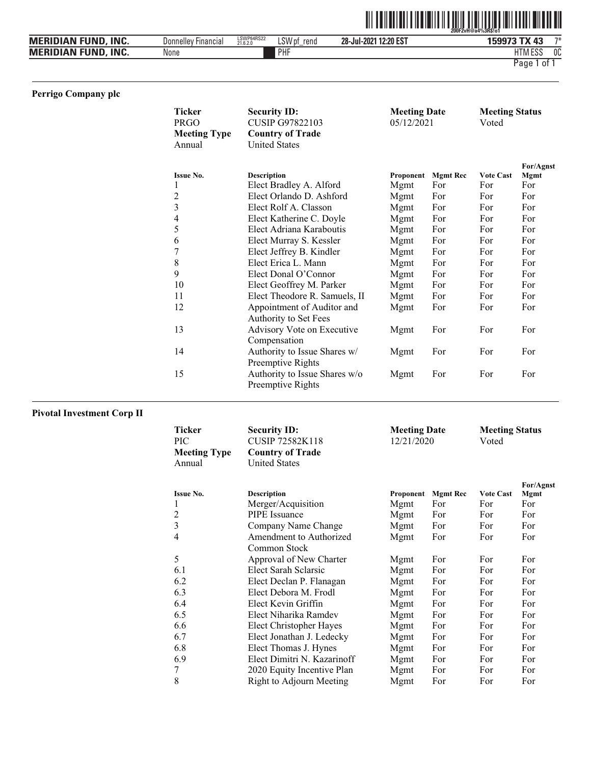## Perrigo Company plc

| Ticker | Security ID: | Meeting Date | Meeting Status |
|---|---|---|---|
| PRGO | CUSIP G97822103 | 05/12/2021 | Voted |
| **Meeting Type** | **Country of Trade** | | |
| Annual | United States | | |

| Issue No. | Description | Proponent | Mgmt Rec | Vote Cast | For/Agnst Mgmt |
|---|---|---|---|---|---|
| 1 | Elect Bradley A. Alford | Mgmt | For | For | For |
| 2 | Elect Orlando D. Ashford | Mgmt | For | For | For |
| 3 | Elect Rolf A. Classon | Mgmt | For | For | For |
| 4 | Elect Katherine C. Doyle | Mgmt | For | For | For |
| 5 | Elect Adriana Karaboutis | Mgmt | For | For | For |
| 6 | Elect Murray S. Kessler | Mgmt | For | For | For |
| 7 | Elect Jeffrey B. Kindler | Mgmt | For | For | For |
| 8 | Elect Erica L. Mann | Mgmt | For | For | For |
| 9 | Elect Donal O'Connor | Mgmt | For | For | For |
| 10 | Elect Geoffrey M. Parker | Mgmt | For | For | For |
| 11 | Elect Theodore R. Samuels, II | Mgmt | For | For | For |
| 12 | Appointment of Auditor and Authority to Set Fees | Mgmt | For | For | For |
| 13 | Advisory Vote on Executive Compensation | Mgmt | For | For | For |
| 14 | Authority to Issue Shares w/ Preemptive Rights | Mgmt | For | For | For |
| 15 | Authority to Issue Shares w/o Preemptive Rights | Mgmt | For | For | For |

## Pivotal Investment Corp II

| Ticker | Security ID: | Meeting Date | Meeting Status |
|---|---|---|---|
| PIC | CUSIP 72582K118 | 12/21/2020 | Voted |
| **Meeting Type** | **Country of Trade** | | |
| Annual | United States | | |

| Issue No. | Description | Proponent | Mgmt Rec | Vote Cast | For/Agnst Mgmt |
|---|---|---|---|---|---|
| 1 | Merger/Acquisition | Mgmt | For | For | For |
| 2 | PIPE Issuance | Mgmt | For | For | For |
| 3 | Company Name Change | Mgmt | For | For | For |
| 4 | Amendment to Authorized Common Stock | Mgmt | For | For | For |
| 5 | Approval of New Charter | Mgmt | For | For | For |
| 6.1 | Elect Sarah Sclarsic | Mgmt | For | For | For |
| 6.2 | Elect Declan P. Flanagan | Mgmt | For | For | For |
| 6.3 | Elect Debora M. Frodl | Mgmt | For | For | For |
| 6.4 | Elect Kevin Griffin | Mgmt | For | For | For |
| 6.5 | Elect Niharika Ramdev | Mgmt | For | For | For |
| 6.6 | Elect Christopher Hayes | Mgmt | For | For | For |
| 6.7 | Elect Jonathan J. Ledecky | Mgmt | For | For | For |
| 6.8 | Elect Thomas J. Hynes | Mgmt | For | For | For |
| 6.9 | Elect Dimitri N. Kazarinoff | Mgmt | For | For | For |
| 7 | 2020 Equity Incentive Plan | Mgmt | For | For | For |
| 8 | Right to Adjourn Meeting | Mgmt | For | For | For |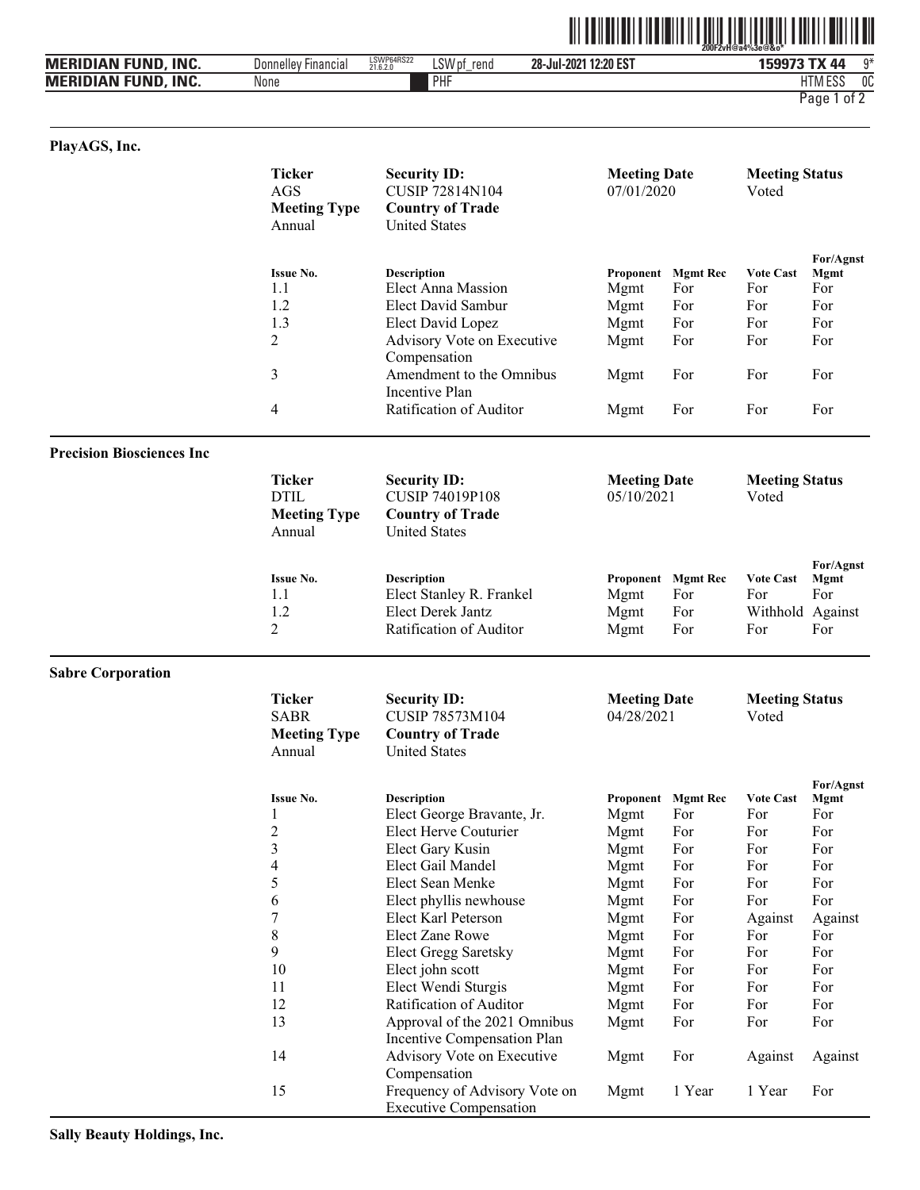## PlayAGS, Inc.

| Ticker | Security ID: | Meeting Date | Meeting Status |
|---|---|---|---|
| AGS | CUSIP 72814N104 | 07/01/2020 | Voted |
| **Meeting Type** | **Country of Trade** | | |
| Annual | United States | | |

| Issue No. | Description | Proponent | Mgmt Rec | Vote Cast | For/Agnst Mgmt |
|---|---|---|---|---|---|
| 1.1 | Elect Anna Massion | Mgmt | For | For | For |
| 1.2 | Elect David Sambur | Mgmt | For | For | For |
| 1.3 | Elect David Lopez | Mgmt | For | For | For |
| 2 | Advisory Vote on Executive Compensation | Mgmt | For | For | For |
| 3 | Amendment to the Omnibus Incentive Plan | Mgmt | For | For | For |
| 4 | Ratification of Auditor | Mgmt | For | For | For |

## Precision Biosciences Inc

| Ticker | Security ID: | Meeting Date | Meeting Status |
|---|---|---|---|
| DTIL | CUSIP 74019P108 | 05/10/2021 | Voted |
| **Meeting Type** | **Country of Trade** | | |
| Annual | United States | | |

| Issue No. | Description | Proponent | Mgmt Rec | Vote Cast | For/Agnst Mgmt |
|---|---|---|---|---|---|
| 1.1 | Elect Stanley R. Frankel | Mgmt | For | For | For |
| 1.2 | Elect Derek Jantz | Mgmt | For | Withhold | Against |
| 2 | Ratification of Auditor | Mgmt | For | For | For |

## Sabre Corporation

| Ticker | Security ID: | Meeting Date | Meeting Status |
|---|---|---|---|
| SABR | CUSIP 78573M104 | 04/28/2021 | Voted |
| **Meeting Type** | **Country of Trade** | | |
| Annual | United States | | |

| Issue No. | Description | Proponent | Mgmt Rec | Vote Cast | For/Agnst Mgmt |
|---|---|---|---|---|---|
| 1 | Elect George Bravante, Jr. | Mgmt | For | For | For |
| 2 | Elect Herve Couturier | Mgmt | For | For | For |
| 3 | Elect Gary Kusin | Mgmt | For | For | For |
| 4 | Elect Gail Mandel | Mgmt | For | For | For |
| 5 | Elect Sean Menke | Mgmt | For | For | For |
| 6 | Elect phyllis newhouse | Mgmt | For | For | For |
| 7 | Elect Karl Peterson | Mgmt | For | Against | Against |
| 8 | Elect Zane Rowe | Mgmt | For | For | For |
| 9 | Elect Gregg Saretsky | Mgmt | For | For | For |
| 10 | Elect john scott | Mgmt | For | For | For |
| 11 | Elect Wendi Sturgis | Mgmt | For | For | For |
| 12 | Ratification of Auditor | Mgmt | For | For | For |
| 13 | Approval of the 2021 Omnibus Incentive Compensation Plan | Mgmt | For | For | For |
| 14 | Advisory Vote on Executive Compensation | Mgmt | For | Against | Against |
| 15 | Frequency of Advisory Vote on Executive Compensation | Mgmt | 1 Year | 1 Year | For |

## Sally Beauty Holdings, Inc.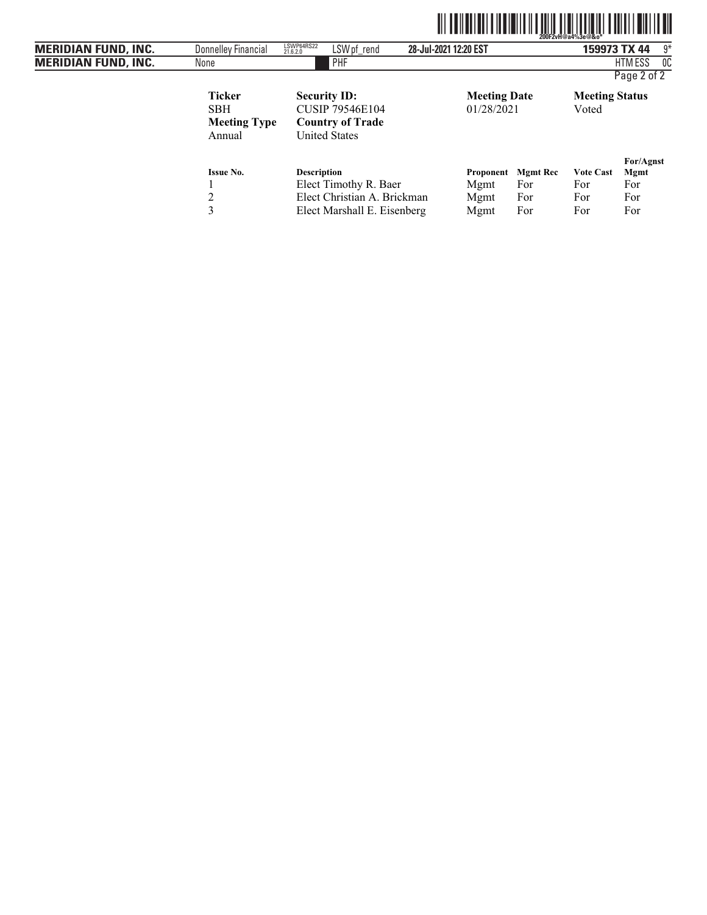| Ticker | Security ID: | Meeting Date | Meeting Status |
| --- | --- | --- | --- |
| SBH | CUSIP 79546E104 | 01/28/2021 | Voted |
| **Meeting Type** | **Country of Trade** | | |
| Annual | United States | | |

| Issue No. | Description | Proponent | Mgmt Rec | Vote Cast | For/Agnst Mgmt |
| --- | --- | --- | --- | --- | --- |
| 1 | Elect Timothy R. Baer | Mgmt | For | For | For |
| 2 | Elect Christian A. Brickman | Mgmt | For | For | For |
| 3 | Elect Marshall E. Eisenberg | Mgmt | For | For | For |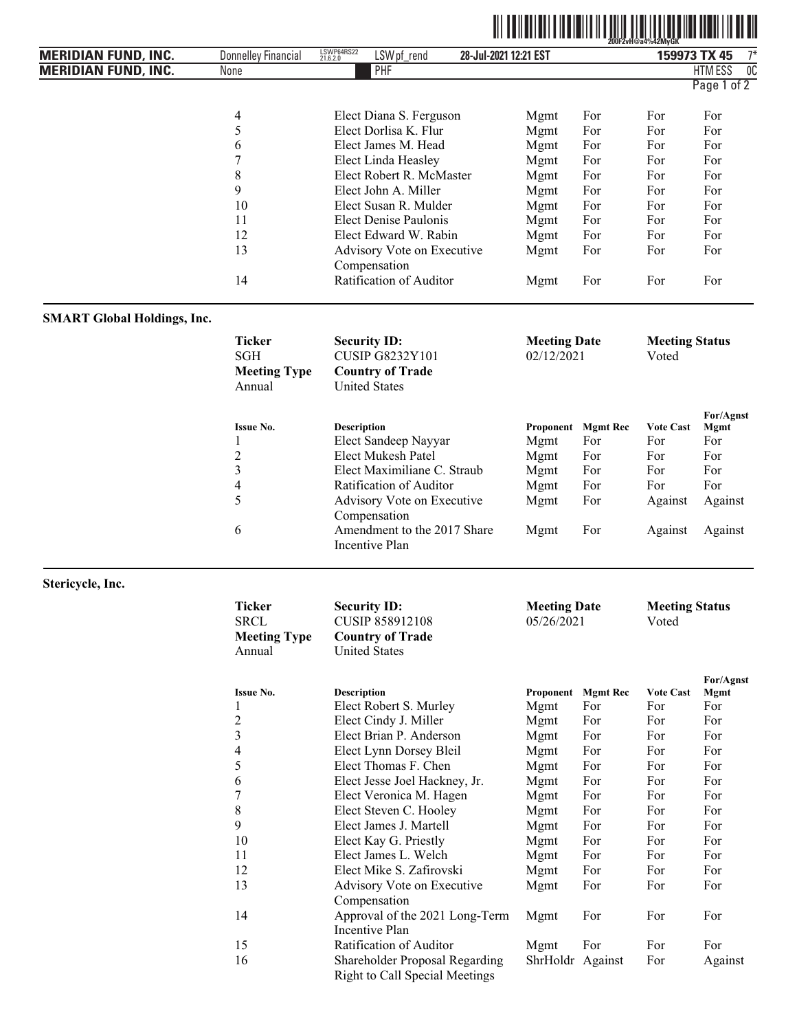| Issue No. | Description | Proponent | Mgmt Rec | Vote Cast | For/Agnst Mgmt |
|---|---|---|---|---|---|
| 4 | Elect Diana S. Ferguson | Mgmt | For | For | For |
| 5 | Elect Dorlisa K. Flur | Mgmt | For | For | For |
| 6 | Elect James M. Head | Mgmt | For | For | For |
| 7 | Elect Linda Heasley | Mgmt | For | For | For |
| 8 | Elect Robert R. McMaster | Mgmt | For | For | For |
| 9 | Elect John A. Miller | Mgmt | For | For | For |
| 10 | Elect Susan R. Mulder | Mgmt | For | For | For |
| 11 | Elect Denise Paulonis | Mgmt | For | For | For |
| 12 | Elect Edward W. Rabin | Mgmt | For | For | For |
| 13 | Advisory Vote on Executive Compensation | Mgmt | For | For | For |
| 14 | Ratification of Auditor | Mgmt | For | For | For |

## SMART Global Holdings, Inc.

| Ticker | Security ID: | Meeting Date | Meeting Status |
|---|---|---|---|
| SGH | CUSIP G8232Y101 | 02/12/2021 | Voted |
| **Meeting Type** | **Country of Trade** | | |
| Annual | United States | | |

| Issue No. | Description | Proponent | Mgmt Rec | Vote Cast | For/Agnst Mgmt |
|---|---|---|---|---|---|
| 1 | Elect Sandeep Nayyar | Mgmt | For | For | For |
| 2 | Elect Mukesh Patel | Mgmt | For | For | For |
| 3 | Elect Maximiliane C. Straub | Mgmt | For | For | For |
| 4 | Ratification of Auditor | Mgmt | For | For | For |
| 5 | Advisory Vote on Executive Compensation | Mgmt | For | Against | Against |
| 6 | Amendment to the 2017 Share Incentive Plan | Mgmt | For | Against | Against |

## Stericycle, Inc.

| Ticker | Security ID: | Meeting Date | Meeting Status |
|---|---|---|---|
| SRCL | CUSIP 858912108 | 05/26/2021 | Voted |
| **Meeting Type** | **Country of Trade** | | |
| Annual | United States | | |

| Issue No. | Description | Proponent | Mgmt Rec | Vote Cast | For/Agnst Mgmt |
|---|---|---|---|---|---|
| 1 | Elect Robert S. Murley | Mgmt | For | For | For |
| 2 | Elect Cindy J. Miller | Mgmt | For | For | For |
| 3 | Elect Brian P. Anderson | Mgmt | For | For | For |
| 4 | Elect Lynn Dorsey Bleil | Mgmt | For | For | For |
| 5 | Elect Thomas F. Chen | Mgmt | For | For | For |
| 6 | Elect Jesse Joel Hackney, Jr. | Mgmt | For | For | For |
| 7 | Elect Veronica M. Hagen | Mgmt | For | For | For |
| 8 | Elect Steven C. Hooley | Mgmt | For | For | For |
| 9 | Elect James J. Martell | Mgmt | For | For | For |
| 10 | Elect Kay G. Priestly | Mgmt | For | For | For |
| 11 | Elect James L. Welch | Mgmt | For | For | For |
| 12 | Elect Mike S. Zafirovski | Mgmt | For | For | For |
| 13 | Advisory Vote on Executive Compensation | Mgmt | For | For | For |
| 14 | Approval of the 2021 Long-Term Incentive Plan | Mgmt | For | For | For |
| 15 | Ratification of Auditor | Mgmt | For | For | For |
| 16 | Shareholder Proposal Regarding Right to Call Special Meetings | ShrHoldr | Against | For | Against |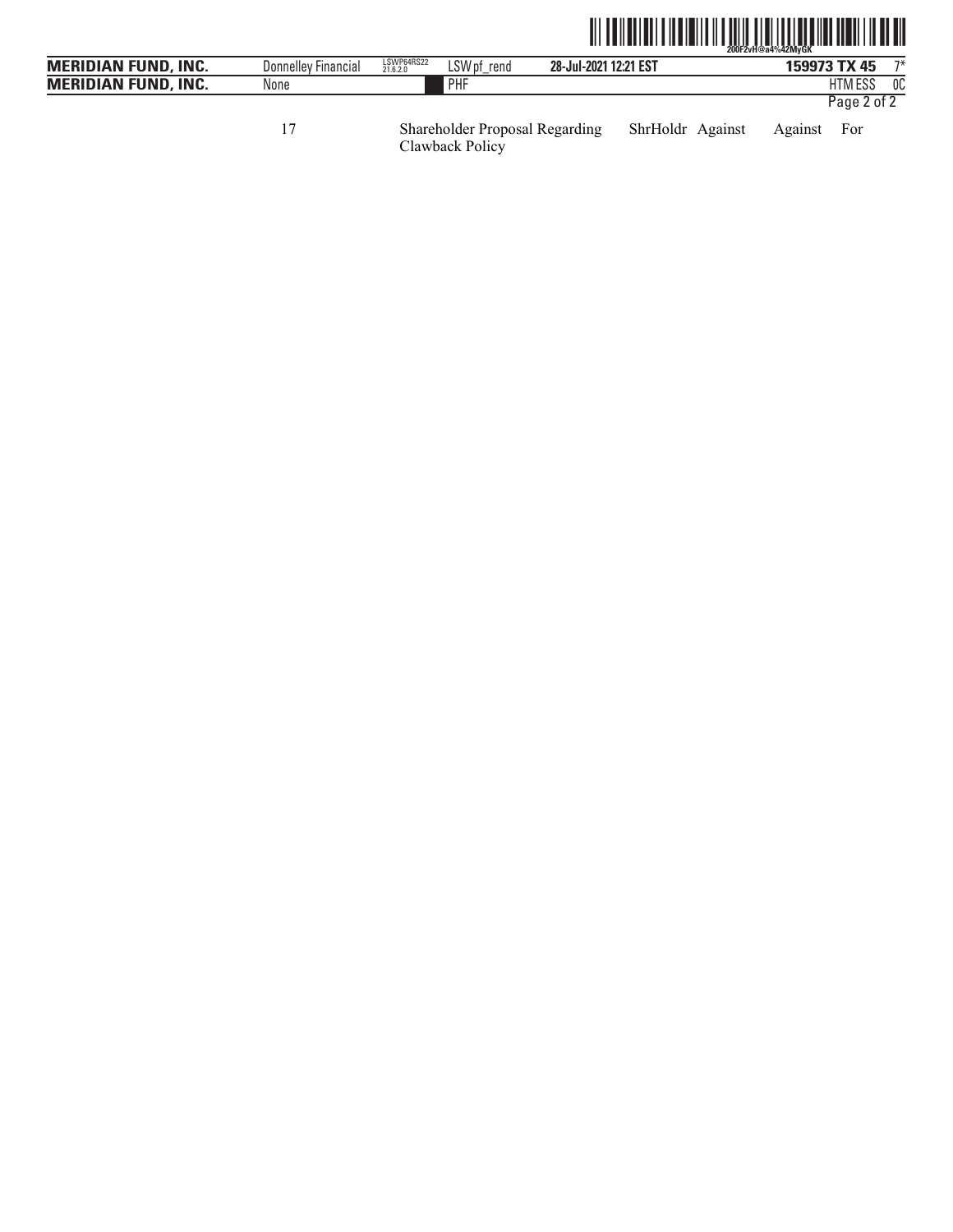| 17 | Shareholder Proposal Regarding Clawback Policy | ShrHoldr | Against | Against | For |
|---|---|---|---|---|---|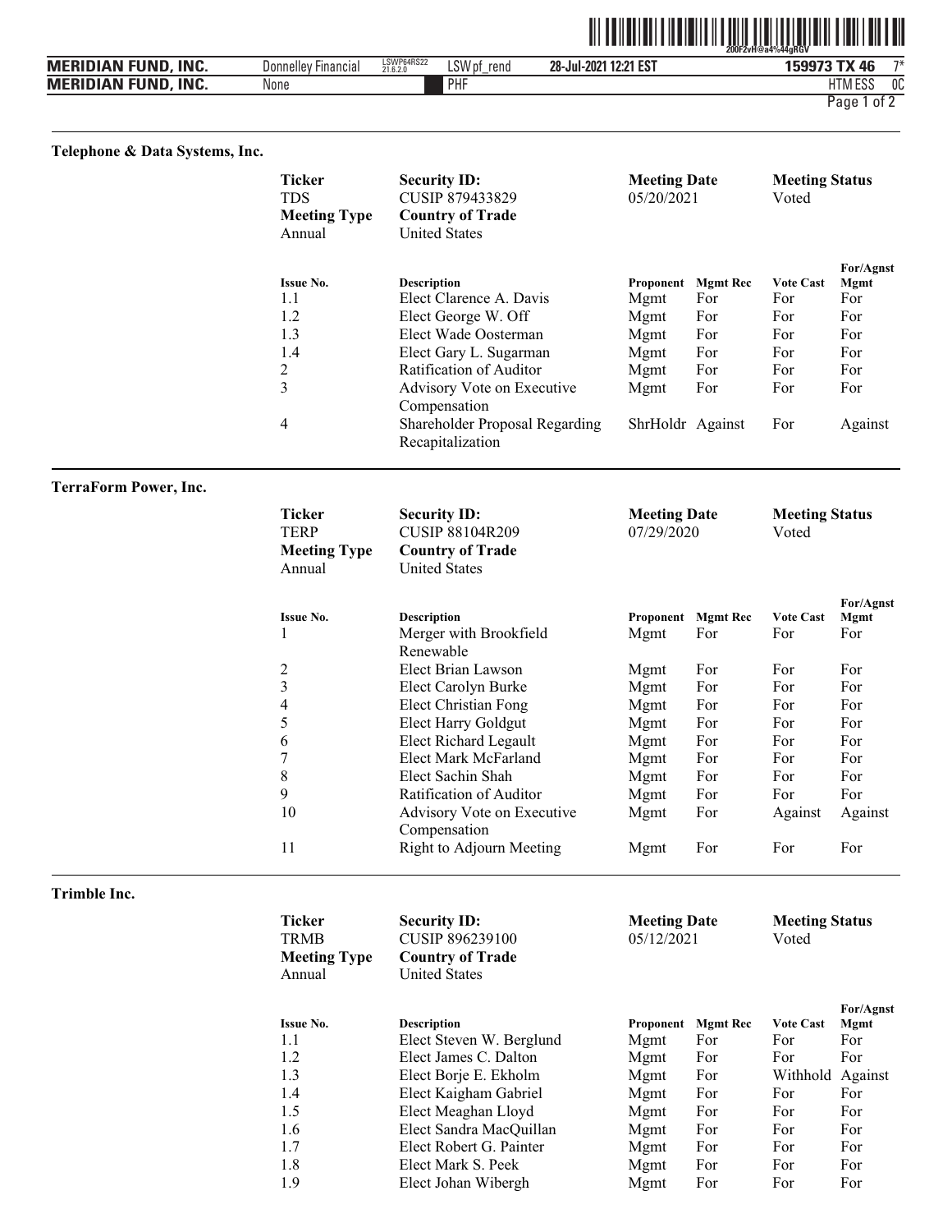## Telephone & Data Systems, Inc.

| Ticker | Security ID: | Meeting Date | Meeting Status |
|---|---|---|---|
| TDS | CUSIP 879433829 | 05/20/2021 | Voted |
| **Meeting Type** | **Country of Trade** | | |
| Annual | United States | | |

| Issue No. | Description | Proponent | Mgmt Rec | Vote Cast | For/Agnst Mgmt |
|---|---|---|---|---|---|
| 1.1 | Elect Clarence A. Davis | Mgmt | For | For | For |
| 1.2 | Elect George W. Off | Mgmt | For | For | For |
| 1.3 | Elect Wade Oosterman | Mgmt | For | For | For |
| 1.4 | Elect Gary L. Sugarman | Mgmt | For | For | For |
| 2 | Ratification of Auditor | Mgmt | For | For | For |
| 3 | Advisory Vote on Executive Compensation | Mgmt | For | For | For |
| 4 | Shareholder Proposal Regarding Recapitalization | ShrHoldr | Against | For | Against |

## TerraForm Power, Inc.

| Ticker | Security ID: | Meeting Date | Meeting Status |
|---|---|---|---|
| TERP | CUSIP 88104R209 | 07/29/2020 | Voted |
| **Meeting Type** | **Country of Trade** | | |
| Annual | United States | | |

| Issue No. | Description | Proponent | Mgmt Rec | Vote Cast | For/Agnst Mgmt |
|---|---|---|---|---|---|
| 1 | Merger with Brookfield Renewable | Mgmt | For | For | For |
| 2 | Elect Brian Lawson | Mgmt | For | For | For |
| 3 | Elect Carolyn Burke | Mgmt | For | For | For |
| 4 | Elect Christian Fong | Mgmt | For | For | For |
| 5 | Elect Harry Goldgut | Mgmt | For | For | For |
| 6 | Elect Richard Legault | Mgmt | For | For | For |
| 7 | Elect Mark McFarland | Mgmt | For | For | For |
| 8 | Elect Sachin Shah | Mgmt | For | For | For |
| 9 | Ratification of Auditor | Mgmt | For | For | For |
| 10 | Advisory Vote on Executive Compensation | Mgmt | For | Against | Against |
| 11 | Right to Adjourn Meeting | Mgmt | For | For | For |

## Trimble Inc.

| Ticker | Security ID: | Meeting Date | Meeting Status |
|---|---|---|---|
| TRMB | CUSIP 896239100 | 05/12/2021 | Voted |
| **Meeting Type** | **Country of Trade** | | |
| Annual | United States | | |

| Issue No. | Description | Proponent | Mgmt Rec | Vote Cast | For/Agnst Mgmt |
|---|---|---|---|---|---|
| 1.1 | Elect Steven W. Berglund | Mgmt | For | For | For |
| 1.2 | Elect James C. Dalton | Mgmt | For | For | For |
| 1.3 | Elect Borje E. Ekholm | Mgmt | For | Withhold | Against |
| 1.4 | Elect Kaigham Gabriel | Mgmt | For | For | For |
| 1.5 | Elect Meaghan Lloyd | Mgmt | For | For | For |
| 1.6 | Elect Sandra MacQuillan | Mgmt | For | For | For |
| 1.7 | Elect Robert G. Painter | Mgmt | For | For | For |
| 1.8 | Elect Mark S. Peek | Mgmt | For | For | For |
| 1.9 | Elect Johan Wibergh | Mgmt | For | For | For |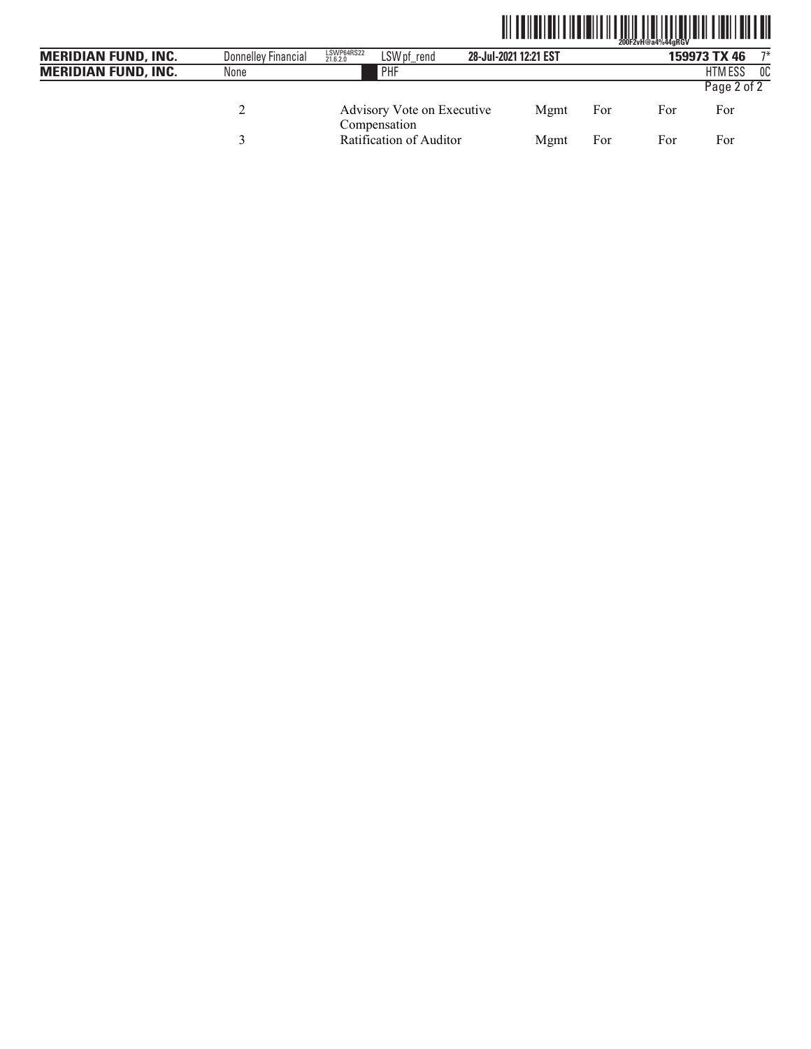| | | | | | |
|---|---|---|---|---|---|
| 2 | Advisory Vote on Executive Compensation | Mgmt | For | For | For |
| 3 | Ratification of Auditor | Mgmt | For | For | For |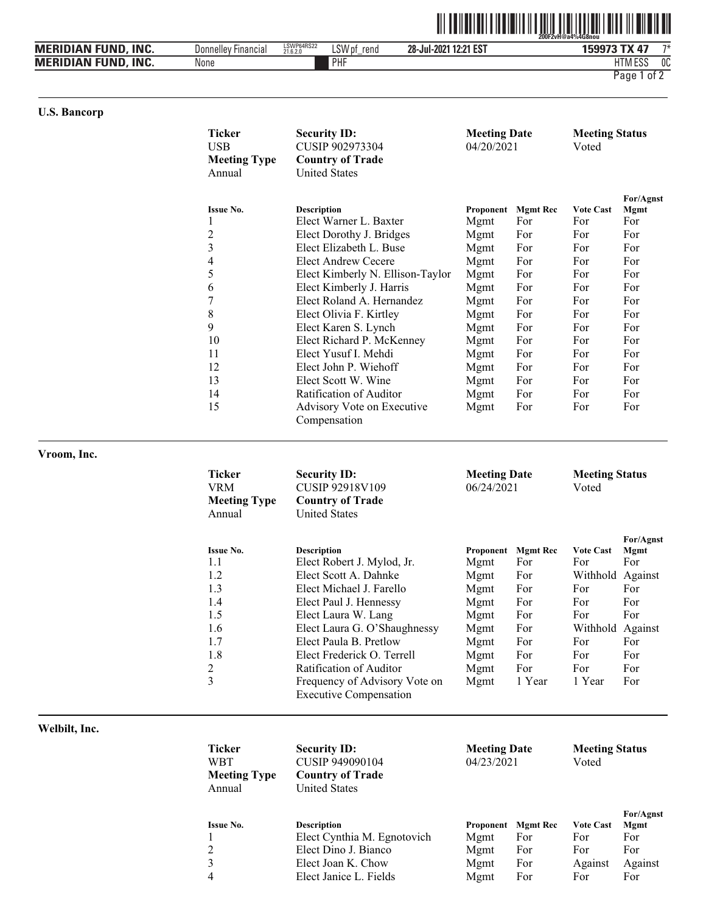## U.S. Bancorp

| Ticker | Security ID: | Meeting Date | Meeting Status |
|---|---|---|---|
| USB | CUSIP 902973304 | 04/20/2021 | Voted |
| **Meeting Type** | **Country of Trade** | | |
| Annual | United States | | |

| Issue No. | Description | Proponent | Mgmt Rec | Vote Cast | For/Agnst Mgmt |
|---|---|---|---|---|---|
| 1 | Elect Warner L. Baxter | Mgmt | For | For | For |
| 2 | Elect Dorothy J. Bridges | Mgmt | For | For | For |
| 3 | Elect Elizabeth L. Buse | Mgmt | For | For | For |
| 4 | Elect Andrew Cecere | Mgmt | For | For | For |
| 5 | Elect Kimberly N. Ellison-Taylor | Mgmt | For | For | For |
| 6 | Elect Kimberly J. Harris | Mgmt | For | For | For |
| 7 | Elect Roland A. Hernandez | Mgmt | For | For | For |
| 8 | Elect Olivia F. Kirtley | Mgmt | For | For | For |
| 9 | Elect Karen S. Lynch | Mgmt | For | For | For |
| 10 | Elect Richard P. McKenney | Mgmt | For | For | For |
| 11 | Elect Yusuf I. Mehdi | Mgmt | For | For | For |
| 12 | Elect John P. Wiehoff | Mgmt | For | For | For |
| 13 | Elect Scott W. Wine | Mgmt | For | For | For |
| 14 | Ratification of Auditor | Mgmt | For | For | For |
| 15 | Advisory Vote on Executive Compensation | Mgmt | For | For | For |

## Vroom, Inc.

| Ticker | Security ID: | Meeting Date | Meeting Status |
|---|---|---|---|
| VRM | CUSIP 92918V109 | 06/24/2021 | Voted |
| **Meeting Type** | **Country of Trade** | | |
| Annual | United States | | |

| Issue No. | Description | Proponent | Mgmt Rec | Vote Cast | For/Agnst Mgmt |
|---|---|---|---|---|---|
| 1.1 | Elect Robert J. Mylod, Jr. | Mgmt | For | For | For |
| 1.2 | Elect Scott A. Dahnke | Mgmt | For | Withhold | Against |
| 1.3 | Elect Michael J. Farello | Mgmt | For | For | For |
| 1.4 | Elect Paul J. Hennessy | Mgmt | For | For | For |
| 1.5 | Elect Laura W. Lang | Mgmt | For | For | For |
| 1.6 | Elect Laura G. O'Shaughnessy | Mgmt | For | Withhold | Against |
| 1.7 | Elect Paula B. Pretlow | Mgmt | For | For | For |
| 1.8 | Elect Frederick O. Terrell | Mgmt | For | For | For |
| 2 | Ratification of Auditor | Mgmt | For | For | For |
| 3 | Frequency of Advisory Vote on Executive Compensation | Mgmt | 1 Year | 1 Year | For |

## Welbilt, Inc.

| Ticker | Security ID: | Meeting Date | Meeting Status |
|---|---|---|---|
| WBT | CUSIP 949090104 | 04/23/2021 | Voted |
| **Meeting Type** | **Country of Trade** | | |
| Annual | United States | | |

| Issue No. | Description | Proponent | Mgmt Rec | Vote Cast | For/Agnst Mgmt |
|---|---|---|---|---|---|
| 1 | Elect Cynthia M. Egnotovich | Mgmt | For | For | For |
| 2 | Elect Dino J. Bianco | Mgmt | For | For | For |
| 3 | Elect Joan K. Chow | Mgmt | For | Against | Against |
| 4 | Elect Janice L. Fields | Mgmt | For | For | For |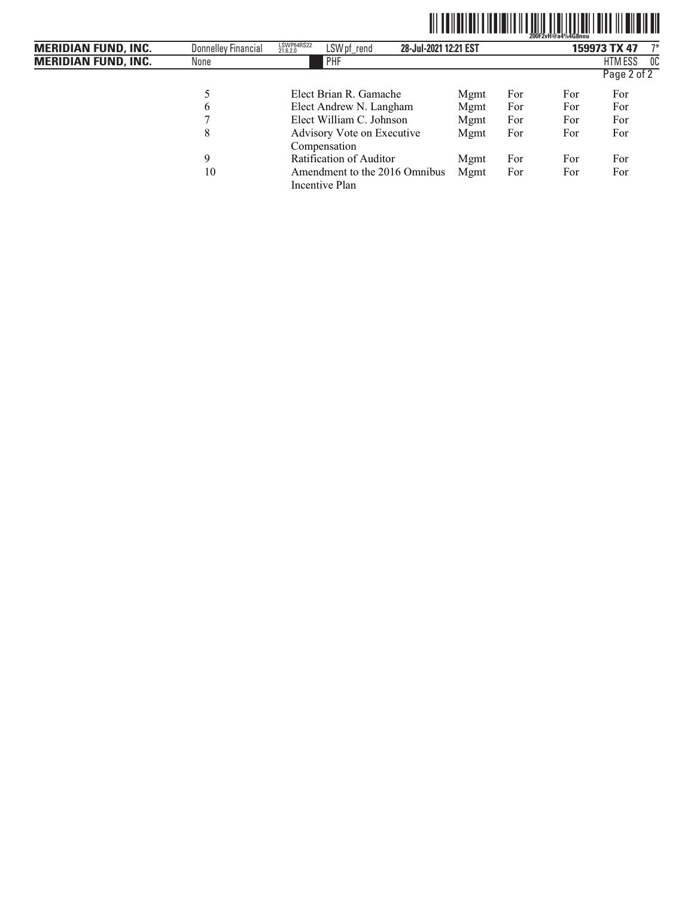| | | | | | |
|---|---|---|---|---|---|
| 5 | Elect Brian R. Gamache | Mgmt | For | For | For |
| 6 | Elect Andrew N. Langham | Mgmt | For | For | For |
| 7 | Elect William C. Johnson | Mgmt | For | For | For |
| 8 | Advisory Vote on Executive Compensation | Mgmt | For | For | For |
| 9 | Ratification of Auditor | Mgmt | For | For | For |
| 10 | Amendment to the 2016 Omnibus Incentive Plan | Mgmt | For | For | For |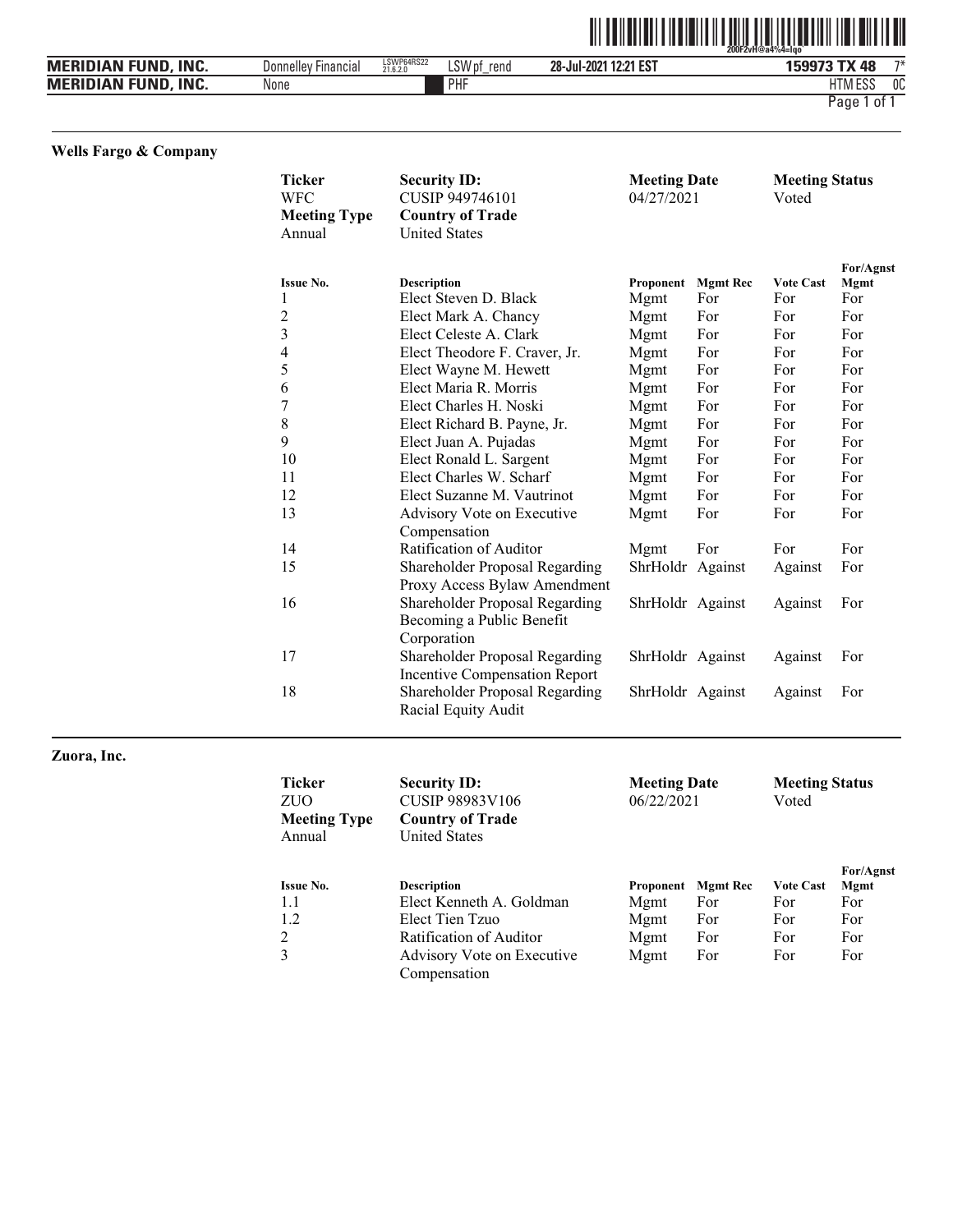## Wells Fargo & Company

| Ticker | Security ID: | Meeting Date | Meeting Status |
|---|---|---|---|
| WFC | CUSIP 949746101 | 04/27/2021 | Voted |
| **Meeting Type** | **Country of Trade** | | |
| Annual | United States | | |

| Issue No. | Description | Proponent | Mgmt Rec | Vote Cast | For/Agnst Mgmt |
|---|---|---|---|---|---|
| 1 | Elect Steven D. Black | Mgmt | For | For | For |
| 2 | Elect Mark A. Chancy | Mgmt | For | For | For |
| 3 | Elect Celeste A. Clark | Mgmt | For | For | For |
| 4 | Elect Theodore F. Craver, Jr. | Mgmt | For | For | For |
| 5 | Elect Wayne M. Hewett | Mgmt | For | For | For |
| 6 | Elect Maria R. Morris | Mgmt | For | For | For |
| 7 | Elect Charles H. Noski | Mgmt | For | For | For |
| 8 | Elect Richard B. Payne, Jr. | Mgmt | For | For | For |
| 9 | Elect Juan A. Pujadas | Mgmt | For | For | For |
| 10 | Elect Ronald L. Sargent | Mgmt | For | For | For |
| 11 | Elect Charles W. Scharf | Mgmt | For | For | For |
| 12 | Elect Suzanne M. Vautrinot | Mgmt | For | For | For |
| 13 | Advisory Vote on Executive Compensation | Mgmt | For | For | For |
| 14 | Ratification of Auditor | Mgmt | For | For | For |
| 15 | Shareholder Proposal Regarding Proxy Access Bylaw Amendment | ShrHoldr | Against | Against | For |
| 16 | Shareholder Proposal Regarding Becoming a Public Benefit Corporation | ShrHoldr | Against | Against | For |
| 17 | Shareholder Proposal Regarding Incentive Compensation Report | ShrHoldr | Against | Against | For |
| 18 | Shareholder Proposal Regarding Racial Equity Audit | ShrHoldr | Against | Against | For |

## Zuora, Inc.

| Ticker | Security ID: | Meeting Date | Meeting Status |
|---|---|---|---|
| ZUO | CUSIP 98983V106 | 06/22/2021 | Voted |
| **Meeting Type** | **Country of Trade** | | |
| Annual | United States | | |

| Issue No. | Description | Proponent | Mgmt Rec | Vote Cast | For/Agnst Mgmt |
|---|---|---|---|---|---|
| 1.1 | Elect Kenneth A. Goldman | Mgmt | For | For | For |
| 1.2 | Elect Tien Tzuo | Mgmt | For | For | For |
| 2 | Ratification of Auditor | Mgmt | For | For | For |
| 3 | Advisory Vote on Executive Compensation | Mgmt | For | For | For |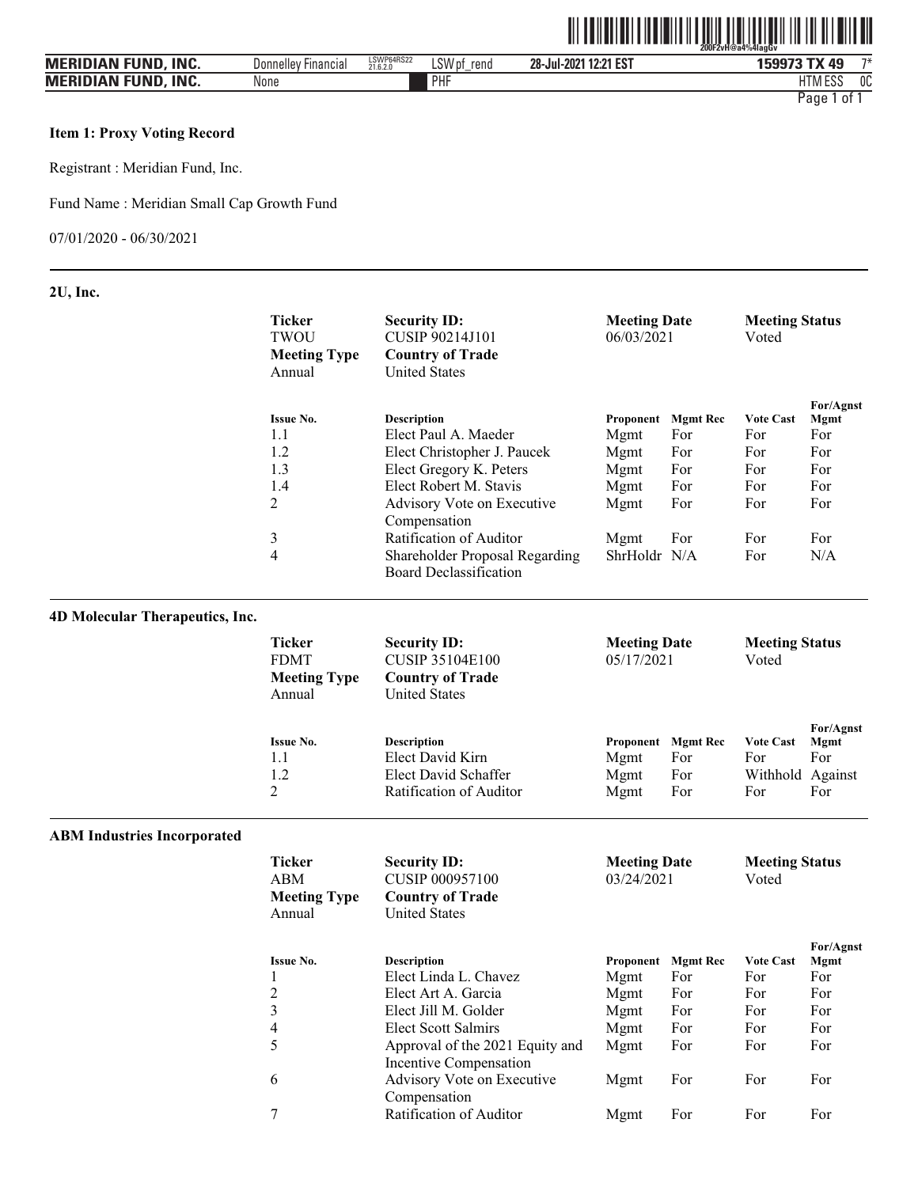**Item 1: Proxy Voting Record**

Registrant : Meridian Fund, Inc.

Fund Name : Meridian Small Cap Growth Fund

07/01/2020 - 06/30/2021

---

### 2U, Inc.

| Ticker | Security ID: | Meeting Date | Meeting Status |
|---|---|---|---|
| TWOU | CUSIP 90214J101 | 06/03/2021 | Voted |
| **Meeting Type** | **Country of Trade** | | |
| Annual | United States | | |

| Issue No. | Description | Proponent | Mgmt Rec | Vote Cast | For/Agnst Mgmt |
|---|---|---|---|---|---|
| 1.1 | Elect Paul A. Maeder | Mgmt | For | For | For |
| 1.2 | Elect Christopher J. Paucek | Mgmt | For | For | For |
| 1.3 | Elect Gregory K. Peters | Mgmt | For | For | For |
| 1.4 | Elect Robert M. Stavis | Mgmt | For | For | For |
| 2 | Advisory Vote on Executive Compensation | Mgmt | For | For | For |
| 3 | Ratification of Auditor | Mgmt | For | For | For |
| 4 | Shareholder Proposal Regarding Board Declassification | ShrHoldr | N/A | For | N/A |

---

### 4D Molecular Therapeutics, Inc.

| Ticker | Security ID: | Meeting Date | Meeting Status |
|---|---|---|---|
| FDMT | CUSIP 35104E100 | 05/17/2021 | Voted |
| **Meeting Type** | **Country of Trade** | | |
| Annual | United States | | |

| Issue No. | Description | Proponent | Mgmt Rec | Vote Cast | For/Agnst Mgmt |
|---|---|---|---|---|---|
| 1.1 | Elect David Kirn | Mgmt | For | For | For |
| 1.2 | Elect David Schaffer | Mgmt | For | Withhold | Against |
| 2 | Ratification of Auditor | Mgmt | For | For | For |

---

### ABM Industries Incorporated

| Ticker | Security ID: | Meeting Date | Meeting Status |
|---|---|---|---|
| ABM | CUSIP 000957100 | 03/24/2021 | Voted |
| **Meeting Type** | **Country of Trade** | | |
| Annual | United States | | |

| Issue No. | Description | Proponent | Mgmt Rec | Vote Cast | For/Agnst Mgmt |
|---|---|---|---|---|---|
| 1 | Elect Linda L. Chavez | Mgmt | For | For | For |
| 2 | Elect Art A. Garcia | Mgmt | For | For | For |
| 3 | Elect Jill M. Golder | Mgmt | For | For | For |
| 4 | Elect Scott Salmirs | Mgmt | For | For | For |
| 5 | Approval of the 2021 Equity and Incentive Compensation | Mgmt | For | For | For |
| 6 | Advisory Vote on Executive Compensation | Mgmt | For | For | For |
| 7 | Ratification of Auditor | Mgmt | For | For | For |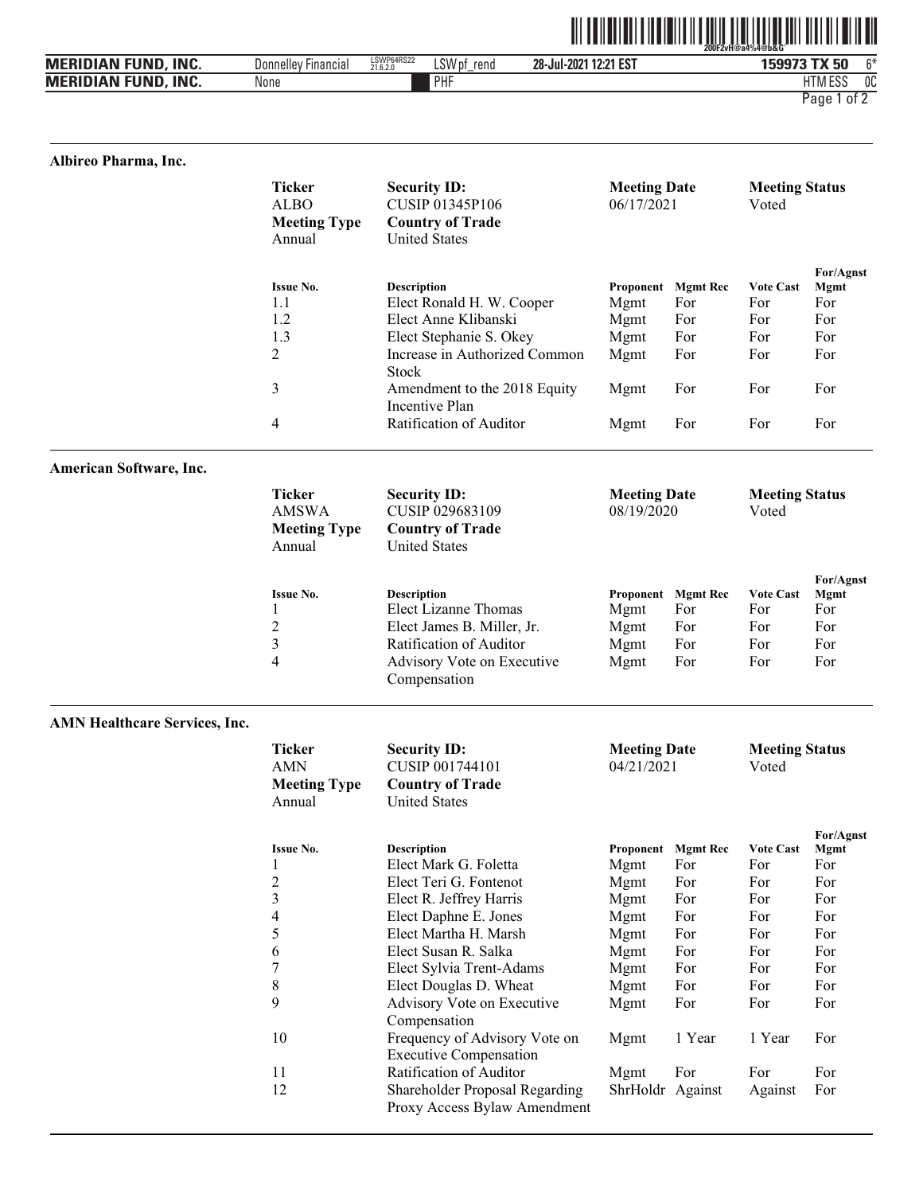## Albireo Pharma, Inc.

| Ticker | Security ID: | Meeting Date | Meeting Status |
|---|---|---|---|
| ALBO | CUSIP 01345P106 | 06/17/2021 | Voted |
| **Meeting Type** | **Country of Trade** | | |
| Annual | United States | | |

| Issue No. | Description | Proponent | Mgmt Rec | Vote Cast | For/Agnst Mgmt |
|---|---|---|---|---|---|
| 1.1 | Elect Ronald H. W. Cooper | Mgmt | For | For | For |
| 1.2 | Elect Anne Klibanski | Mgmt | For | For | For |
| 1.3 | Elect Stephanie S. Okey | Mgmt | For | For | For |
| 2 | Increase in Authorized Common Stock | Mgmt | For | For | For |
| 3 | Amendment to the 2018 Equity Incentive Plan | Mgmt | For | For | For |
| 4 | Ratification of Auditor | Mgmt | For | For | For |

## American Software, Inc.

| Ticker | Security ID: | Meeting Date | Meeting Status |
|---|---|---|---|
| AMSWA | CUSIP 029683109 | 08/19/2020 | Voted |
| **Meeting Type** | **Country of Trade** | | |
| Annual | United States | | |

| Issue No. | Description | Proponent | Mgmt Rec | Vote Cast | For/Agnst Mgmt |
|---|---|---|---|---|---|
| 1 | Elect Lizanne Thomas | Mgmt | For | For | For |
| 2 | Elect James B. Miller, Jr. | Mgmt | For | For | For |
| 3 | Ratification of Auditor | Mgmt | For | For | For |
| 4 | Advisory Vote on Executive Compensation | Mgmt | For | For | For |

## AMN Healthcare Services, Inc.

| Ticker | Security ID: | Meeting Date | Meeting Status |
|---|---|---|---|
| AMN | CUSIP 001744101 | 04/21/2021 | Voted |
| **Meeting Type** | **Country of Trade** | | |
| Annual | United States | | |

| Issue No. | Description | Proponent | Mgmt Rec | Vote Cast | For/Agnst Mgmt |
|---|---|---|---|---|---|
| 1 | Elect Mark G. Foletta | Mgmt | For | For | For |
| 2 | Elect Teri G. Fontenot | Mgmt | For | For | For |
| 3 | Elect R. Jeffrey Harris | Mgmt | For | For | For |
| 4 | Elect Daphne E. Jones | Mgmt | For | For | For |
| 5 | Elect Martha H. Marsh | Mgmt | For | For | For |
| 6 | Elect Susan R. Salka | Mgmt | For | For | For |
| 7 | Elect Sylvia Trent-Adams | Mgmt | For | For | For |
| 8 | Elect Douglas D. Wheat | Mgmt | For | For | For |
| 9 | Advisory Vote on Executive Compensation | Mgmt | For | For | For |
| 10 | Frequency of Advisory Vote on Executive Compensation | Mgmt | 1 Year | 1 Year | For |
| 11 | Ratification of Auditor | Mgmt | For | For | For |
| 12 | Shareholder Proposal Regarding Proxy Access Bylaw Amendment | ShrHoldr | Against | Against | For |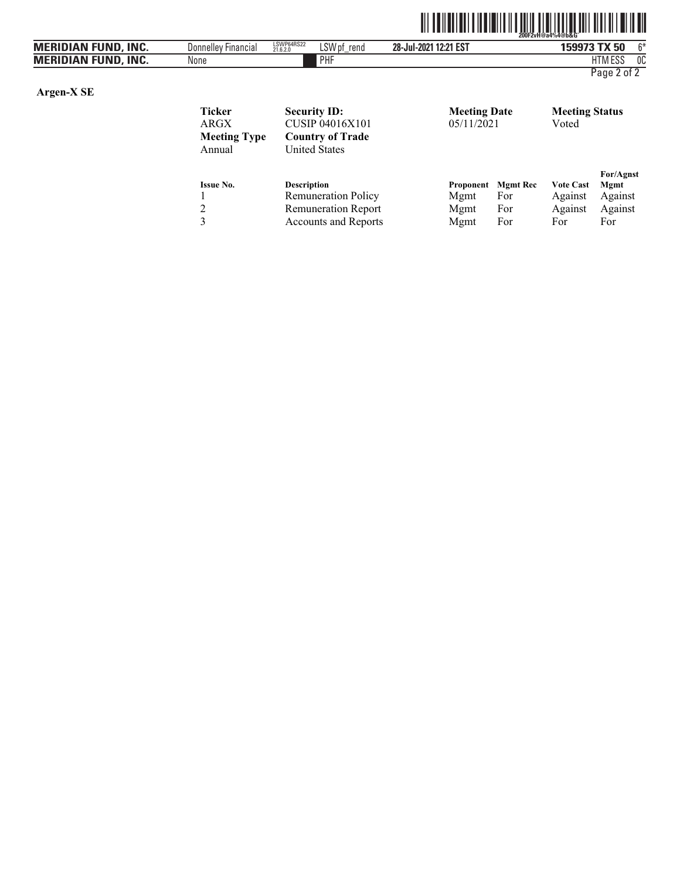**Argen-X SE**

| Ticker | Security ID: | Meeting Date | Meeting Status |
| --- | --- | --- | --- |
| ARGX | CUSIP 04016X101 | 05/11/2021 | Voted |
| **Meeting Type** | **Country of Trade** | | |
| Annual | United States | | |

| Issue No. | Description | Proponent | Mgmt Rec | Vote Cast | For/Agnst Mgmt |
| --- | --- | --- | --- | --- | --- |
| 1 | Remuneration Policy | Mgmt | For | Against | Against |
| 2 | Remuneration Report | Mgmt | For | Against | Against |
| 3 | Accounts and Reports | Mgmt | For | For | For |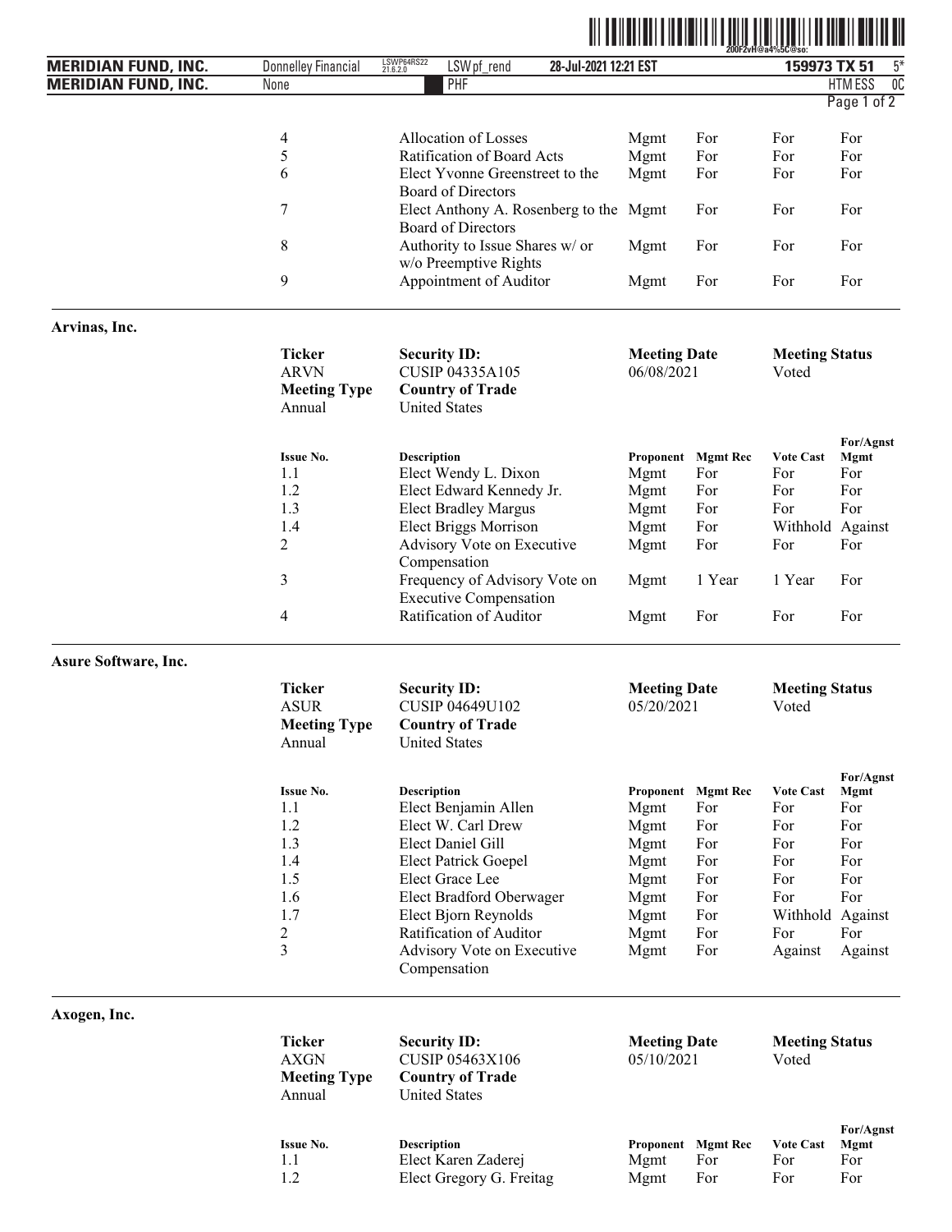| Issue No. | Description | Proponent | Mgmt Rec | Vote Cast | For/Agnst Mgmt |
|---|---|---|---|---|---|
| 4 | Allocation of Losses | Mgmt | For | For | For |
| 5 | Ratification of Board Acts | Mgmt | For | For | For |
| 6 | Elect Yvonne Greenstreet to the Board of Directors | Mgmt | For | For | For |
| 7 | Elect Anthony A. Rosenberg to the Board of Directors | Mgmt | For | For | For |
| 8 | Authority to Issue Shares w/ or w/o Preemptive Rights | Mgmt | For | For | For |
| 9 | Appointment of Auditor | Mgmt | For | For | For |

**Arvinas, Inc.**

| Ticker | Security ID: | Meeting Date | Meeting Status |
|---|---|---|---|
| ARVN | CUSIP 04335A105 | 06/08/2021 | Voted |
| **Meeting Type** | **Country of Trade** | | |
| Annual | United States | | |

| Issue No. | Description | Proponent | Mgmt Rec | Vote Cast | For/Agnst Mgmt |
|---|---|---|---|---|---|
| 1.1 | Elect Wendy L. Dixon | Mgmt | For | For | For |
| 1.2 | Elect Edward Kennedy Jr. | Mgmt | For | For | For |
| 1.3 | Elect Bradley Margus | Mgmt | For | For | For |
| 1.4 | Elect Briggs Morrison | Mgmt | For | Withhold | Against |
| 2 | Advisory Vote on Executive Compensation | Mgmt | For | For | For |
| 3 | Frequency of Advisory Vote on Executive Compensation | Mgmt | 1 Year | 1 Year | For |
| 4 | Ratification of Auditor | Mgmt | For | For | For |

**Asure Software, Inc.**

| Ticker | Security ID: | Meeting Date | Meeting Status |
|---|---|---|---|
| ASUR | CUSIP 04649U102 | 05/20/2021 | Voted |
| **Meeting Type** | **Country of Trade** | | |
| Annual | United States | | |

| Issue No. | Description | Proponent | Mgmt Rec | Vote Cast | For/Agnst Mgmt |
|---|---|---|---|---|---|
| 1.1 | Elect Benjamin Allen | Mgmt | For | For | For |
| 1.2 | Elect W. Carl Drew | Mgmt | For | For | For |
| 1.3 | Elect Daniel Gill | Mgmt | For | For | For |
| 1.4 | Elect Patrick Goepel | Mgmt | For | For | For |
| 1.5 | Elect Grace Lee | Mgmt | For | For | For |
| 1.6 | Elect Bradford Oberwager | Mgmt | For | For | For |
| 1.7 | Elect Bjorn Reynolds | Mgmt | For | Withhold | Against |
| 2 | Ratification of Auditor | Mgmt | For | For | For |
| 3 | Advisory Vote on Executive Compensation | Mgmt | For | Against | Against |

**Axogen, Inc.**

| Ticker | Security ID: | Meeting Date | Meeting Status |
|---|---|---|---|
| AXGN | CUSIP 05463X106 | 05/10/2021 | Voted |
| **Meeting Type** | **Country of Trade** | | |
| Annual | United States | | |

| Issue No. | Description | Proponent | Mgmt Rec | Vote Cast | For/Agnst Mgmt |
|---|---|---|---|---|---|
| 1.1 | Elect Karen Zaderej | Mgmt | For | For | For |
| 1.2 | Elect Gregory G. Freitag | Mgmt | For | For | For |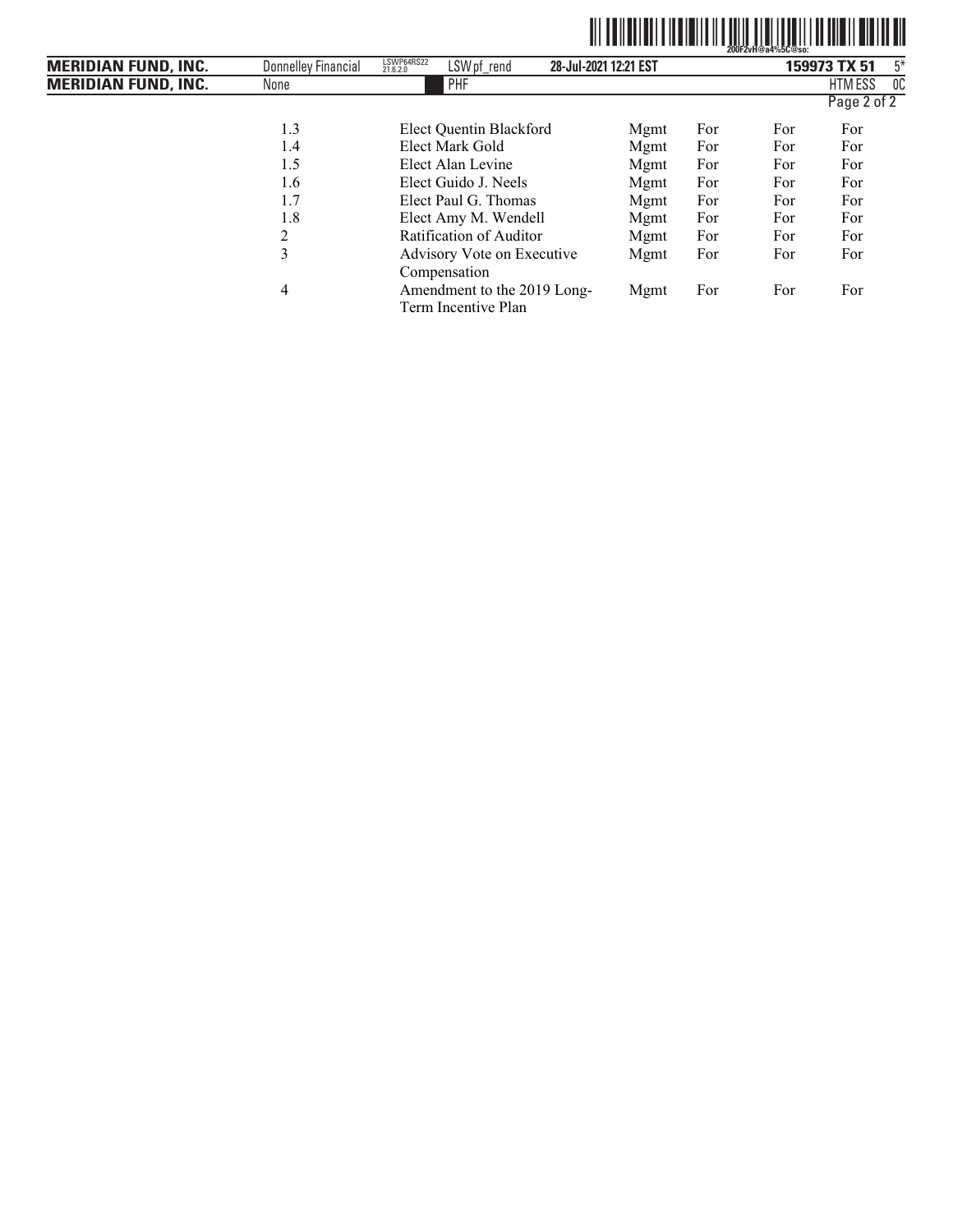| | | | | | |
|---|---|---|---|---|---|
| 1.3 | Elect Quentin Blackford | Mgmt | For | For | For |
| 1.4 | Elect Mark Gold | Mgmt | For | For | For |
| 1.5 | Elect Alan Levine | Mgmt | For | For | For |
| 1.6 | Elect Guido J. Neels | Mgmt | For | For | For |
| 1.7 | Elect Paul G. Thomas | Mgmt | For | For | For |
| 1.8 | Elect Amy M. Wendell | Mgmt | For | For | For |
| 2 | Ratification of Auditor | Mgmt | For | For | For |
| 3 | Advisory Vote on Executive Compensation | Mgmt | For | For | For |
| 4 | Amendment to the 2019 Long-Term Incentive Plan | Mgmt | For | For | For |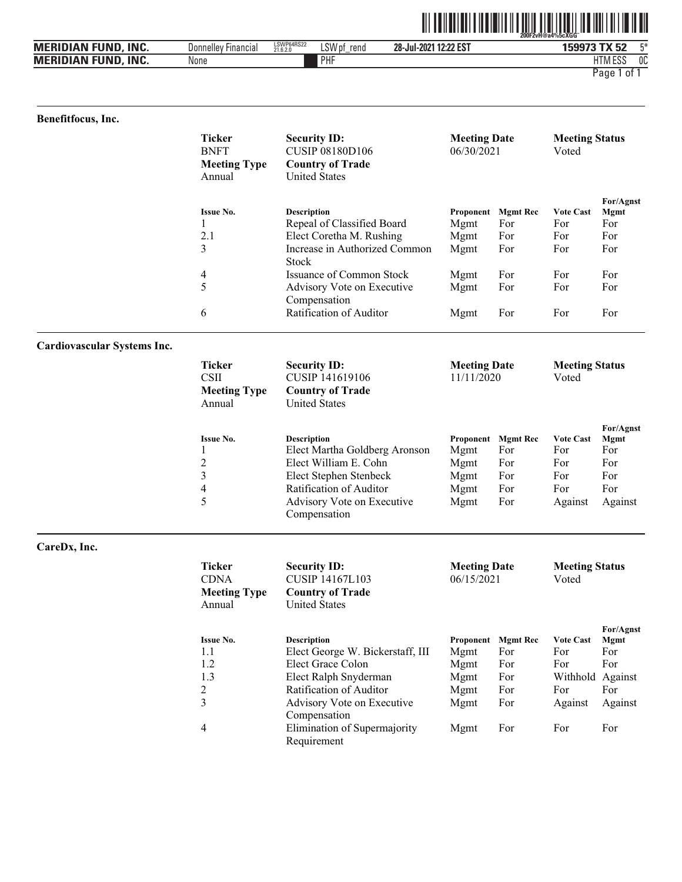### Benefitfocus, Inc.

| Ticker | Security ID: | Meeting Date | Meeting Status |
|---|---|---|---|
| BNFT | CUSIP 08180D106 | 06/30/2021 | Voted |
| **Meeting Type** | **Country of Trade** | | |
| Annual | United States | | |

| Issue No. | Description | Proponent | Mgmt Rec | Vote Cast | For/Agnst Mgmt |
|---|---|---|---|---|---|
| 1 | Repeal of Classified Board | Mgmt | For | For | For |
| 2.1 | Elect Coretha M. Rushing | Mgmt | For | For | For |
| 3 | Increase in Authorized Common Stock | Mgmt | For | For | For |
| 4 | Issuance of Common Stock | Mgmt | For | For | For |
| 5 | Advisory Vote on Executive Compensation | Mgmt | For | For | For |
| 6 | Ratification of Auditor | Mgmt | For | For | For |

### Cardiovascular Systems Inc.

| Ticker | Security ID: | Meeting Date | Meeting Status |
|---|---|---|---|
| CSII | CUSIP 141619106 | 11/11/2020 | Voted |
| **Meeting Type** | **Country of Trade** | | |
| Annual | United States | | |

| Issue No. | Description | Proponent | Mgmt Rec | Vote Cast | For/Agnst Mgmt |
|---|---|---|---|---|---|
| 1 | Elect Martha Goldberg Aronson | Mgmt | For | For | For |
| 2 | Elect William E. Cohn | Mgmt | For | For | For |
| 3 | Elect Stephen Stenbeck | Mgmt | For | For | For |
| 4 | Ratification of Auditor | Mgmt | For | For | For |
| 5 | Advisory Vote on Executive Compensation | Mgmt | For | Against | Against |

### CareDx, Inc.

| Ticker | Security ID: | Meeting Date | Meeting Status |
|---|---|---|---|
| CDNA | CUSIP 14167L103 | 06/15/2021 | Voted |
| **Meeting Type** | **Country of Trade** | | |
| Annual | United States | | |

| Issue No. | Description | Proponent | Mgmt Rec | Vote Cast | For/Agnst Mgmt |
|---|---|---|---|---|---|
| 1.1 | Elect George W. Bickerstaff, III | Mgmt | For | For | For |
| 1.2 | Elect Grace Colon | Mgmt | For | For | For |
| 1.3 | Elect Ralph Snyderman | Mgmt | For | Withhold | Against |
| 2 | Ratification of Auditor | Mgmt | For | For | For |
| 3 | Advisory Vote on Executive Compensation | Mgmt | For | Against | Against |
| 4 | Elimination of Supermajority Requirement | Mgmt | For | For | For |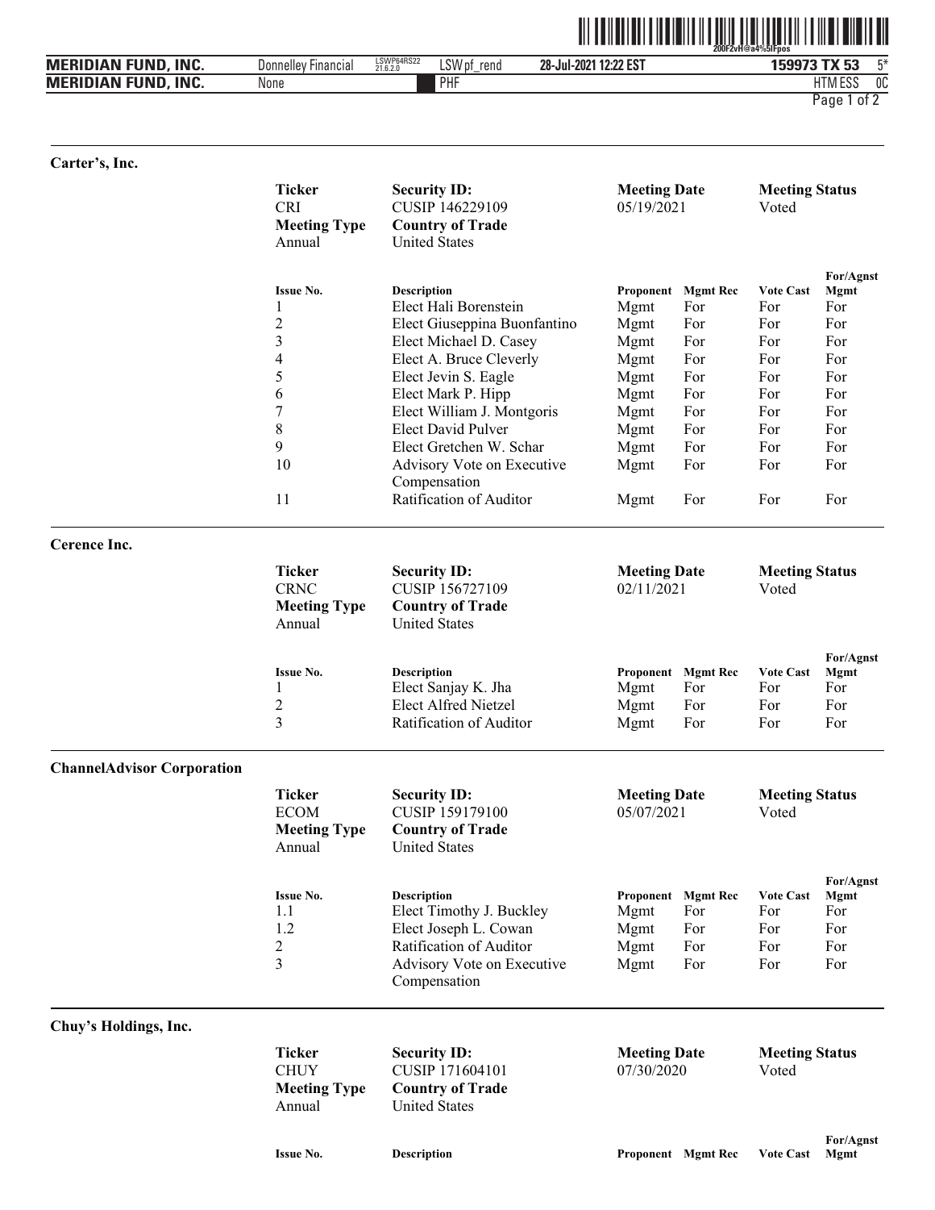**Carter's, Inc.**

| Ticker | Security ID: | Meeting Date | Meeting Status |
|---|---|---|---|
| CRI | CUSIP 146229109 | 05/19/2021 | Voted |
| **Meeting Type** | **Country of Trade** | | |
| Annual | United States | | |

| Issue No. | Description | Proponent | Mgmt Rec | Vote Cast | For/Agnst Mgmt |
|---|---|---|---|---|---|
| 1 | Elect Hali Borenstein | Mgmt | For | For | For |
| 2 | Elect Giuseppina Buonfantino | Mgmt | For | For | For |
| 3 | Elect Michael D. Casey | Mgmt | For | For | For |
| 4 | Elect A. Bruce Cleverly | Mgmt | For | For | For |
| 5 | Elect Jevin S. Eagle | Mgmt | For | For | For |
| 6 | Elect Mark P. Hipp | Mgmt | For | For | For |
| 7 | Elect William J. Montgoris | Mgmt | For | For | For |
| 8 | Elect David Pulver | Mgmt | For | For | For |
| 9 | Elect Gretchen W. Schar | Mgmt | For | For | For |
| 10 | Advisory Vote on Executive Compensation | Mgmt | For | For | For |
| 11 | Ratification of Auditor | Mgmt | For | For | For |

**Cerence Inc.**

| Ticker | Security ID: | Meeting Date | Meeting Status |
|---|---|---|---|
| CRNC | CUSIP 156727109 | 02/11/2021 | Voted |
| **Meeting Type** | **Country of Trade** | | |
| Annual | United States | | |

| Issue No. | Description | Proponent | Mgmt Rec | Vote Cast | For/Agnst Mgmt |
|---|---|---|---|---|---|
| 1 | Elect Sanjay K. Jha | Mgmt | For | For | For |
| 2 | Elect Alfred Nietzel | Mgmt | For | For | For |
| 3 | Ratification of Auditor | Mgmt | For | For | For |

**ChannelAdvisor Corporation**

| Ticker | Security ID: | Meeting Date | Meeting Status |
|---|---|---|---|
| ECOM | CUSIP 159179100 | 05/07/2021 | Voted |
| **Meeting Type** | **Country of Trade** | | |
| Annual | United States | | |

| Issue No. | Description | Proponent | Mgmt Rec | Vote Cast | For/Agnst Mgmt |
|---|---|---|---|---|---|
| 1.1 | Elect Timothy J. Buckley | Mgmt | For | For | For |
| 1.2 | Elect Joseph L. Cowan | Mgmt | For | For | For |
| 2 | Ratification of Auditor | Mgmt | For | For | For |
| 3 | Advisory Vote on Executive Compensation | Mgmt | For | For | For |

**Chuy's Holdings, Inc.**

| Ticker | Security ID: | Meeting Date | Meeting Status |
|---|---|---|---|
| CHUY | CUSIP 171604101 | 07/30/2020 | Voted |
| **Meeting Type** | **Country of Trade** | | |
| Annual | United States | | |

| Issue No. | Description | Proponent | Mgmt Rec | Vote Cast | For/Agnst Mgmt |
|---|---|---|---|---|---|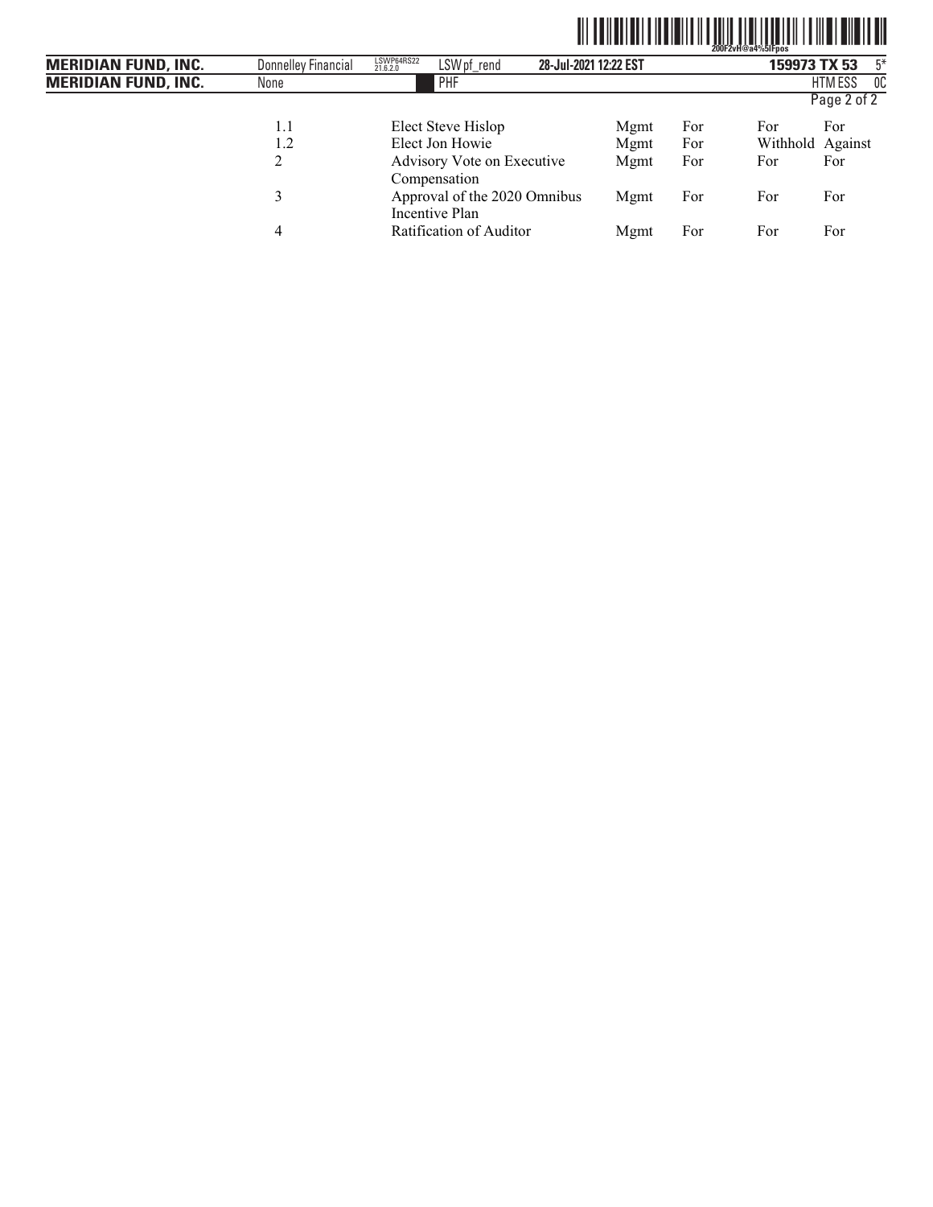| | | | | | |
|---|---|---|---|---|---|
| 1.1 | Elect Steve Hislop | Mgmt | For | For | For |
| 1.2 | Elect Jon Howie | Mgmt | For | Withhold | Against |
| 2 | Advisory Vote on Executive Compensation | Mgmt | For | For | For |
| 3 | Approval of the 2020 Omnibus Incentive Plan | Mgmt | For | For | For |
| 4 | Ratification of Auditor | Mgmt | For | For | For |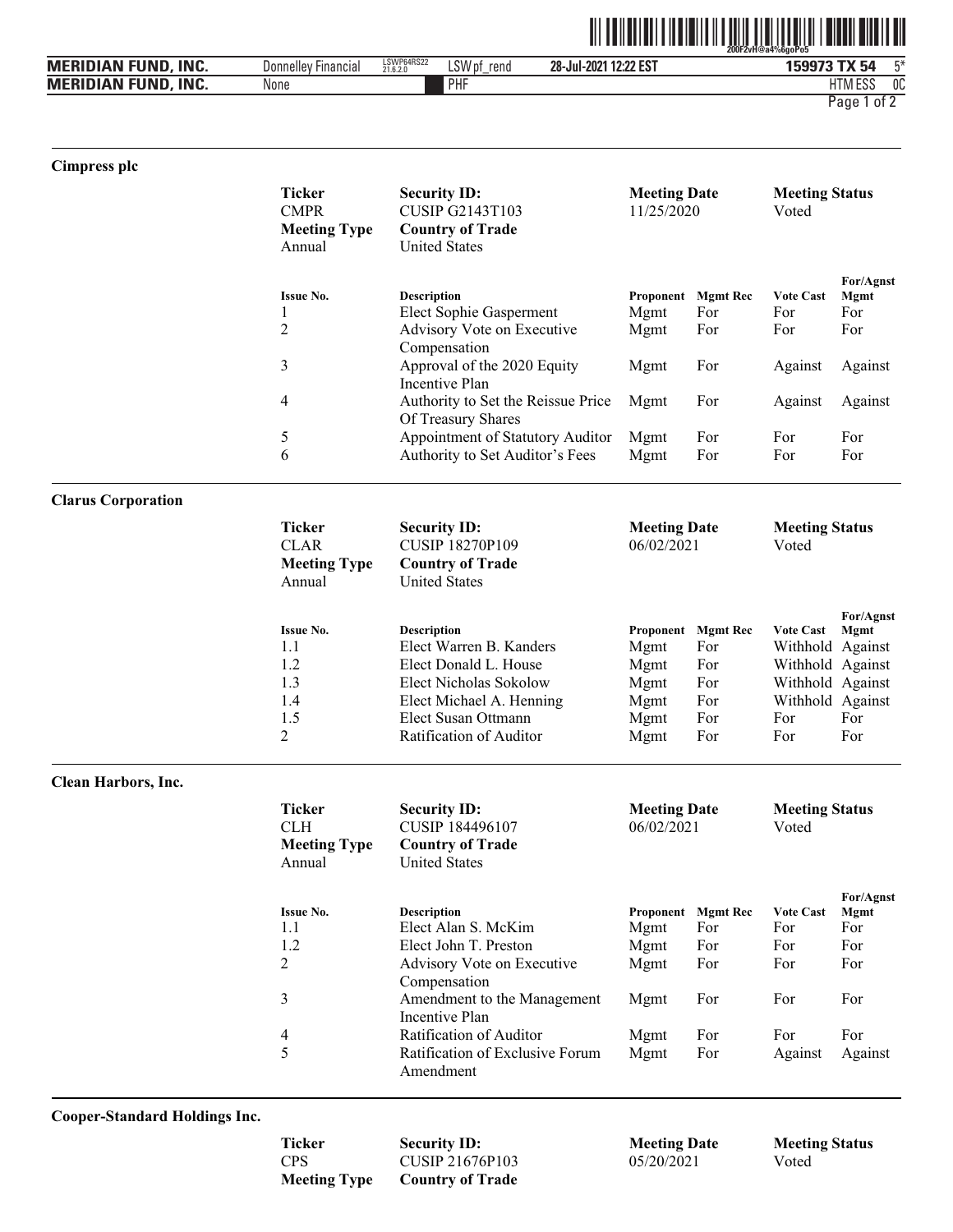## Cimpress plc

| Ticker | Security ID: | Meeting Date | Meeting Status |
|---|---|---|---|
| CMPR | CUSIP G2143T103 | 11/25/2020 | Voted |
| **Meeting Type** | **Country of Trade** | | |
| Annual | United States | | |

| Issue No. | Description | Proponent | Mgmt Rec | Vote Cast | For/Agnst Mgmt |
|---|---|---|---|---|---|
| 1 | Elect Sophie Gasperment | Mgmt | For | For | For |
| 2 | Advisory Vote on Executive Compensation | Mgmt | For | For | For |
| 3 | Approval of the 2020 Equity Incentive Plan | Mgmt | For | Against | Against |
| 4 | Authority to Set the Reissue Price Of Treasury Shares | Mgmt | For | Against | Against |
| 5 | Appointment of Statutory Auditor | Mgmt | For | For | For |
| 6 | Authority to Set Auditor's Fees | Mgmt | For | For | For |

## Clarus Corporation

| Ticker | Security ID: | Meeting Date | Meeting Status |
|---|---|---|---|
| CLAR | CUSIP 18270P109 | 06/02/2021 | Voted |
| **Meeting Type** | **Country of Trade** | | |
| Annual | United States | | |

| Issue No. | Description | Proponent | Mgmt Rec | Vote Cast | For/Agnst Mgmt |
|---|---|---|---|---|---|
| 1.1 | Elect Warren B. Kanders | Mgmt | For | Withhold | Against |
| 1.2 | Elect Donald L. House | Mgmt | For | Withhold | Against |
| 1.3 | Elect Nicholas Sokolow | Mgmt | For | Withhold | Against |
| 1.4 | Elect Michael A. Henning | Mgmt | For | Withhold | Against |
| 1.5 | Elect Susan Ottmann | Mgmt | For | For | For |
| 2 | Ratification of Auditor | Mgmt | For | For | For |

## Clean Harbors, Inc.

| Ticker | Security ID: | Meeting Date | Meeting Status |
|---|---|---|---|
| CLH | CUSIP 184496107 | 06/02/2021 | Voted |
| **Meeting Type** | **Country of Trade** | | |
| Annual | United States | | |

| Issue No. | Description | Proponent | Mgmt Rec | Vote Cast | For/Agnst Mgmt |
|---|---|---|---|---|---|
| 1.1 | Elect Alan S. McKim | Mgmt | For | For | For |
| 1.2 | Elect John T. Preston | Mgmt | For | For | For |
| 2 | Advisory Vote on Executive Compensation | Mgmt | For | For | For |
| 3 | Amendment to the Management Incentive Plan | Mgmt | For | For | For |
| 4 | Ratification of Auditor | Mgmt | For | For | For |
| 5 | Ratification of Exclusive Forum Amendment | Mgmt | For | Against | Against |

## Cooper-Standard Holdings Inc.

| Ticker | Security ID: | Meeting Date | Meeting Status |
|---|---|---|---|
| CPS | CUSIP 21676P103 | 05/20/2021 | Voted |
| **Meeting Type** | **Country of Trade** | | |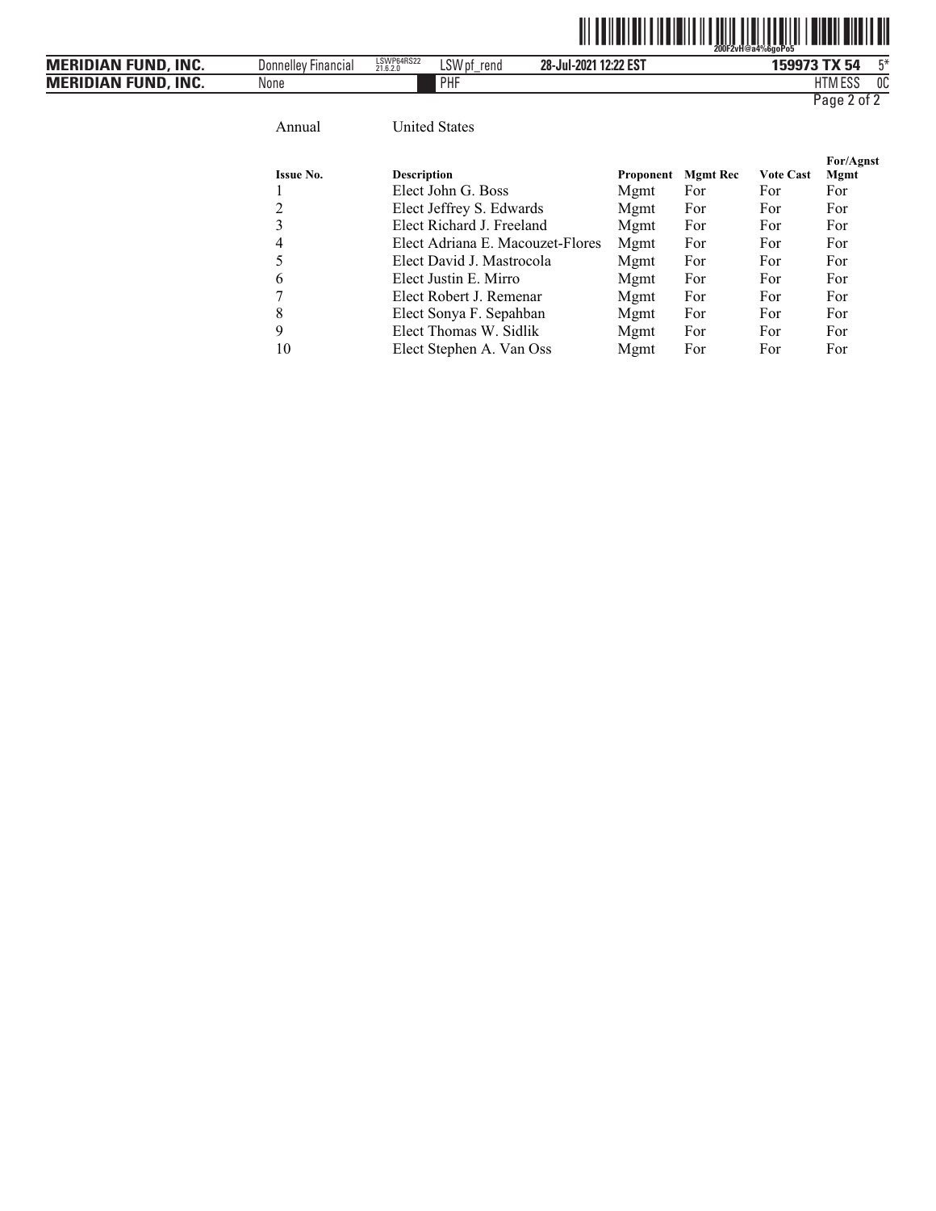Annual United States

| Issue No. | Description | Proponent | Mgmt Rec | Vote Cast | For/Agnst Mgmt |
|---|---|---|---|---|---|
| 1 | Elect John G. Boss | Mgmt | For | For | For |
| 2 | Elect Jeffrey S. Edwards | Mgmt | For | For | For |
| 3 | Elect Richard J. Freeland | Mgmt | For | For | For |
| 4 | Elect Adriana E. Macouzet-Flores | Mgmt | For | For | For |
| 5 | Elect David J. Mastrocola | Mgmt | For | For | For |
| 6 | Elect Justin E. Mirro | Mgmt | For | For | For |
| 7 | Elect Robert J. Remenar | Mgmt | For | For | For |
| 8 | Elect Sonya F. Sepahban | Mgmt | For | For | For |
| 9 | Elect Thomas W. Sidlik | Mgmt | For | For | For |
| 10 | Elect Stephen A. Van Oss | Mgmt | For | For | For |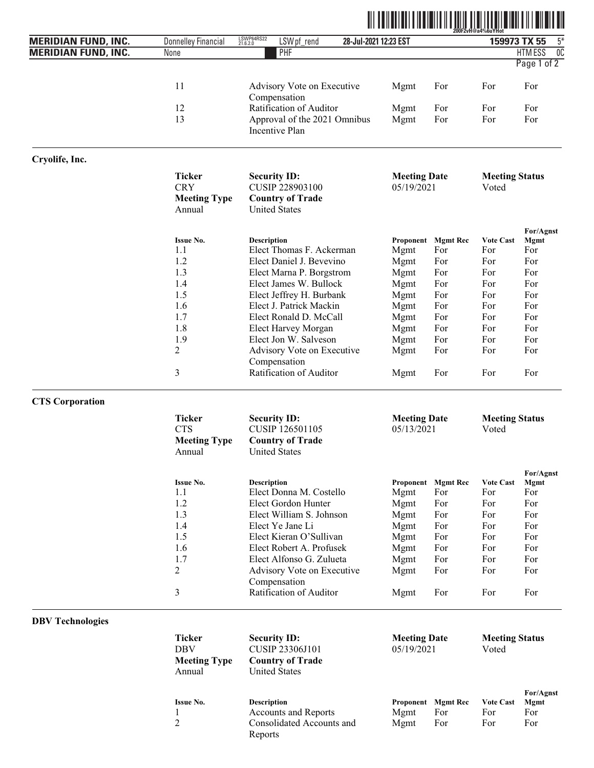| Issue No. | Description | Proponent | Mgmt Rec | Vote Cast | For/Agnst Mgmt |
|---|---|---|---|---|---|
| 11 | Advisory Vote on Executive Compensation | Mgmt | For | For | For |
| 12 | Ratification of Auditor | Mgmt | For | For | For |
| 13 | Approval of the 2021 Omnibus Incentive Plan | Mgmt | For | For | For |

## Cryolife, Inc.

| Ticker | Security ID: | Meeting Date | Meeting Status |
|---|---|---|---|
| CRY | CUSIP 228903100 | 05/19/2021 | Voted |
| **Meeting Type** | **Country of Trade** | | |
| Annual | United States | | |

| Issue No. | Description | Proponent | Mgmt Rec | Vote Cast | For/Agnst Mgmt |
|---|---|---|---|---|---|
| 1.1 | Elect Thomas F. Ackerman | Mgmt | For | For | For |
| 1.2 | Elect Daniel J. Bevevino | Mgmt | For | For | For |
| 1.3 | Elect Marna P. Borgstrom | Mgmt | For | For | For |
| 1.4 | Elect James W. Bullock | Mgmt | For | For | For |
| 1.5 | Elect Jeffrey H. Burbank | Mgmt | For | For | For |
| 1.6 | Elect J. Patrick Mackin | Mgmt | For | For | For |
| 1.7 | Elect Ronald D. McCall | Mgmt | For | For | For |
| 1.8 | Elect Harvey Morgan | Mgmt | For | For | For |
| 1.9 | Elect Jon W. Salveson | Mgmt | For | For | For |
| 2 | Advisory Vote on Executive Compensation | Mgmt | For | For | For |
| 3 | Ratification of Auditor | Mgmt | For | For | For |

## CTS Corporation

| Ticker | Security ID: | Meeting Date | Meeting Status |
|---|---|---|---|
| CTS | CUSIP 126501105 | 05/13/2021 | Voted |
| **Meeting Type** | **Country of Trade** | | |
| Annual | United States | | |

| Issue No. | Description | Proponent | Mgmt Rec | Vote Cast | For/Agnst Mgmt |
|---|---|---|---|---|---|
| 1.1 | Elect Donna M. Costello | Mgmt | For | For | For |
| 1.2 | Elect Gordon Hunter | Mgmt | For | For | For |
| 1.3 | Elect William S. Johnson | Mgmt | For | For | For |
| 1.4 | Elect Ye Jane Li | Mgmt | For | For | For |
| 1.5 | Elect Kieran O'Sullivan | Mgmt | For | For | For |
| 1.6 | Elect Robert A. Profusek | Mgmt | For | For | For |
| 1.7 | Elect Alfonso G. Zulueta | Mgmt | For | For | For |
| 2 | Advisory Vote on Executive Compensation | Mgmt | For | For | For |
| 3 | Ratification of Auditor | Mgmt | For | For | For |

## DBV Technologies

| Ticker | Security ID: | Meeting Date | Meeting Status |
|---|---|---|---|
| DBV | CUSIP 23306J101 | 05/19/2021 | Voted |
| **Meeting Type** | **Country of Trade** | | |
| Annual | United States | | |

| Issue No. | Description | Proponent | Mgmt Rec | Vote Cast | For/Agnst Mgmt |
|---|---|---|---|---|---|
| 1 | Accounts and Reports | Mgmt | For | For | For |
| 2 | Consolidated Accounts and Reports | Mgmt | For | For | For |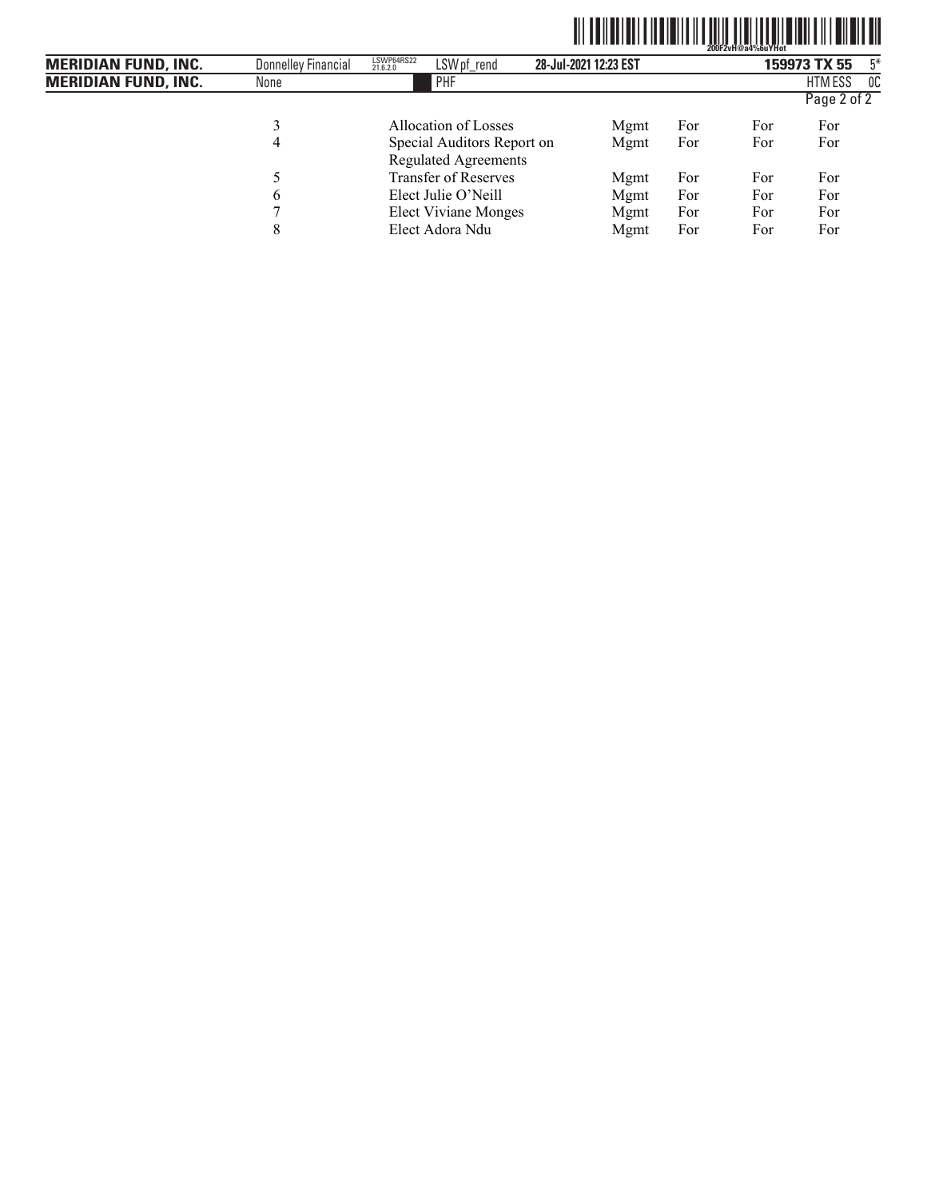| | | | | | |
|---|---|---|---|---|---|
| 3 | Allocation of Losses | Mgmt | For | For | For |
| 4 | Special Auditors Report on Regulated Agreements | Mgmt | For | For | For |
| 5 | Transfer of Reserves | Mgmt | For | For | For |
| 6 | Elect Julie O'Neill | Mgmt | For | For | For |
| 7 | Elect Viviane Monges | Mgmt | For | For | For |
| 8 | Elect Adora Ndu | Mgmt | For | For | For |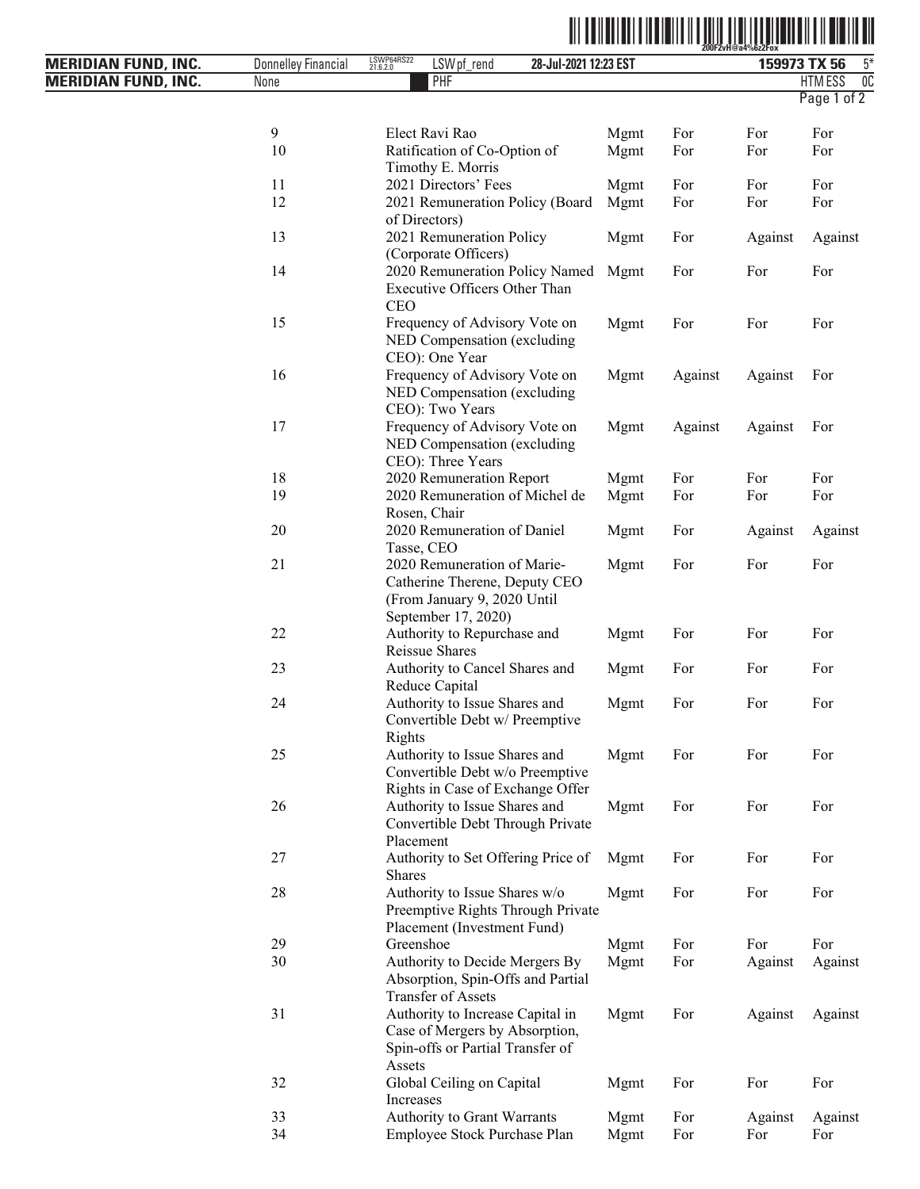| | | | | | |
|---|---|---|---|---|---|
| 9 | Elect Ravi Rao | Mgmt | For | For | For |
| 10 | Ratification of Co-Option of Timothy E. Morris | Mgmt | For | For | For |
| 11 | 2021 Directors' Fees | Mgmt | For | For | For |
| 12 | 2021 Remuneration Policy (Board of Directors) | Mgmt | For | For | For |
| 13 | 2021 Remuneration Policy (Corporate Officers) | Mgmt | For | Against | Against |
| 14 | 2020 Remuneration Policy Named Executive Officers Other Than CEO | Mgmt | For | For | For |
| 15 | Frequency of Advisory Vote on NED Compensation (excluding CEO): One Year | Mgmt | For | For | For |
| 16 | Frequency of Advisory Vote on NED Compensation (excluding CEO): Two Years | Mgmt | Against | Against | For |
| 17 | Frequency of Advisory Vote on NED Compensation (excluding CEO): Three Years | Mgmt | Against | Against | For |
| 18 | 2020 Remuneration Report | Mgmt | For | For | For |
| 19 | 2020 Remuneration of Michel de Rosen, Chair | Mgmt | For | For | For |
| 20 | 2020 Remuneration of Daniel Tasse, CEO | Mgmt | For | Against | Against |
| 21 | 2020 Remuneration of Marie-Catherine Therene, Deputy CEO (From January 9, 2020 Until September 17, 2020) | Mgmt | For | For | For |
| 22 | Authority to Repurchase and Reissue Shares | Mgmt | For | For | For |
| 23 | Authority to Cancel Shares and Reduce Capital | Mgmt | For | For | For |
| 24 | Authority to Issue Shares and Convertible Debt w/ Preemptive Rights | Mgmt | For | For | For |
| 25 | Authority to Issue Shares and Convertible Debt w/o Preemptive Rights in Case of Exchange Offer | Mgmt | For | For | For |
| 26 | Authority to Issue Shares and Convertible Debt Through Private Placement | Mgmt | For | For | For |
| 27 | Authority to Set Offering Price of Shares | Mgmt | For | For | For |
| 28 | Authority to Issue Shares w/o Preemptive Rights Through Private Placement (Investment Fund) | Mgmt | For | For | For |
| 29 | Greenshoe | Mgmt | For | For | For |
| 30 | Authority to Decide Mergers By Absorption, Spin-Offs and Partial Transfer of Assets | Mgmt | For | Against | Against |
| 31 | Authority to Increase Capital in Case of Mergers by Absorption, Spin-offs or Partial Transfer of Assets | Mgmt | For | Against | Against |
| 32 | Global Ceiling on Capital Increases | Mgmt | For | For | For |
| 33 | Authority to Grant Warrants | Mgmt | For | Against | Against |
| 34 | Employee Stock Purchase Plan | Mgmt | For | For | For |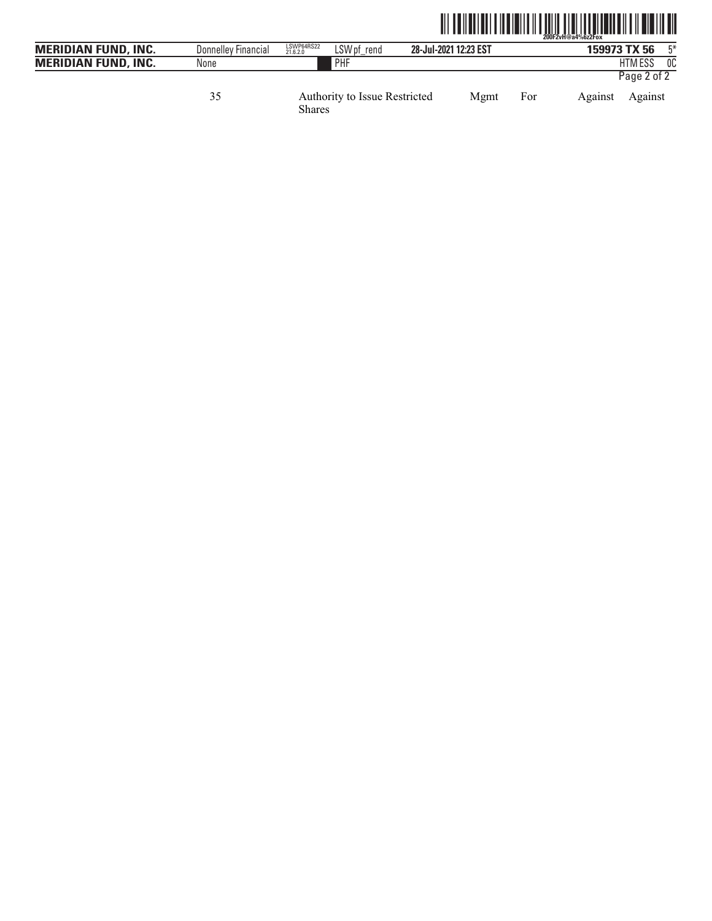| | | | | | |
|---|---|---|---|---|---|
| 35 | Authority to Issue Restricted Shares | Mgmt | For | Against | Against |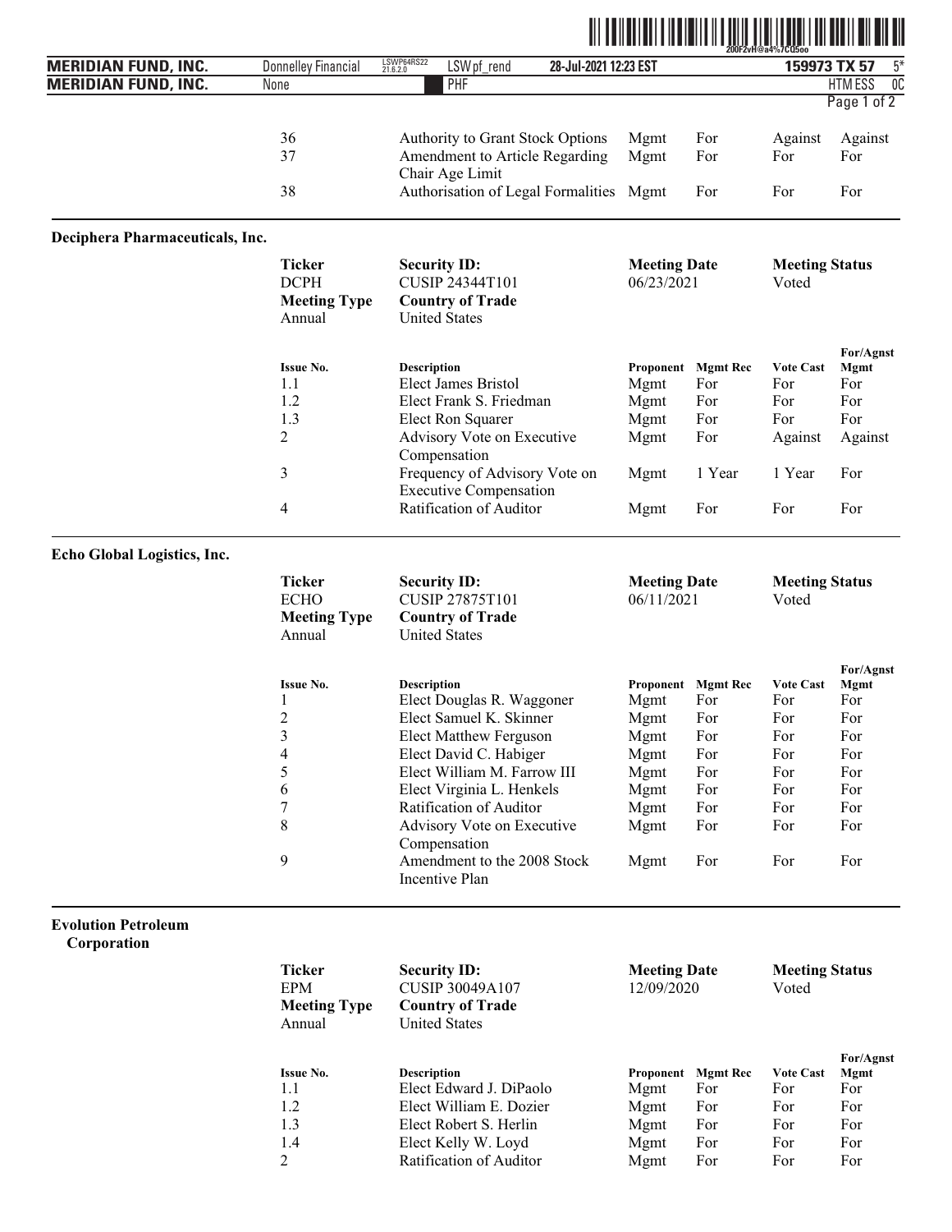| Issue No. | Description | Proponent | Mgmt Rec | Vote Cast | For/Agnst Mgmt |
|---|---|---|---|---|---|
| 36 | Authority to Grant Stock Options | Mgmt | For | Against | Against |
| 37 | Amendment to Article Regarding Chair Age Limit | Mgmt | For | For | For |
| 38 | Authorisation of Legal Formalities | Mgmt | For | For | For |

## Deciphera Pharmaceuticals, Inc.

| Ticker | Security ID: | Meeting Date | Meeting Status |
|---|---|---|---|
| DCPH | CUSIP 24344T101 | 06/23/2021 | Voted |
| **Meeting Type** | **Country of Trade** | | |
| Annual | United States | | |

| Issue No. | Description | Proponent | Mgmt Rec | Vote Cast | For/Agnst Mgmt |
|---|---|---|---|---|---|
| 1.1 | Elect James Bristol | Mgmt | For | For | For |
| 1.2 | Elect Frank S. Friedman | Mgmt | For | For | For |
| 1.3 | Elect Ron Squarer | Mgmt | For | For | For |
| 2 | Advisory Vote on Executive Compensation | Mgmt | For | Against | Against |
| 3 | Frequency of Advisory Vote on Executive Compensation | Mgmt | 1 Year | 1 Year | For |
| 4 | Ratification of Auditor | Mgmt | For | For | For |

## Echo Global Logistics, Inc.

| Ticker | Security ID: | Meeting Date | Meeting Status |
|---|---|---|---|
| ECHO | CUSIP 27875T101 | 06/11/2021 | Voted |
| **Meeting Type** | **Country of Trade** | | |
| Annual | United States | | |

| Issue No. | Description | Proponent | Mgmt Rec | Vote Cast | For/Agnst Mgmt |
|---|---|---|---|---|---|
| 1 | Elect Douglas R. Waggoner | Mgmt | For | For | For |
| 2 | Elect Samuel K. Skinner | Mgmt | For | For | For |
| 3 | Elect Matthew Ferguson | Mgmt | For | For | For |
| 4 | Elect David C. Habiger | Mgmt | For | For | For |
| 5 | Elect William M. Farrow III | Mgmt | For | For | For |
| 6 | Elect Virginia L. Henkels | Mgmt | For | For | For |
| 7 | Ratification of Auditor | Mgmt | For | For | For |
| 8 | Advisory Vote on Executive Compensation | Mgmt | For | For | For |
| 9 | Amendment to the 2008 Stock Incentive Plan | Mgmt | For | For | For |

## Evolution Petroleum Corporation

| Ticker | Security ID: | Meeting Date | Meeting Status |
|---|---|---|---|
| EPM | CUSIP 30049A107 | 12/09/2020 | Voted |
| **Meeting Type** | **Country of Trade** | | |
| Annual | United States | | |

| Issue No. | Description | Proponent | Mgmt Rec | Vote Cast | For/Agnst Mgmt |
|---|---|---|---|---|---|
| 1.1 | Elect Edward J. DiPaolo | Mgmt | For | For | For |
| 1.2 | Elect William E. Dozier | Mgmt | For | For | For |
| 1.3 | Elect Robert S. Herlin | Mgmt | For | For | For |
| 1.4 | Elect Kelly W. Loyd | Mgmt | For | For | For |
| 2 | Ratification of Auditor | Mgmt | For | For | For |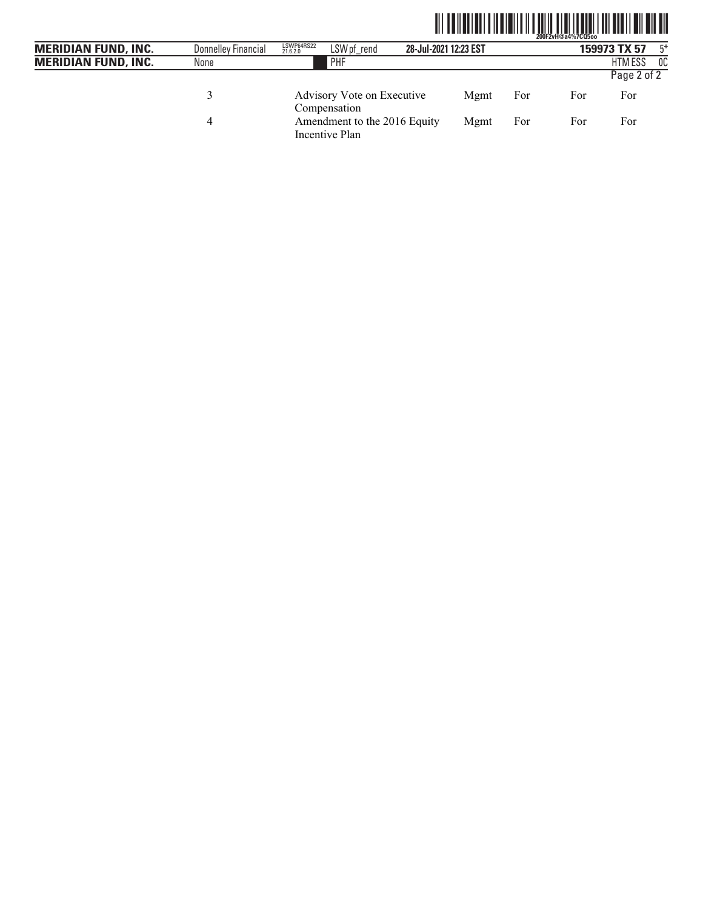| | | | | | |
|---|---|---|---|---|---|
| 3 | Advisory Vote on Executive Compensation | Mgmt | For | For | For |
| 4 | Amendment to the 2016 Equity Incentive Plan | Mgmt | For | For | For |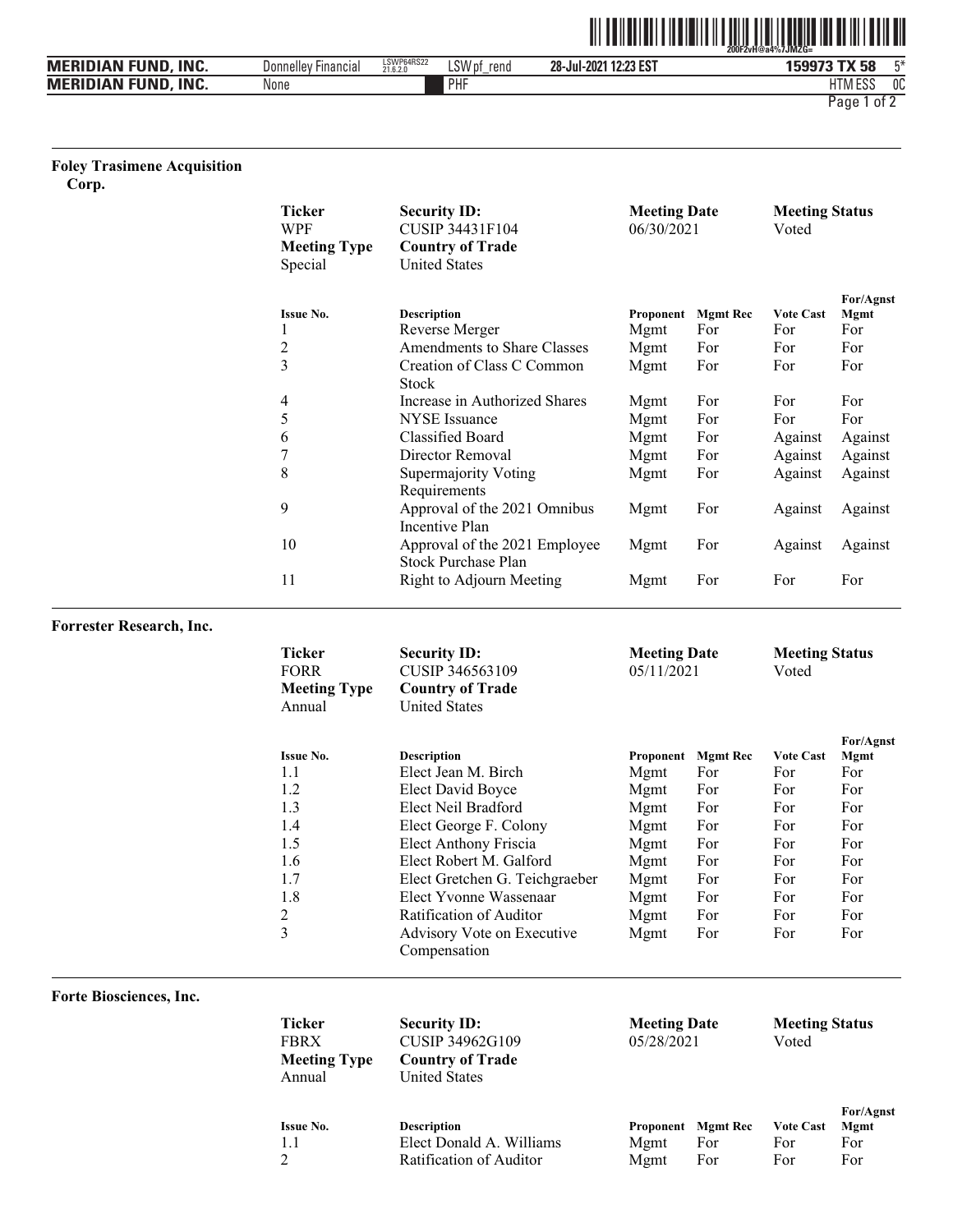**Foley Trasimene Acquisition Corp.**

| Ticker | Security ID: | Meeting Date | Meeting Status |
|---|---|---|---|
| WPF | CUSIP 34431F104 | 06/30/2021 | Voted |
| **Meeting Type** | **Country of Trade** | | |
| Special | United States | | |

| Issue No. | Description | Proponent | Mgmt Rec | Vote Cast | For/Agnst Mgmt |
|---|---|---|---|---|---|
| 1 | Reverse Merger | Mgmt | For | For | For |
| 2 | Amendments to Share Classes | Mgmt | For | For | For |
| 3 | Creation of Class C Common Stock | Mgmt | For | For | For |
| 4 | Increase in Authorized Shares | Mgmt | For | For | For |
| 5 | NYSE Issuance | Mgmt | For | For | For |
| 6 | Classified Board | Mgmt | For | Against | Against |
| 7 | Director Removal | Mgmt | For | Against | Against |
| 8 | Supermajority Voting Requirements | Mgmt | For | Against | Against |
| 9 | Approval of the 2021 Omnibus Incentive Plan | Mgmt | For | Against | Against |
| 10 | Approval of the 2021 Employee Stock Purchase Plan | Mgmt | For | Against | Against |
| 11 | Right to Adjourn Meeting | Mgmt | For | For | For |

**Forrester Research, Inc.**

| Ticker | Security ID: | Meeting Date | Meeting Status |
|---|---|---|---|
| FORR | CUSIP 346563109 | 05/11/2021 | Voted |
| **Meeting Type** | **Country of Trade** | | |
| Annual | United States | | |

| Issue No. | Description | Proponent | Mgmt Rec | Vote Cast | For/Agnst Mgmt |
|---|---|---|---|---|---|
| 1.1 | Elect Jean M. Birch | Mgmt | For | For | For |
| 1.2 | Elect David Boyce | Mgmt | For | For | For |
| 1.3 | Elect Neil Bradford | Mgmt | For | For | For |
| 1.4 | Elect George F. Colony | Mgmt | For | For | For |
| 1.5 | Elect Anthony Friscia | Mgmt | For | For | For |
| 1.6 | Elect Robert M. Galford | Mgmt | For | For | For |
| 1.7 | Elect Gretchen G. Teichgraeber | Mgmt | For | For | For |
| 1.8 | Elect Yvonne Wassenaar | Mgmt | For | For | For |
| 2 | Ratification of Auditor | Mgmt | For | For | For |
| 3 | Advisory Vote on Executive Compensation | Mgmt | For | For | For |

**Forte Biosciences, Inc.**

| Ticker | Security ID: | Meeting Date | Meeting Status |
|---|---|---|---|
| FBRX | CUSIP 34962G109 | 05/28/2021 | Voted |
| **Meeting Type** | **Country of Trade** | | |
| Annual | United States | | |

| Issue No. | Description | Proponent | Mgmt Rec | Vote Cast | For/Agnst Mgmt |
|---|---|---|---|---|---|
| 1.1 | Elect Donald A. Williams | Mgmt | For | For | For |
| 2 | Ratification of Auditor | Mgmt | For | For | For |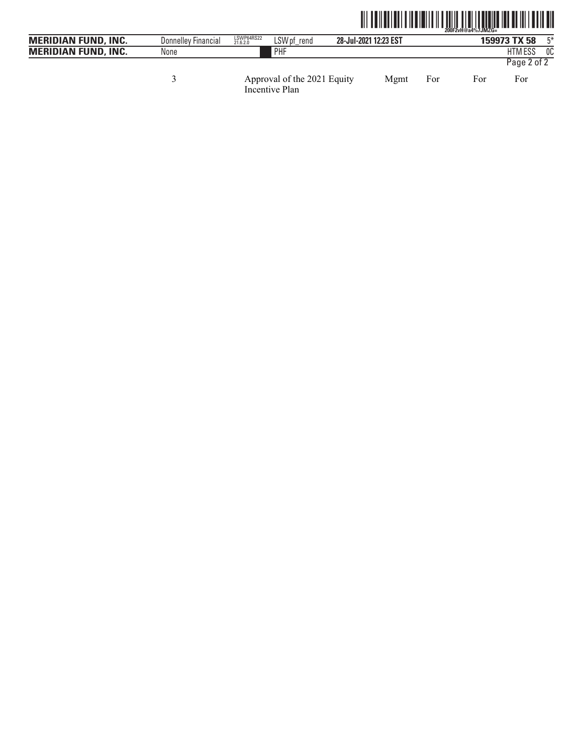| 3 | Approval of the 2021 Equity Incentive Plan | Mgmt | For | For | For |
|---|---|---|---|---|---|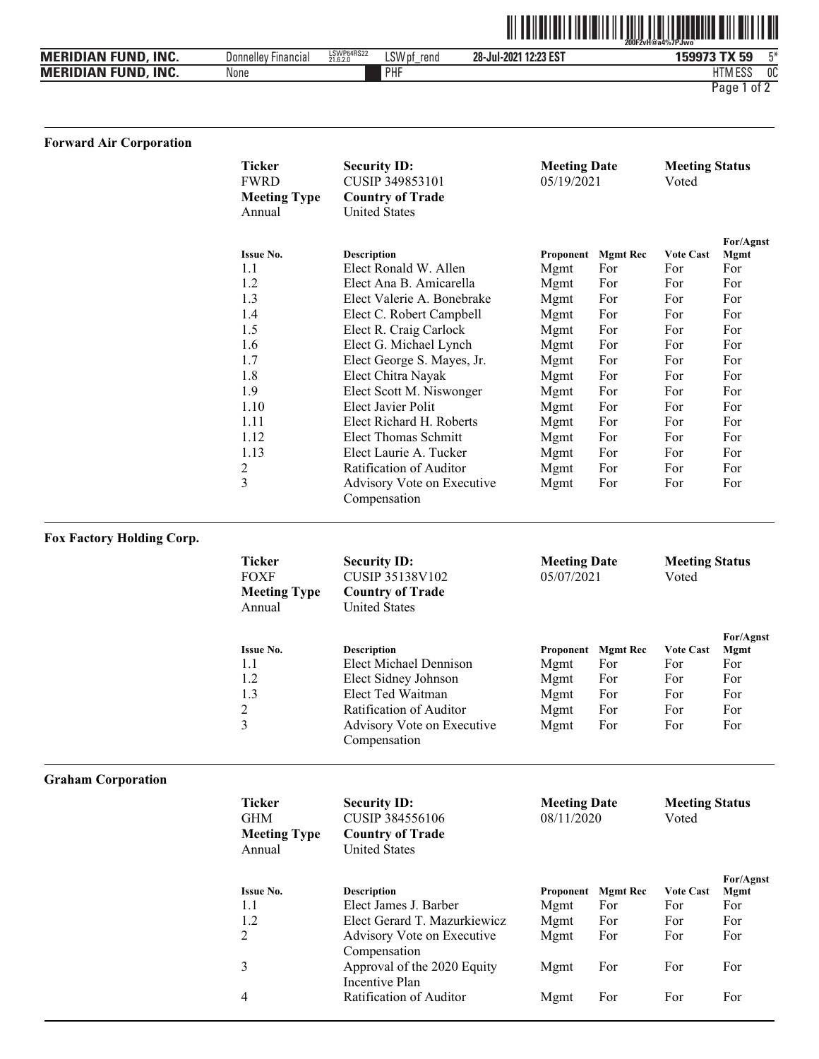## Forward Air Corporation

| Ticker | Security ID: | Meeting Date | Meeting Status |
|---|---|---|---|
| FWRD | CUSIP 349853101 | 05/19/2021 | Voted |
| **Meeting Type** | **Country of Trade** | | |
| Annual | United States | | |

| Issue No. | Description | Proponent | Mgmt Rec | Vote Cast | For/Agnst Mgmt |
|---|---|---|---|---|---|
| 1.1 | Elect Ronald W. Allen | Mgmt | For | For | For |
| 1.2 | Elect Ana B. Amicarella | Mgmt | For | For | For |
| 1.3 | Elect Valerie A. Bonebrake | Mgmt | For | For | For |
| 1.4 | Elect C. Robert Campbell | Mgmt | For | For | For |
| 1.5 | Elect R. Craig Carlock | Mgmt | For | For | For |
| 1.6 | Elect G. Michael Lynch | Mgmt | For | For | For |
| 1.7 | Elect George S. Mayes, Jr. | Mgmt | For | For | For |
| 1.8 | Elect Chitra Nayak | Mgmt | For | For | For |
| 1.9 | Elect Scott M. Niswonger | Mgmt | For | For | For |
| 1.10 | Elect Javier Polit | Mgmt | For | For | For |
| 1.11 | Elect Richard H. Roberts | Mgmt | For | For | For |
| 1.12 | Elect Thomas Schmitt | Mgmt | For | For | For |
| 1.13 | Elect Laurie A. Tucker | Mgmt | For | For | For |
| 2 | Ratification of Auditor | Mgmt | For | For | For |
| 3 | Advisory Vote on Executive Compensation | Mgmt | For | For | For |

## Fox Factory Holding Corp.

| Ticker | Security ID: | Meeting Date | Meeting Status |
|---|---|---|---|
| FOXF | CUSIP 35138V102 | 05/07/2021 | Voted |
| **Meeting Type** | **Country of Trade** | | |
| Annual | United States | | |

| Issue No. | Description | Proponent | Mgmt Rec | Vote Cast | For/Agnst Mgmt |
|---|---|---|---|---|---|
| 1.1 | Elect Michael Dennison | Mgmt | For | For | For |
| 1.2 | Elect Sidney Johnson | Mgmt | For | For | For |
| 1.3 | Elect Ted Waitman | Mgmt | For | For | For |
| 2 | Ratification of Auditor | Mgmt | For | For | For |
| 3 | Advisory Vote on Executive Compensation | Mgmt | For | For | For |

## Graham Corporation

| Ticker | Security ID: | Meeting Date | Meeting Status |
|---|---|---|---|
| GHM | CUSIP 384556106 | 08/11/2020 | Voted |
| **Meeting Type** | **Country of Trade** | | |
| Annual | United States | | |

| Issue No. | Description | Proponent | Mgmt Rec | Vote Cast | For/Agnst Mgmt |
|---|---|---|---|---|---|
| 1.1 | Elect James J. Barber | Mgmt | For | For | For |
| 1.2 | Elect Gerard T. Mazurkiewicz | Mgmt | For | For | For |
| 2 | Advisory Vote on Executive Compensation | Mgmt | For | For | For |
| 3 | Approval of the 2020 Equity Incentive Plan | Mgmt | For | For | For |
| 4 | Ratification of Auditor | Mgmt | For | For | For |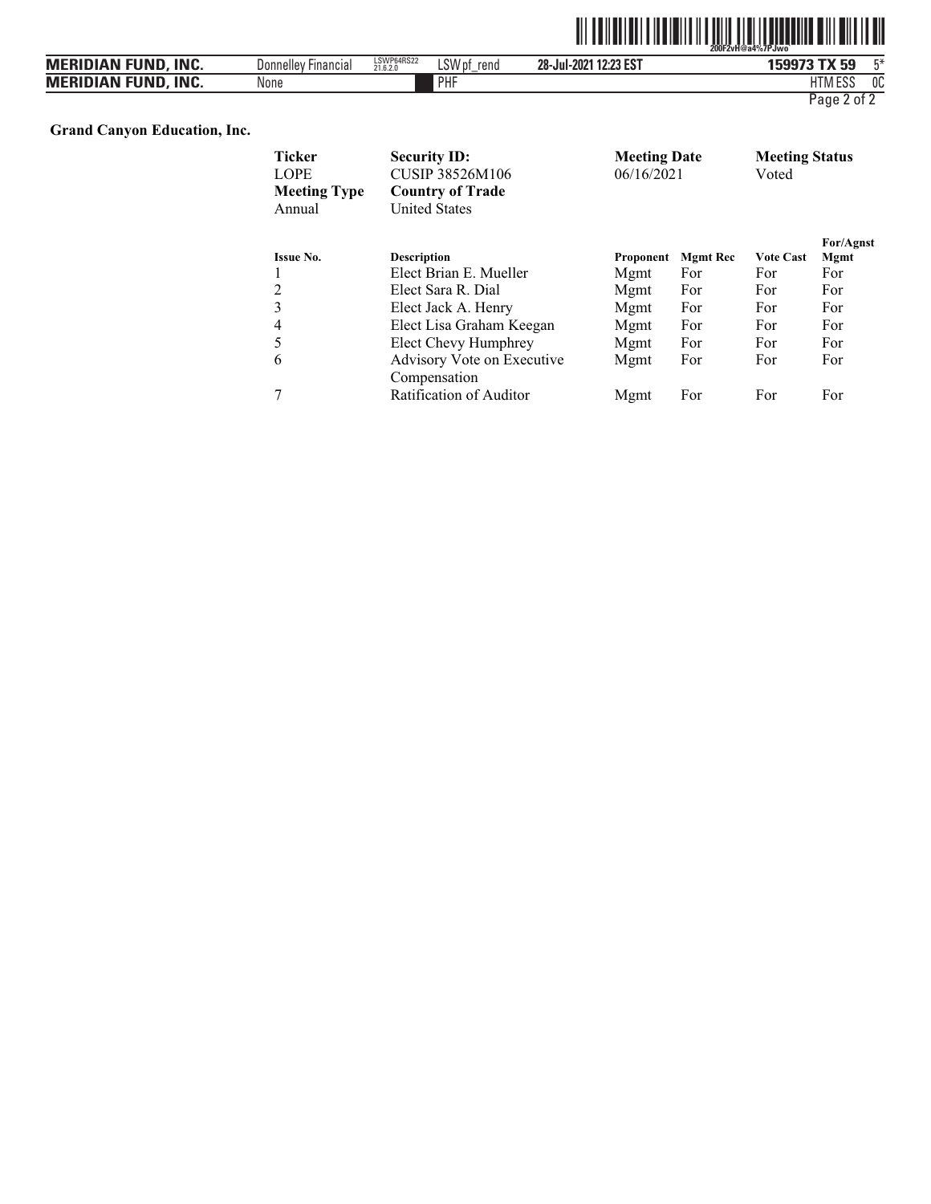**Grand Canyon Education, Inc.**

| **Ticker** | **Security ID:** | **Meeting Date** | **Meeting Status** |
|---|---|---|---|
| LOPE | CUSIP 38526M106 | 06/16/2021 | Voted |
| **Meeting Type** | **Country of Trade** | | |
| Annual | United States | | |

| **Issue No.** | **Description** | **Proponent** | **Mgmt Rec** | **Vote Cast** | **For/Agnst Mgmt** |
|---|---|---|---|---|---|
| 1 | Elect Brian E. Mueller | Mgmt | For | For | For |
| 2 | Elect Sara R. Dial | Mgmt | For | For | For |
| 3 | Elect Jack A. Henry | Mgmt | For | For | For |
| 4 | Elect Lisa Graham Keegan | Mgmt | For | For | For |
| 5 | Elect Chevy Humphrey | Mgmt | For | For | For |
| 6 | Advisory Vote on Executive Compensation | Mgmt | For | For | For |
| 7 | Ratification of Auditor | Mgmt | For | For | For |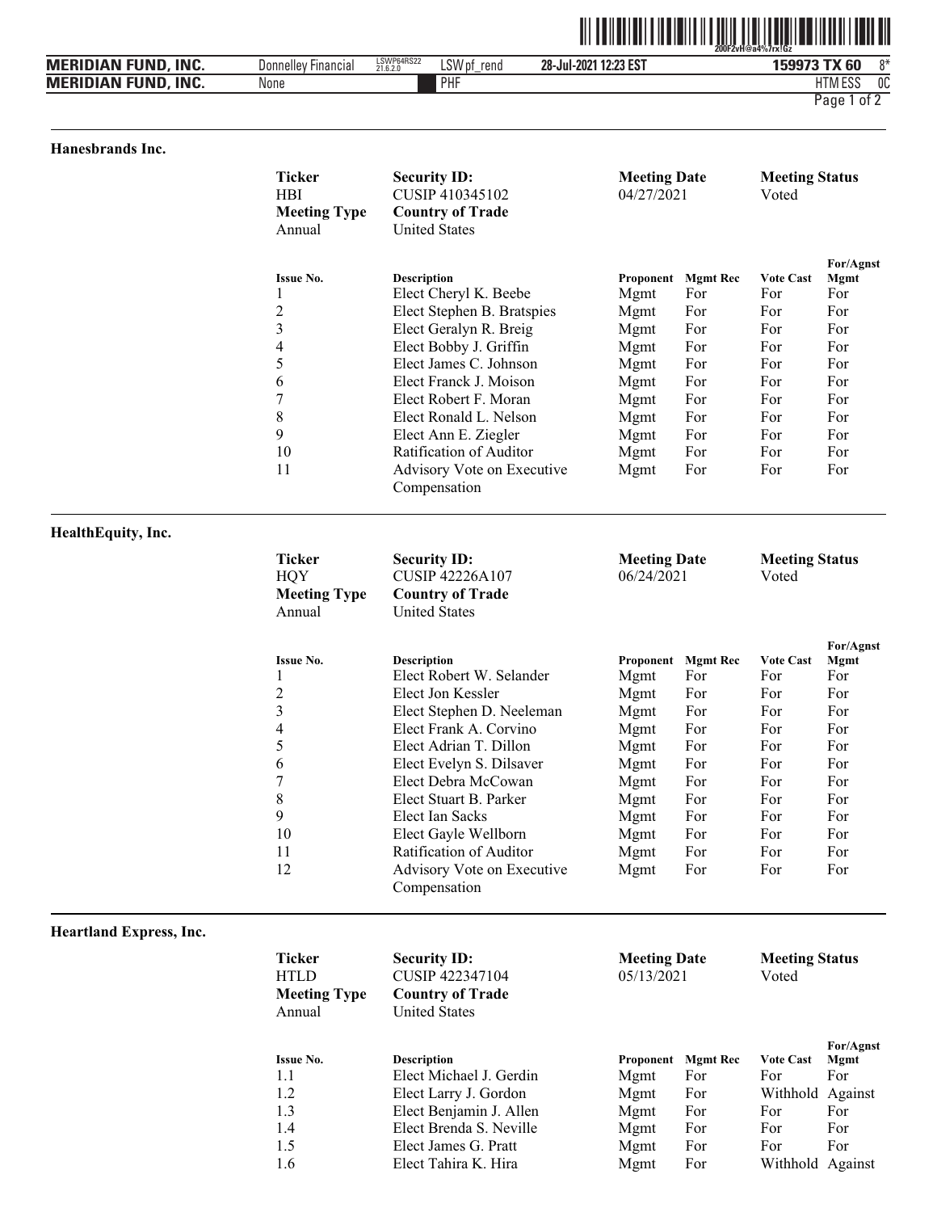## Hanesbrands Inc.

| Ticker | Security ID: | Meeting Date | Meeting Status |
|---|---|---|---|
| HBI | CUSIP 410345102 | 04/27/2021 | Voted |
| **Meeting Type** | **Country of Trade** | | |
| Annual | United States | | |

| Issue No. | Description | Proponent | Mgmt Rec | Vote Cast | For/Agnst Mgmt |
|---|---|---|---|---|---|
| 1 | Elect Cheryl K. Beebe | Mgmt | For | For | For |
| 2 | Elect Stephen B. Bratspies | Mgmt | For | For | For |
| 3 | Elect Geralyn R. Breig | Mgmt | For | For | For |
| 4 | Elect Bobby J. Griffin | Mgmt | For | For | For |
| 5 | Elect James C. Johnson | Mgmt | For | For | For |
| 6 | Elect Franck J. Moison | Mgmt | For | For | For |
| 7 | Elect Robert F. Moran | Mgmt | For | For | For |
| 8 | Elect Ronald L. Nelson | Mgmt | For | For | For |
| 9 | Elect Ann E. Ziegler | Mgmt | For | For | For |
| 10 | Ratification of Auditor | Mgmt | For | For | For |
| 11 | Advisory Vote on Executive Compensation | Mgmt | For | For | For |

## HealthEquity, Inc.

| Ticker | Security ID: | Meeting Date | Meeting Status |
|---|---|---|---|
| HQY | CUSIP 42226A107 | 06/24/2021 | Voted |
| **Meeting Type** | **Country of Trade** | | |
| Annual | United States | | |

| Issue No. | Description | Proponent | Mgmt Rec | Vote Cast | For/Agnst Mgmt |
|---|---|---|---|---|---|
| 1 | Elect Robert W. Selander | Mgmt | For | For | For |
| 2 | Elect Jon Kessler | Mgmt | For | For | For |
| 3 | Elect Stephen D. Neeleman | Mgmt | For | For | For |
| 4 | Elect Frank A. Corvino | Mgmt | For | For | For |
| 5 | Elect Adrian T. Dillon | Mgmt | For | For | For |
| 6 | Elect Evelyn S. Dilsaver | Mgmt | For | For | For |
| 7 | Elect Debra McCowan | Mgmt | For | For | For |
| 8 | Elect Stuart B. Parker | Mgmt | For | For | For |
| 9 | Elect Ian Sacks | Mgmt | For | For | For |
| 10 | Elect Gayle Wellborn | Mgmt | For | For | For |
| 11 | Ratification of Auditor | Mgmt | For | For | For |
| 12 | Advisory Vote on Executive Compensation | Mgmt | For | For | For |

## Heartland Express, Inc.

| Ticker | Security ID: | Meeting Date | Meeting Status |
|---|---|---|---|
| HTLD | CUSIP 422347104 | 05/13/2021 | Voted |
| **Meeting Type** | **Country of Trade** | | |
| Annual | United States | | |

| Issue No. | Description | Proponent | Mgmt Rec | Vote Cast | For/Agnst Mgmt |
|---|---|---|---|---|---|
| 1.1 | Elect Michael J. Gerdin | Mgmt | For | For | For |
| 1.2 | Elect Larry J. Gordon | Mgmt | For | Withhold | Against |
| 1.3 | Elect Benjamin J. Allen | Mgmt | For | For | For |
| 1.4 | Elect Brenda S. Neville | Mgmt | For | For | For |
| 1.5 | Elect James G. Pratt | Mgmt | For | For | For |
| 1.6 | Elect Tahira K. Hira | Mgmt | For | Withhold | Against |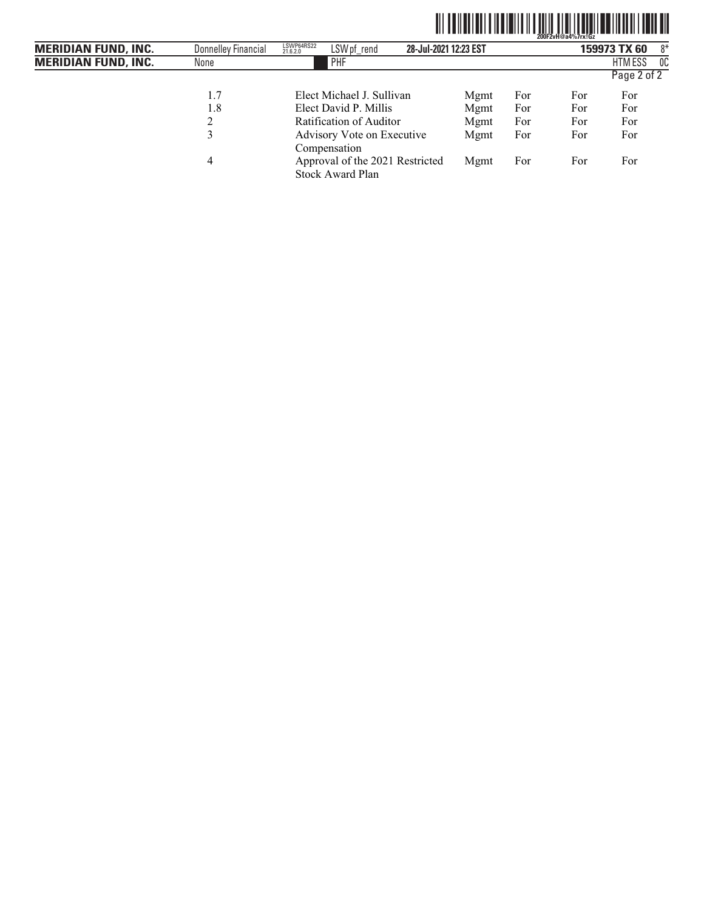| | | | | | |
|---|---|---|---|---|---|
| 1.7 | Elect Michael J. Sullivan | Mgmt | For | For | For |
| 1.8 | Elect David P. Millis | Mgmt | For | For | For |
| 2 | Ratification of Auditor | Mgmt | For | For | For |
| 3 | Advisory Vote on Executive Compensation | Mgmt | For | For | For |
| 4 | Approval of the 2021 Restricted Stock Award Plan | Mgmt | For | For | For |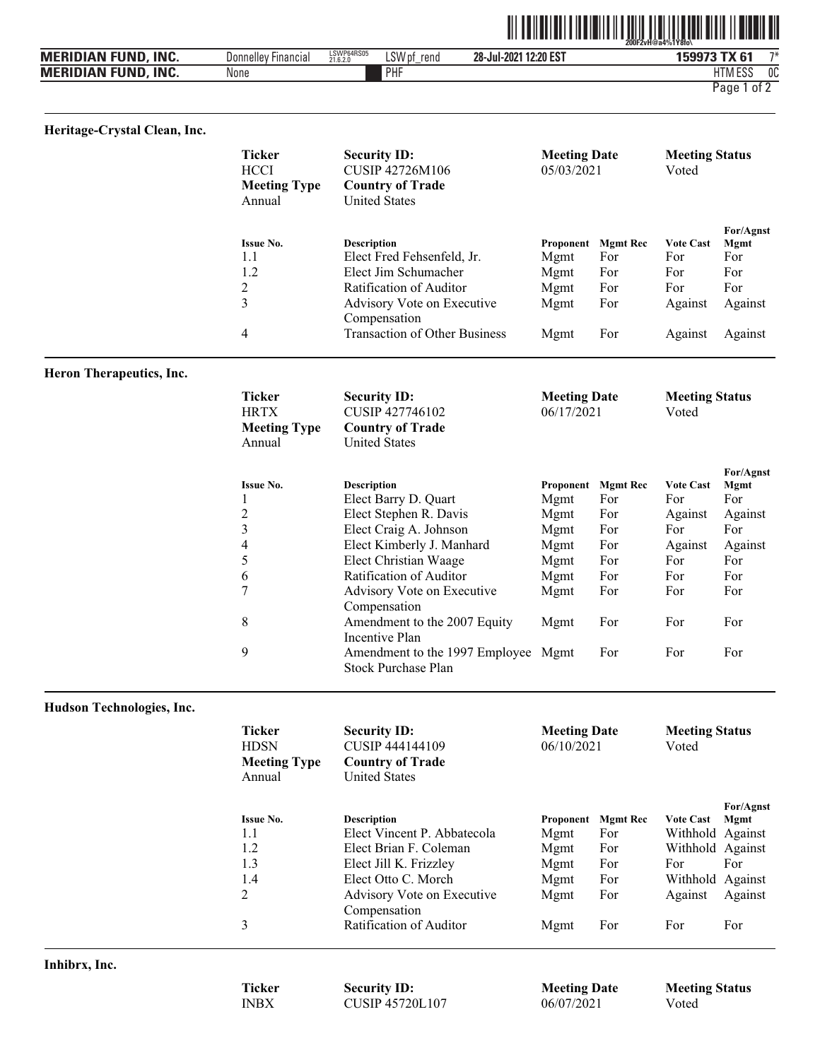## Heritage-Crystal Clean, Inc.

| Ticker | Security ID: | Meeting Date | Meeting Status |
|---|---|---|---|
| HCCI | CUSIP 42726M106 | 05/03/2021 | Voted |
| **Meeting Type** | **Country of Trade** | | |
| Annual | United States | | |

| Issue No. | Description | Proponent | Mgmt Rec | Vote Cast | For/Agnst Mgmt |
|---|---|---|---|---|---|
| 1.1 | Elect Fred Fehsenfeld, Jr. | Mgmt | For | For | For |
| 1.2 | Elect Jim Schumacher | Mgmt | For | For | For |
| 2 | Ratification of Auditor | Mgmt | For | For | For |
| 3 | Advisory Vote on Executive Compensation | Mgmt | For | Against | Against |
| 4 | Transaction of Other Business | Mgmt | For | Against | Against |

## Heron Therapeutics, Inc.

| Ticker | Security ID: | Meeting Date | Meeting Status |
|---|---|---|---|
| HRTX | CUSIP 427746102 | 06/17/2021 | Voted |
| **Meeting Type** | **Country of Trade** | | |
| Annual | United States | | |

| Issue No. | Description | Proponent | Mgmt Rec | Vote Cast | For/Agnst Mgmt |
|---|---|---|---|---|---|
| 1 | Elect Barry D. Quart | Mgmt | For | For | For |
| 2 | Elect Stephen R. Davis | Mgmt | For | Against | Against |
| 3 | Elect Craig A. Johnson | Mgmt | For | For | For |
| 4 | Elect Kimberly J. Manhard | Mgmt | For | Against | Against |
| 5 | Elect Christian Waage | Mgmt | For | For | For |
| 6 | Ratification of Auditor | Mgmt | For | For | For |
| 7 | Advisory Vote on Executive Compensation | Mgmt | For | For | For |
| 8 | Amendment to the 2007 Equity Incentive Plan | Mgmt | For | For | For |
| 9 | Amendment to the 1997 Employee Stock Purchase Plan | Mgmt | For | For | For |

## Hudson Technologies, Inc.

| Ticker | Security ID: | Meeting Date | Meeting Status |
|---|---|---|---|
| HDSN | CUSIP 444144109 | 06/10/2021 | Voted |
| **Meeting Type** | **Country of Trade** | | |
| Annual | United States | | |

| Issue No. | Description | Proponent | Mgmt Rec | Vote Cast | For/Agnst Mgmt |
|---|---|---|---|---|---|
| 1.1 | Elect Vincent P. Abbatecola | Mgmt | For | Withhold | Against |
| 1.2 | Elect Brian F. Coleman | Mgmt | For | Withhold | Against |
| 1.3 | Elect Jill K. Frizzley | Mgmt | For | For | For |
| 1.4 | Elect Otto C. Morch | Mgmt | For | Withhold | Against |
| 2 | Advisory Vote on Executive Compensation | Mgmt | For | Against | Against |
| 3 | Ratification of Auditor | Mgmt | For | For | For |

## Inhibrx, Inc.

| Ticker | Security ID: | Meeting Date | Meeting Status |
|---|---|---|---|
| INBX | CUSIP 45720L107 | 06/07/2021 | Voted |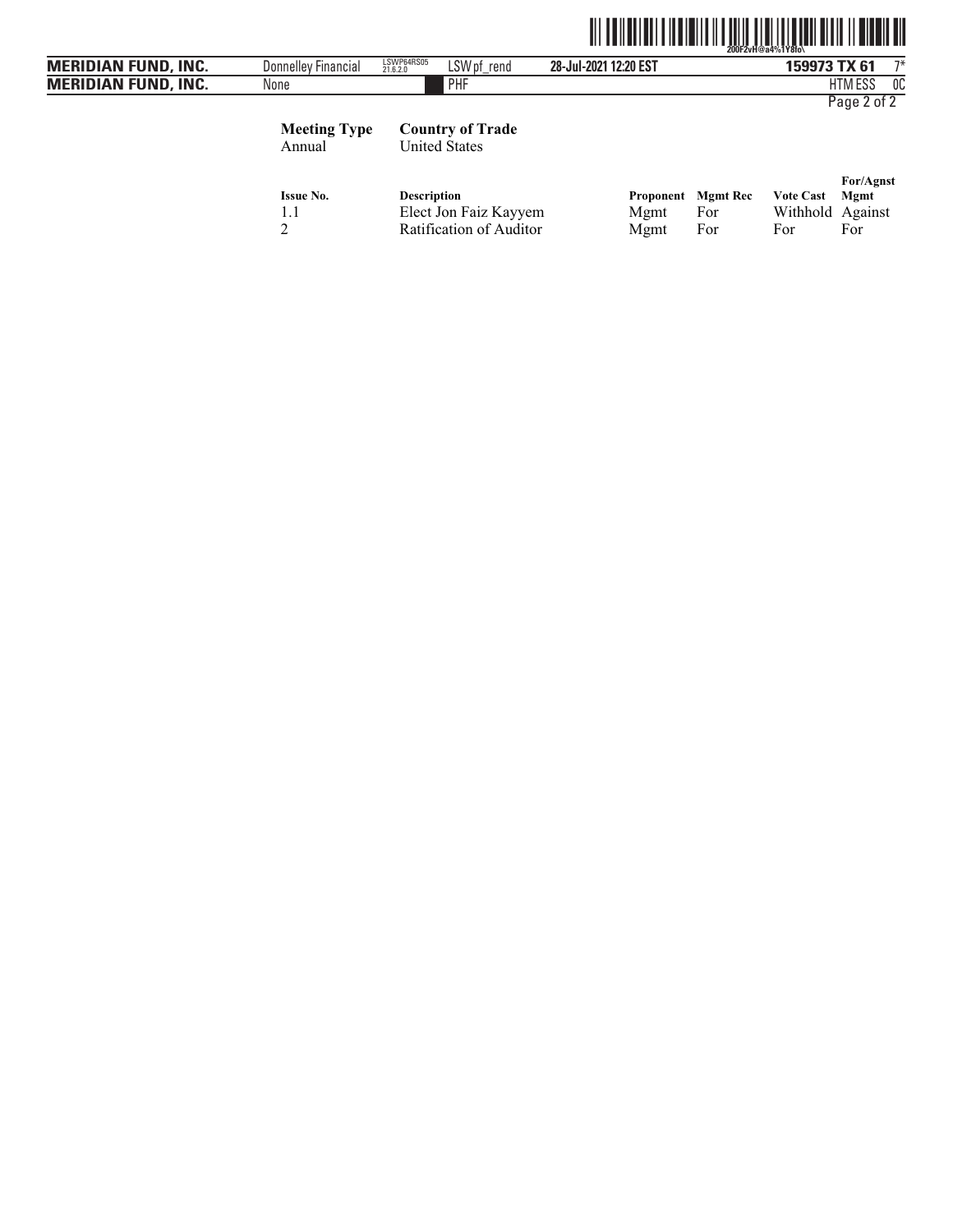| Meeting Type | Country of Trade |
| --- | --- |
| Annual | United States |

| Issue No. | Description | Proponent | Mgmt Rec | Vote Cast | For/Agnst Mgmt |
| --- | --- | --- | --- | --- | --- |
| 1.1 | Elect Jon Faiz Kayyem | Mgmt | For | Withhold | Against |
| 2 | Ratification of Auditor | Mgmt | For | For | For |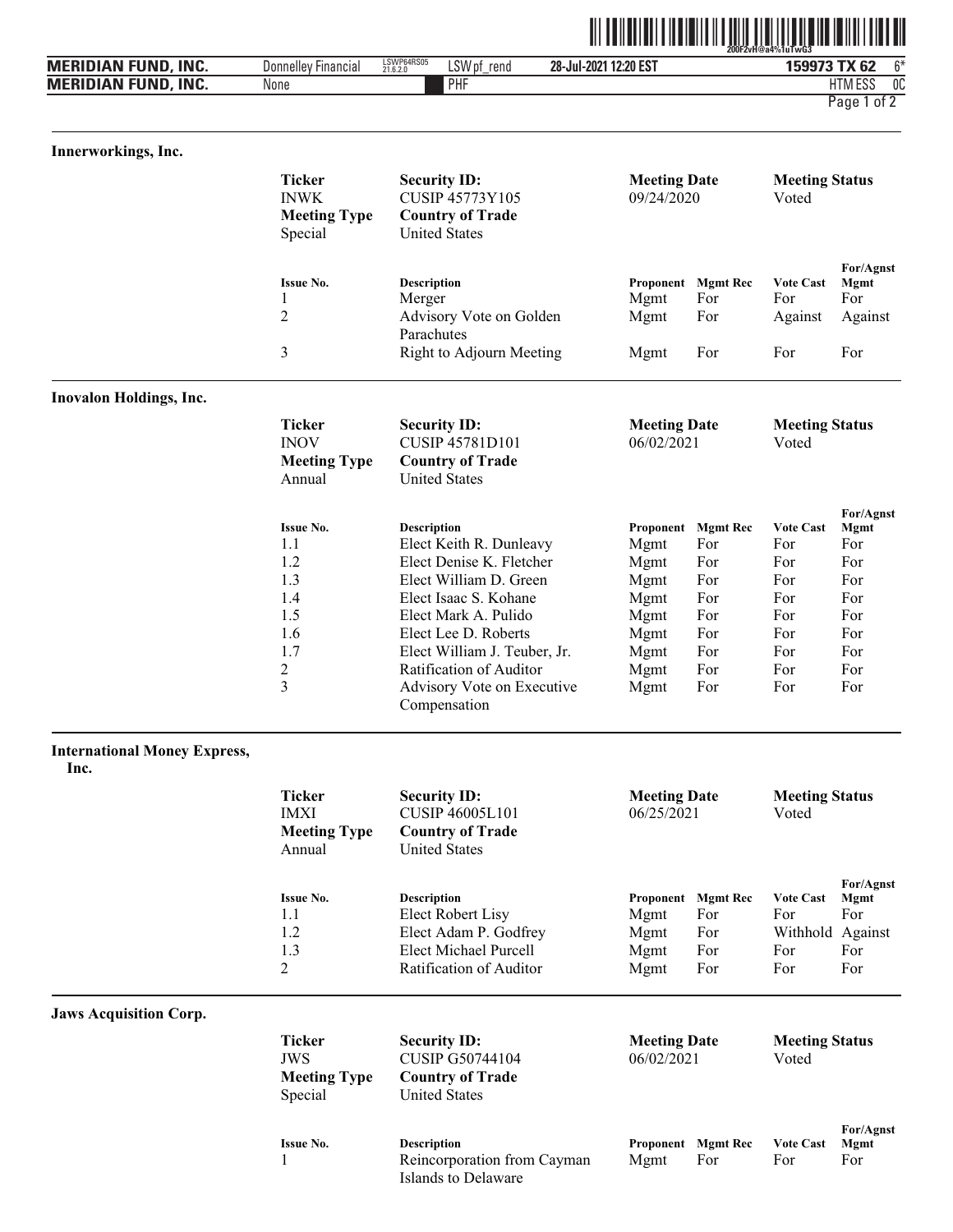## Innerworkings, Inc.

| Ticker | Security ID: | Meeting Date | Meeting Status |
|---|---|---|---|
| INWK | CUSIP 45773Y105 | 09/24/2020 | Voted |
| **Meeting Type** | **Country of Trade** | | |
| Special | United States | | |

| Issue No. | Description | Proponent | Mgmt Rec | Vote Cast | For/Agnst Mgmt |
|---|---|---|---|---|---|
| 1 | Merger | Mgmt | For | For | For |
| 2 | Advisory Vote on Golden Parachutes | Mgmt | For | Against | Against |
| 3 | Right to Adjourn Meeting | Mgmt | For | For | For |

## Inovalon Holdings, Inc.

| Ticker | Security ID: | Meeting Date | Meeting Status |
|---|---|---|---|
| INOV | CUSIP 45781D101 | 06/02/2021 | Voted |
| **Meeting Type** | **Country of Trade** | | |
| Annual | United States | | |

| Issue No. | Description | Proponent | Mgmt Rec | Vote Cast | For/Agnst Mgmt |
|---|---|---|---|---|---|
| 1.1 | Elect Keith R. Dunleavy | Mgmt | For | For | For |
| 1.2 | Elect Denise K. Fletcher | Mgmt | For | For | For |
| 1.3 | Elect William D. Green | Mgmt | For | For | For |
| 1.4 | Elect Isaac S. Kohane | Mgmt | For | For | For |
| 1.5 | Elect Mark A. Pulido | Mgmt | For | For | For |
| 1.6 | Elect Lee D. Roberts | Mgmt | For | For | For |
| 1.7 | Elect William J. Teuber, Jr. | Mgmt | For | For | For |
| 2 | Ratification of Auditor | Mgmt | For | For | For |
| 3 | Advisory Vote on Executive Compensation | Mgmt | For | For | For |

## International Money Express, Inc.

| Ticker | Security ID: | Meeting Date | Meeting Status |
|---|---|---|---|
| IMXI | CUSIP 46005L101 | 06/25/2021 | Voted |
| **Meeting Type** | **Country of Trade** | | |
| Annual | United States | | |

| Issue No. | Description | Proponent | Mgmt Rec | Vote Cast | For/Agnst Mgmt |
|---|---|---|---|---|---|
| 1.1 | Elect Robert Lisy | Mgmt | For | For | For |
| 1.2 | Elect Adam P. Godfrey | Mgmt | For | Withhold | Against |
| 1.3 | Elect Michael Purcell | Mgmt | For | For | For |
| 2 | Ratification of Auditor | Mgmt | For | For | For |

## Jaws Acquisition Corp.

| Ticker | Security ID: | Meeting Date | Meeting Status |
|---|---|---|---|
| JWS | CUSIP G50744104 | 06/02/2021 | Voted |
| **Meeting Type** | **Country of Trade** | | |
| Special | United States | | |

| Issue No. | Description | Proponent | Mgmt Rec | Vote Cast | For/Agnst Mgmt |
|---|---|---|---|---|---|
| 1 | Reincorporation from Cayman Islands to Delaware | Mgmt | For | For | For |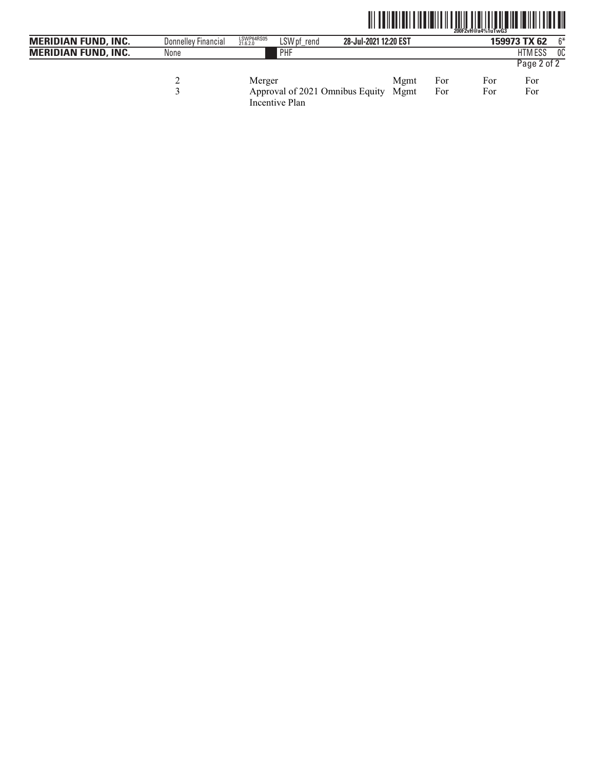| | | | | | |
|---|---|---|---|---|---|
| 2 | Merger | Mgmt | For | For | For |
| 3 | Approval of 2021 Omnibus Equity Incentive Plan | Mgmt | For | For | For |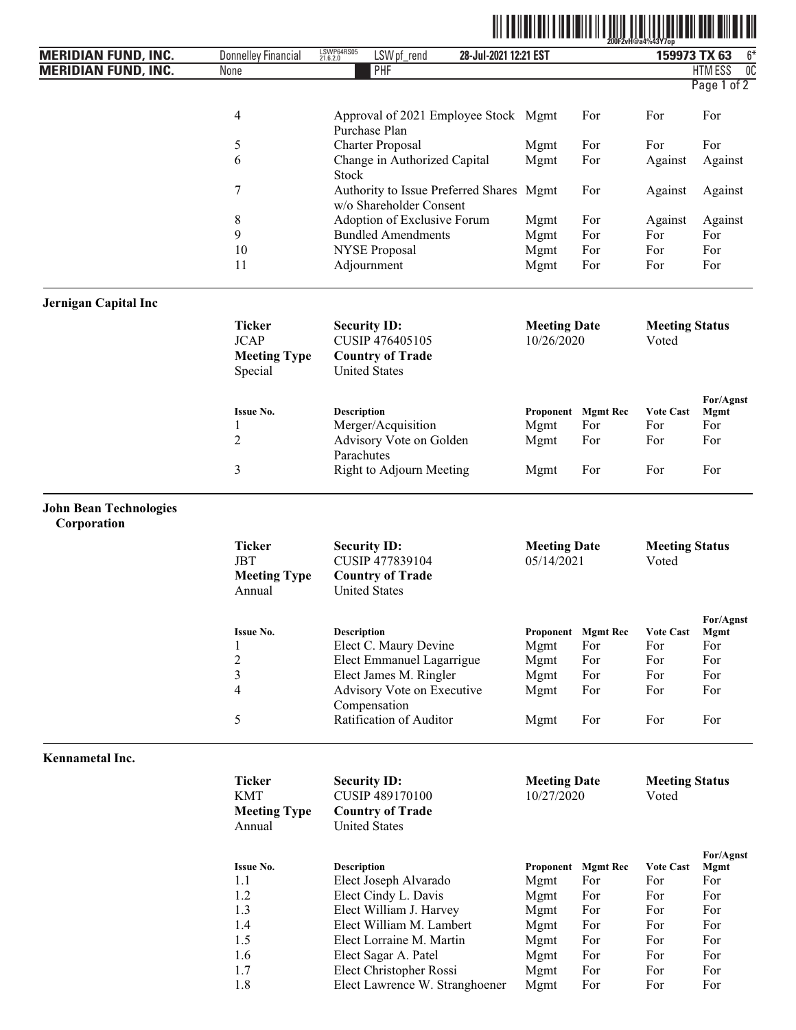| Issue No. | Description | Proponent | Mgmt Rec | Vote Cast | For/Agnst Mgmt |
|---|---|---|---|---|---|
| 4 | Approval of 2021 Employee Stock Purchase Plan | Mgmt | For | For | For |
| 5 | Charter Proposal | Mgmt | For | For | For |
| 6 | Change in Authorized Capital Stock | Mgmt | For | Against | Against |
| 7 | Authority to Issue Preferred Shares w/o Shareholder Consent | Mgmt | For | Against | Against |
| 8 | Adoption of Exclusive Forum | Mgmt | For | Against | Against |
| 9 | Bundled Amendments | Mgmt | For | For | For |
| 10 | NYSE Proposal | Mgmt | For | For | For |
| 11 | Adjournment | Mgmt | For | For | For |

**Jernigan Capital Inc**

| Ticker | Security ID: | Meeting Date | Meeting Status |
|---|---|---|---|
| JCAP | CUSIP 476405105 | 10/26/2020 | Voted |
| **Meeting Type** | **Country of Trade** | | |
| Special | United States | | |

| Issue No. | Description | Proponent | Mgmt Rec | Vote Cast | For/Agnst Mgmt |
|---|---|---|---|---|---|
| 1 | Merger/Acquisition | Mgmt | For | For | For |
| 2 | Advisory Vote on Golden Parachutes | Mgmt | For | For | For |
| 3 | Right to Adjourn Meeting | Mgmt | For | For | For |

**John Bean Technologies Corporation**

| Ticker | Security ID: | Meeting Date | Meeting Status |
|---|---|---|---|
| JBT | CUSIP 477839104 | 05/14/2021 | Voted |
| **Meeting Type** | **Country of Trade** | | |
| Annual | United States | | |

| Issue No. | Description | Proponent | Mgmt Rec | Vote Cast | For/Agnst Mgmt |
|---|---|---|---|---|---|
| 1 | Elect C. Maury Devine | Mgmt | For | For | For |
| 2 | Elect Emmanuel Lagarrigue | Mgmt | For | For | For |
| 3 | Elect James M. Ringler | Mgmt | For | For | For |
| 4 | Advisory Vote on Executive Compensation | Mgmt | For | For | For |
| 5 | Ratification of Auditor | Mgmt | For | For | For |

**Kennametal Inc.**

| Ticker | Security ID: | Meeting Date | Meeting Status |
|---|---|---|---|
| KMT | CUSIP 489170100 | 10/27/2020 | Voted |
| **Meeting Type** | **Country of Trade** | | |
| Annual | United States | | |

| Issue No. | Description | Proponent | Mgmt Rec | Vote Cast | For/Agnst Mgmt |
|---|---|---|---|---|---|
| 1.1 | Elect Joseph Alvarado | Mgmt | For | For | For |
| 1.2 | Elect Cindy L. Davis | Mgmt | For | For | For |
| 1.3 | Elect William J. Harvey | Mgmt | For | For | For |
| 1.4 | Elect William M. Lambert | Mgmt | For | For | For |
| 1.5 | Elect Lorraine M. Martin | Mgmt | For | For | For |
| 1.6 | Elect Sagar A. Patel | Mgmt | For | For | For |
| 1.7 | Elect Christopher Rossi | Mgmt | For | For | For |
| 1.8 | Elect Lawrence W. Stranghoener | Mgmt | For | For | For |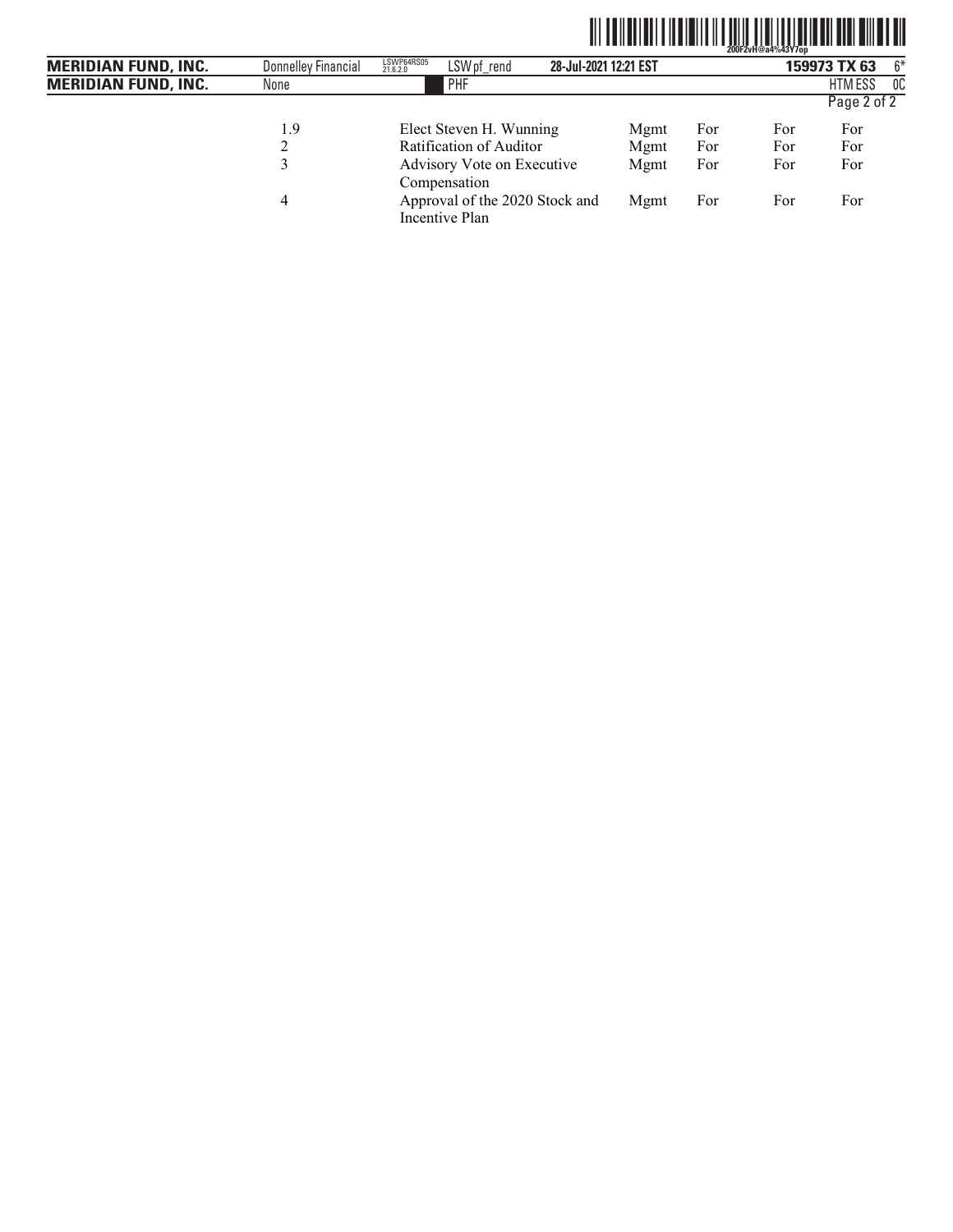| | | | | | |
|---|---|---|---|---|---|
| 1.9 | Elect Steven H. Wunning | Mgmt | For | For | For |
| 2 | Ratification of Auditor | Mgmt | For | For | For |
| 3 | Advisory Vote on Executive Compensation | Mgmt | For | For | For |
| 4 | Approval of the 2020 Stock and Incentive Plan | Mgmt | For | For | For |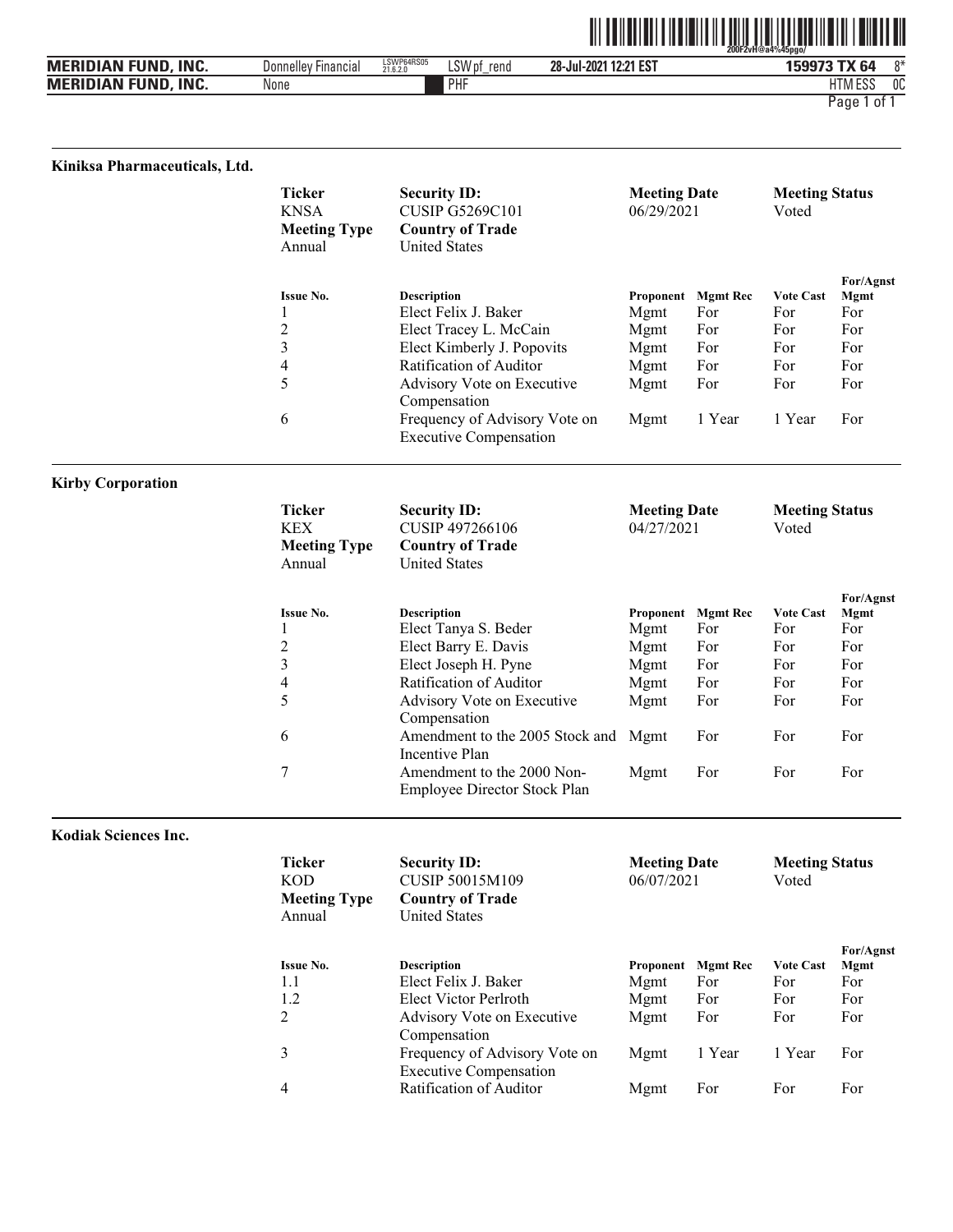### Kiniksa Pharmaceuticals, Ltd.

| Ticker | Security ID: | Meeting Date | Meeting Status |
|---|---|---|---|
| KNSA | CUSIP G5269C101 | 06/29/2021 | Voted |
| **Meeting Type** | **Country of Trade** | | |
| Annual | United States | | |

| Issue No. | Description | Proponent | Mgmt Rec | Vote Cast | For/Agnst Mgmt |
|---|---|---|---|---|---|
| 1 | Elect Felix J. Baker | Mgmt | For | For | For |
| 2 | Elect Tracey L. McCain | Mgmt | For | For | For |
| 3 | Elect Kimberly J. Popovits | Mgmt | For | For | For |
| 4 | Ratification of Auditor | Mgmt | For | For | For |
| 5 | Advisory Vote on Executive Compensation | Mgmt | For | For | For |
| 6 | Frequency of Advisory Vote on Executive Compensation | Mgmt | 1 Year | 1 Year | For |

### Kirby Corporation

| Ticker | Security ID: | Meeting Date | Meeting Status |
|---|---|---|---|
| KEX | CUSIP 497266106 | 04/27/2021 | Voted |
| **Meeting Type** | **Country of Trade** | | |
| Annual | United States | | |

| Issue No. | Description | Proponent | Mgmt Rec | Vote Cast | For/Agnst Mgmt |
|---|---|---|---|---|---|
| 1 | Elect Tanya S. Beder | Mgmt | For | For | For |
| 2 | Elect Barry E. Davis | Mgmt | For | For | For |
| 3 | Elect Joseph H. Pyne | Mgmt | For | For | For |
| 4 | Ratification of Auditor | Mgmt | For | For | For |
| 5 | Advisory Vote on Executive Compensation | Mgmt | For | For | For |
| 6 | Amendment to the 2005 Stock and Incentive Plan | Mgmt | For | For | For |
| 7 | Amendment to the 2000 Non-Employee Director Stock Plan | Mgmt | For | For | For |

### Kodiak Sciences Inc.

| Ticker | Security ID: | Meeting Date | Meeting Status |
|---|---|---|---|
| KOD | CUSIP 50015M109 | 06/07/2021 | Voted |
| **Meeting Type** | **Country of Trade** | | |
| Annual | United States | | |

| Issue No. | Description | Proponent | Mgmt Rec | Vote Cast | For/Agnst Mgmt |
|---|---|---|---|---|---|
| 1.1 | Elect Felix J. Baker | Mgmt | For | For | For |
| 1.2 | Elect Victor Perlroth | Mgmt | For | For | For |
| 2 | Advisory Vote on Executive Compensation | Mgmt | For | For | For |
| 3 | Frequency of Advisory Vote on Executive Compensation | Mgmt | 1 Year | 1 Year | For |
| 4 | Ratification of Auditor | Mgmt | For | For | For |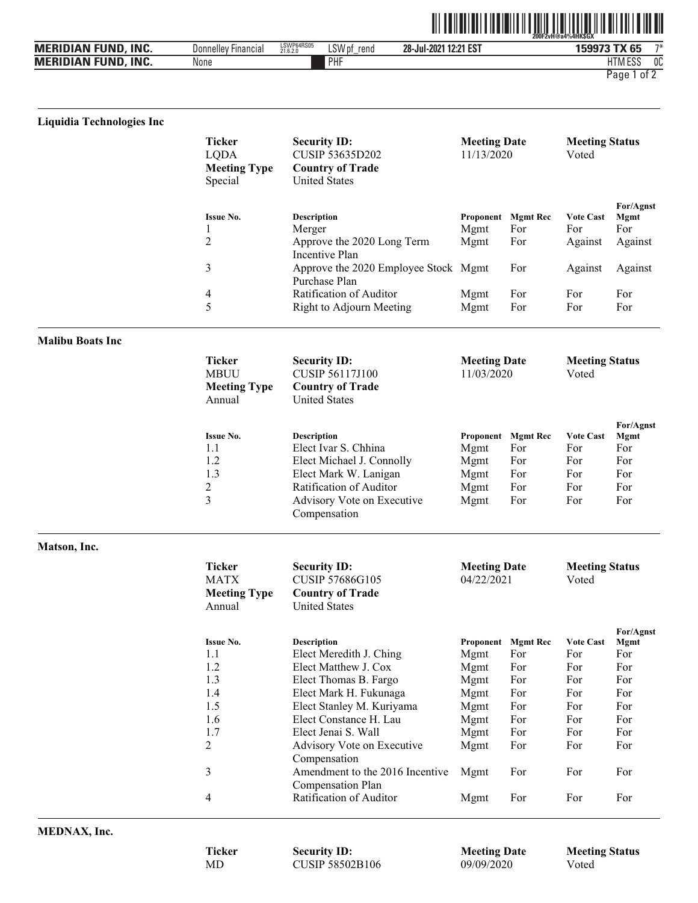### Liquidia Technologies Inc

| Ticker | Security ID: | Meeting Date | Meeting Status |
|---|---|---|---|
| LQDA | CUSIP 53635D202 | 11/13/2020 | Voted |
| **Meeting Type** | **Country of Trade** | | |
| Special | United States | | |

| Issue No. | Description | Proponent | Mgmt Rec | Vote Cast | For/Agnst Mgmt |
|---|---|---|---|---|---|
| 1 | Merger | Mgmt | For | For | For |
| 2 | Approve the 2020 Long Term Incentive Plan | Mgmt | For | Against | Against |
| 3 | Approve the 2020 Employee Stock Purchase Plan | Mgmt | For | Against | Against |
| 4 | Ratification of Auditor | Mgmt | For | For | For |
| 5 | Right to Adjourn Meeting | Mgmt | For | For | For |

### Malibu Boats Inc

| Ticker | Security ID: | Meeting Date | Meeting Status |
|---|---|---|---|
| MBUU | CUSIP 56117J100 | 11/03/2020 | Voted |
| **Meeting Type** | **Country of Trade** | | |
| Annual | United States | | |

| Issue No. | Description | Proponent | Mgmt Rec | Vote Cast | For/Agnst Mgmt |
|---|---|---|---|---|---|
| 1.1 | Elect Ivar S. Chhina | Mgmt | For | For | For |
| 1.2 | Elect Michael J. Connolly | Mgmt | For | For | For |
| 1.3 | Elect Mark W. Lanigan | Mgmt | For | For | For |
| 2 | Ratification of Auditor | Mgmt | For | For | For |
| 3 | Advisory Vote on Executive Compensation | Mgmt | For | For | For |

### Matson, Inc.

| Ticker | Security ID: | Meeting Date | Meeting Status |
|---|---|---|---|
| MATX | CUSIP 57686G105 | 04/22/2021 | Voted |
| **Meeting Type** | **Country of Trade** | | |
| Annual | United States | | |

| Issue No. | Description | Proponent | Mgmt Rec | Vote Cast | For/Agnst Mgmt |
|---|---|---|---|---|---|
| 1.1 | Elect Meredith J. Ching | Mgmt | For | For | For |
| 1.2 | Elect Matthew J. Cox | Mgmt | For | For | For |
| 1.3 | Elect Thomas B. Fargo | Mgmt | For | For | For |
| 1.4 | Elect Mark H. Fukunaga | Mgmt | For | For | For |
| 1.5 | Elect Stanley M. Kuriyama | Mgmt | For | For | For |
| 1.6 | Elect Constance H. Lau | Mgmt | For | For | For |
| 1.7 | Elect Jenai S. Wall | Mgmt | For | For | For |
| 2 | Advisory Vote on Executive Compensation | Mgmt | For | For | For |
| 3 | Amendment to the 2016 Incentive Compensation Plan | Mgmt | For | For | For |
| 4 | Ratification of Auditor | Mgmt | For | For | For |

### MEDNAX, Inc.

| Ticker | Security ID: | Meeting Date | Meeting Status |
|---|---|---|---|
| MD | CUSIP 58502B106 | 09/09/2020 | Voted |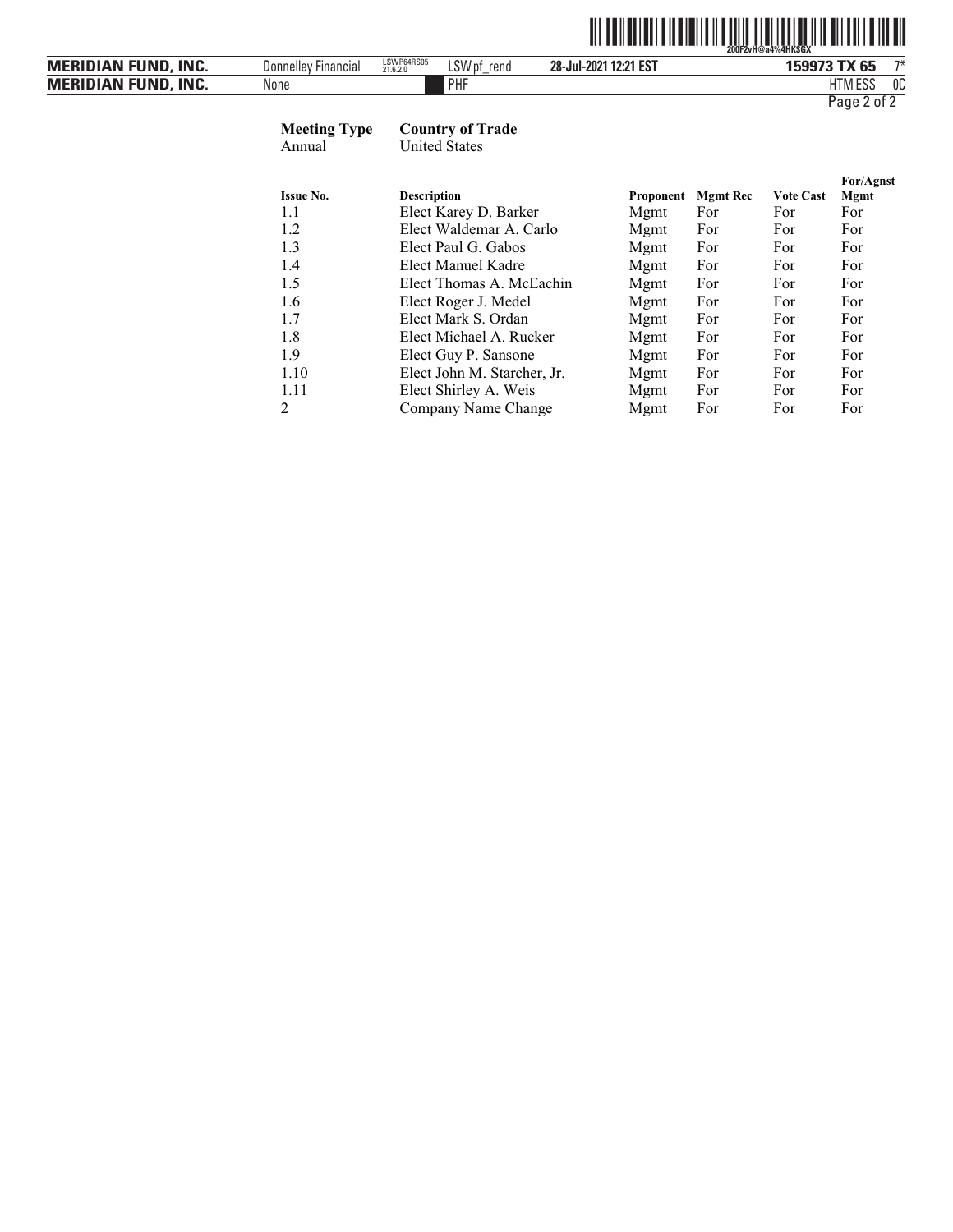| Meeting Type | Country of Trade |
|---|---|
| Annual | United States |

| Issue No. | Description | Proponent | Mgmt Rec | Vote Cast | For/Agnst Mgmt |
|---|---|---|---|---|---|
| 1.1 | Elect Karey D. Barker | Mgmt | For | For | For |
| 1.2 | Elect Waldemar A. Carlo | Mgmt | For | For | For |
| 1.3 | Elect Paul G. Gabos | Mgmt | For | For | For |
| 1.4 | Elect Manuel Kadre | Mgmt | For | For | For |
| 1.5 | Elect Thomas A. McEachin | Mgmt | For | For | For |
| 1.6 | Elect Roger J. Medel | Mgmt | For | For | For |
| 1.7 | Elect Mark S. Ordan | Mgmt | For | For | For |
| 1.8 | Elect Michael A. Rucker | Mgmt | For | For | For |
| 1.9 | Elect Guy P. Sansone | Mgmt | For | For | For |
| 1.10 | Elect John M. Starcher, Jr. | Mgmt | For | For | For |
| 1.11 | Elect Shirley A. Weis | Mgmt | For | For | For |
| 2 | Company Name Change | Mgmt | For | For | For |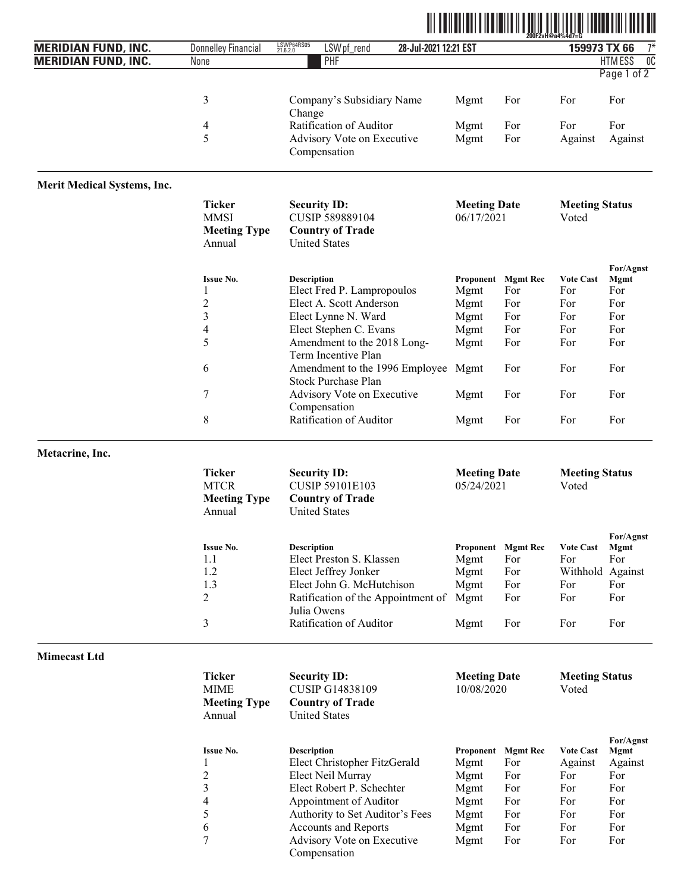| Issue No. | Description | Proponent | Mgmt Rec | Vote Cast | For/Agnst Mgmt |
|---|---|---|---|---|---|
| 3 | Company's Subsidiary Name Change | Mgmt | For | For | For |
| 4 | Ratification of Auditor | Mgmt | For | For | For |
| 5 | Advisory Vote on Executive Compensation | Mgmt | For | Against | Against |

## Merit Medical Systems, Inc.

| Ticker | Security ID: | Meeting Date | Meeting Status |
|---|---|---|---|
| MMSI | CUSIP 589889104 | 06/17/2021 | Voted |
| **Meeting Type** | **Country of Trade** | | |
| Annual | United States | | |

| Issue No. | Description | Proponent | Mgmt Rec | Vote Cast | For/Agnst Mgmt |
|---|---|---|---|---|---|
| 1 | Elect Fred P. Lampropoulos | Mgmt | For | For | For |
| 2 | Elect A. Scott Anderson | Mgmt | For | For | For |
| 3 | Elect Lynne N. Ward | Mgmt | For | For | For |
| 4 | Elect Stephen C. Evans | Mgmt | For | For | For |
| 5 | Amendment to the 2018 Long-Term Incentive Plan | Mgmt | For | For | For |
| 6 | Amendment to the 1996 Employee Stock Purchase Plan | Mgmt | For | For | For |
| 7 | Advisory Vote on Executive Compensation | Mgmt | For | For | For |
| 8 | Ratification of Auditor | Mgmt | For | For | For |

## Metacrine, Inc.

| Ticker | Security ID: | Meeting Date | Meeting Status |
|---|---|---|---|
| MTCR | CUSIP 59101E103 | 05/24/2021 | Voted |
| **Meeting Type** | **Country of Trade** | | |
| Annual | United States | | |

| Issue No. | Description | Proponent | Mgmt Rec | Vote Cast | For/Agnst Mgmt |
|---|---|---|---|---|---|
| 1.1 | Elect Preston S. Klassen | Mgmt | For | For | For |
| 1.2 | Elect Jeffrey Jonker | Mgmt | For | Withhold | Against |
| 1.3 | Elect John G. McHutchison | Mgmt | For | For | For |
| 2 | Ratification of the Appointment of Julia Owens | Mgmt | For | For | For |
| 3 | Ratification of Auditor | Mgmt | For | For | For |

## Mimecast Ltd

| Ticker | Security ID: | Meeting Date | Meeting Status |
|---|---|---|---|
| MIME | CUSIP G14838109 | 10/08/2020 | Voted |
| **Meeting Type** | **Country of Trade** | | |
| Annual | United States | | |

| Issue No. | Description | Proponent | Mgmt Rec | Vote Cast | For/Agnst Mgmt |
|---|---|---|---|---|---|
| 1 | Elect Christopher FitzGerald | Mgmt | For | Against | Against |
| 2 | Elect Neil Murray | Mgmt | For | For | For |
| 3 | Elect Robert P. Schechter | Mgmt | For | For | For |
| 4 | Appointment of Auditor | Mgmt | For | For | For |
| 5 | Authority to Set Auditor's Fees | Mgmt | For | For | For |
| 6 | Accounts and Reports | Mgmt | For | For | For |
| 7 | Advisory Vote on Executive Compensation | Mgmt | For | For | For |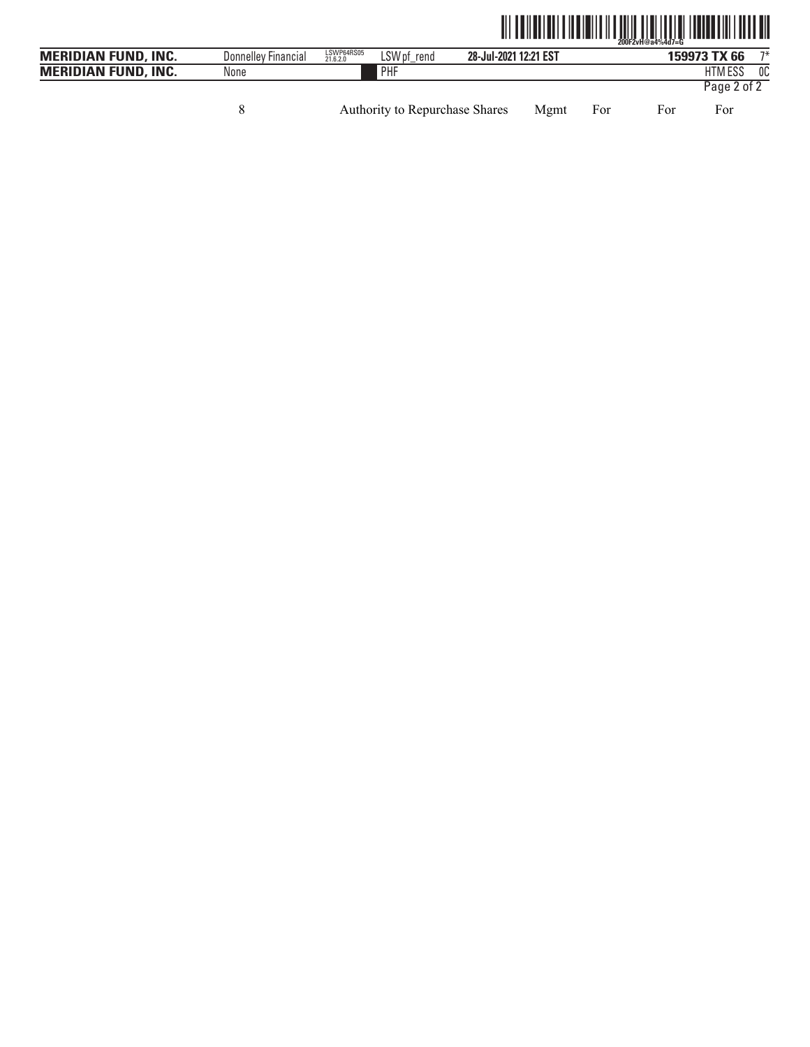| 8 | Authority to Repurchase Shares | Mgmt | For | For | For |
|---|---|---|---|---|---|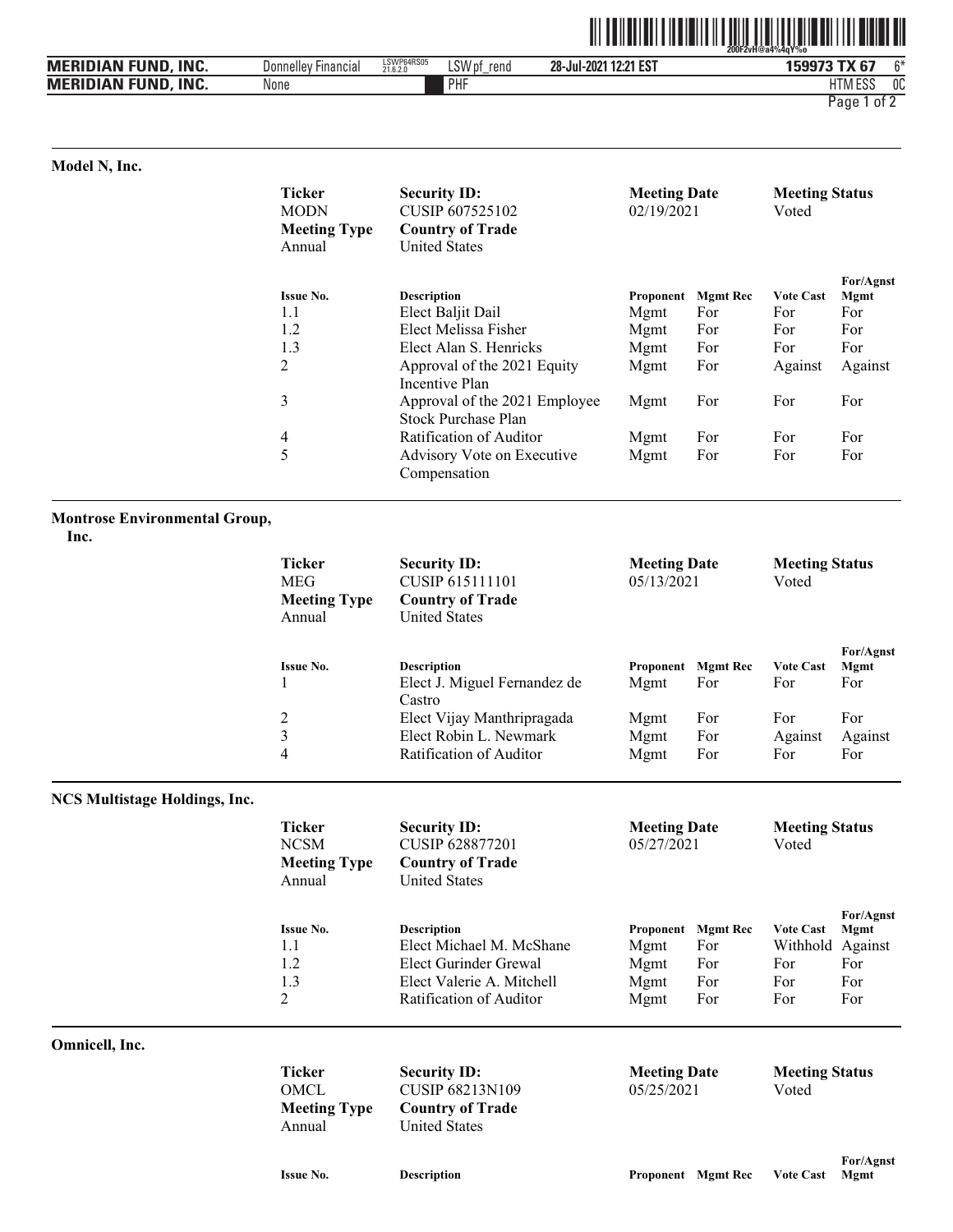## Model N, Inc.

| Ticker | Security ID: | Meeting Date | Meeting Status |
|---|---|---|---|
| MODN | CUSIP 607525102 | 02/19/2021 | Voted |
| **Meeting Type** | **Country of Trade** | | |
| Annual | United States | | |

| Issue No. | Description | Proponent | Mgmt Rec | Vote Cast | For/Agnst Mgmt |
|---|---|---|---|---|---|
| 1.1 | Elect Baljit Dail | Mgmt | For | For | For |
| 1.2 | Elect Melissa Fisher | Mgmt | For | For | For |
| 1.3 | Elect Alan S. Henricks | Mgmt | For | For | For |
| 2 | Approval of the 2021 Equity Incentive Plan | Mgmt | For | Against | Against |
| 3 | Approval of the 2021 Employee Stock Purchase Plan | Mgmt | For | For | For |
| 4 | Ratification of Auditor | Mgmt | For | For | For |
| 5 | Advisory Vote on Executive Compensation | Mgmt | For | For | For |

## Montrose Environmental Group, Inc.

| Ticker | Security ID: | Meeting Date | Meeting Status |
|---|---|---|---|
| MEG | CUSIP 615111101 | 05/13/2021 | Voted |
| **Meeting Type** | **Country of Trade** | | |
| Annual | United States | | |

| Issue No. | Description | Proponent | Mgmt Rec | Vote Cast | For/Agnst Mgmt |
|---|---|---|---|---|---|
| 1 | Elect J. Miguel Fernandez de Castro | Mgmt | For | For | For |
| 2 | Elect Vijay Manthripragada | Mgmt | For | For | For |
| 3 | Elect Robin L. Newmark | Mgmt | For | Against | Against |
| 4 | Ratification of Auditor | Mgmt | For | For | For |

## NCS Multistage Holdings, Inc.

| Ticker | Security ID: | Meeting Date | Meeting Status |
|---|---|---|---|
| NCSM | CUSIP 628877201 | 05/27/2021 | Voted |
| **Meeting Type** | **Country of Trade** | | |
| Annual | United States | | |

| Issue No. | Description | Proponent | Mgmt Rec | Vote Cast | For/Agnst Mgmt |
|---|---|---|---|---|---|
| 1.1 | Elect Michael M. McShane | Mgmt | For | Withhold | Against |
| 1.2 | Elect Gurinder Grewal | Mgmt | For | For | For |
| 1.3 | Elect Valerie A. Mitchell | Mgmt | For | For | For |
| 2 | Ratification of Auditor | Mgmt | For | For | For |

## Omnicell, Inc.

| Ticker | Security ID: | Meeting Date | Meeting Status |
|---|---|---|---|
| OMCL | CUSIP 68213N109 | 05/25/2021 | Voted |
| **Meeting Type** | **Country of Trade** | | |
| Annual | United States | | |

| Issue No. | Description | Proponent | Mgmt Rec | Vote Cast | For/Agnst Mgmt |
|---|---|---|---|---|---|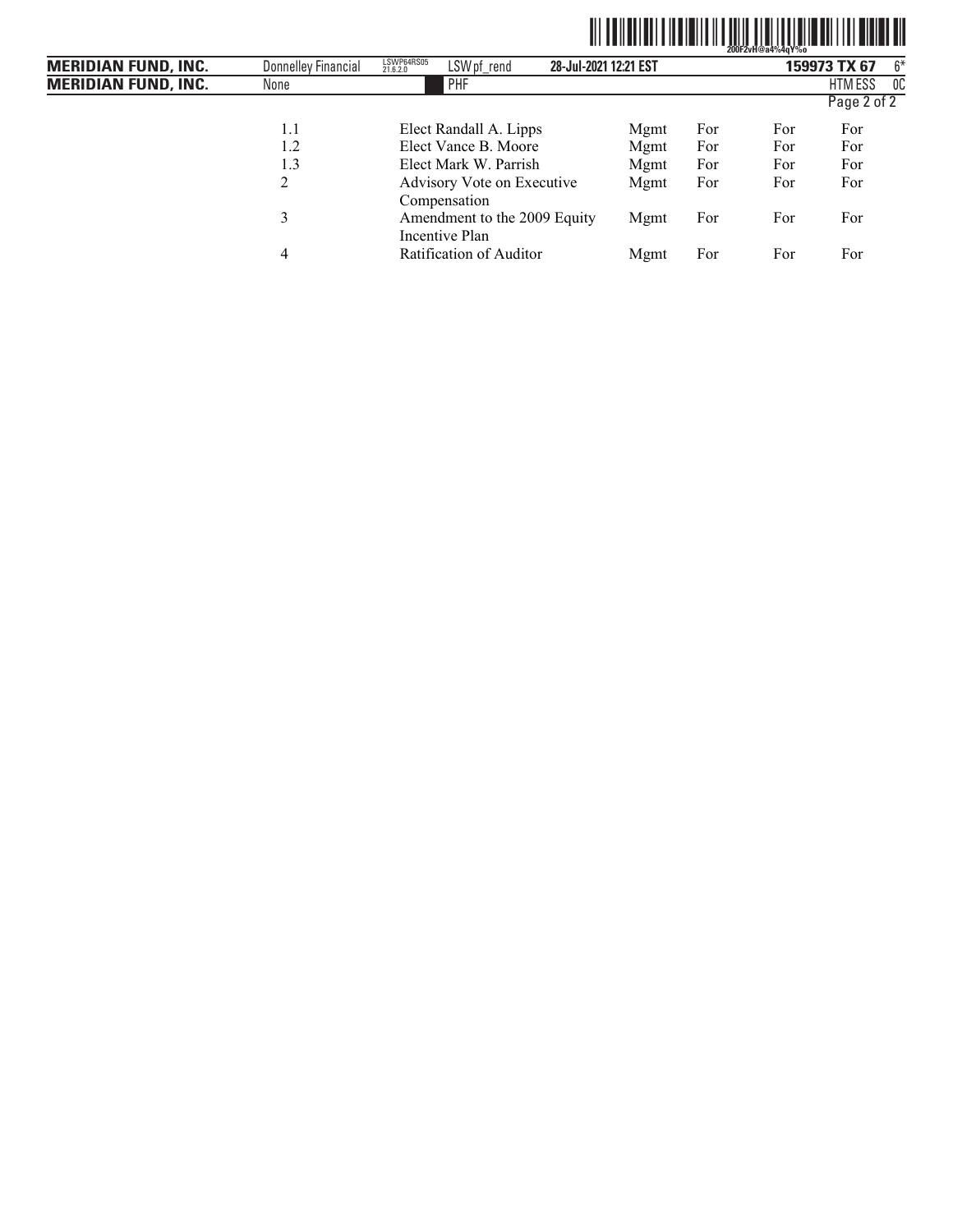| | | | | | |
|---|---|---|---|---|---|
| 1.1 | Elect Randall A. Lipps | Mgmt | For | For | For |
| 1.2 | Elect Vance B. Moore | Mgmt | For | For | For |
| 1.3 | Elect Mark W. Parrish | Mgmt | For | For | For |
| 2 | Advisory Vote on Executive Compensation | Mgmt | For | For | For |
| 3 | Amendment to the 2009 Equity Incentive Plan | Mgmt | For | For | For |
| 4 | Ratification of Auditor | Mgmt | For | For | For |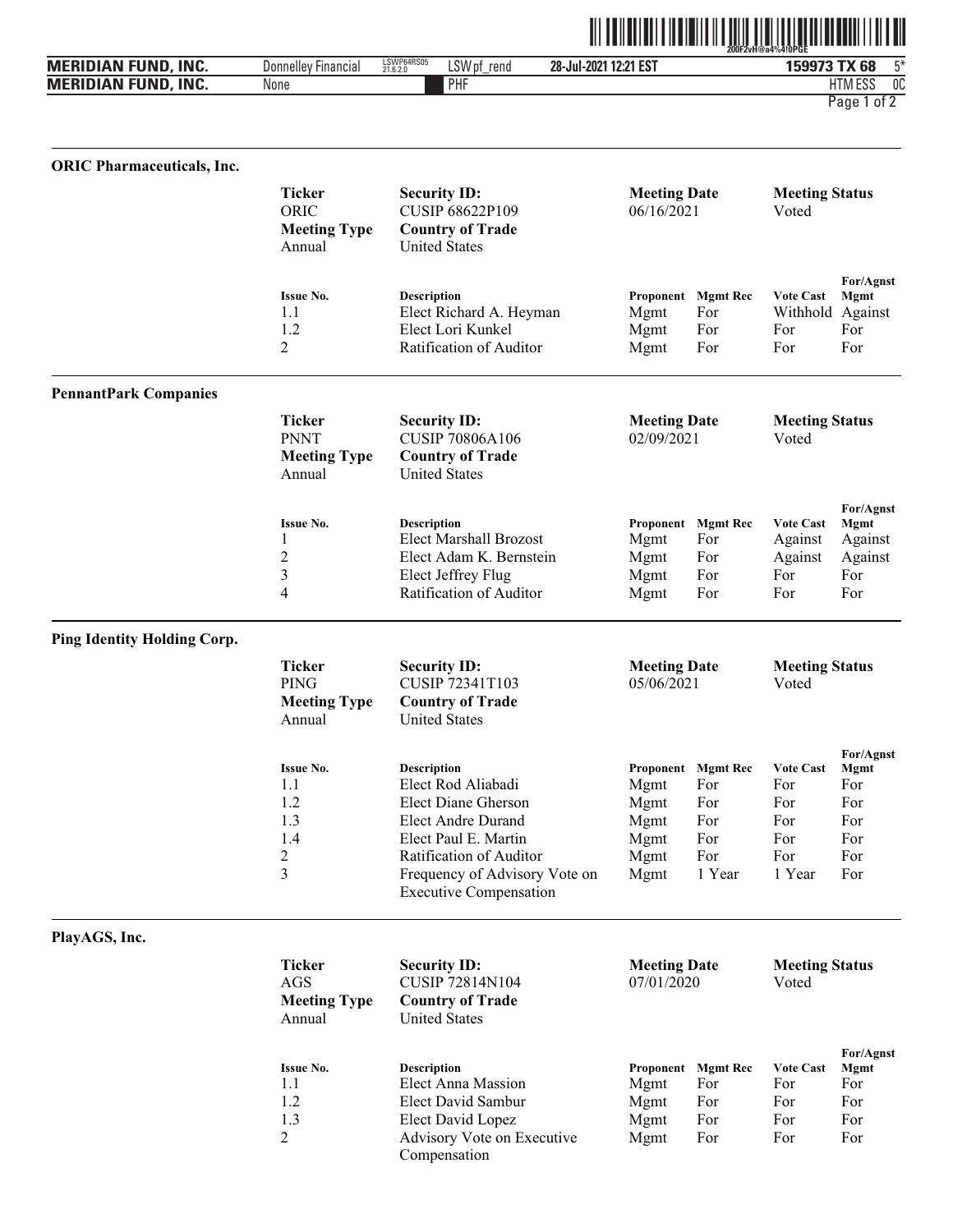### ORIC Pharmaceuticals, Inc.

| Ticker | Security ID: | Meeting Date | Meeting Status |
|---|---|---|---|
| ORIC | CUSIP 68622P109 | 06/16/2021 | Voted |
| **Meeting Type** | **Country of Trade** | | |
| Annual | United States | | |

| Issue No. | Description | Proponent | Mgmt Rec | Vote Cast | For/Agnst Mgmt |
|---|---|---|---|---|---|
| 1.1 | Elect Richard A. Heyman | Mgmt | For | Withhold | Against |
| 1.2 | Elect Lori Kunkel | Mgmt | For | For | For |
| 2 | Ratification of Auditor | Mgmt | For | For | For |

### PennantPark Companies

| Ticker | Security ID: | Meeting Date | Meeting Status |
|---|---|---|---|
| PNNT | CUSIP 70806A106 | 02/09/2021 | Voted |
| **Meeting Type** | **Country of Trade** | | |
| Annual | United States | | |

| Issue No. | Description | Proponent | Mgmt Rec | Vote Cast | For/Agnst Mgmt |
|---|---|---|---|---|---|
| 1 | Elect Marshall Brozost | Mgmt | For | Against | Against |
| 2 | Elect Adam K. Bernstein | Mgmt | For | Against | Against |
| 3 | Elect Jeffrey Flug | Mgmt | For | For | For |
| 4 | Ratification of Auditor | Mgmt | For | For | For |

### Ping Identity Holding Corp.

| Ticker | Security ID: | Meeting Date | Meeting Status |
|---|---|---|---|
| PING | CUSIP 72341T103 | 05/06/2021 | Voted |
| **Meeting Type** | **Country of Trade** | | |
| Annual | United States | | |

| Issue No. | Description | Proponent | Mgmt Rec | Vote Cast | For/Agnst Mgmt |
|---|---|---|---|---|---|
| 1.1 | Elect Rod Aliabadi | Mgmt | For | For | For |
| 1.2 | Elect Diane Gherson | Mgmt | For | For | For |
| 1.3 | Elect Andre Durand | Mgmt | For | For | For |
| 1.4 | Elect Paul E. Martin | Mgmt | For | For | For |
| 2 | Ratification of Auditor | Mgmt | For | For | For |
| 3 | Frequency of Advisory Vote on Executive Compensation | Mgmt | 1 Year | 1 Year | For |

### PlayAGS, Inc.

| Ticker | Security ID: | Meeting Date | Meeting Status |
|---|---|---|---|
| AGS | CUSIP 72814N104 | 07/01/2020 | Voted |
| **Meeting Type** | **Country of Trade** | | |
| Annual | United States | | |

| Issue No. | Description | Proponent | Mgmt Rec | Vote Cast | For/Agnst Mgmt |
|---|---|---|---|---|---|
| 1.1 | Elect Anna Massion | Mgmt | For | For | For |
| 1.2 | Elect David Sambur | Mgmt | For | For | For |
| 1.3 | Elect David Lopez | Mgmt | For | For | For |
| 2 | Advisory Vote on Executive Compensation | Mgmt | For | For | For |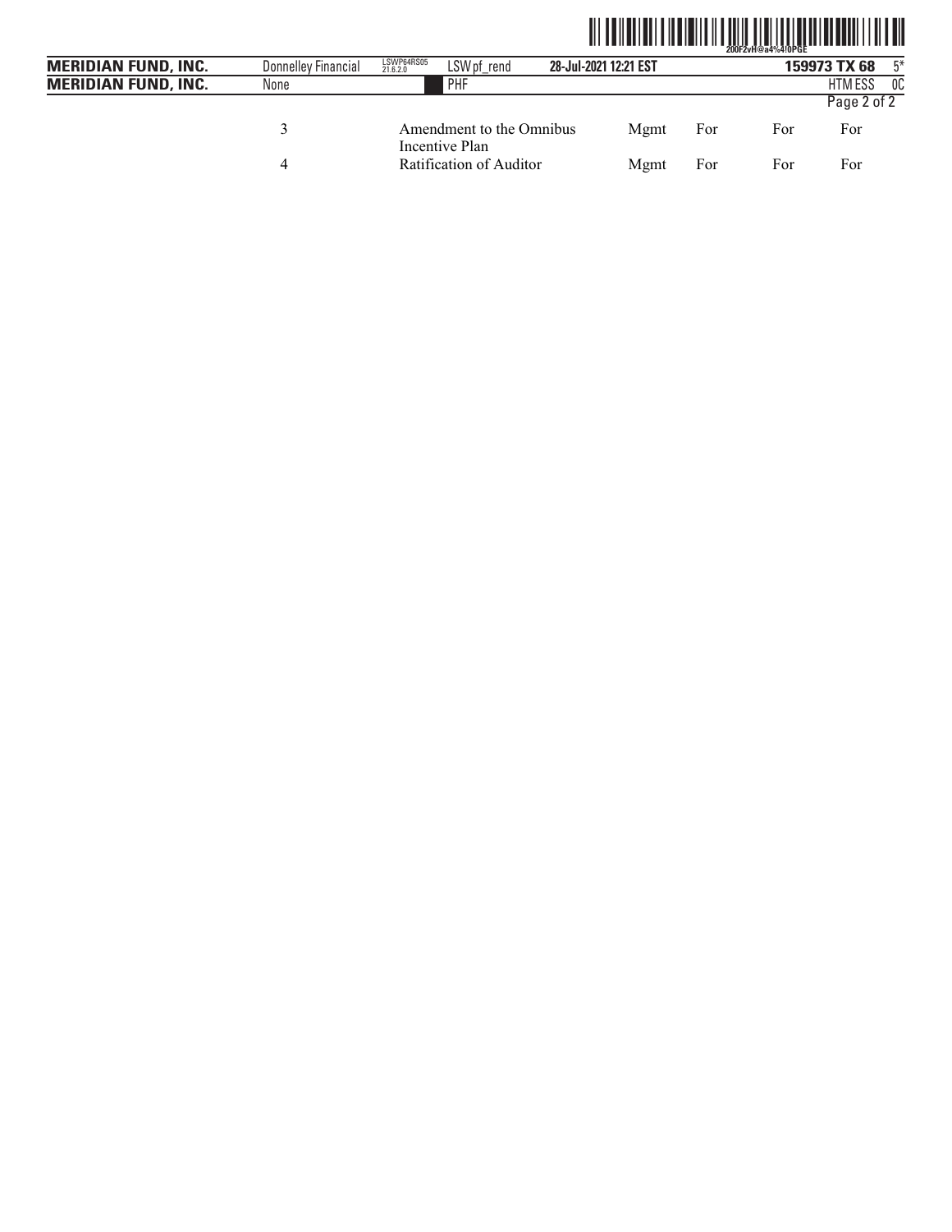| | | | | | |
|---|---|---|---|---|---|
| 3 | Amendment to the Omnibus Incentive Plan | Mgmt | For | For | For |
| 4 | Ratification of Auditor | Mgmt | For | For | For |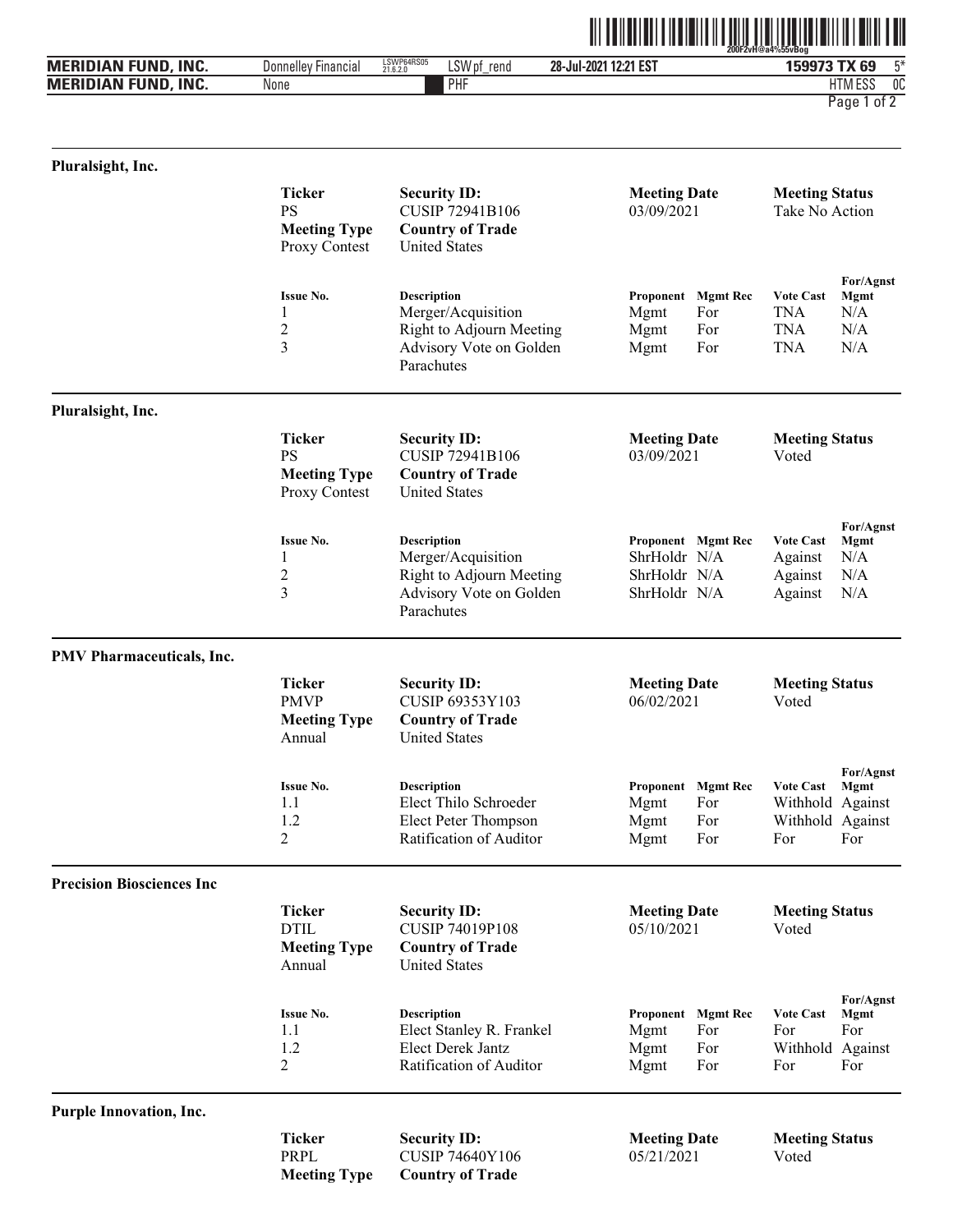## Pluralsight, Inc.

| Ticker | Security ID: | Meeting Date | Meeting Status |
|---|---|---|---|
| PS | CUSIP 72941B106 | 03/09/2021 | Take No Action |
| **Meeting Type** | **Country of Trade** | | |
| Proxy Contest | United States | | |

| Issue No. | Description | Proponent | Mgmt Rec | Vote Cast | For/Agnst Mgmt |
|---|---|---|---|---|---|
| 1 | Merger/Acquisition | Mgmt | For | TNA | N/A |
| 2 | Right to Adjourn Meeting | Mgmt | For | TNA | N/A |
| 3 | Advisory Vote on Golden Parachutes | Mgmt | For | TNA | N/A |

## Pluralsight, Inc.

| Ticker | Security ID: | Meeting Date | Meeting Status |
|---|---|---|---|
| PS | CUSIP 72941B106 | 03/09/2021 | Voted |
| **Meeting Type** | **Country of Trade** | | |
| Proxy Contest | United States | | |

| Issue No. | Description | Proponent | Mgmt Rec | Vote Cast | For/Agnst Mgmt |
|---|---|---|---|---|---|
| 1 | Merger/Acquisition | ShrHoldr | N/A | Against | N/A |
| 2 | Right to Adjourn Meeting | ShrHoldr | N/A | Against | N/A |
| 3 | Advisory Vote on Golden Parachutes | ShrHoldr | N/A | Against | N/A |

## PMV Pharmaceuticals, Inc.

| Ticker | Security ID: | Meeting Date | Meeting Status |
|---|---|---|---|
| PMVP | CUSIP 69353Y103 | 06/02/2021 | Voted |
| **Meeting Type** | **Country of Trade** | | |
| Annual | United States | | |

| Issue No. | Description | Proponent | Mgmt Rec | Vote Cast | For/Agnst Mgmt |
|---|---|---|---|---|---|
| 1.1 | Elect Thilo Schroeder | Mgmt | For | Withhold | Against |
| 1.2 | Elect Peter Thompson | Mgmt | For | Withhold | Against |
| 2 | Ratification of Auditor | Mgmt | For | For | For |

## Precision Biosciences Inc

| Ticker | Security ID: | Meeting Date | Meeting Status |
|---|---|---|---|
| DTIL | CUSIP 74019P108 | 05/10/2021 | Voted |
| **Meeting Type** | **Country of Trade** | | |
| Annual | United States | | |

| Issue No. | Description | Proponent | Mgmt Rec | Vote Cast | For/Agnst Mgmt |
|---|---|---|---|---|---|
| 1.1 | Elect Stanley R. Frankel | Mgmt | For | For | For |
| 1.2 | Elect Derek Jantz | Mgmt | For | Withhold | Against |
| 2 | Ratification of Auditor | Mgmt | For | For | For |

## Purple Innovation, Inc.

| Ticker | Security ID: | Meeting Date | Meeting Status |
|---|---|---|---|
| PRPL | CUSIP 74640Y106 | 05/21/2021 | Voted |
| **Meeting Type** | **Country of Trade** | | |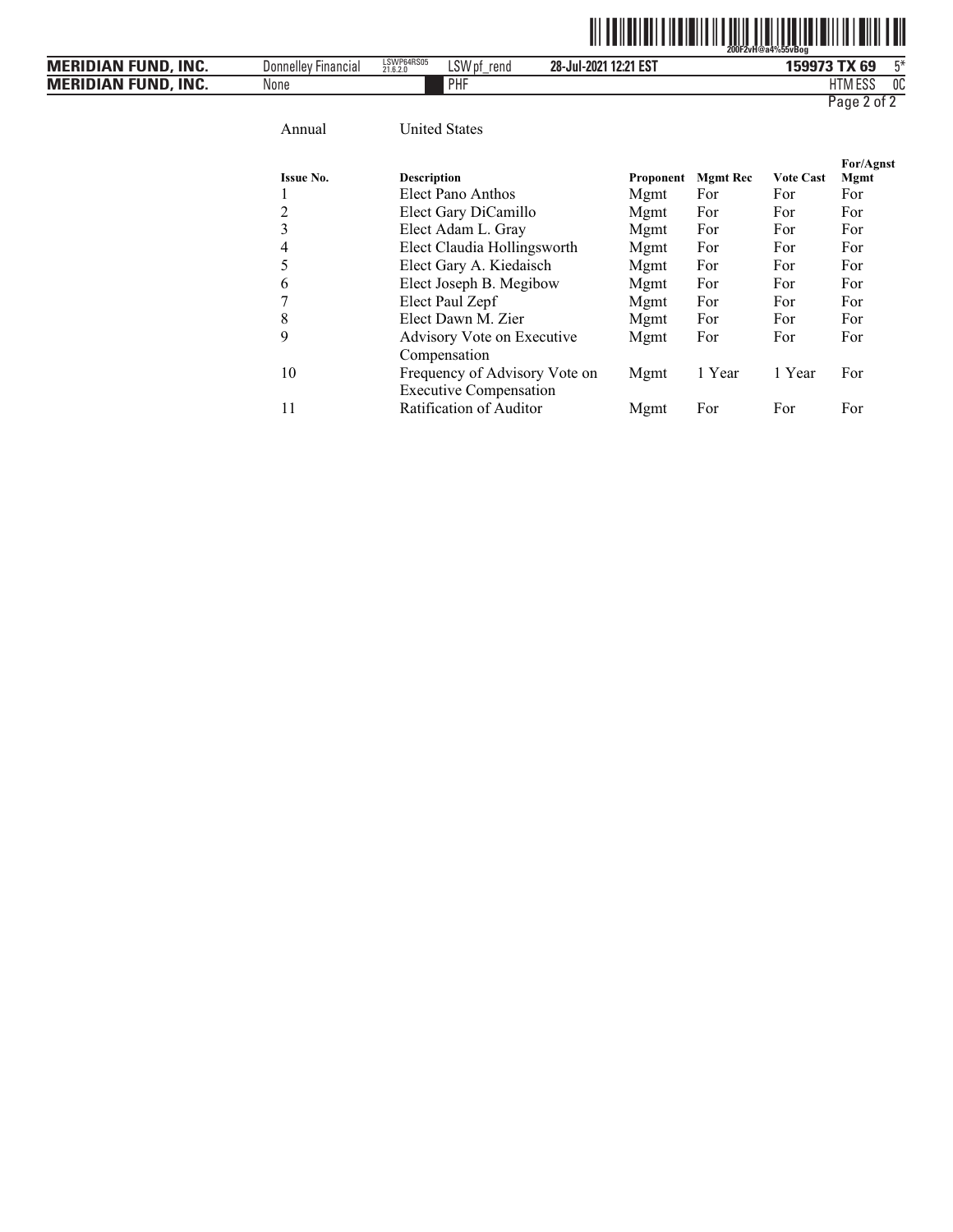Annual United States

| Issue No. | Description | Proponent | Mgmt Rec | Vote Cast | For/Agnst Mgmt |
|---|---|---|---|---|---|
| 1 | Elect Pano Anthos | Mgmt | For | For | For |
| 2 | Elect Gary DiCamillo | Mgmt | For | For | For |
| 3 | Elect Adam L. Gray | Mgmt | For | For | For |
| 4 | Elect Claudia Hollingsworth | Mgmt | For | For | For |
| 5 | Elect Gary A. Kiedaisch | Mgmt | For | For | For |
| 6 | Elect Joseph B. Megibow | Mgmt | For | For | For |
| 7 | Elect Paul Zepf | Mgmt | For | For | For |
| 8 | Elect Dawn M. Zier | Mgmt | For | For | For |
| 9 | Advisory Vote on Executive Compensation | Mgmt | For | For | For |
| 10 | Frequency of Advisory Vote on Executive Compensation | Mgmt | 1 Year | 1 Year | For |
| 11 | Ratification of Auditor | Mgmt | For | For | For |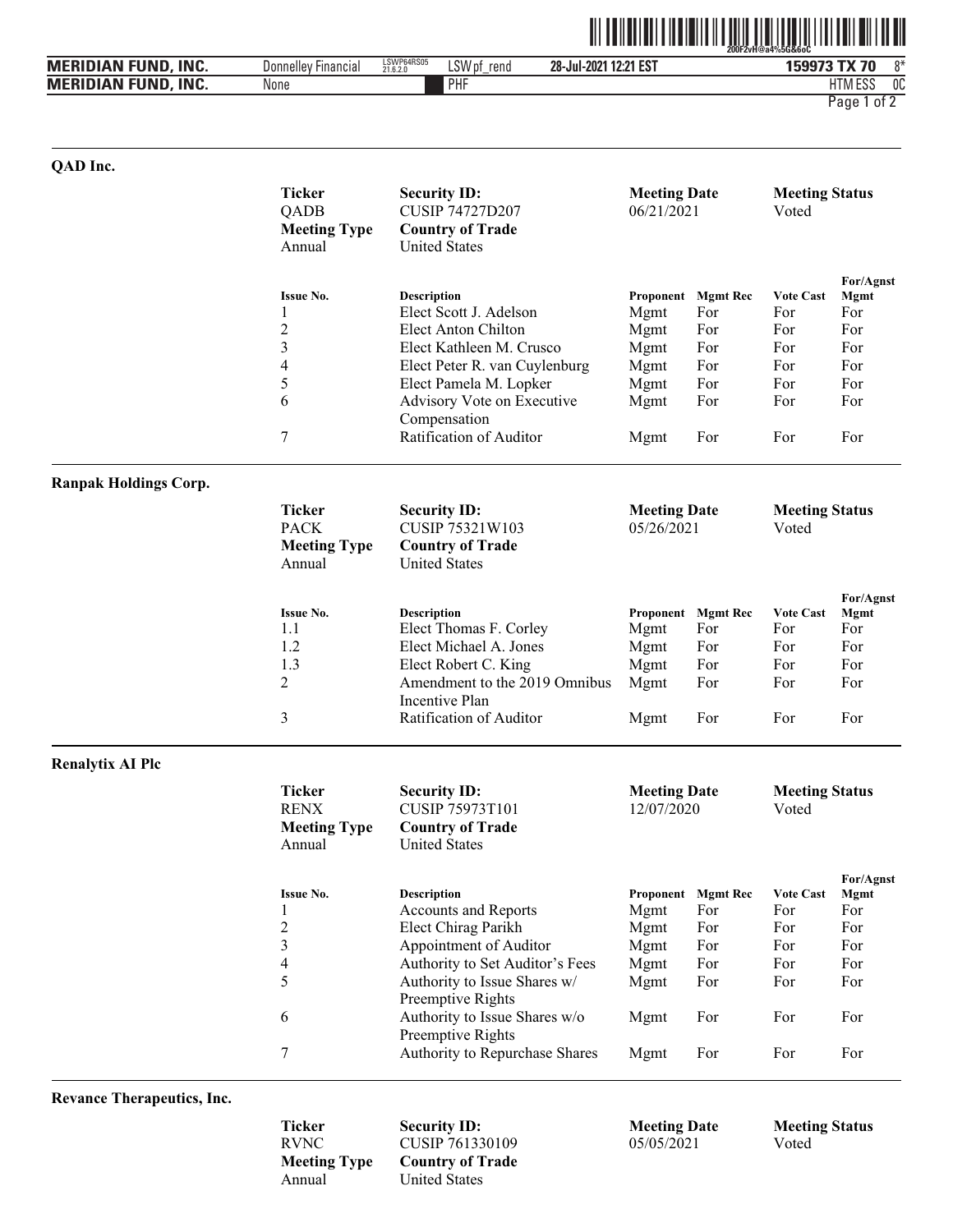## QAD Inc.

| Ticker | Security ID: | Meeting Date | Meeting Status |
|---|---|---|---|
| QADB | CUSIP 74727D207 | 06/21/2021 | Voted |
| **Meeting Type** | **Country of Trade** | | |
| Annual | United States | | |

| Issue No. | Description | Proponent | Mgmt Rec | Vote Cast | For/Agnst Mgmt |
|---|---|---|---|---|---|
| 1 | Elect Scott J. Adelson | Mgmt | For | For | For |
| 2 | Elect Anton Chilton | Mgmt | For | For | For |
| 3 | Elect Kathleen M. Crusco | Mgmt | For | For | For |
| 4 | Elect Peter R. van Cuylenburg | Mgmt | For | For | For |
| 5 | Elect Pamela M. Lopker | Mgmt | For | For | For |
| 6 | Advisory Vote on Executive Compensation | Mgmt | For | For | For |
| 7 | Ratification of Auditor | Mgmt | For | For | For |

## Ranpak Holdings Corp.

| Ticker | Security ID: | Meeting Date | Meeting Status |
|---|---|---|---|
| PACK | CUSIP 75321W103 | 05/26/2021 | Voted |
| **Meeting Type** | **Country of Trade** | | |
| Annual | United States | | |

| Issue No. | Description | Proponent | Mgmt Rec | Vote Cast | For/Agnst Mgmt |
|---|---|---|---|---|---|
| 1.1 | Elect Thomas F. Corley | Mgmt | For | For | For |
| 1.2 | Elect Michael A. Jones | Mgmt | For | For | For |
| 1.3 | Elect Robert C. King | Mgmt | For | For | For |
| 2 | Amendment to the 2019 Omnibus Incentive Plan | Mgmt | For | For | For |
| 3 | Ratification of Auditor | Mgmt | For | For | For |

## Renalytix AI Plc

| Ticker | Security ID: | Meeting Date | Meeting Status |
|---|---|---|---|
| RENX | CUSIP 75973T101 | 12/07/2020 | Voted |
| **Meeting Type** | **Country of Trade** | | |
| Annual | United States | | |

| Issue No. | Description | Proponent | Mgmt Rec | Vote Cast | For/Agnst Mgmt |
|---|---|---|---|---|---|
| 1 | Accounts and Reports | Mgmt | For | For | For |
| 2 | Elect Chirag Parikh | Mgmt | For | For | For |
| 3 | Appointment of Auditor | Mgmt | For | For | For |
| 4 | Authority to Set Auditor's Fees | Mgmt | For | For | For |
| 5 | Authority to Issue Shares w/ Preemptive Rights | Mgmt | For | For | For |
| 6 | Authority to Issue Shares w/o Preemptive Rights | Mgmt | For | For | For |
| 7 | Authority to Repurchase Shares | Mgmt | For | For | For |

## Revance Therapeutics, Inc.

| Ticker | Security ID: | Meeting Date | Meeting Status |
|---|---|---|---|
| RVNC | CUSIP 761330109 | 05/05/2021 | Voted |
| **Meeting Type** | **Country of Trade** | | |
| Annual | United States | | |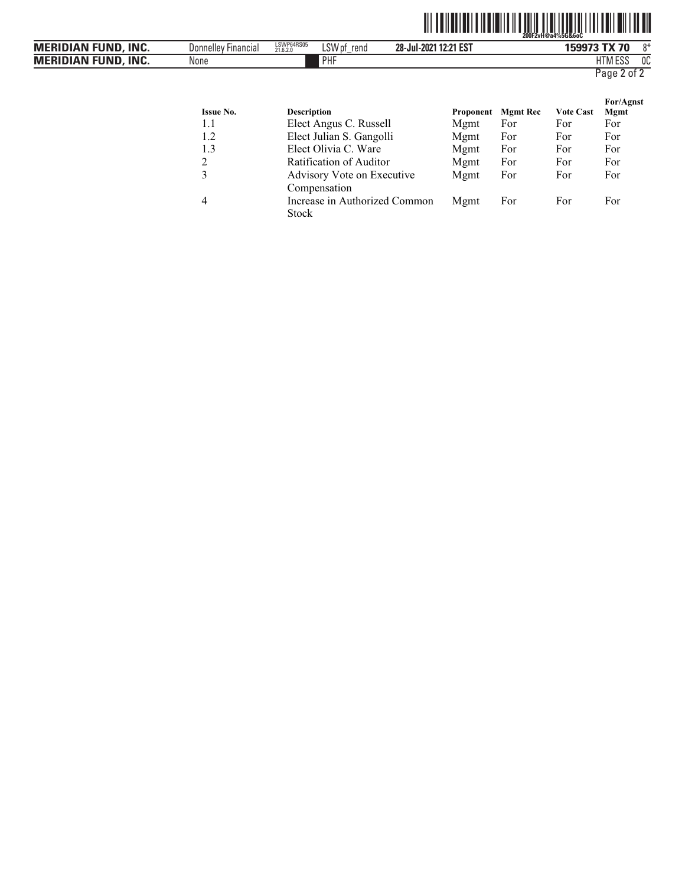| Issue No. | Description | Proponent | Mgmt Rec | Vote Cast | For/Agnst Mgmt |
|---|---|---|---|---|---|
| 1.1 | Elect Angus C. Russell | Mgmt | For | For | For |
| 1.2 | Elect Julian S. Gangolli | Mgmt | For | For | For |
| 1.3 | Elect Olivia C. Ware | Mgmt | For | For | For |
| 2 | Ratification of Auditor | Mgmt | For | For | For |
| 3 | Advisory Vote on Executive Compensation | Mgmt | For | For | For |
| 4 | Increase in Authorized Common Stock | Mgmt | For | For | For |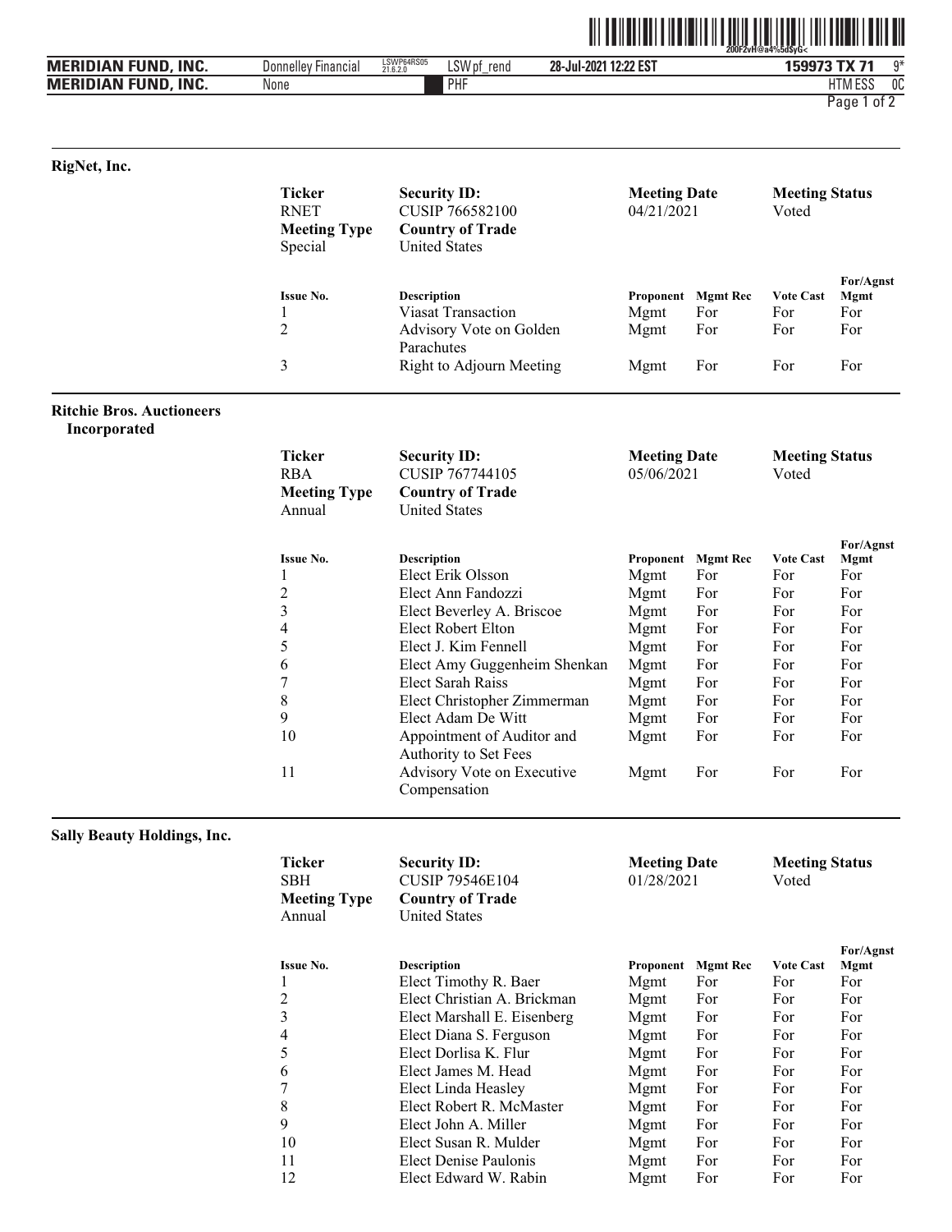## RigNet, Inc.

| Ticker | Security ID: | Meeting Date | Meeting Status |
|---|---|---|---|
| RNET | CUSIP 766582100 | 04/21/2021 | Voted |
| **Meeting Type** | **Country of Trade** | | |
| Special | United States | | |

| Issue No. | Description | Proponent | Mgmt Rec | Vote Cast | For/Agnst Mgmt |
|---|---|---|---|---|---|
| 1 | Viasat Transaction | Mgmt | For | For | For |
| 2 | Advisory Vote on Golden Parachutes | Mgmt | For | For | For |
| 3 | Right to Adjourn Meeting | Mgmt | For | For | For |

## Ritchie Bros. Auctioneers Incorporated

| Ticker | Security ID: | Meeting Date | Meeting Status |
|---|---|---|---|
| RBA | CUSIP 767744105 | 05/06/2021 | Voted |
| **Meeting Type** | **Country of Trade** | | |
| Annual | United States | | |

| Issue No. | Description | Proponent | Mgmt Rec | Vote Cast | For/Agnst Mgmt |
|---|---|---|---|---|---|
| 1 | Elect Erik Olsson | Mgmt | For | For | For |
| 2 | Elect Ann Fandozzi | Mgmt | For | For | For |
| 3 | Elect Beverley A. Briscoe | Mgmt | For | For | For |
| 4 | Elect Robert Elton | Mgmt | For | For | For |
| 5 | Elect J. Kim Fennell | Mgmt | For | For | For |
| 6 | Elect Amy Guggenheim Shenkan | Mgmt | For | For | For |
| 7 | Elect Sarah Raiss | Mgmt | For | For | For |
| 8 | Elect Christopher Zimmerman | Mgmt | For | For | For |
| 9 | Elect Adam De Witt | Mgmt | For | For | For |
| 10 | Appointment of Auditor and Authority to Set Fees | Mgmt | For | For | For |
| 11 | Advisory Vote on Executive Compensation | Mgmt | For | For | For |

## Sally Beauty Holdings, Inc.

| Ticker | Security ID: | Meeting Date | Meeting Status |
|---|---|---|---|
| SBH | CUSIP 79546E104 | 01/28/2021 | Voted |
| **Meeting Type** | **Country of Trade** | | |
| Annual | United States | | |

| Issue No. | Description | Proponent | Mgmt Rec | Vote Cast | For/Agnst Mgmt |
|---|---|---|---|---|---|
| 1 | Elect Timothy R. Baer | Mgmt | For | For | For |
| 2 | Elect Christian A. Brickman | Mgmt | For | For | For |
| 3 | Elect Marshall E. Eisenberg | Mgmt | For | For | For |
| 4 | Elect Diana S. Ferguson | Mgmt | For | For | For |
| 5 | Elect Dorlisa K. Flur | Mgmt | For | For | For |
| 6 | Elect James M. Head | Mgmt | For | For | For |
| 7 | Elect Linda Heasley | Mgmt | For | For | For |
| 8 | Elect Robert R. McMaster | Mgmt | For | For | For |
| 9 | Elect John A. Miller | Mgmt | For | For | For |
| 10 | Elect Susan R. Mulder | Mgmt | For | For | For |
| 11 | Elect Denise Paulonis | Mgmt | For | For | For |
| 12 | Elect Edward W. Rabin | Mgmt | For | For | For |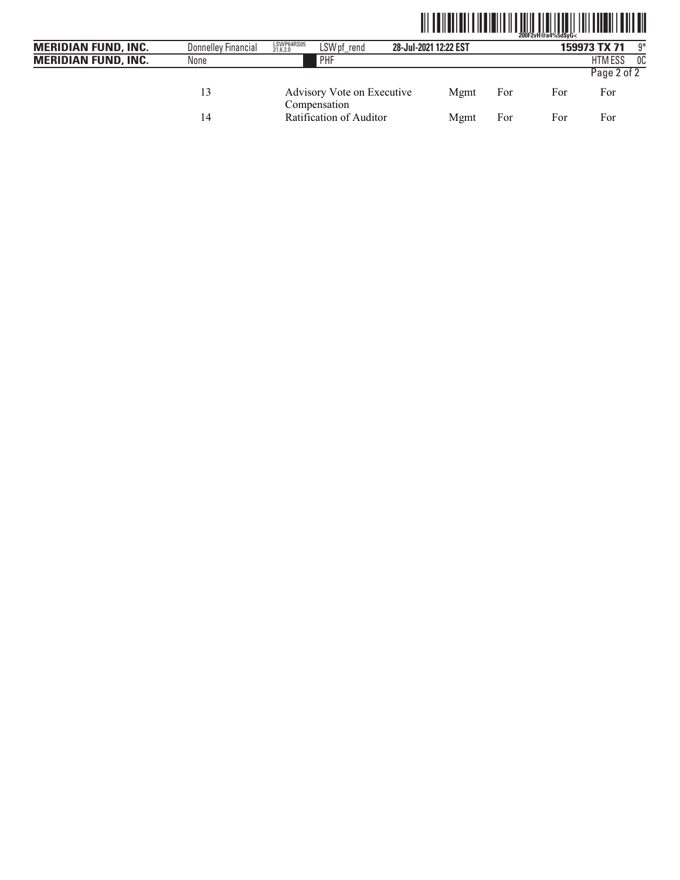| | | | | | |
|---|---|---|---|---|---|
| 13 | Advisory Vote on Executive Compensation | Mgmt | For | For | For |
| 14 | Ratification of Auditor | Mgmt | For | For | For |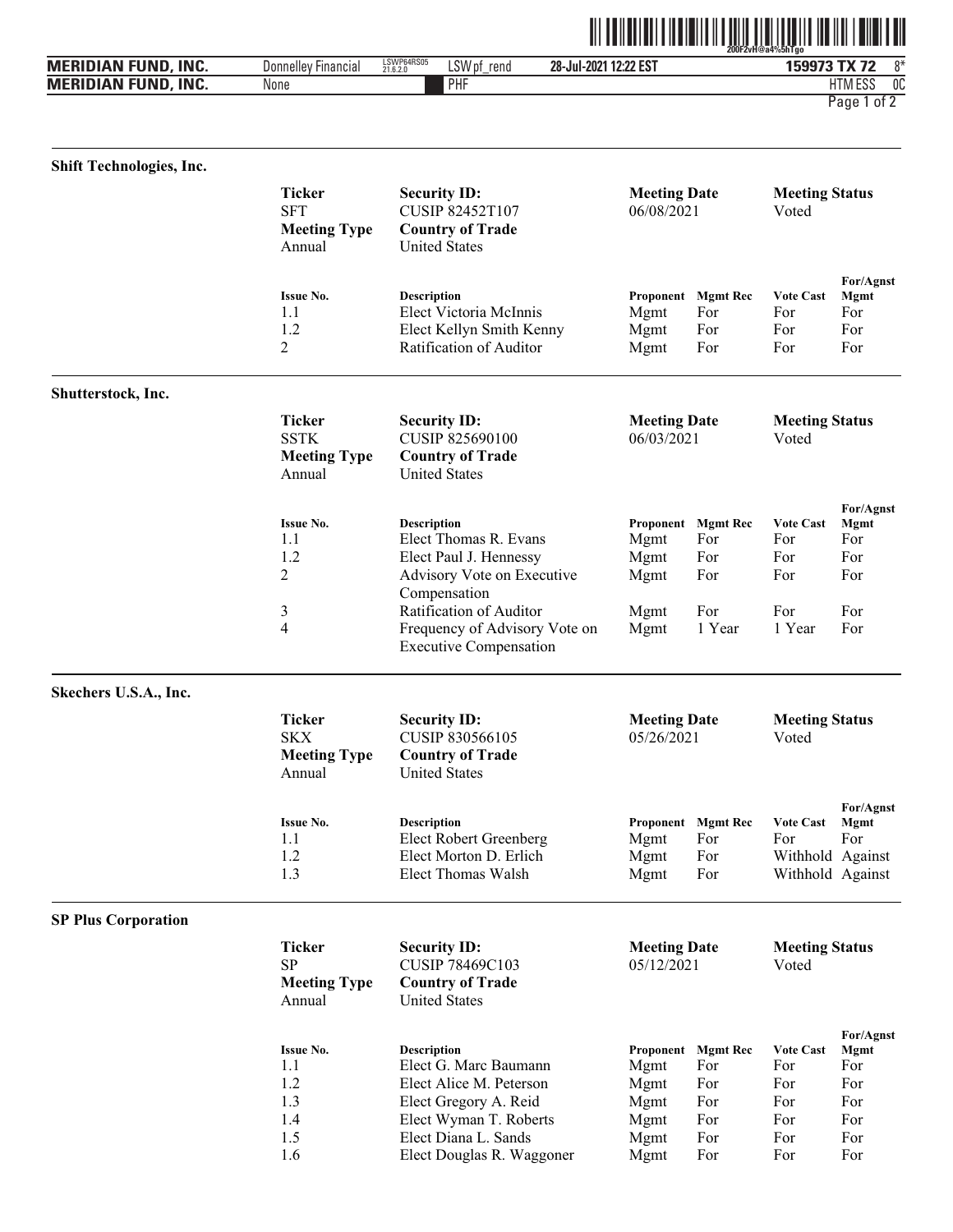### Shift Technologies, Inc.

| Ticker | Security ID: | Meeting Date | Meeting Status |
|---|---|---|---|
| SFT | CUSIP 82452T107 | 06/08/2021 | Voted |
| **Meeting Type** | **Country of Trade** | | |
| Annual | United States | | |

| Issue No. | Description | Proponent | Mgmt Rec | Vote Cast | For/Agnst Mgmt |
|---|---|---|---|---|---|
| 1.1 | Elect Victoria McInnis | Mgmt | For | For | For |
| 1.2 | Elect Kellyn Smith Kenny | Mgmt | For | For | For |
| 2 | Ratification of Auditor | Mgmt | For | For | For |

### Shutterstock, Inc.

| Ticker | Security ID: | Meeting Date | Meeting Status |
|---|---|---|---|
| SSTK | CUSIP 825690100 | 06/03/2021 | Voted |
| **Meeting Type** | **Country of Trade** | | |
| Annual | United States | | |

| Issue No. | Description | Proponent | Mgmt Rec | Vote Cast | For/Agnst Mgmt |
|---|---|---|---|---|---|
| 1.1 | Elect Thomas R. Evans | Mgmt | For | For | For |
| 1.2 | Elect Paul J. Hennessy | Mgmt | For | For | For |
| 2 | Advisory Vote on Executive Compensation | Mgmt | For | For | For |
| 3 | Ratification of Auditor | Mgmt | For | For | For |
| 4 | Frequency of Advisory Vote on Executive Compensation | Mgmt | 1 Year | 1 Year | For |

### Skechers U.S.A., Inc.

| Ticker | Security ID: | Meeting Date | Meeting Status |
|---|---|---|---|
| SKX | CUSIP 830566105 | 05/26/2021 | Voted |
| **Meeting Type** | **Country of Trade** | | |
| Annual | United States | | |

| Issue No. | Description | Proponent | Mgmt Rec | Vote Cast | For/Agnst Mgmt |
|---|---|---|---|---|---|
| 1.1 | Elect Robert Greenberg | Mgmt | For | For | For |
| 1.2 | Elect Morton D. Erlich | Mgmt | For | Withhold | Against |
| 1.3 | Elect Thomas Walsh | Mgmt | For | Withhold | Against |

### SP Plus Corporation

| Ticker | Security ID: | Meeting Date | Meeting Status |
|---|---|---|---|
| SP | CUSIP 78469C103 | 05/12/2021 | Voted |
| **Meeting Type** | **Country of Trade** | | |
| Annual | United States | | |

| Issue No. | Description | Proponent | Mgmt Rec | Vote Cast | For/Agnst Mgmt |
|---|---|---|---|---|---|
| 1.1 | Elect G. Marc Baumann | Mgmt | For | For | For |
| 1.2 | Elect Alice M. Peterson | Mgmt | For | For | For |
| 1.3 | Elect Gregory A. Reid | Mgmt | For | For | For |
| 1.4 | Elect Wyman T. Roberts | Mgmt | For | For | For |
| 1.5 | Elect Diana L. Sands | Mgmt | For | For | For |
| 1.6 | Elect Douglas R. Waggoner | Mgmt | For | For | For |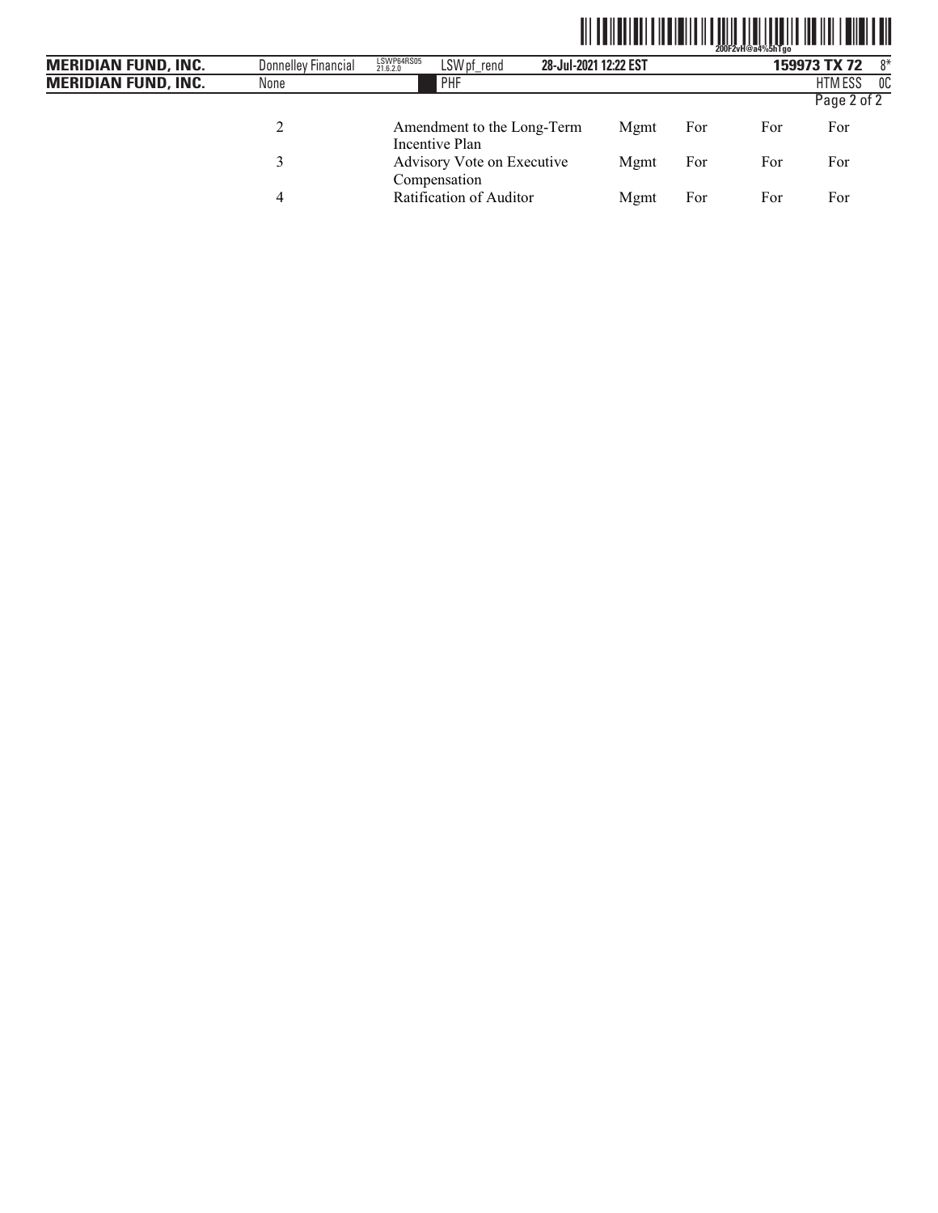| | | | | | |
|---|---|---|---|---|---|
| 2 | Amendment to the Long-Term Incentive Plan | Mgmt | For | For | For |
| 3 | Advisory Vote on Executive Compensation | Mgmt | For | For | For |
| 4 | Ratification of Auditor | Mgmt | For | For | For |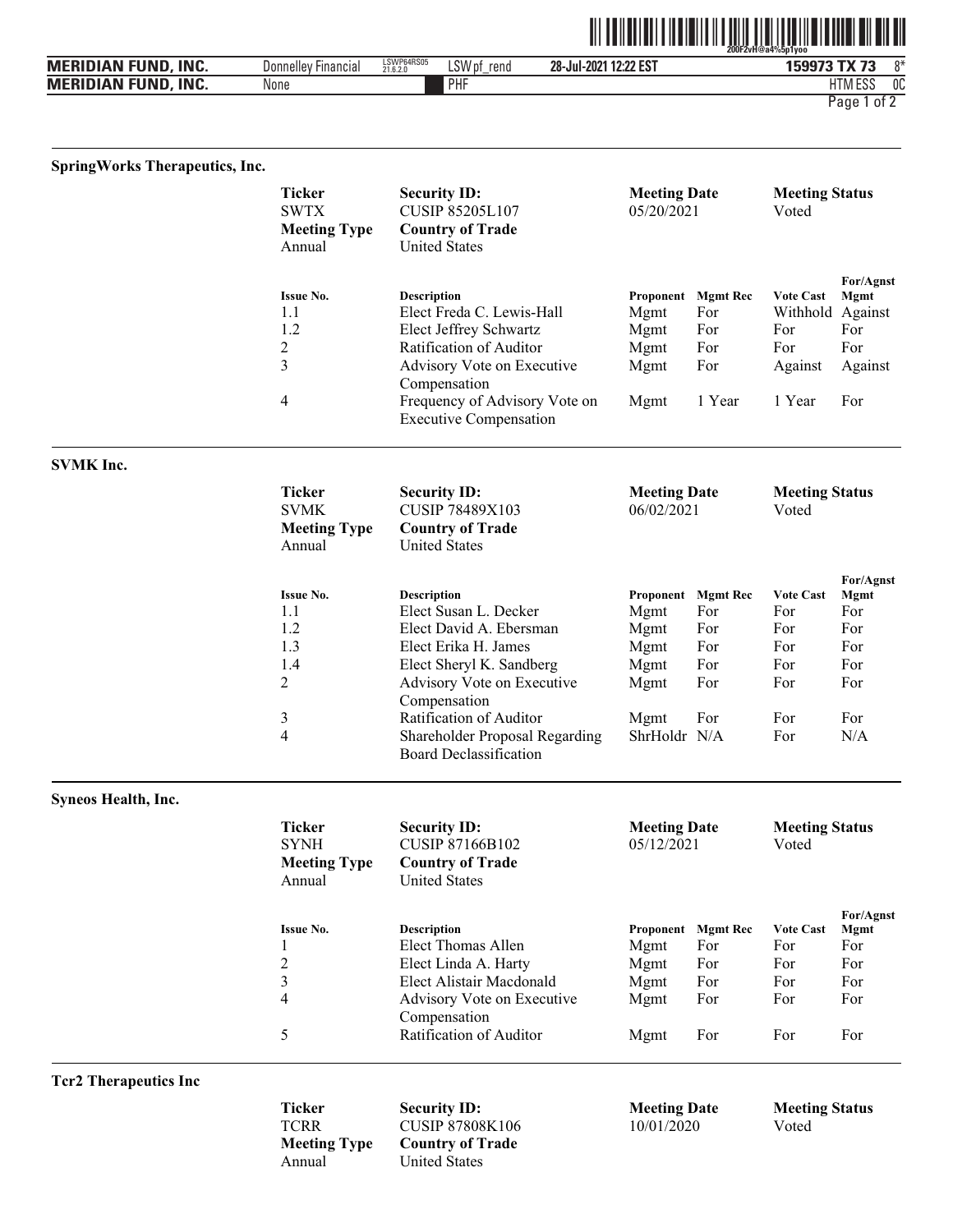## SpringWorks Therapeutics, Inc.

| Ticker | Security ID: | Meeting Date | Meeting Status |
|---|---|---|---|
| SWTX | CUSIP 85205L107 | 05/20/2021 | Voted |
| **Meeting Type** | **Country of Trade** | | |
| Annual | United States | | |

| Issue No. | Description | Proponent | Mgmt Rec | Vote Cast | For/Agnst Mgmt |
|---|---|---|---|---|---|
| 1.1 | Elect Freda C. Lewis-Hall | Mgmt | For | Withhold | Against |
| 1.2 | Elect Jeffrey Schwartz | Mgmt | For | For | For |
| 2 | Ratification of Auditor | Mgmt | For | For | For |
| 3 | Advisory Vote on Executive Compensation | Mgmt | For | Against | Against |
| 4 | Frequency of Advisory Vote on Executive Compensation | Mgmt | 1 Year | 1 Year | For |

## SVMK Inc.

| Ticker | Security ID: | Meeting Date | Meeting Status |
|---|---|---|---|
| SVMK | CUSIP 78489X103 | 06/02/2021 | Voted |
| **Meeting Type** | **Country of Trade** | | |
| Annual | United States | | |

| Issue No. | Description | Proponent | Mgmt Rec | Vote Cast | For/Agnst Mgmt |
|---|---|---|---|---|---|
| 1.1 | Elect Susan L. Decker | Mgmt | For | For | For |
| 1.2 | Elect David A. Ebersman | Mgmt | For | For | For |
| 1.3 | Elect Erika H. James | Mgmt | For | For | For |
| 1.4 | Elect Sheryl K. Sandberg | Mgmt | For | For | For |
| 2 | Advisory Vote on Executive Compensation | Mgmt | For | For | For |
| 3 | Ratification of Auditor | Mgmt | For | For | For |
| 4 | Shareholder Proposal Regarding Board Declassification | ShrHoldr | N/A | For | N/A |

## Syneos Health, Inc.

| Ticker | Security ID: | Meeting Date | Meeting Status |
|---|---|---|---|
| SYNH | CUSIP 87166B102 | 05/12/2021 | Voted |
| **Meeting Type** | **Country of Trade** | | |
| Annual | United States | | |

| Issue No. | Description | Proponent | Mgmt Rec | Vote Cast | For/Agnst Mgmt |
|---|---|---|---|---|---|
| 1 | Elect Thomas Allen | Mgmt | For | For | For |
| 2 | Elect Linda A. Harty | Mgmt | For | For | For |
| 3 | Elect Alistair Macdonald | Mgmt | For | For | For |
| 4 | Advisory Vote on Executive Compensation | Mgmt | For | For | For |
| 5 | Ratification of Auditor | Mgmt | For | For | For |

## Tcr2 Therapeutics Inc

| Ticker | Security ID: | Meeting Date | Meeting Status |
|---|---|---|---|
| TCRR | CUSIP 87808K106 | 10/01/2020 | Voted |
| **Meeting Type** | **Country of Trade** | | |
| Annual | United States | | |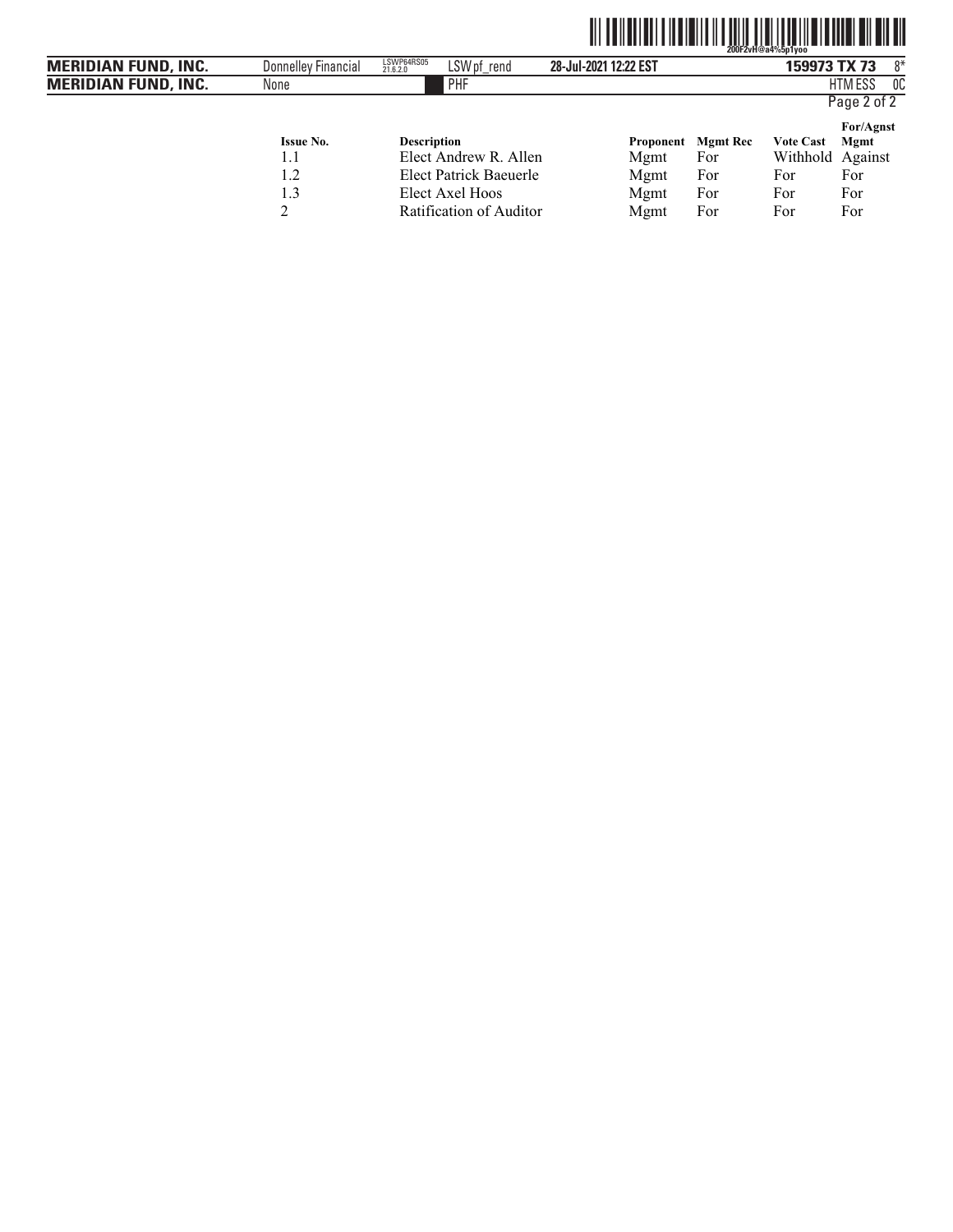| Issue No. | Description | Proponent | Mgmt Rec | Vote Cast | For/Agnst Mgmt |
| --- | --- | --- | --- | --- | --- |
| 1.1 | Elect Andrew R. Allen | Mgmt | For | Withhold | Against |
| 1.2 | Elect Patrick Baeuerle | Mgmt | For | For | For |
| 1.3 | Elect Axel Hoos | Mgmt | For | For | For |
| 2 | Ratification of Auditor | Mgmt | For | For | For |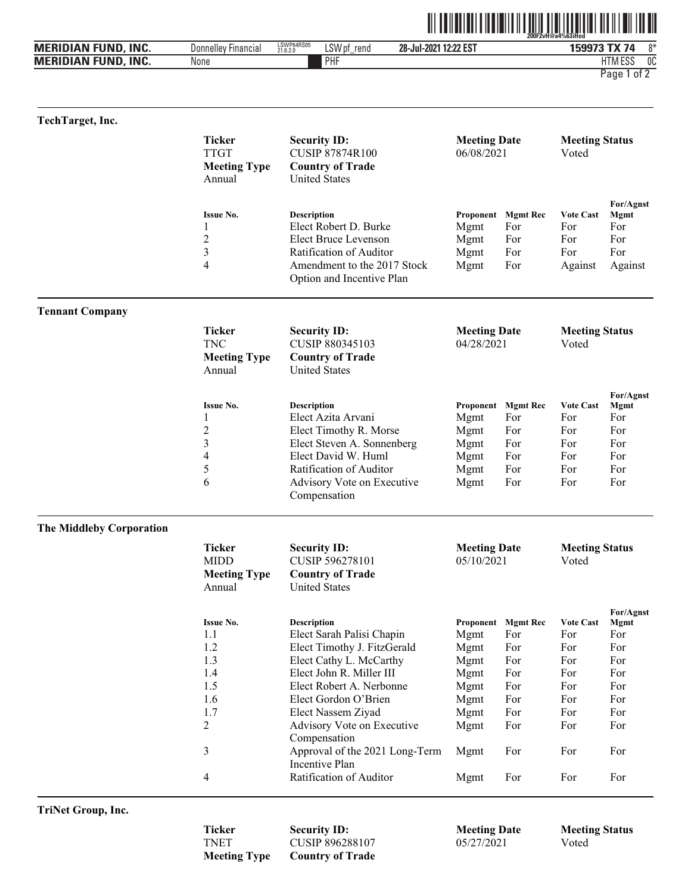## TechTarget, Inc.

| Ticker | Security ID: | Meeting Date | Meeting Status |
|---|---|---|---|
| TTGT | CUSIP 87874R100 | 06/08/2021 | Voted |
| **Meeting Type** | **Country of Trade** | | |
| Annual | United States | | |

| Issue No. | Description | Proponent | Mgmt Rec | Vote Cast | For/Agnst Mgmt |
|---|---|---|---|---|---|
| 1 | Elect Robert D. Burke | Mgmt | For | For | For |
| 2 | Elect Bruce Levenson | Mgmt | For | For | For |
| 3 | Ratification of Auditor | Mgmt | For | For | For |
| 4 | Amendment to the 2017 Stock Option and Incentive Plan | Mgmt | For | Against | Against |

## Tennant Company

| Ticker | Security ID: | Meeting Date | Meeting Status |
|---|---|---|---|
| TNC | CUSIP 880345103 | 04/28/2021 | Voted |
| **Meeting Type** | **Country of Trade** | | |
| Annual | United States | | |

| Issue No. | Description | Proponent | Mgmt Rec | Vote Cast | For/Agnst Mgmt |
|---|---|---|---|---|---|
| 1 | Elect Azita Arvani | Mgmt | For | For | For |
| 2 | Elect Timothy R. Morse | Mgmt | For | For | For |
| 3 | Elect Steven A. Sonnenberg | Mgmt | For | For | For |
| 4 | Elect David W. Huml | Mgmt | For | For | For |
| 5 | Ratification of Auditor | Mgmt | For | For | For |
| 6 | Advisory Vote on Executive Compensation | Mgmt | For | For | For |

## The Middleby Corporation

| Ticker | Security ID: | Meeting Date | Meeting Status |
|---|---|---|---|
| MIDD | CUSIP 596278101 | 05/10/2021 | Voted |
| **Meeting Type** | **Country of Trade** | | |
| Annual | United States | | |

| Issue No. | Description | Proponent | Mgmt Rec | Vote Cast | For/Agnst Mgmt |
|---|---|---|---|---|---|
| 1.1 | Elect Sarah Palisi Chapin | Mgmt | For | For | For |
| 1.2 | Elect Timothy J. FitzGerald | Mgmt | For | For | For |
| 1.3 | Elect Cathy L. McCarthy | Mgmt | For | For | For |
| 1.4 | Elect John R. Miller III | Mgmt | For | For | For |
| 1.5 | Elect Robert A. Nerbonne | Mgmt | For | For | For |
| 1.6 | Elect Gordon O'Brien | Mgmt | For | For | For |
| 1.7 | Elect Nassem Ziyad | Mgmt | For | For | For |
| 2 | Advisory Vote on Executive Compensation | Mgmt | For | For | For |
| 3 | Approval of the 2021 Long-Term Incentive Plan | Mgmt | For | For | For |
| 4 | Ratification of Auditor | Mgmt | For | For | For |

## TriNet Group, Inc.

| Ticker | Security ID: | Meeting Date | Meeting Status |
|---|---|---|---|
| TNET | CUSIP 896288107 | 05/27/2021 | Voted |
| **Meeting Type** | **Country of Trade** | | |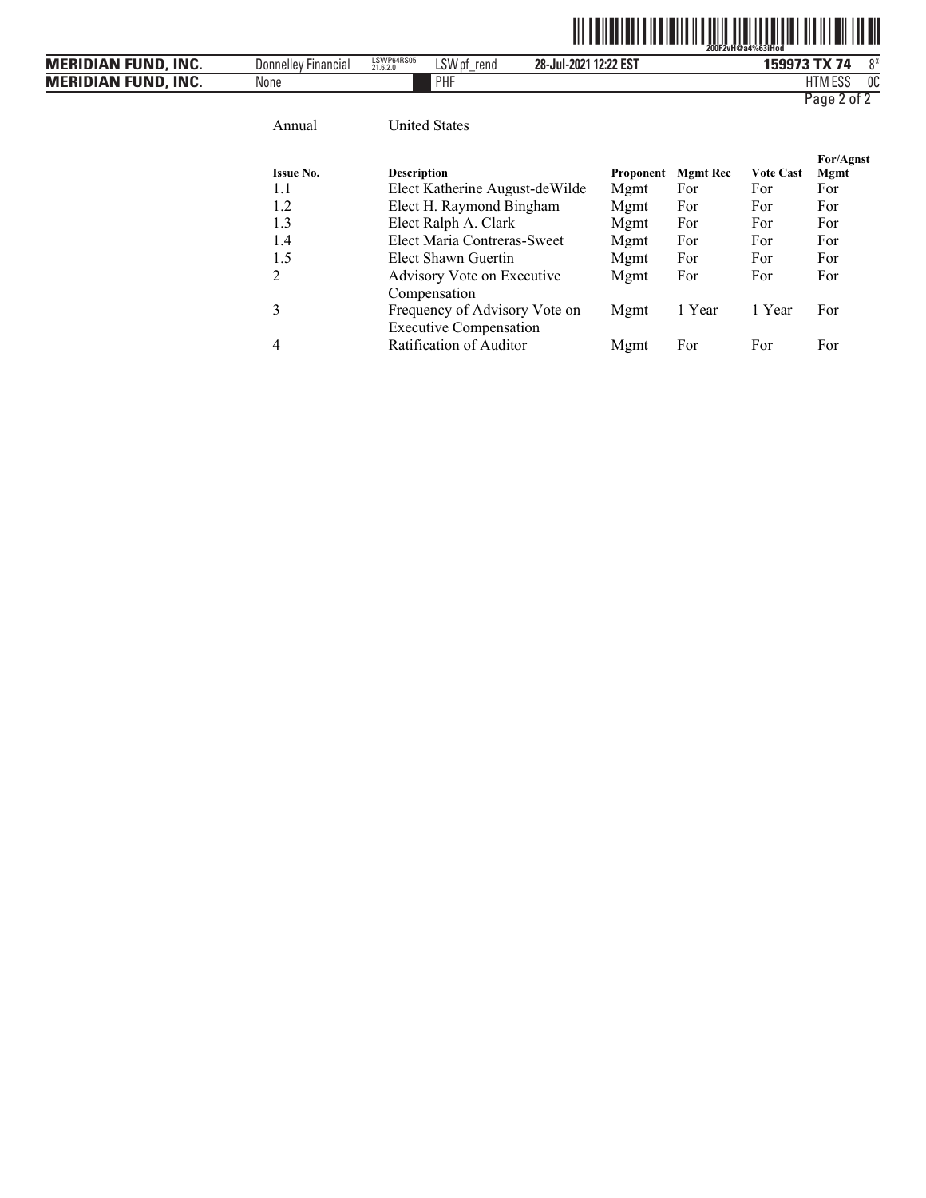Annual United States

| Issue No. | Description | Proponent | Mgmt Rec | Vote Cast | For/Agnst Mgmt |
|---|---|---|---|---|---|
| 1.1 | Elect Katherine August-deWilde | Mgmt | For | For | For |
| 1.2 | Elect H. Raymond Bingham | Mgmt | For | For | For |
| 1.3 | Elect Ralph A. Clark | Mgmt | For | For | For |
| 1.4 | Elect Maria Contreras-Sweet | Mgmt | For | For | For |
| 1.5 | Elect Shawn Guertin | Mgmt | For | For | For |
| 2 | Advisory Vote on Executive Compensation | Mgmt | For | For | For |
| 3 | Frequency of Advisory Vote on Executive Compensation | Mgmt | 1 Year | 1 Year | For |
| 4 | Ratification of Auditor | Mgmt | For | For | For |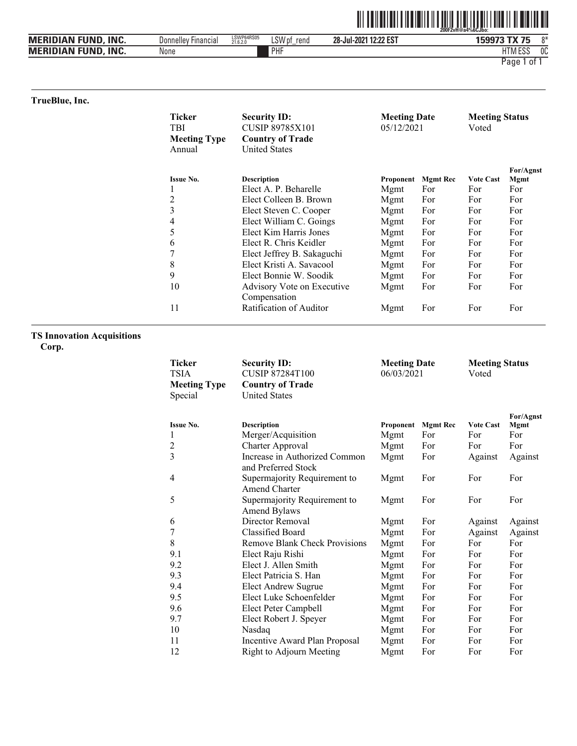### TrueBlue, Inc.

| Ticker | Security ID: | Meeting Date | Meeting Status |
|---|---|---|---|
| TBI | CUSIP 89785X101 | 05/12/2021 | Voted |
| **Meeting Type** | **Country of Trade** | | |
| Annual | United States | | |

| Issue No. | Description | Proponent | Mgmt Rec | Vote Cast | For/Agnst Mgmt |
|---|---|---|---|---|---|
| 1 | Elect A. P. Beharelle | Mgmt | For | For | For |
| 2 | Elect Colleen B. Brown | Mgmt | For | For | For |
| 3 | Elect Steven C. Cooper | Mgmt | For | For | For |
| 4 | Elect William C. Goings | Mgmt | For | For | For |
| 5 | Elect Kim Harris Jones | Mgmt | For | For | For |
| 6 | Elect R. Chris Keidler | Mgmt | For | For | For |
| 7 | Elect Jeffrey B. Sakaguchi | Mgmt | For | For | For |
| 8 | Elect Kristi A. Savacool | Mgmt | For | For | For |
| 9 | Elect Bonnie W. Soodik | Mgmt | For | For | For |
| 10 | Advisory Vote on Executive Compensation | Mgmt | For | For | For |
| 11 | Ratification of Auditor | Mgmt | For | For | For |

### TS Innovation Acquisitions Corp.

| Ticker | Security ID: | Meeting Date | Meeting Status |
|---|---|---|---|
| TSIA | CUSIP 87284T100 | 06/03/2021 | Voted |
| **Meeting Type** | **Country of Trade** | | |
| Special | United States | | |

| Issue No. | Description | Proponent | Mgmt Rec | Vote Cast | For/Agnst Mgmt |
|---|---|---|---|---|---|
| 1 | Merger/Acquisition | Mgmt | For | For | For |
| 2 | Charter Approval | Mgmt | For | For | For |
| 3 | Increase in Authorized Common and Preferred Stock | Mgmt | For | Against | Against |
| 4 | Supermajority Requirement to Amend Charter | Mgmt | For | For | For |
| 5 | Supermajority Requirement to Amend Bylaws | Mgmt | For | For | For |
| 6 | Director Removal | Mgmt | For | Against | Against |
| 7 | Classified Board | Mgmt | For | Against | Against |
| 8 | Remove Blank Check Provisions | Mgmt | For | For | For |
| 9.1 | Elect Raju Rishi | Mgmt | For | For | For |
| 9.2 | Elect J. Allen Smith | Mgmt | For | For | For |
| 9.3 | Elect Patricia S. Han | Mgmt | For | For | For |
| 9.4 | Elect Andrew Sugrue | Mgmt | For | For | For |
| 9.5 | Elect Luke Schoenfelder | Mgmt | For | For | For |
| 9.6 | Elect Peter Campbell | Mgmt | For | For | For |
| 9.7 | Elect Robert J. Speyer | Mgmt | For | For | For |
| 10 | Nasdaq | Mgmt | For | For | For |
| 11 | Incentive Award Plan Proposal | Mgmt | For | For | For |
| 12 | Right to Adjourn Meeting | Mgmt | For | For | For |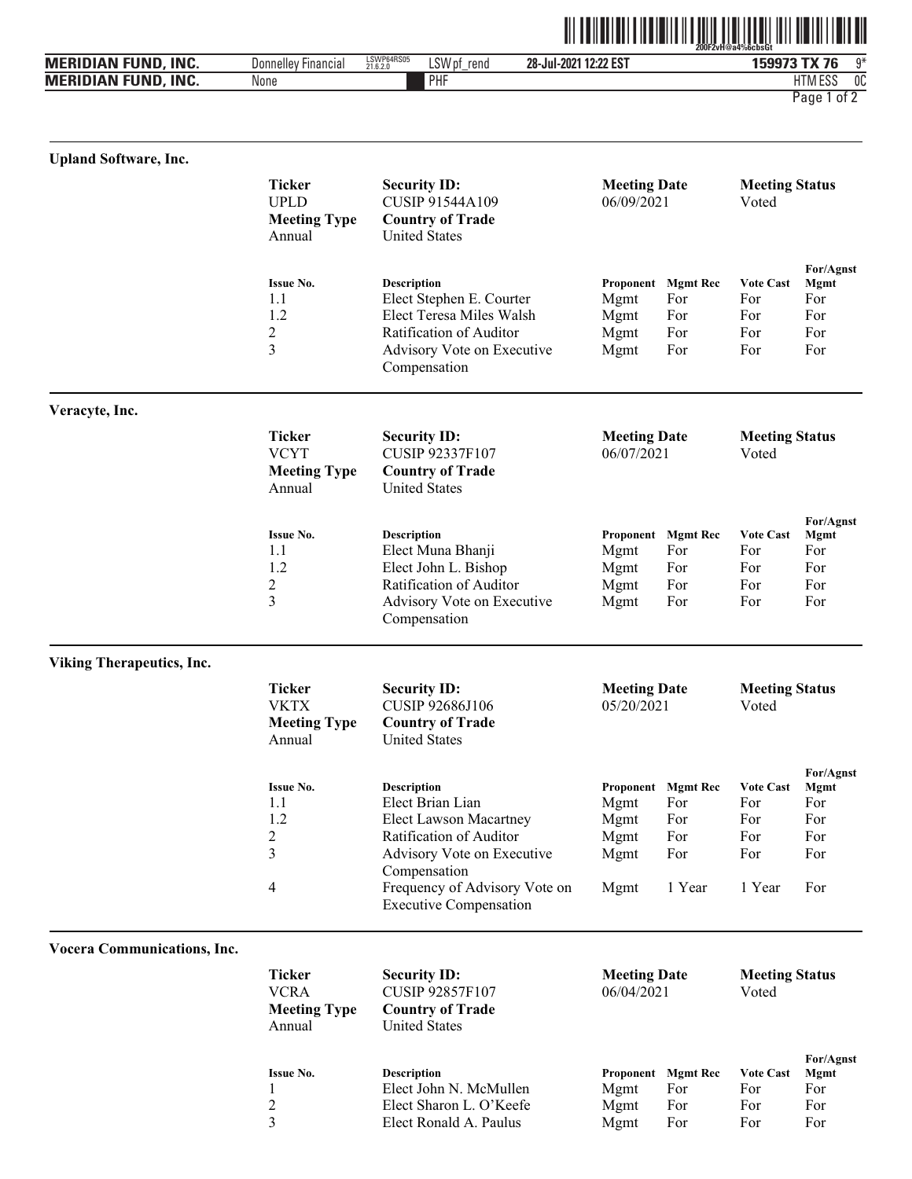## Upland Software, Inc.

| Ticker | Security ID: | Meeting Date | Meeting Status |
|---|---|---|---|
| UPLD | CUSIP 91544A109 | 06/09/2021 | Voted |
| **Meeting Type** | **Country of Trade** | | |
| Annual | United States | | |

| Issue No. | Description | Proponent | Mgmt Rec | Vote Cast | For/Agnst Mgmt |
|---|---|---|---|---|---|
| 1.1 | Elect Stephen E. Courter | Mgmt | For | For | For |
| 1.2 | Elect Teresa Miles Walsh | Mgmt | For | For | For |
| 2 | Ratification of Auditor | Mgmt | For | For | For |
| 3 | Advisory Vote on Executive Compensation | Mgmt | For | For | For |

## Veracyte, Inc.

| Ticker | Security ID: | Meeting Date | Meeting Status |
|---|---|---|---|
| VCYT | CUSIP 92337F107 | 06/07/2021 | Voted |
| **Meeting Type** | **Country of Trade** | | |
| Annual | United States | | |

| Issue No. | Description | Proponent | Mgmt Rec | Vote Cast | For/Agnst Mgmt |
|---|---|---|---|---|---|
| 1.1 | Elect Muna Bhanji | Mgmt | For | For | For |
| 1.2 | Elect John L. Bishop | Mgmt | For | For | For |
| 2 | Ratification of Auditor | Mgmt | For | For | For |
| 3 | Advisory Vote on Executive Compensation | Mgmt | For | For | For |

## Viking Therapeutics, Inc.

| Ticker | Security ID: | Meeting Date | Meeting Status |
|---|---|---|---|
| VKTX | CUSIP 92686J106 | 05/20/2021 | Voted |
| **Meeting Type** | **Country of Trade** | | |
| Annual | United States | | |

| Issue No. | Description | Proponent | Mgmt Rec | Vote Cast | For/Agnst Mgmt |
|---|---|---|---|---|---|
| 1.1 | Elect Brian Lian | Mgmt | For | For | For |
| 1.2 | Elect Lawson Macartney | Mgmt | For | For | For |
| 2 | Ratification of Auditor | Mgmt | For | For | For |
| 3 | Advisory Vote on Executive Compensation | Mgmt | For | For | For |
| 4 | Frequency of Advisory Vote on Executive Compensation | Mgmt | 1 Year | 1 Year | For |

## Vocera Communications, Inc.

| Ticker | Security ID: | Meeting Date | Meeting Status |
|---|---|---|---|
| VCRA | CUSIP 92857F107 | 06/04/2021 | Voted |
| **Meeting Type** | **Country of Trade** | | |
| Annual | United States | | |

| Issue No. | Description | Proponent | Mgmt Rec | Vote Cast | For/Agnst Mgmt |
|---|---|---|---|---|---|
| 1 | Elect John N. McMullen | Mgmt | For | For | For |
| 2 | Elect Sharon L. O'Keefe | Mgmt | For | For | For |
| 3 | Elect Ronald A. Paulus | Mgmt | For | For | For |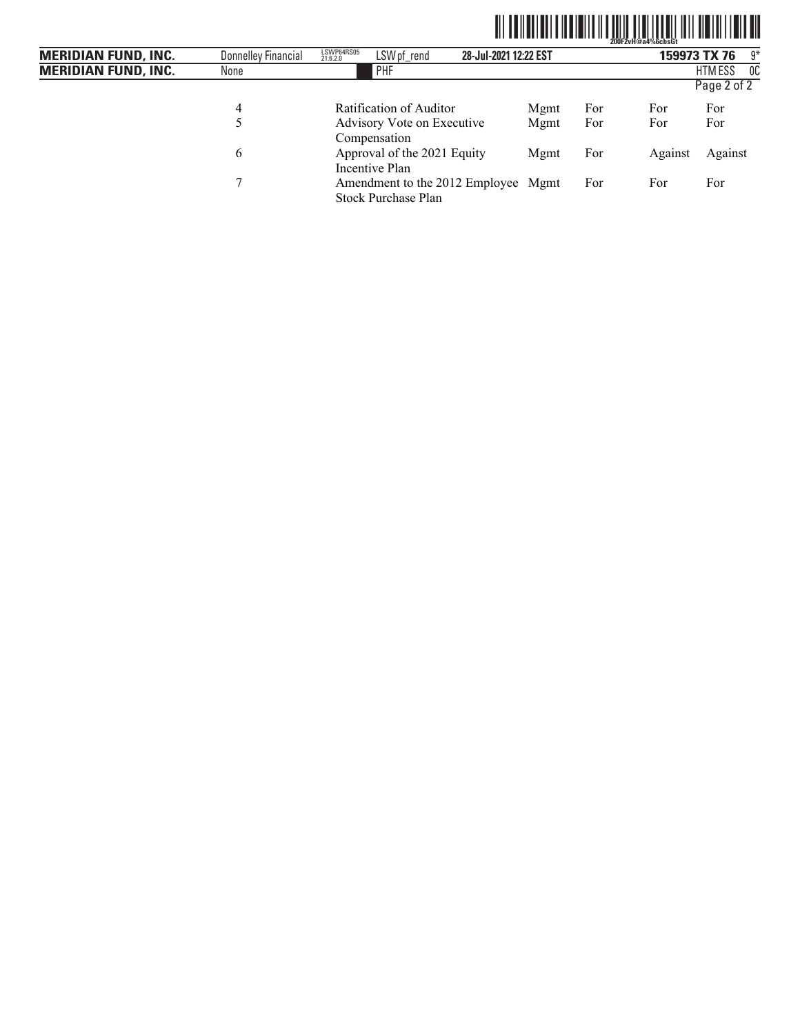| | | | | | |
|---|---|---|---|---|---|
| 4 | Ratification of Auditor | Mgmt | For | For | For |
| 5 | Advisory Vote on Executive Compensation | Mgmt | For | For | For |
| 6 | Approval of the 2021 Equity Incentive Plan | Mgmt | For | Against | Against |
| 7 | Amendment to the 2012 Employee Stock Purchase Plan | Mgmt | For | For | For |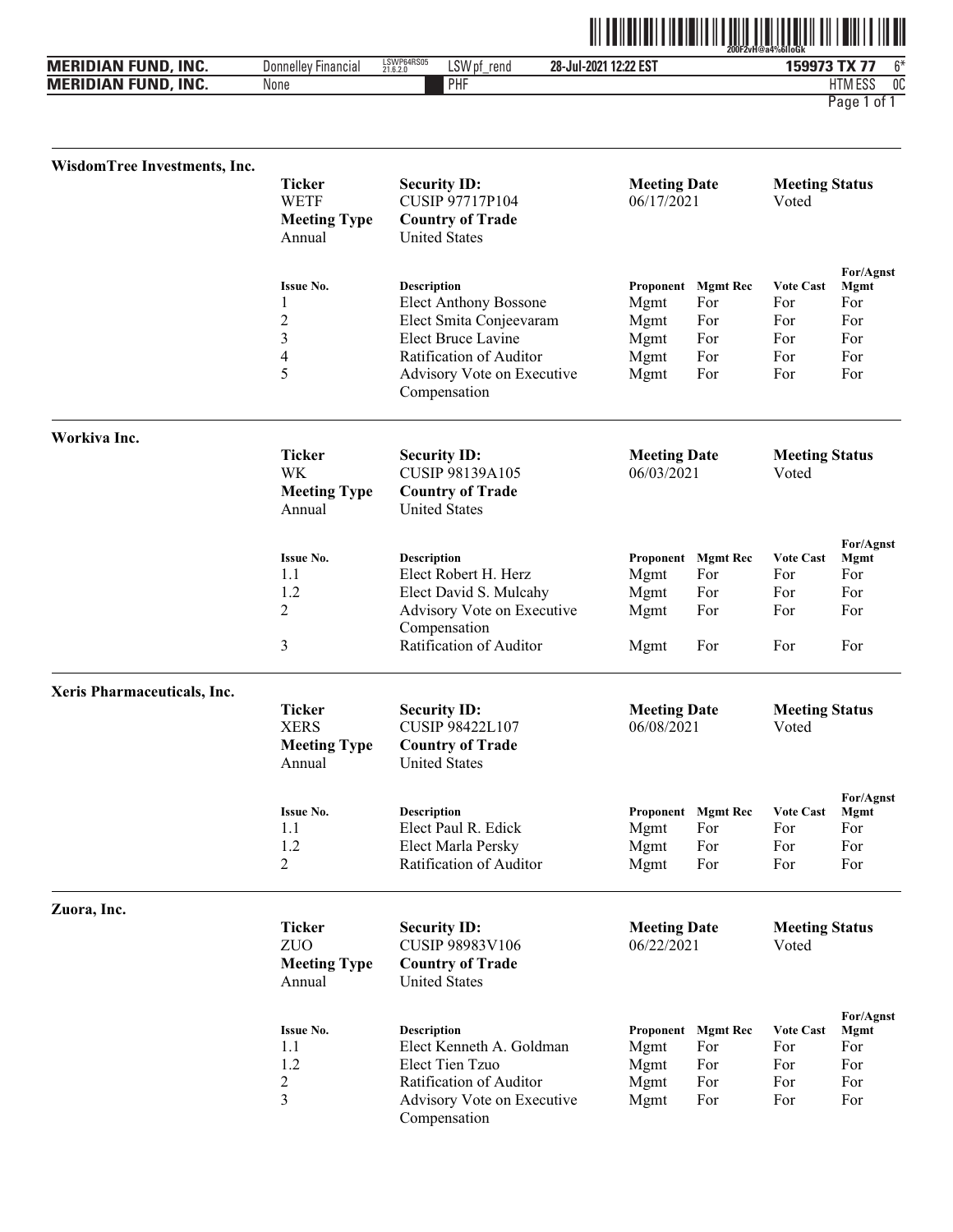## WisdomTree Investments, Inc.

| Ticker | Security ID: | Meeting Date | Meeting Status |
|---|---|---|---|
| WETF | CUSIP 97717P104 | 06/17/2021 | Voted |
| **Meeting Type** | **Country of Trade** | | |
| Annual | United States | | |

| Issue No. | Description | Proponent | Mgmt Rec | Vote Cast | For/Agnst Mgmt |
|---|---|---|---|---|---|
| 1 | Elect Anthony Bossone | Mgmt | For | For | For |
| 2 | Elect Smita Conjeevaram | Mgmt | For | For | For |
| 3 | Elect Bruce Lavine | Mgmt | For | For | For |
| 4 | Ratification of Auditor | Mgmt | For | For | For |
| 5 | Advisory Vote on Executive Compensation | Mgmt | For | For | For |

## Workiva Inc.

| Ticker | Security ID: | Meeting Date | Meeting Status |
|---|---|---|---|
| WK | CUSIP 98139A105 | 06/03/2021 | Voted |
| **Meeting Type** | **Country of Trade** | | |
| Annual | United States | | |

| Issue No. | Description | Proponent | Mgmt Rec | Vote Cast | For/Agnst Mgmt |
|---|---|---|---|---|---|
| 1.1 | Elect Robert H. Herz | Mgmt | For | For | For |
| 1.2 | Elect David S. Mulcahy | Mgmt | For | For | For |
| 2 | Advisory Vote on Executive Compensation | Mgmt | For | For | For |
| 3 | Ratification of Auditor | Mgmt | For | For | For |

## Xeris Pharmaceuticals, Inc.

| Ticker | Security ID: | Meeting Date | Meeting Status |
|---|---|---|---|
| XERS | CUSIP 98422L107 | 06/08/2021 | Voted |
| **Meeting Type** | **Country of Trade** | | |
| Annual | United States | | |

| Issue No. | Description | Proponent | Mgmt Rec | Vote Cast | For/Agnst Mgmt |
|---|---|---|---|---|---|
| 1.1 | Elect Paul R. Edick | Mgmt | For | For | For |
| 1.2 | Elect Marla Persky | Mgmt | For | For | For |
| 2 | Ratification of Auditor | Mgmt | For | For | For |

## Zuora, Inc.

| Ticker | Security ID: | Meeting Date | Meeting Status |
|---|---|---|---|
| ZUO | CUSIP 98983V106 | 06/22/2021 | Voted |
| **Meeting Type** | **Country of Trade** | | |
| Annual | United States | | |

| Issue No. | Description | Proponent | Mgmt Rec | Vote Cast | For/Agnst Mgmt |
|---|---|---|---|---|---|
| 1.1 | Elect Kenneth A. Goldman | Mgmt | For | For | For |
| 1.2 | Elect Tien Tzuo | Mgmt | For | For | For |
| 2 | Ratification of Auditor | Mgmt | For | For | For |
| 3 | Advisory Vote on Executive Compensation | Mgmt | For | For | For |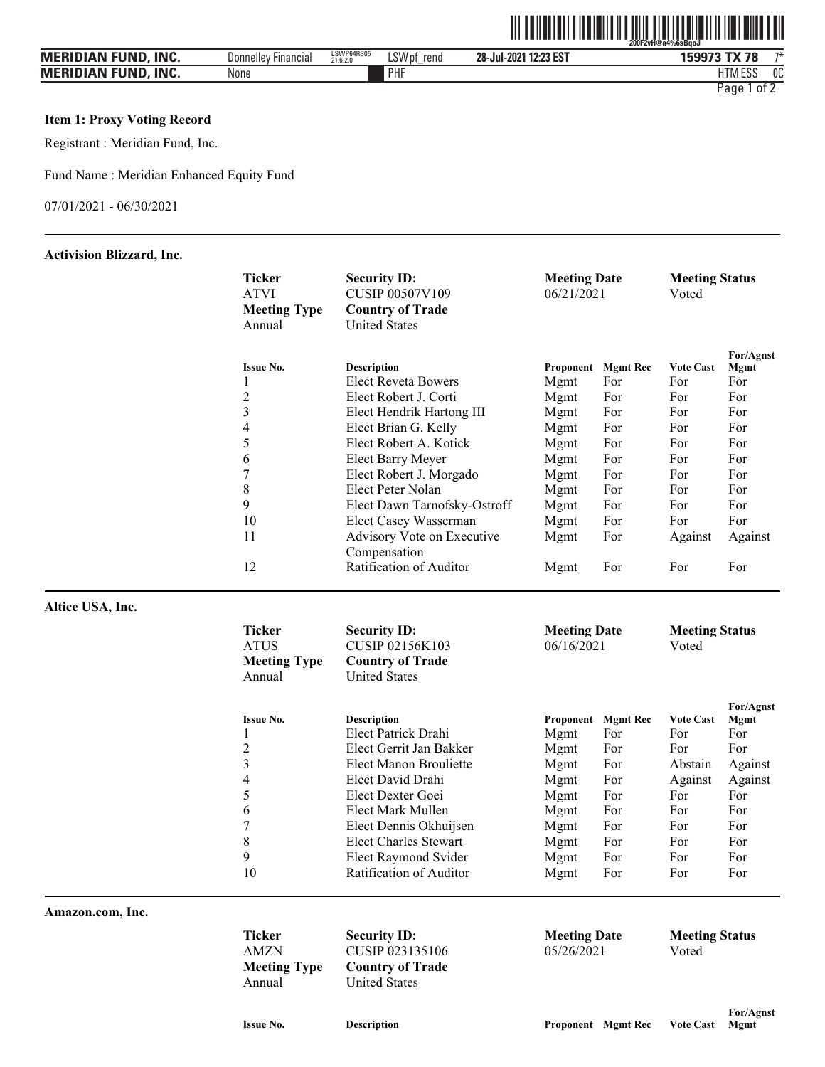**Item 1: Proxy Voting Record**

Registrant : Meridian Fund, Inc.

Fund Name : Meridian Enhanced Equity Fund

07/01/2021 - 06/30/2021

---

### Activision Blizzard, Inc.

| Ticker | Security ID: | Meeting Date | Meeting Status |
|---|---|---|---|
| ATVI | CUSIP 00507V109 | 06/21/2021 | Voted |
| **Meeting Type** | **Country of Trade** | | |
| Annual | United States | | |

| Issue No. | Description | Proponent | Mgmt Rec | Vote Cast | For/Agnst Mgmt |
|---|---|---|---|---|---|
| 1 | Elect Reveta Bowers | Mgmt | For | For | For |
| 2 | Elect Robert J. Corti | Mgmt | For | For | For |
| 3 | Elect Hendrik Hartong III | Mgmt | For | For | For |
| 4 | Elect Brian G. Kelly | Mgmt | For | For | For |
| 5 | Elect Robert A. Kotick | Mgmt | For | For | For |
| 6 | Elect Barry Meyer | Mgmt | For | For | For |
| 7 | Elect Robert J. Morgado | Mgmt | For | For | For |
| 8 | Elect Peter Nolan | Mgmt | For | For | For |
| 9 | Elect Dawn Tarnofsky-Ostroff | Mgmt | For | For | For |
| 10 | Elect Casey Wasserman | Mgmt | For | For | For |
| 11 | Advisory Vote on Executive Compensation | Mgmt | For | Against | Against |
| 12 | Ratification of Auditor | Mgmt | For | For | For |

---

### Altice USA, Inc.

| Ticker | Security ID: | Meeting Date | Meeting Status |
|---|---|---|---|
| ATUS | CUSIP 02156K103 | 06/16/2021 | Voted |
| **Meeting Type** | **Country of Trade** | | |
| Annual | United States | | |

| Issue No. | Description | Proponent | Mgmt Rec | Vote Cast | For/Agnst Mgmt |
|---|---|---|---|---|---|
| 1 | Elect Patrick Drahi | Mgmt | For | For | For |
| 2 | Elect Gerrit Jan Bakker | Mgmt | For | For | For |
| 3 | Elect Manon Brouliette | Mgmt | For | Abstain | Against |
| 4 | Elect David Drahi | Mgmt | For | Against | Against |
| 5 | Elect Dexter Goei | Mgmt | For | For | For |
| 6 | Elect Mark Mullen | Mgmt | For | For | For |
| 7 | Elect Dennis Okhuijsen | Mgmt | For | For | For |
| 8 | Elect Charles Stewart | Mgmt | For | For | For |
| 9 | Elect Raymond Svider | Mgmt | For | For | For |
| 10 | Ratification of Auditor | Mgmt | For | For | For |

---

### Amazon.com, Inc.

| Ticker | Security ID: | Meeting Date | Meeting Status |
|---|---|---|---|
| AMZN | CUSIP 023135106 | 05/26/2021 | Voted |
| **Meeting Type** | **Country of Trade** | | |
| Annual | United States | | |

| Issue No. | Description | Proponent | Mgmt Rec | Vote Cast | For/Agnst Mgmt |
|---|---|---|---|---|---|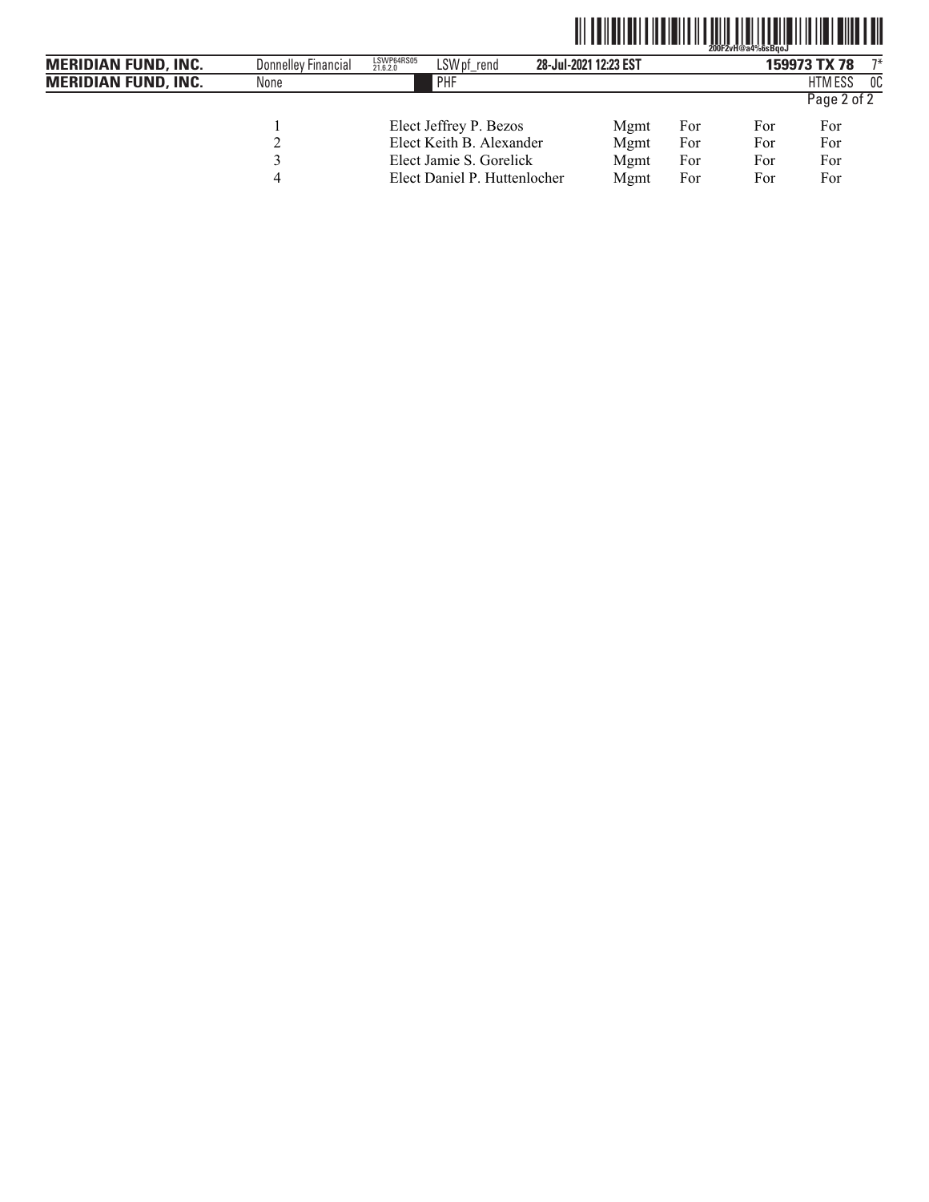| | | | | | |
|---|---|---|---|---|---|
| 1 | Elect Jeffrey P. Bezos | Mgmt | For | For | For |
| 2 | Elect Keith B. Alexander | Mgmt | For | For | For |
| 3 | Elect Jamie S. Gorelick | Mgmt | For | For | For |
| 4 | Elect Daniel P. Huttenlocher | Mgmt | For | For | For |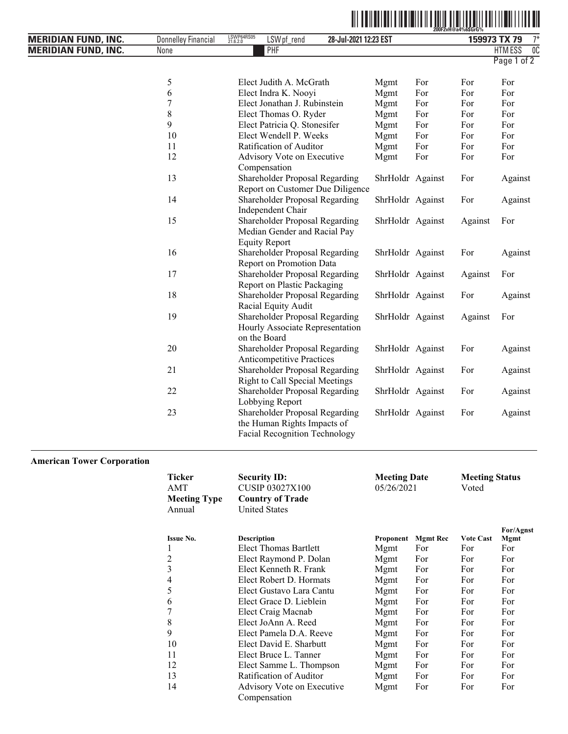| Issue No. | Description | Proponent | Mgmt Rec | Vote Cast | For/Agnst Mgmt |
|---|---|---|---|---|---|
| 5 | Elect Judith A. McGrath | Mgmt | For | For | For |
| 6 | Elect Indra K. Nooyi | Mgmt | For | For | For |
| 7 | Elect Jonathan J. Rubinstein | Mgmt | For | For | For |
| 8 | Elect Thomas O. Ryder | Mgmt | For | For | For |
| 9 | Elect Patricia Q. Stonesifer | Mgmt | For | For | For |
| 10 | Elect Wendell P. Weeks | Mgmt | For | For | For |
| 11 | Ratification of Auditor | Mgmt | For | For | For |
| 12 | Advisory Vote on Executive Compensation | Mgmt | For | For | For |
| 13 | Shareholder Proposal Regarding Report on Customer Due Diligence | ShrHoldr | Against | For | Against |
| 14 | Shareholder Proposal Regarding Independent Chair | ShrHoldr | Against | For | Against |
| 15 | Shareholder Proposal Regarding Median Gender and Racial Pay Equity Report | ShrHoldr | Against | Against | For |
| 16 | Shareholder Proposal Regarding Report on Promotion Data | ShrHoldr | Against | For | Against |
| 17 | Shareholder Proposal Regarding Report on Plastic Packaging | ShrHoldr | Against | Against | For |
| 18 | Shareholder Proposal Regarding Racial Equity Audit | ShrHoldr | Against | For | Against |
| 19 | Shareholder Proposal Regarding Hourly Associate Representation on the Board | ShrHoldr | Against | Against | For |
| 20 | Shareholder Proposal Regarding Anticompetitive Practices | ShrHoldr | Against | For | Against |
| 21 | Shareholder Proposal Regarding Right to Call Special Meetings | ShrHoldr | Against | For | Against |
| 22 | Shareholder Proposal Regarding Lobbying Report | ShrHoldr | Against | For | Against |
| 23 | Shareholder Proposal Regarding the Human Rights Impacts of Facial Recognition Technology | ShrHoldr | Against | For | Against |

**American Tower Corporation**

| Ticker | Security ID: | Meeting Date | Meeting Status |
|---|---|---|---|
| AMT | CUSIP 03027X100 | 05/26/2021 | Voted |
| **Meeting Type** | **Country of Trade** | | |
| Annual | United States | | |

| Issue No. | Description | Proponent | Mgmt Rec | Vote Cast | For/Agnst Mgmt |
|---|---|---|---|---|---|
| 1 | Elect Thomas Bartlett | Mgmt | For | For | For |
| 2 | Elect Raymond P. Dolan | Mgmt | For | For | For |
| 3 | Elect Kenneth R. Frank | Mgmt | For | For | For |
| 4 | Elect Robert D. Hormats | Mgmt | For | For | For |
| 5 | Elect Gustavo Lara Cantu | Mgmt | For | For | For |
| 6 | Elect Grace D. Lieblein | Mgmt | For | For | For |
| 7 | Elect Craig Macnab | Mgmt | For | For | For |
| 8 | Elect JoAnn A. Reed | Mgmt | For | For | For |
| 9 | Elect Pamela D.A. Reeve | Mgmt | For | For | For |
| 10 | Elect David E. Sharbutt | Mgmt | For | For | For |
| 11 | Elect Bruce L. Tanner | Mgmt | For | For | For |
| 12 | Elect Samme L. Thompson | Mgmt | For | For | For |
| 13 | Ratification of Auditor | Mgmt | For | For | For |
| 14 | Advisory Vote on Executive Compensation | Mgmt | For | For | For |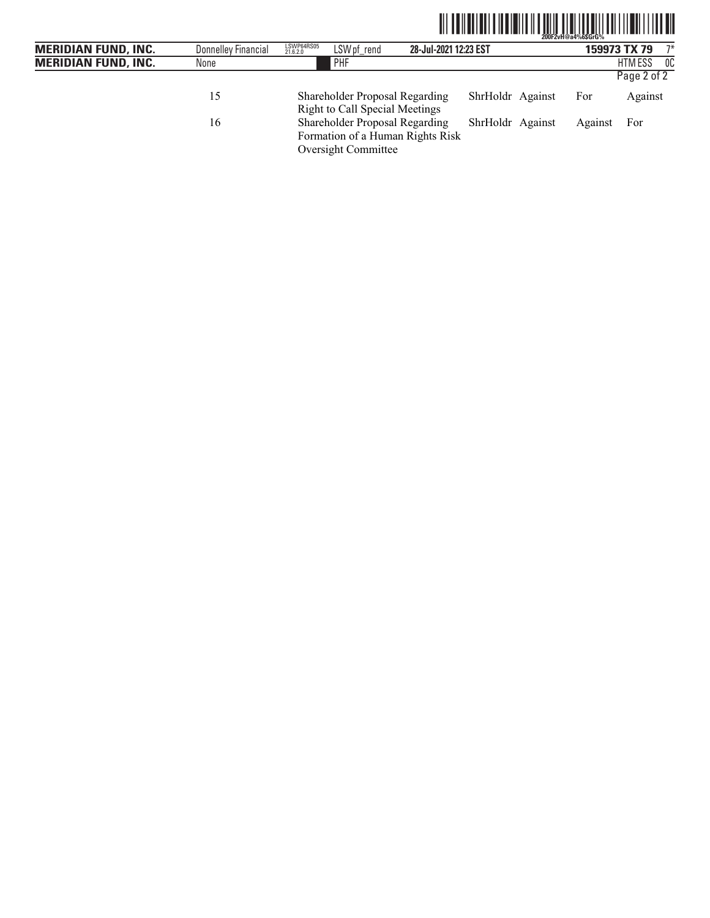| | | | | | |
|---|---|---|---|---|---|
| 15 | Shareholder Proposal Regarding Right to Call Special Meetings | ShrHoldr | Against | For | Against |
| 16 | Shareholder Proposal Regarding Formation of a Human Rights Risk Oversight Committee | ShrHoldr | Against | Against | For |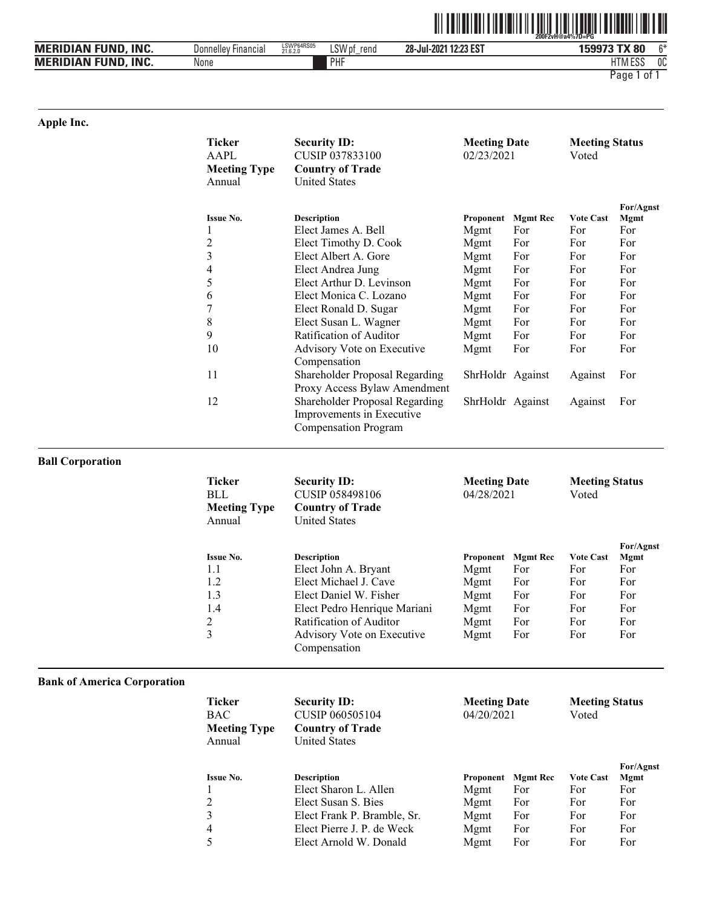## Apple Inc.

| Ticker | Security ID: | Meeting Date | Meeting Status |
|---|---|---|---|
| AAPL | CUSIP 037833100 | 02/23/2021 | Voted |
| **Meeting Type** | **Country of Trade** | | |
| Annual | United States | | |

| Issue No. | Description | Proponent | Mgmt Rec | Vote Cast | For/Agnst Mgmt |
|---|---|---|---|---|---|
| 1 | Elect James A. Bell | Mgmt | For | For | For |
| 2 | Elect Timothy D. Cook | Mgmt | For | For | For |
| 3 | Elect Albert A. Gore | Mgmt | For | For | For |
| 4 | Elect Andrea Jung | Mgmt | For | For | For |
| 5 | Elect Arthur D. Levinson | Mgmt | For | For | For |
| 6 | Elect Monica C. Lozano | Mgmt | For | For | For |
| 7 | Elect Ronald D. Sugar | Mgmt | For | For | For |
| 8 | Elect Susan L. Wagner | Mgmt | For | For | For |
| 9 | Ratification of Auditor | Mgmt | For | For | For |
| 10 | Advisory Vote on Executive Compensation | Mgmt | For | For | For |
| 11 | Shareholder Proposal Regarding Proxy Access Bylaw Amendment | ShrHoldr | Against | Against | For |
| 12 | Shareholder Proposal Regarding Improvements in Executive Compensation Program | ShrHoldr | Against | Against | For |

## Ball Corporation

| Ticker | Security ID: | Meeting Date | Meeting Status |
|---|---|---|---|
| BLL | CUSIP 058498106 | 04/28/2021 | Voted |
| **Meeting Type** | **Country of Trade** | | |
| Annual | United States | | |

| Issue No. | Description | Proponent | Mgmt Rec | Vote Cast | For/Agnst Mgmt |
|---|---|---|---|---|---|
| 1.1 | Elect John A. Bryant | Mgmt | For | For | For |
| 1.2 | Elect Michael J. Cave | Mgmt | For | For | For |
| 1.3 | Elect Daniel W. Fisher | Mgmt | For | For | For |
| 1.4 | Elect Pedro Henrique Mariani | Mgmt | For | For | For |
| 2 | Ratification of Auditor | Mgmt | For | For | For |
| 3 | Advisory Vote on Executive Compensation | Mgmt | For | For | For |

## Bank of America Corporation

| Ticker | Security ID: | Meeting Date | Meeting Status |
|---|---|---|---|
| BAC | CUSIP 060505104 | 04/20/2021 | Voted |
| **Meeting Type** | **Country of Trade** | | |
| Annual | United States | | |

| Issue No. | Description | Proponent | Mgmt Rec | Vote Cast | For/Agnst Mgmt |
|---|---|---|---|---|---|
| 1 | Elect Sharon L. Allen | Mgmt | For | For | For |
| 2 | Elect Susan S. Bies | Mgmt | For | For | For |
| 3 | Elect Frank P. Bramble, Sr. | Mgmt | For | For | For |
| 4 | Elect Pierre J. P. de Weck | Mgmt | For | For | For |
| 5 | Elect Arnold W. Donald | Mgmt | For | For | For |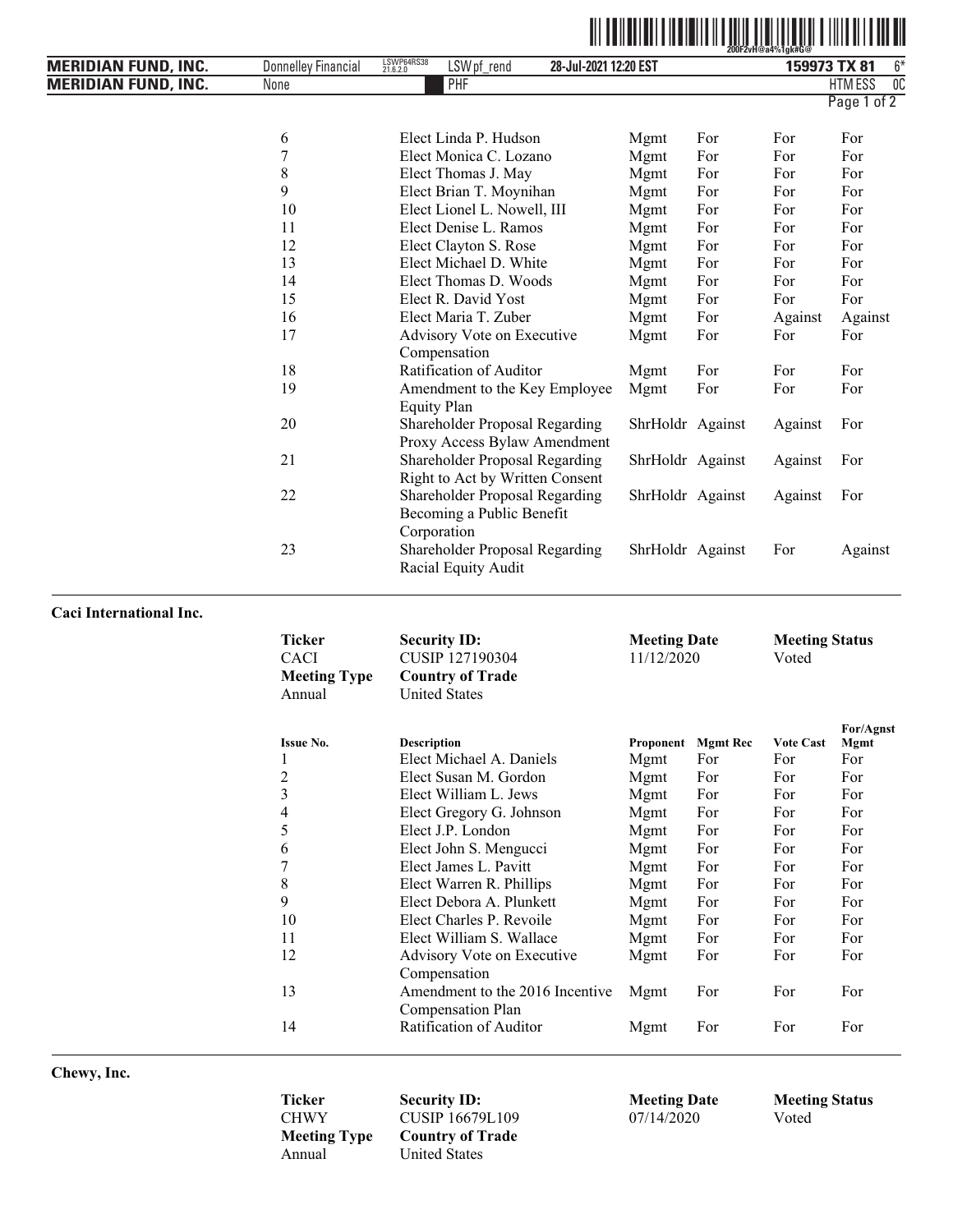| Issue No. | Description | Proponent | Mgmt Rec | Vote Cast | For/Agnst Mgmt |
|---|---|---|---|---|---|
| 6 | Elect Linda P. Hudson | Mgmt | For | For | For |
| 7 | Elect Monica C. Lozano | Mgmt | For | For | For |
| 8 | Elect Thomas J. May | Mgmt | For | For | For |
| 9 | Elect Brian T. Moynihan | Mgmt | For | For | For |
| 10 | Elect Lionel L. Nowell, III | Mgmt | For | For | For |
| 11 | Elect Denise L. Ramos | Mgmt | For | For | For |
| 12 | Elect Clayton S. Rose | Mgmt | For | For | For |
| 13 | Elect Michael D. White | Mgmt | For | For | For |
| 14 | Elect Thomas D. Woods | Mgmt | For | For | For |
| 15 | Elect R. David Yost | Mgmt | For | For | For |
| 16 | Elect Maria T. Zuber | Mgmt | For | Against | Against |
| 17 | Advisory Vote on Executive Compensation | Mgmt | For | For | For |
| 18 | Ratification of Auditor | Mgmt | For | For | For |
| 19 | Amendment to the Key Employee Equity Plan | Mgmt | For | For | For |
| 20 | Shareholder Proposal Regarding Proxy Access Bylaw Amendment | ShrHoldr | Against | Against | For |
| 21 | Shareholder Proposal Regarding Right to Act by Written Consent | ShrHoldr | Against | Against | For |
| 22 | Shareholder Proposal Regarding Becoming a Public Benefit Corporation | ShrHoldr | Against | Against | For |
| 23 | Shareholder Proposal Regarding Racial Equity Audit | ShrHoldr | Against | For | Against |

**Caci International Inc.**

| Ticker | Security ID: | Meeting Date | Meeting Status |
|---|---|---|---|
| CACI | CUSIP 127190304 | 11/12/2020 | Voted |
| **Meeting Type** | **Country of Trade** | | |
| Annual | United States | | |

| Issue No. | Description | Proponent | Mgmt Rec | Vote Cast | For/Agnst Mgmt |
|---|---|---|---|---|---|
| 1 | Elect Michael A. Daniels | Mgmt | For | For | For |
| 2 | Elect Susan M. Gordon | Mgmt | For | For | For |
| 3 | Elect William L. Jews | Mgmt | For | For | For |
| 4 | Elect Gregory G. Johnson | Mgmt | For | For | For |
| 5 | Elect J.P. London | Mgmt | For | For | For |
| 6 | Elect John S. Mengucci | Mgmt | For | For | For |
| 7 | Elect James L. Pavitt | Mgmt | For | For | For |
| 8 | Elect Warren R. Phillips | Mgmt | For | For | For |
| 9 | Elect Debora A. Plunkett | Mgmt | For | For | For |
| 10 | Elect Charles P. Revoile | Mgmt | For | For | For |
| 11 | Elect William S. Wallace | Mgmt | For | For | For |
| 12 | Advisory Vote on Executive Compensation | Mgmt | For | For | For |
| 13 | Amendment to the 2016 Incentive Compensation Plan | Mgmt | For | For | For |
| 14 | Ratification of Auditor | Mgmt | For | For | For |

**Chewy, Inc.**

| Ticker | Security ID: | Meeting Date | Meeting Status |
|---|---|---|---|
| CHWY | CUSIP 16679L109 | 07/14/2020 | Voted |
| **Meeting Type** | **Country of Trade** | | |
| Annual | United States | | |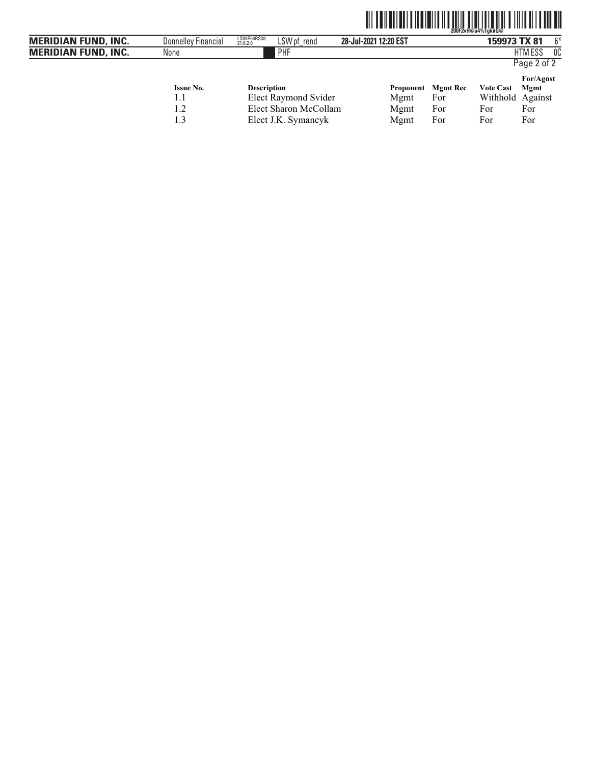| Issue No. | Description | Proponent | Mgmt Rec | Vote Cast | For/Agnst Mgmt |
|---|---|---|---|---|---|
| 1.1 | Elect Raymond Svider | Mgmt | For | Withhold | Against |
| 1.2 | Elect Sharon McCollam | Mgmt | For | For | For |
| 1.3 | Elect J.K. Symancyk | Mgmt | For | For | For |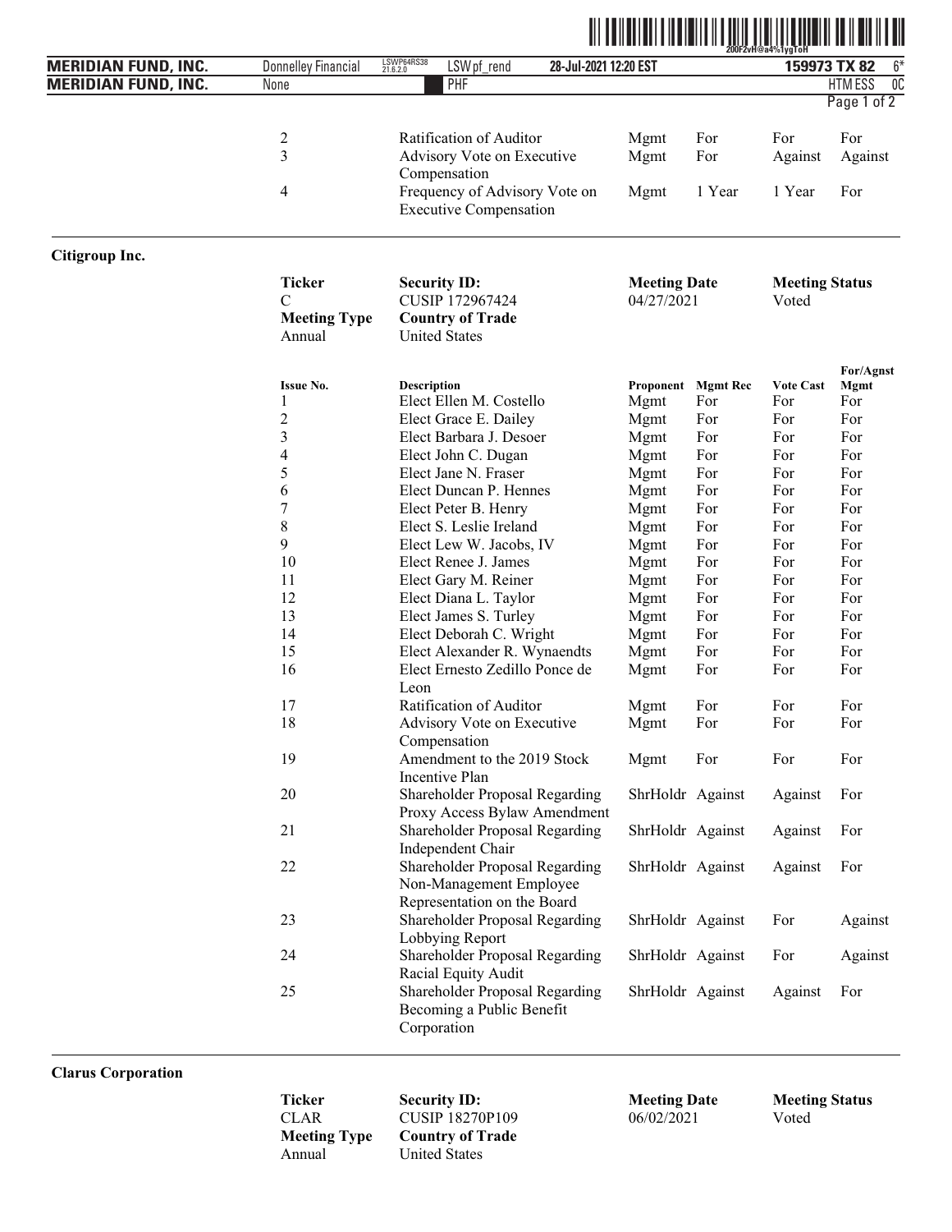| | | | | | |
|---|---|---|---|---|---|
| 2 | Ratification of Auditor | Mgmt | For | For | For |
| 3 | Advisory Vote on Executive Compensation | Mgmt | For | Against | Against |
| 4 | Frequency of Advisory Vote on Executive Compensation | Mgmt | 1 Year | 1 Year | For |

## Citigroup Inc.

| | | | |
|---|---|---|---|
| **Ticker** | **Security ID:** | **Meeting Date** | **Meeting Status** |
| C | CUSIP 172967424 | 04/27/2021 | Voted |
| **Meeting Type** | **Country of Trade** | | |
| Annual | United States | | |

| Issue No. | Description | Proponent | Mgmt Rec | Vote Cast | For/Agnst Mgmt |
|---|---|---|---|---|---|
| 1 | Elect Ellen M. Costello | Mgmt | For | For | For |
| 2 | Elect Grace E. Dailey | Mgmt | For | For | For |
| 3 | Elect Barbara J. Desoer | Mgmt | For | For | For |
| 4 | Elect John C. Dugan | Mgmt | For | For | For |
| 5 | Elect Jane N. Fraser | Mgmt | For | For | For |
| 6 | Elect Duncan P. Hennes | Mgmt | For | For | For |
| 7 | Elect Peter B. Henry | Mgmt | For | For | For |
| 8 | Elect S. Leslie Ireland | Mgmt | For | For | For |
| 9 | Elect Lew W. Jacobs, IV | Mgmt | For | For | For |
| 10 | Elect Renee J. James | Mgmt | For | For | For |
| 11 | Elect Gary M. Reiner | Mgmt | For | For | For |
| 12 | Elect Diana L. Taylor | Mgmt | For | For | For |
| 13 | Elect James S. Turley | Mgmt | For | For | For |
| 14 | Elect Deborah C. Wright | Mgmt | For | For | For |
| 15 | Elect Alexander R. Wynaendts | Mgmt | For | For | For |
| 16 | Elect Ernesto Zedillo Ponce de Leon | Mgmt | For | For | For |
| 17 | Ratification of Auditor | Mgmt | For | For | For |
| 18 | Advisory Vote on Executive Compensation | Mgmt | For | For | For |
| 19 | Amendment to the 2019 Stock Incentive Plan | Mgmt | For | For | For |
| 20 | Shareholder Proposal Regarding Proxy Access Bylaw Amendment | ShrHoldr | Against | Against | For |
| 21 | Shareholder Proposal Regarding Independent Chair | ShrHoldr | Against | Against | For |
| 22 | Shareholder Proposal Regarding Non-Management Employee Representation on the Board | ShrHoldr | Against | Against | For |
| 23 | Shareholder Proposal Regarding Lobbying Report | ShrHoldr | Against | For | Against |
| 24 | Shareholder Proposal Regarding Racial Equity Audit | ShrHoldr | Against | For | Against |
| 25 | Shareholder Proposal Regarding Becoming a Public Benefit Corporation | ShrHoldr | Against | Against | For |

## Clarus Corporation

| | | | |
|---|---|---|---|
| **Ticker** | **Security ID:** | **Meeting Date** | **Meeting Status** |
| CLAR | CUSIP 18270P109 | 06/02/2021 | Voted |
| **Meeting Type** | **Country of Trade** | | |
| Annual | United States | | |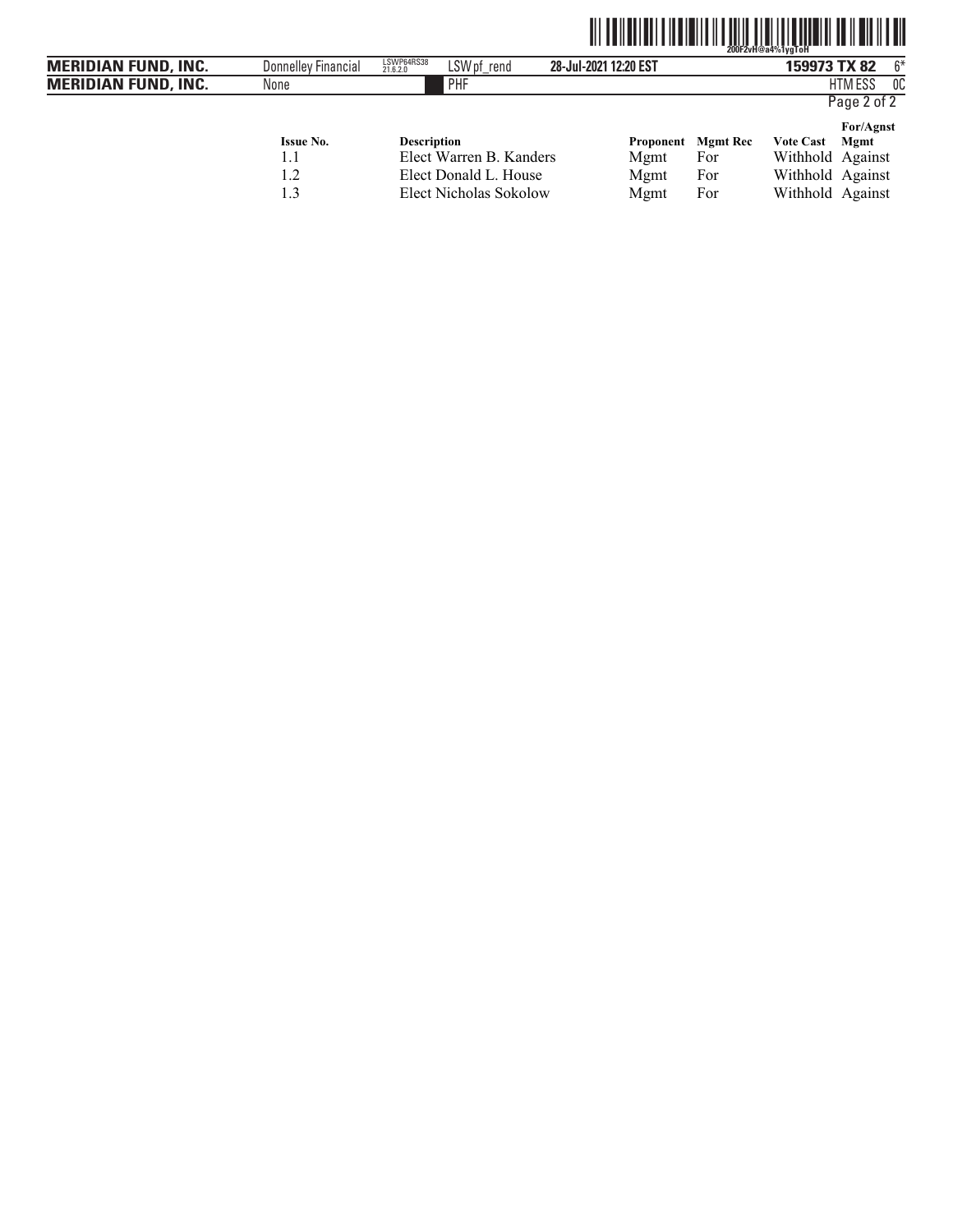| Issue No. | Description | Proponent | Mgmt Rec | Vote Cast | For/Agnst Mgmt |
|---|---|---|---|---|---|
| 1.1 | Elect Warren B. Kanders | Mgmt | For | Withhold | Against |
| 1.2 | Elect Donald L. House | Mgmt | For | Withhold | Against |
| 1.3 | Elect Nicholas Sokolow | Mgmt | For | Withhold | Against |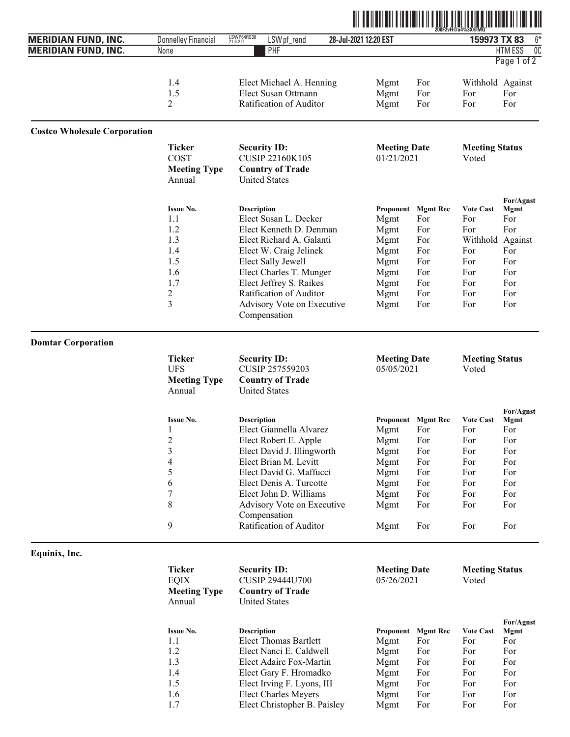| Issue No. | Description | Proponent | Mgmt Rec | Vote Cast | For/Agnst Mgmt |
|---|---|---|---|---|---|
| 1.4 | Elect Michael A. Henning | Mgmt | For | Withhold | Against |
| 1.5 | Elect Susan Ottmann | Mgmt | For | For | For |
| 2 | Ratification of Auditor | Mgmt | For | For | For |

## Costco Wholesale Corporation

| Ticker | Security ID: | Meeting Date | Meeting Status |
|---|---|---|---|
| COST | CUSIP 22160K105 | 01/21/2021 | Voted |
| **Meeting Type** | **Country of Trade** | | |
| Annual | United States | | |

| Issue No. | Description | Proponent | Mgmt Rec | Vote Cast | For/Agnst Mgmt |
|---|---|---|---|---|---|
| 1.1 | Elect Susan L. Decker | Mgmt | For | For | For |
| 1.2 | Elect Kenneth D. Denman | Mgmt | For | For | For |
| 1.3 | Elect Richard A. Galanti | Mgmt | For | Withhold | Against |
| 1.4 | Elect W. Craig Jelinek | Mgmt | For | For | For |
| 1.5 | Elect Sally Jewell | Mgmt | For | For | For |
| 1.6 | Elect Charles T. Munger | Mgmt | For | For | For |
| 1.7 | Elect Jeffrey S. Raikes | Mgmt | For | For | For |
| 2 | Ratification of Auditor | Mgmt | For | For | For |
| 3 | Advisory Vote on Executive Compensation | Mgmt | For | For | For |

## Domtar Corporation

| Ticker | Security ID: | Meeting Date | Meeting Status |
|---|---|---|---|
| UFS | CUSIP 257559203 | 05/05/2021 | Voted |
| **Meeting Type** | **Country of Trade** | | |
| Annual | United States | | |

| Issue No. | Description | Proponent | Mgmt Rec | Vote Cast | For/Agnst Mgmt |
|---|---|---|---|---|---|
| 1 | Elect Giannella Alvarez | Mgmt | For | For | For |
| 2 | Elect Robert E. Apple | Mgmt | For | For | For |
| 3 | Elect David J. Illingworth | Mgmt | For | For | For |
| 4 | Elect Brian M. Levitt | Mgmt | For | For | For |
| 5 | Elect David G. Maffucci | Mgmt | For | For | For |
| 6 | Elect Denis A. Turcotte | Mgmt | For | For | For |
| 7 | Elect John D. Williams | Mgmt | For | For | For |
| 8 | Advisory Vote on Executive Compensation | Mgmt | For | For | For |
| 9 | Ratification of Auditor | Mgmt | For | For | For |

## Equinix, Inc.

| Ticker | Security ID: | Meeting Date | Meeting Status |
|---|---|---|---|
| EQIX | CUSIP 29444U700 | 05/26/2021 | Voted |
| **Meeting Type** | **Country of Trade** | | |
| Annual | United States | | |

| Issue No. | Description | Proponent | Mgmt Rec | Vote Cast | For/Agnst Mgmt |
|---|---|---|---|---|---|
| 1.1 | Elect Thomas Bartlett | Mgmt | For | For | For |
| 1.2 | Elect Nanci E. Caldwell | Mgmt | For | For | For |
| 1.3 | Elect Adaire Fox-Martin | Mgmt | For | For | For |
| 1.4 | Elect Gary F. Hromadko | Mgmt | For | For | For |
| 1.5 | Elect Irving F. Lyons, III | Mgmt | For | For | For |
| 1.6 | Elect Charles Meyers | Mgmt | For | For | For |
| 1.7 | Elect Christopher B. Paisley | Mgmt | For | For | For |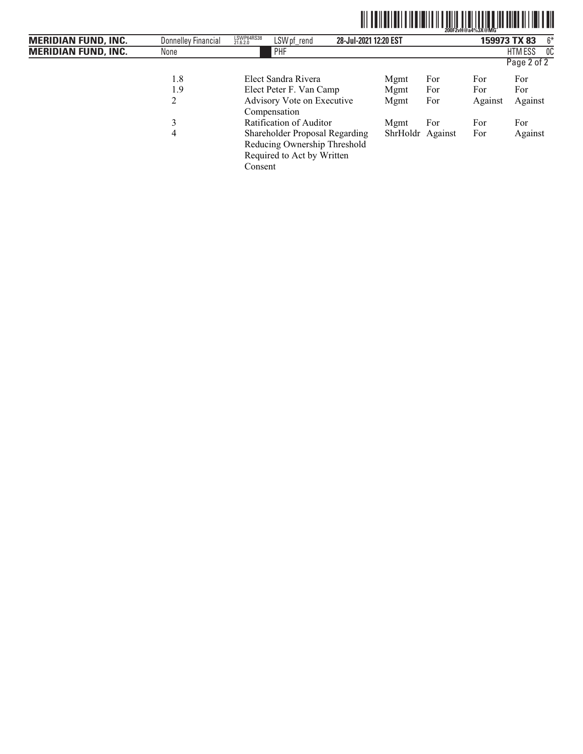| | | | | | |
|---|---|---|---|---|---|
| 1.8 | Elect Sandra Rivera | Mgmt | For | For | For |
| 1.9 | Elect Peter F. Van Camp | Mgmt | For | For | For |
| 2 | Advisory Vote on Executive Compensation | Mgmt | For | Against | Against |
| 3 | Ratification of Auditor | Mgmt | For | For | For |
| 4 | Shareholder Proposal Regarding Reducing Ownership Threshold Required to Act by Written Consent | ShrHoldr | Against | For | Against |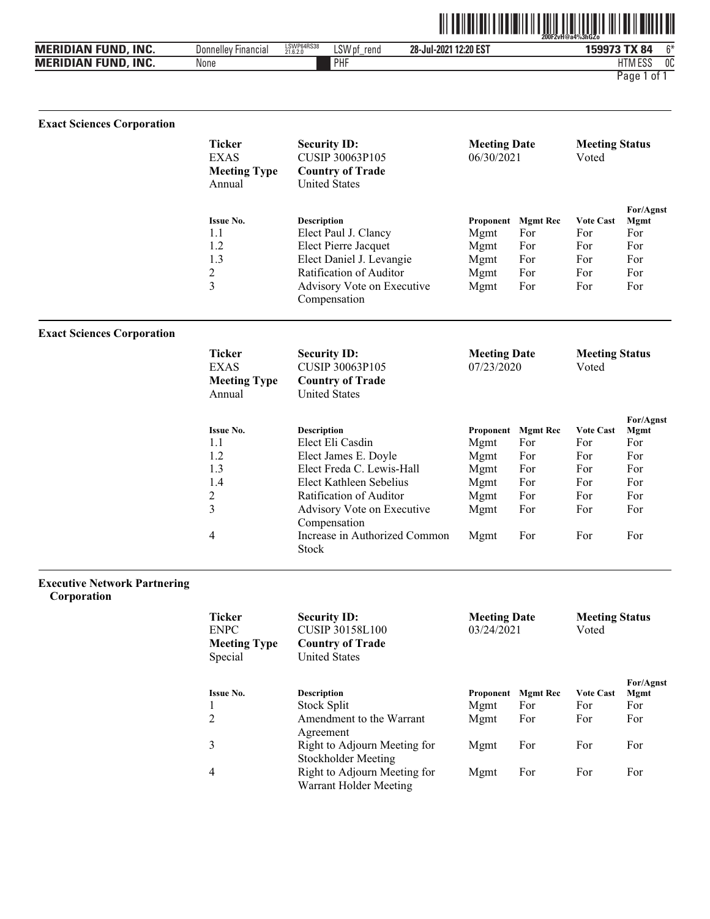**Exact Sciences Corporation**

| Ticker | Security ID: | Meeting Date | Meeting Status |
|---|---|---|---|
| EXAS | CUSIP 30063P105 | 06/30/2021 | Voted |
| **Meeting Type** | **Country of Trade** | | |
| Annual | United States | | |

| Issue No. | Description | Proponent | Mgmt Rec | Vote Cast | For/Agnst Mgmt |
|---|---|---|---|---|---|
| 1.1 | Elect Paul J. Clancy | Mgmt | For | For | For |
| 1.2 | Elect Pierre Jacquet | Mgmt | For | For | For |
| 1.3 | Elect Daniel J. Levangie | Mgmt | For | For | For |
| 2 | Ratification of Auditor | Mgmt | For | For | For |
| 3 | Advisory Vote on Executive Compensation | Mgmt | For | For | For |

**Exact Sciences Corporation**

| Ticker | Security ID: | Meeting Date | Meeting Status |
|---|---|---|---|
| EXAS | CUSIP 30063P105 | 07/23/2020 | Voted |
| **Meeting Type** | **Country of Trade** | | |
| Annual | United States | | |

| Issue No. | Description | Proponent | Mgmt Rec | Vote Cast | For/Agnst Mgmt |
|---|---|---|---|---|---|
| 1.1 | Elect Eli Casdin | Mgmt | For | For | For |
| 1.2 | Elect James E. Doyle | Mgmt | For | For | For |
| 1.3 | Elect Freda C. Lewis-Hall | Mgmt | For | For | For |
| 1.4 | Elect Kathleen Sebelius | Mgmt | For | For | For |
| 2 | Ratification of Auditor | Mgmt | For | For | For |
| 3 | Advisory Vote on Executive Compensation | Mgmt | For | For | For |
| 4 | Increase in Authorized Common Stock | Mgmt | For | For | For |

**Executive Network Partnering Corporation**

| Ticker | Security ID: | Meeting Date | Meeting Status |
|---|---|---|---|
| ENPC | CUSIP 30158L100 | 03/24/2021 | Voted |
| **Meeting Type** | **Country of Trade** | | |
| Special | United States | | |

| Issue No. | Description | Proponent | Mgmt Rec | Vote Cast | For/Agnst Mgmt |
|---|---|---|---|---|---|
| 1 | Stock Split | Mgmt | For | For | For |
| 2 | Amendment to the Warrant Agreement | Mgmt | For | For | For |
| 3 | Right to Adjourn Meeting for Stockholder Meeting | Mgmt | For | For | For |
| 4 | Right to Adjourn Meeting for Warrant Holder Meeting | Mgmt | For | For | For |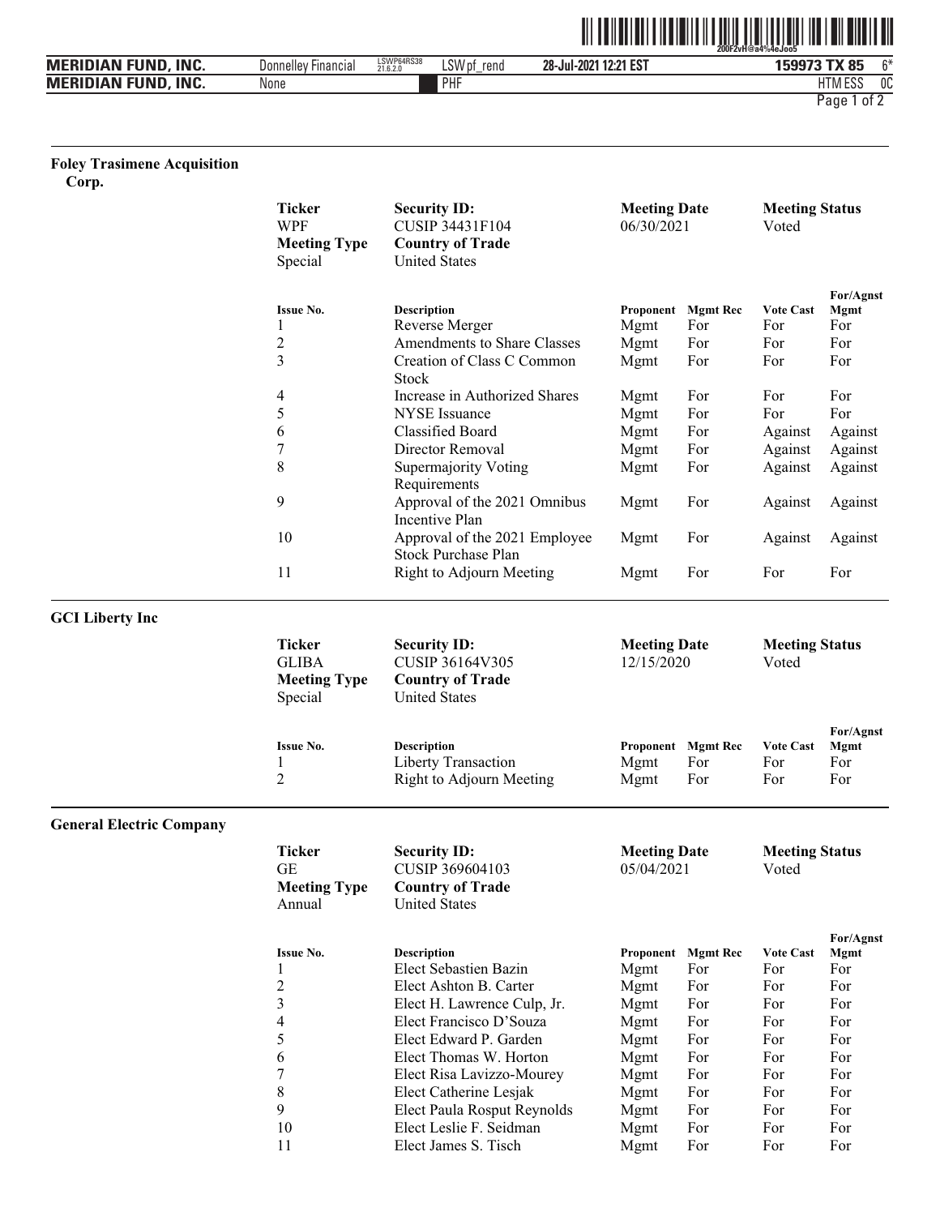### Foley Trasimene Acquisition Corp.

| Ticker | Security ID: | Meeting Date | Meeting Status |
|---|---|---|---|
| WPF | CUSIP 34431F104 | 06/30/2021 | Voted |
| **Meeting Type** | **Country of Trade** | | |
| Special | United States | | |

| Issue No. | Description | Proponent | Mgmt Rec | Vote Cast | For/Agnst Mgmt |
|---|---|---|---|---|---|
| 1 | Reverse Merger | Mgmt | For | For | For |
| 2 | Amendments to Share Classes | Mgmt | For | For | For |
| 3 | Creation of Class C Common Stock | Mgmt | For | For | For |
| 4 | Increase in Authorized Shares | Mgmt | For | For | For |
| 5 | NYSE Issuance | Mgmt | For | For | For |
| 6 | Classified Board | Mgmt | For | Against | Against |
| 7 | Director Removal | Mgmt | For | Against | Against |
| 8 | Supermajority Voting Requirements | Mgmt | For | Against | Against |
| 9 | Approval of the 2021 Omnibus Incentive Plan | Mgmt | For | Against | Against |
| 10 | Approval of the 2021 Employee Stock Purchase Plan | Mgmt | For | Against | Against |
| 11 | Right to Adjourn Meeting | Mgmt | For | For | For |

### GCI Liberty Inc

| Ticker | Security ID: | Meeting Date | Meeting Status |
|---|---|---|---|
| GLIBA | CUSIP 36164V305 | 12/15/2020 | Voted |
| **Meeting Type** | **Country of Trade** | | |
| Special | United States | | |

| Issue No. | Description | Proponent | Mgmt Rec | Vote Cast | For/Agnst Mgmt |
|---|---|---|---|---|---|
| 1 | Liberty Transaction | Mgmt | For | For | For |
| 2 | Right to Adjourn Meeting | Mgmt | For | For | For |

### General Electric Company

| Ticker | Security ID: | Meeting Date | Meeting Status |
|---|---|---|---|
| GE | CUSIP 369604103 | 05/04/2021 | Voted |
| **Meeting Type** | **Country of Trade** | | |
| Annual | United States | | |

| Issue No. | Description | Proponent | Mgmt Rec | Vote Cast | For/Agnst Mgmt |
|---|---|---|---|---|---|
| 1 | Elect Sebastien Bazin | Mgmt | For | For | For |
| 2 | Elect Ashton B. Carter | Mgmt | For | For | For |
| 3 | Elect H. Lawrence Culp, Jr. | Mgmt | For | For | For |
| 4 | Elect Francisco D'Souza | Mgmt | For | For | For |
| 5 | Elect Edward P. Garden | Mgmt | For | For | For |
| 6 | Elect Thomas W. Horton | Mgmt | For | For | For |
| 7 | Elect Risa Lavizzo-Mourey | Mgmt | For | For | For |
| 8 | Elect Catherine Lesjak | Mgmt | For | For | For |
| 9 | Elect Paula Rosput Reynolds | Mgmt | For | For | For |
| 10 | Elect Leslie F. Seidman | Mgmt | For | For | For |
| 11 | Elect James S. Tisch | Mgmt | For | For | For |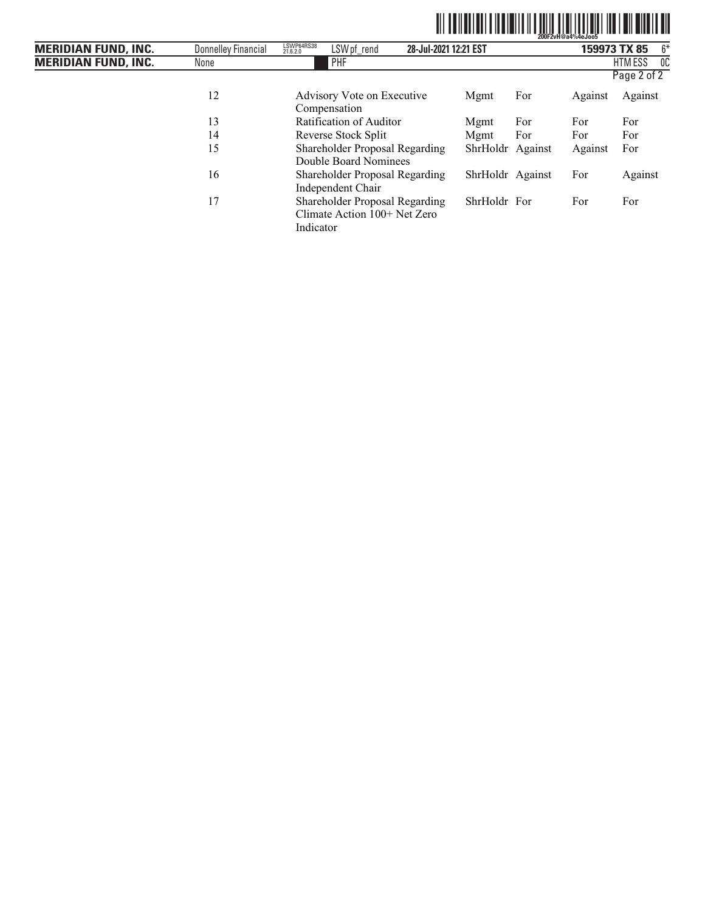| | | | | | |
|---|---|---|---|---|---|
| 12 | Advisory Vote on Executive Compensation | Mgmt | For | Against | Against |
| 13 | Ratification of Auditor | Mgmt | For | For | For |
| 14 | Reverse Stock Split | Mgmt | For | For | For |
| 15 | Shareholder Proposal Regarding Double Board Nominees | ShrHoldr | Against | Against | For |
| 16 | Shareholder Proposal Regarding Independent Chair | ShrHoldr | Against | For | Against |
| 17 | Shareholder Proposal Regarding Climate Action 100+ Net Zero Indicator | ShrHoldr | For | For | For |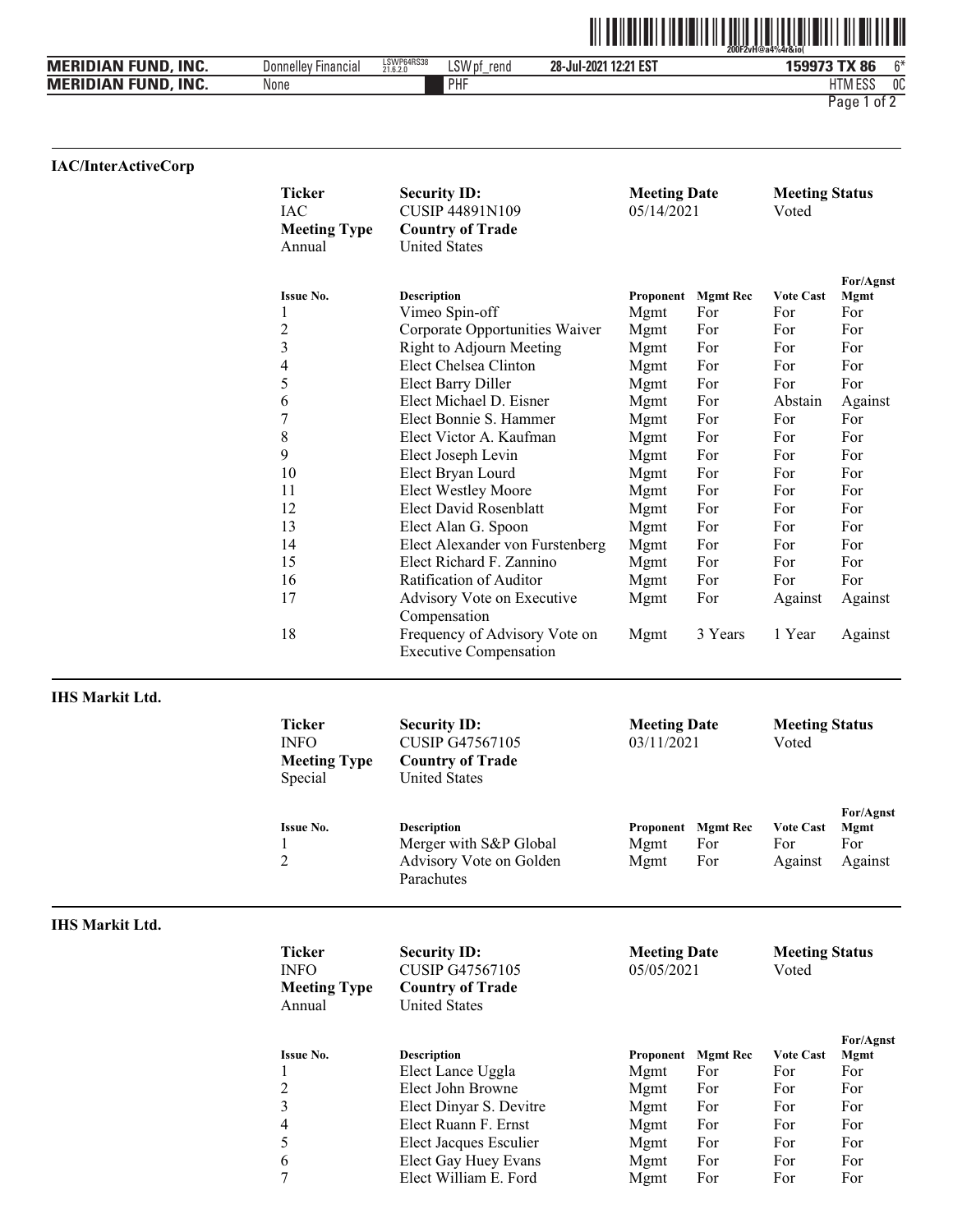### IAC/InterActiveCorp

| Ticker | Security ID: | Meeting Date | Meeting Status |
|---|---|---|---|
| IAC | CUSIP 44891N109 | 05/14/2021 | Voted |
| **Meeting Type** | **Country of Trade** | | |
| Annual | United States | | |

| Issue No. | Description | Proponent | Mgmt Rec | Vote Cast | For/Agnst Mgmt |
|---|---|---|---|---|---|
| 1 | Vimeo Spin-off | Mgmt | For | For | For |
| 2 | Corporate Opportunities Waiver | Mgmt | For | For | For |
| 3 | Right to Adjourn Meeting | Mgmt | For | For | For |
| 4 | Elect Chelsea Clinton | Mgmt | For | For | For |
| 5 | Elect Barry Diller | Mgmt | For | For | For |
| 6 | Elect Michael D. Eisner | Mgmt | For | Abstain | Against |
| 7 | Elect Bonnie S. Hammer | Mgmt | For | For | For |
| 8 | Elect Victor A. Kaufman | Mgmt | For | For | For |
| 9 | Elect Joseph Levin | Mgmt | For | For | For |
| 10 | Elect Bryan Lourd | Mgmt | For | For | For |
| 11 | Elect Westley Moore | Mgmt | For | For | For |
| 12 | Elect David Rosenblatt | Mgmt | For | For | For |
| 13 | Elect Alan G. Spoon | Mgmt | For | For | For |
| 14 | Elect Alexander von Furstenberg | Mgmt | For | For | For |
| 15 | Elect Richard F. Zannino | Mgmt | For | For | For |
| 16 | Ratification of Auditor | Mgmt | For | For | For |
| 17 | Advisory Vote on Executive Compensation | Mgmt | For | Against | Against |
| 18 | Frequency of Advisory Vote on Executive Compensation | Mgmt | 3 Years | 1 Year | Against |

### IHS Markit Ltd.

| Ticker | Security ID: | Meeting Date | Meeting Status |
|---|---|---|---|
| INFO | CUSIP G47567105 | 03/11/2021 | Voted |
| **Meeting Type** | **Country of Trade** | | |
| Special | United States | | |

| Issue No. | Description | Proponent | Mgmt Rec | Vote Cast | For/Agnst Mgmt |
|---|---|---|---|---|---|
| 1 | Merger with S&P Global | Mgmt | For | For | For |
| 2 | Advisory Vote on Golden Parachutes | Mgmt | For | Against | Against |

### IHS Markit Ltd.

| Ticker | Security ID: | Meeting Date | Meeting Status |
|---|---|---|---|
| INFO | CUSIP G47567105 | 05/05/2021 | Voted |
| **Meeting Type** | **Country of Trade** | | |
| Annual | United States | | |

| Issue No. | Description | Proponent | Mgmt Rec | Vote Cast | For/Agnst Mgmt |
|---|---|---|---|---|---|
| 1 | Elect Lance Uggla | Mgmt | For | For | For |
| 2 | Elect John Browne | Mgmt | For | For | For |
| 3 | Elect Dinyar S. Devitre | Mgmt | For | For | For |
| 4 | Elect Ruann F. Ernst | Mgmt | For | For | For |
| 5 | Elect Jacques Esculier | Mgmt | For | For | For |
| 6 | Elect Gay Huey Evans | Mgmt | For | For | For |
| 7 | Elect William E. Ford | Mgmt | For | For | For |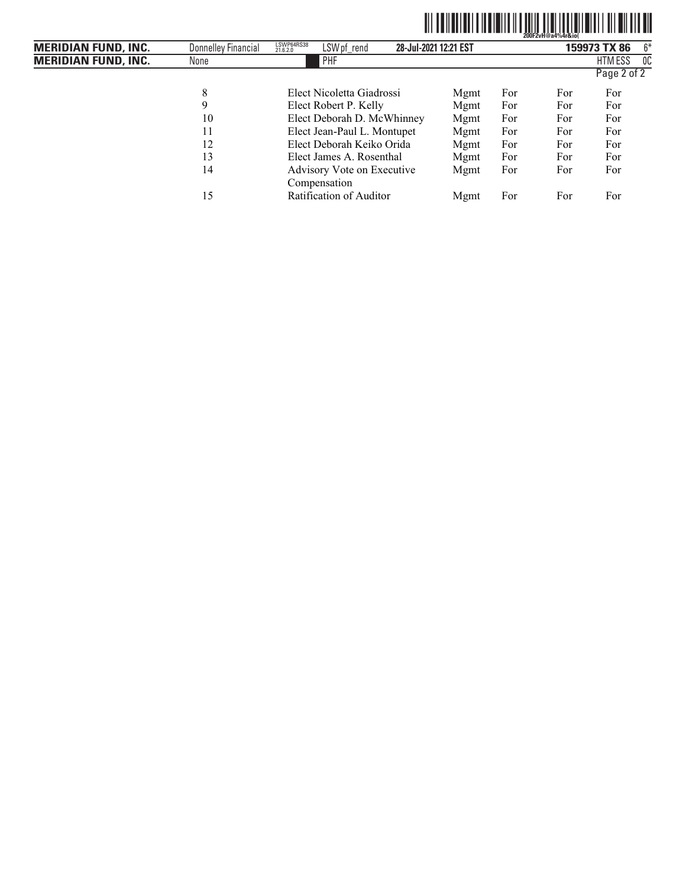| | | | | | |
|---|---|---|---|---|---|
| 8 | Elect Nicoletta Giadrossi | Mgmt | For | For | For |
| 9 | Elect Robert P. Kelly | Mgmt | For | For | For |
| 10 | Elect Deborah D. McWhinney | Mgmt | For | For | For |
| 11 | Elect Jean-Paul L. Montupet | Mgmt | For | For | For |
| 12 | Elect Deborah Keiko Orida | Mgmt | For | For | For |
| 13 | Elect James A. Rosenthal | Mgmt | For | For | For |
| 14 | Advisory Vote on Executive Compensation | Mgmt | For | For | For |
| 15 | Ratification of Auditor | Mgmt | For | For | For |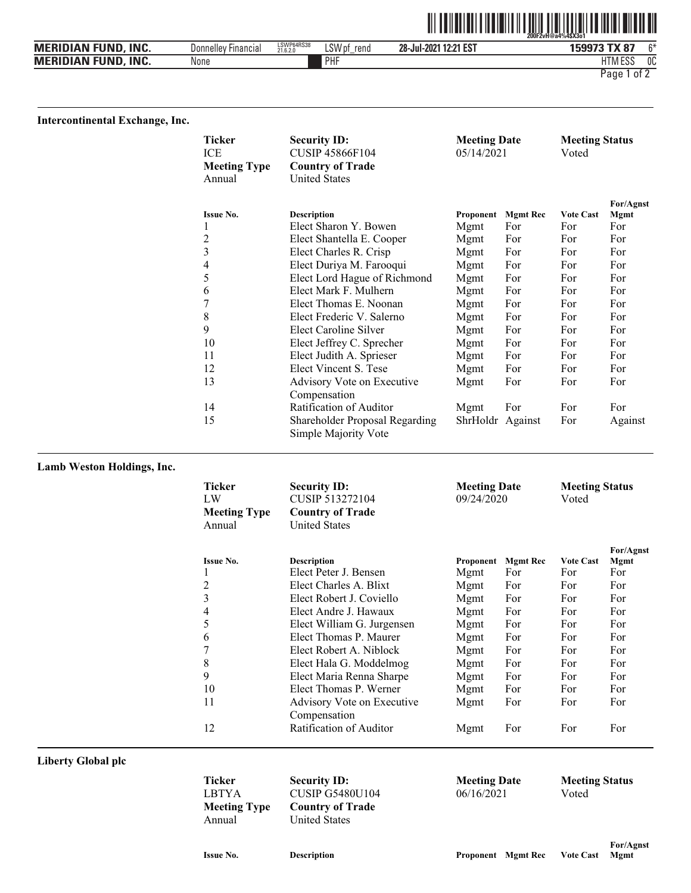### Intercontinental Exchange, Inc.

| Ticker | Security ID: | Meeting Date | Meeting Status |
|---|---|---|---|
| ICE | CUSIP 45866F104 | 05/14/2021 | Voted |
| **Meeting Type** | **Country of Trade** | | |
| Annual | United States | | |

| Issue No. | Description | Proponent | Mgmt Rec | Vote Cast | For/Agnst Mgmt |
|---|---|---|---|---|---|
| 1 | Elect Sharon Y. Bowen | Mgmt | For | For | For |
| 2 | Elect Shantella E. Cooper | Mgmt | For | For | For |
| 3 | Elect Charles R. Crisp | Mgmt | For | For | For |
| 4 | Elect Duriya M. Farooqui | Mgmt | For | For | For |
| 5 | Elect Lord Hague of Richmond | Mgmt | For | For | For |
| 6 | Elect Mark F. Mulhern | Mgmt | For | For | For |
| 7 | Elect Thomas E. Noonan | Mgmt | For | For | For |
| 8 | Elect Frederic V. Salerno | Mgmt | For | For | For |
| 9 | Elect Caroline Silver | Mgmt | For | For | For |
| 10 | Elect Jeffrey C. Sprecher | Mgmt | For | For | For |
| 11 | Elect Judith A. Sprieser | Mgmt | For | For | For |
| 12 | Elect Vincent S. Tese | Mgmt | For | For | For |
| 13 | Advisory Vote on Executive Compensation | Mgmt | For | For | For |
| 14 | Ratification of Auditor | Mgmt | For | For | For |
| 15 | Shareholder Proposal Regarding Simple Majority Vote | ShrHoldr | Against | For | Against |

### Lamb Weston Holdings, Inc.

| Ticker | Security ID: | Meeting Date | Meeting Status |
|---|---|---|---|
| LW | CUSIP 513272104 | 09/24/2020 | Voted |
| **Meeting Type** | **Country of Trade** | | |
| Annual | United States | | |

| Issue No. | Description | Proponent | Mgmt Rec | Vote Cast | For/Agnst Mgmt |
|---|---|---|---|---|---|
| 1 | Elect Peter J. Bensen | Mgmt | For | For | For |
| 2 | Elect Charles A. Blixt | Mgmt | For | For | For |
| 3 | Elect Robert J. Coviello | Mgmt | For | For | For |
| 4 | Elect Andre J. Hawaux | Mgmt | For | For | For |
| 5 | Elect William G. Jurgensen | Mgmt | For | For | For |
| 6 | Elect Thomas P. Maurer | Mgmt | For | For | For |
| 7 | Elect Robert A. Niblock | Mgmt | For | For | For |
| 8 | Elect Hala G. Moddelmog | Mgmt | For | For | For |
| 9 | Elect Maria Renna Sharpe | Mgmt | For | For | For |
| 10 | Elect Thomas P. Werner | Mgmt | For | For | For |
| 11 | Advisory Vote on Executive Compensation | Mgmt | For | For | For |
| 12 | Ratification of Auditor | Mgmt | For | For | For |

### Liberty Global plc

| Ticker | Security ID: | Meeting Date | Meeting Status |
|---|---|---|---|
| LBTYA | CUSIP G5480U104 | 06/16/2021 | Voted |
| **Meeting Type** | **Country of Trade** | | |
| Annual | United States | | |

| Issue No. | Description | Proponent | Mgmt Rec | Vote Cast | For/Agnst Mgmt |
|---|---|---|---|---|---|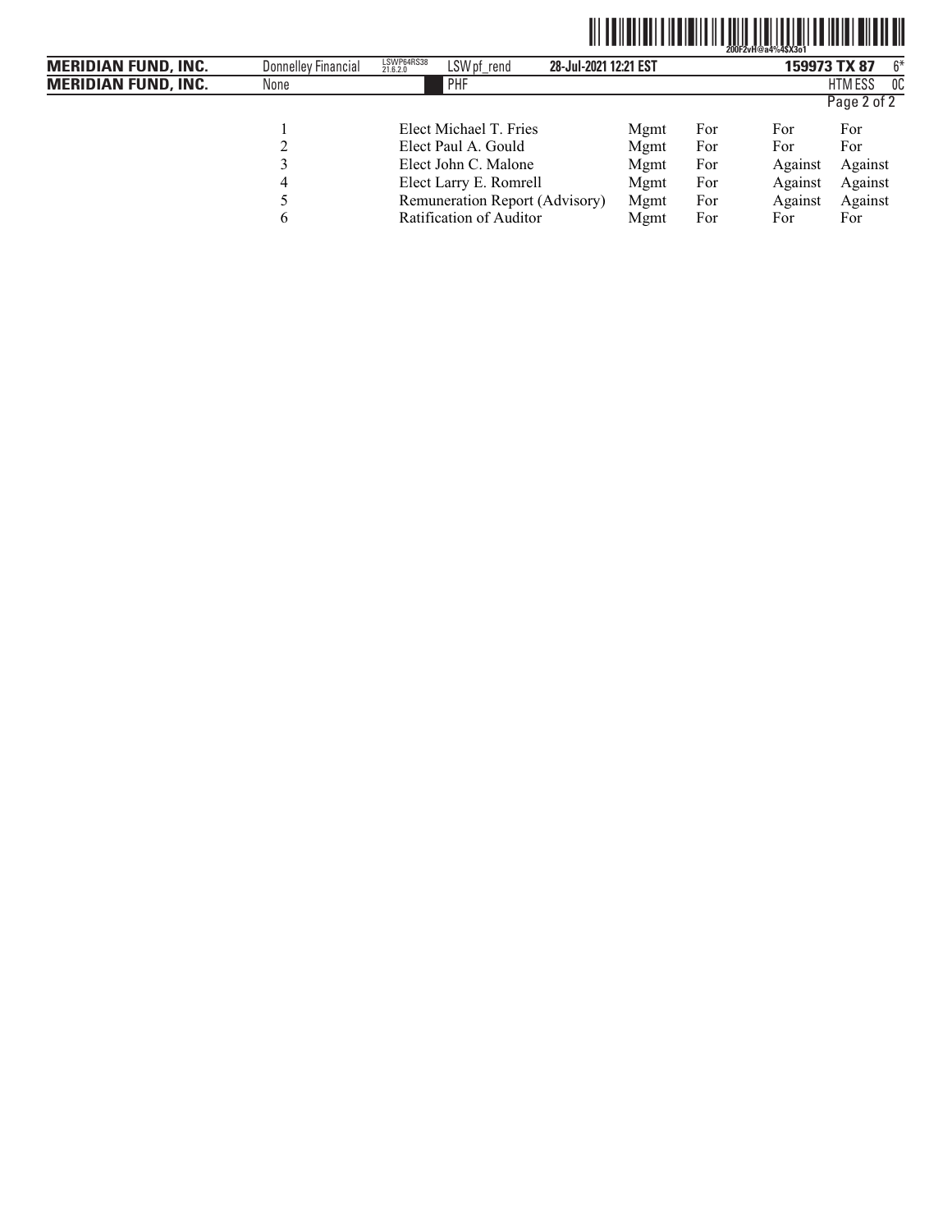| | | | | | |
|---|---|---|---|---|---|
| 1 | Elect Michael T. Fries | Mgmt | For | For | For |
| 2 | Elect Paul A. Gould | Mgmt | For | For | For |
| 3 | Elect John C. Malone | Mgmt | For | Against | Against |
| 4 | Elect Larry E. Romrell | Mgmt | For | Against | Against |
| 5 | Remuneration Report (Advisory) | Mgmt | For | Against | Against |
| 6 | Ratification of Auditor | Mgmt | For | For | For |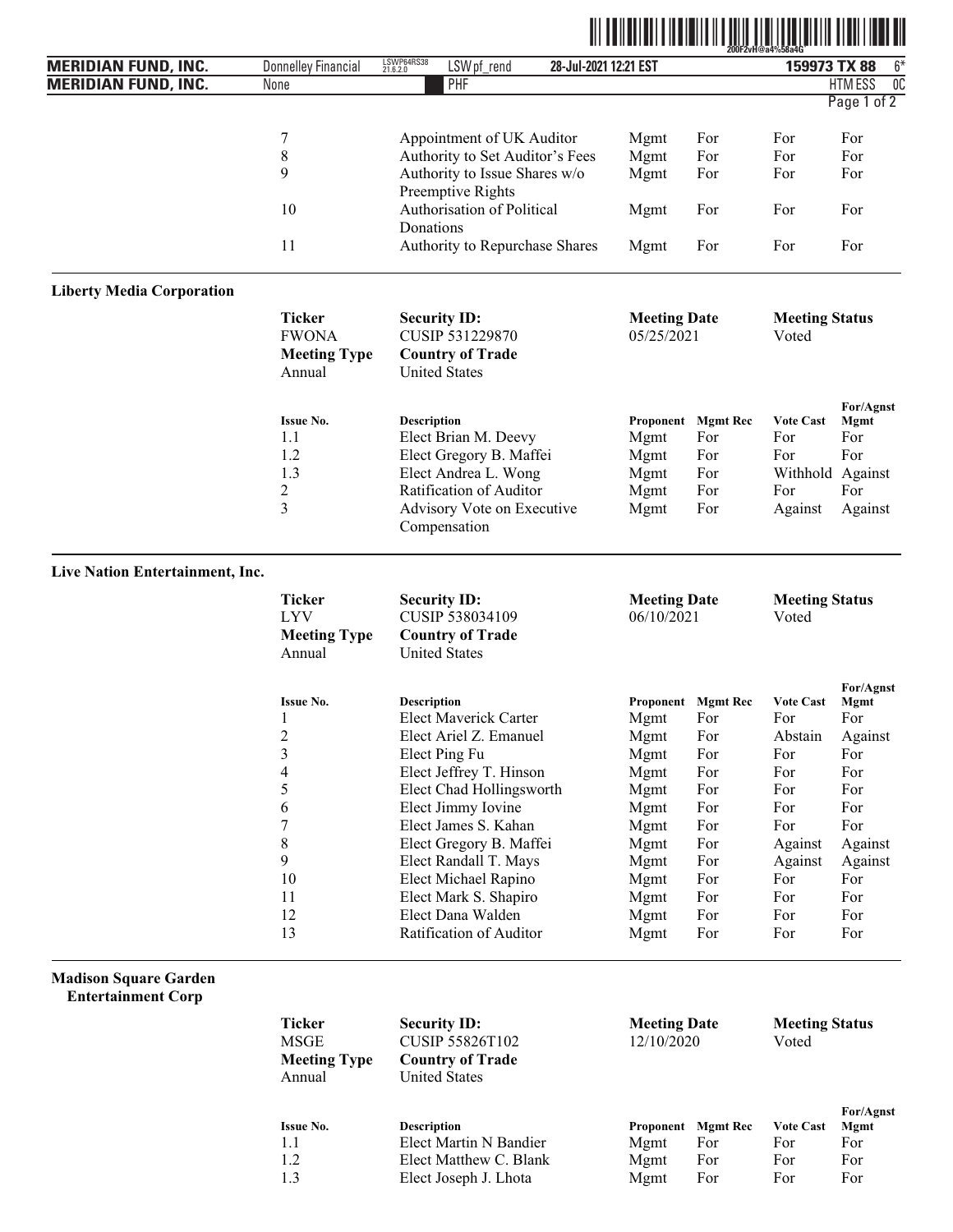| Issue No. | Description | Proponent | Mgmt Rec | Vote Cast | For/Agnst Mgmt |
|---|---|---|---|---|---|
| 7 | Appointment of UK Auditor | Mgmt | For | For | For |
| 8 | Authority to Set Auditor's Fees | Mgmt | For | For | For |
| 9 | Authority to Issue Shares w/o Preemptive Rights | Mgmt | For | For | For |
| 10 | Authorisation of Political Donations | Mgmt | For | For | For |
| 11 | Authority to Repurchase Shares | Mgmt | For | For | For |

**Liberty Media Corporation**

| Ticker | Security ID: | Meeting Date | Meeting Status |
|---|---|---|---|
| FWONA | CUSIP 531229870 | 05/25/2021 | Voted |
| **Meeting Type** | **Country of Trade** | | |
| Annual | United States | | |

| Issue No. | Description | Proponent | Mgmt Rec | Vote Cast | For/Agnst Mgmt |
|---|---|---|---|---|---|
| 1.1 | Elect Brian M. Deevy | Mgmt | For | For | For |
| 1.2 | Elect Gregory B. Maffei | Mgmt | For | For | For |
| 1.3 | Elect Andrea L. Wong | Mgmt | For | Withhold | Against |
| 2 | Ratification of Auditor | Mgmt | For | For | For |
| 3 | Advisory Vote on Executive Compensation | Mgmt | For | Against | Against |

**Live Nation Entertainment, Inc.**

| Ticker | Security ID: | Meeting Date | Meeting Status |
|---|---|---|---|
| LYV | CUSIP 538034109 | 06/10/2021 | Voted |
| **Meeting Type** | **Country of Trade** | | |
| Annual | United States | | |

| Issue No. | Description | Proponent | Mgmt Rec | Vote Cast | For/Agnst Mgmt |
|---|---|---|---|---|---|
| 1 | Elect Maverick Carter | Mgmt | For | For | For |
| 2 | Elect Ariel Z. Emanuel | Mgmt | For | Abstain | Against |
| 3 | Elect Ping Fu | Mgmt | For | For | For |
| 4 | Elect Jeffrey T. Hinson | Mgmt | For | For | For |
| 5 | Elect Chad Hollingsworth | Mgmt | For | For | For |
| 6 | Elect Jimmy Iovine | Mgmt | For | For | For |
| 7 | Elect James S. Kahan | Mgmt | For | For | For |
| 8 | Elect Gregory B. Maffei | Mgmt | For | Against | Against |
| 9 | Elect Randall T. Mays | Mgmt | For | Against | Against |
| 10 | Elect Michael Rapino | Mgmt | For | For | For |
| 11 | Elect Mark S. Shapiro | Mgmt | For | For | For |
| 12 | Elect Dana Walden | Mgmt | For | For | For |
| 13 | Ratification of Auditor | Mgmt | For | For | For |

**Madison Square Garden Entertainment Corp**

| Ticker | Security ID: | Meeting Date | Meeting Status |
|---|---|---|---|
| MSGE | CUSIP 55826T102 | 12/10/2020 | Voted |
| **Meeting Type** | **Country of Trade** | | |
| Annual | United States | | |

| Issue No. | Description | Proponent | Mgmt Rec | Vote Cast | For/Agnst Mgmt |
|---|---|---|---|---|---|
| 1.1 | Elect Martin N Bandier | Mgmt | For | For | For |
| 1.2 | Elect Matthew C. Blank | Mgmt | For | For | For |
| 1.3 | Elect Joseph J. Lhota | Mgmt | For | For | For |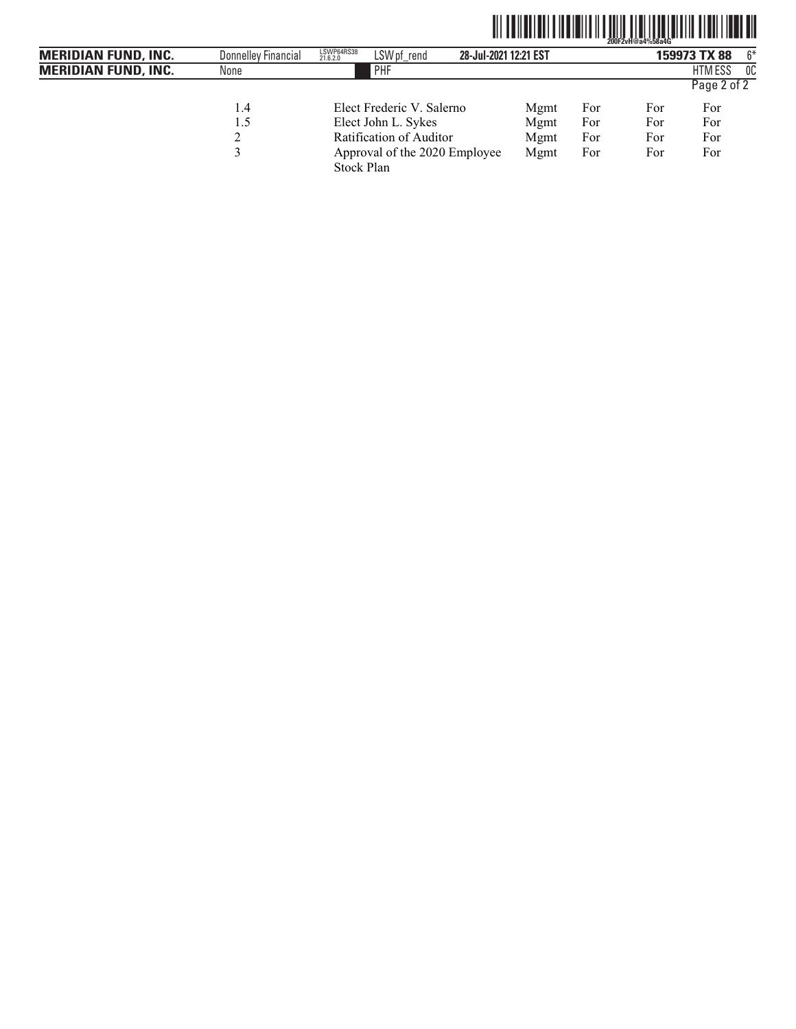| | | | | | |
|---|---|---|---|---|---|
| 1.4 | Elect Frederic V. Salerno | Mgmt | For | For | For |
| 1.5 | Elect John L. Sykes | Mgmt | For | For | For |
| 2 | Ratification of Auditor | Mgmt | For | For | For |
| 3 | Approval of the 2020 Employee Stock Plan | Mgmt | For | For | For |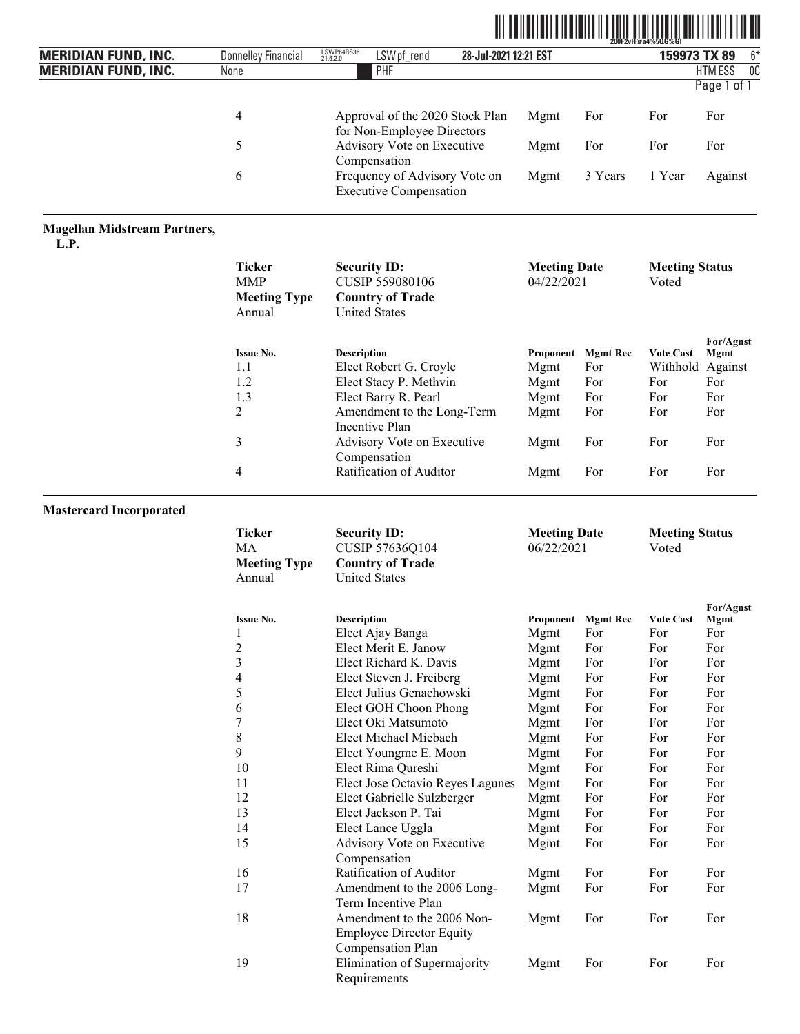| Issue No. | Description | Proponent | Mgmt Rec | Vote Cast | For/Agnst Mgmt |
|---|---|---|---|---|---|
| 4 | Approval of the 2020 Stock Plan for Non-Employee Directors | Mgmt | For | For | For |
| 5 | Advisory Vote on Executive Compensation | Mgmt | For | For | For |
| 6 | Frequency of Advisory Vote on Executive Compensation | Mgmt | 3 Years | 1 Year | Against |

## Magellan Midstream Partners, L.P.

| Ticker | Security ID: | Meeting Date | Meeting Status |
|---|---|---|---|
| MMP | CUSIP 559080106 | 04/22/2021 | Voted |
| **Meeting Type** | **Country of Trade** | | |
| Annual | United States | | |

| Issue No. | Description | Proponent | Mgmt Rec | Vote Cast | For/Agnst Mgmt |
|---|---|---|---|---|---|
| 1.1 | Elect Robert G. Croyle | Mgmt | For | Withhold | Against |
| 1.2 | Elect Stacy P. Methvin | Mgmt | For | For | For |
| 1.3 | Elect Barry R. Pearl | Mgmt | For | For | For |
| 2 | Amendment to the Long-Term Incentive Plan | Mgmt | For | For | For |
| 3 | Advisory Vote on Executive Compensation | Mgmt | For | For | For |
| 4 | Ratification of Auditor | Mgmt | For | For | For |

## Mastercard Incorporated

| Ticker | Security ID: | Meeting Date | Meeting Status |
|---|---|---|---|
| MA | CUSIP 57636Q104 | 06/22/2021 | Voted |
| **Meeting Type** | **Country of Trade** | | |
| Annual | United States | | |

| Issue No. | Description | Proponent | Mgmt Rec | Vote Cast | For/Agnst Mgmt |
|---|---|---|---|---|---|
| 1 | Elect Ajay Banga | Mgmt | For | For | For |
| 2 | Elect Merit E. Janow | Mgmt | For | For | For |
| 3 | Elect Richard K. Davis | Mgmt | For | For | For |
| 4 | Elect Steven J. Freiberg | Mgmt | For | For | For |
| 5 | Elect Julius Genachowski | Mgmt | For | For | For |
| 6 | Elect GOH Choon Phong | Mgmt | For | For | For |
| 7 | Elect Oki Matsumoto | Mgmt | For | For | For |
| 8 | Elect Michael Miebach | Mgmt | For | For | For |
| 9 | Elect Youngme E. Moon | Mgmt | For | For | For |
| 10 | Elect Rima Qureshi | Mgmt | For | For | For |
| 11 | Elect Jose Octavio Reyes Lagunes | Mgmt | For | For | For |
| 12 | Elect Gabrielle Sulzberger | Mgmt | For | For | For |
| 13 | Elect Jackson P. Tai | Mgmt | For | For | For |
| 14 | Elect Lance Uggla | Mgmt | For | For | For |
| 15 | Advisory Vote on Executive Compensation | Mgmt | For | For | For |
| 16 | Ratification of Auditor | Mgmt | For | For | For |
| 17 | Amendment to the 2006 Long-Term Incentive Plan | Mgmt | For | For | For |
| 18 | Amendment to the 2006 Non-Employee Director Equity Compensation Plan | Mgmt | For | For | For |
| 19 | Elimination of Supermajority Requirements | Mgmt | For | For | For |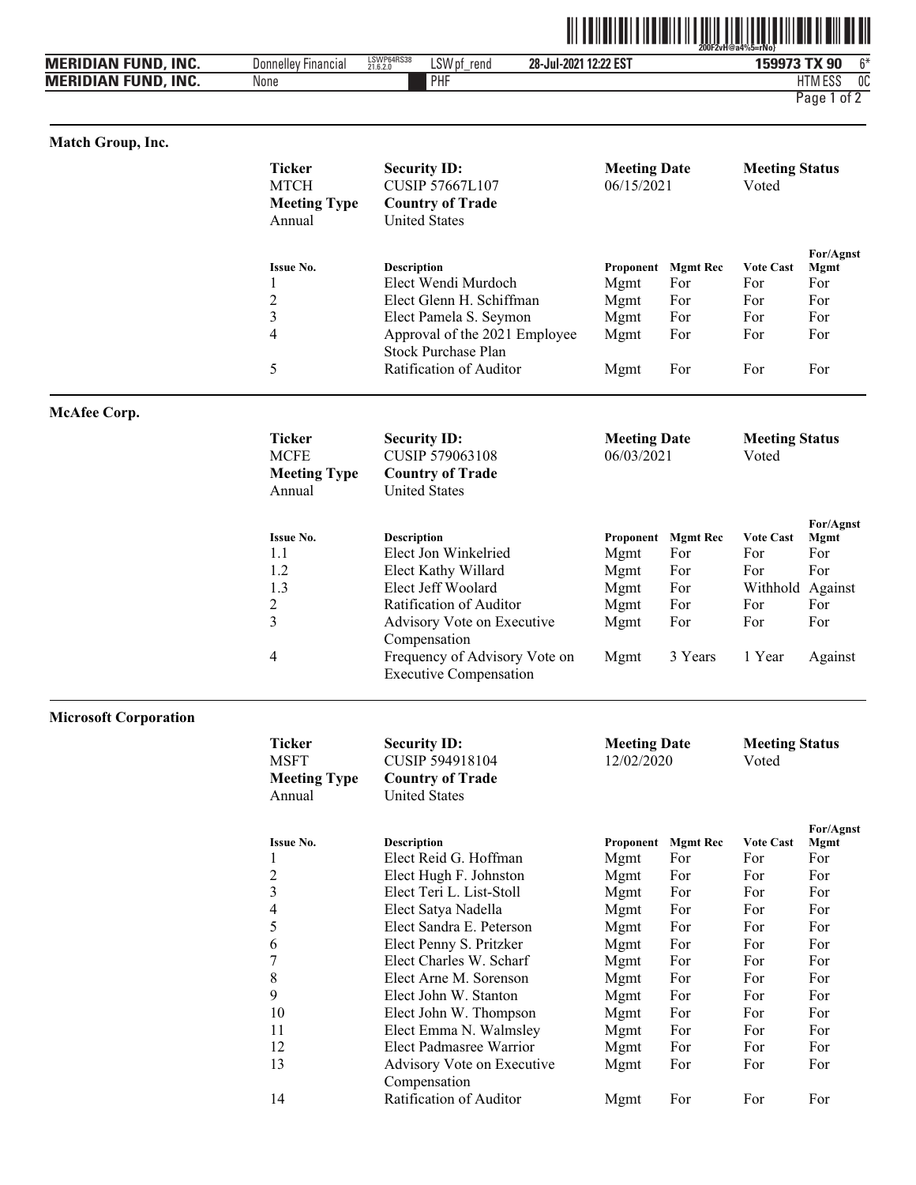### Match Group, Inc.

| Ticker | Security ID: | Meeting Date | Meeting Status |
|---|---|---|---|
| MTCH | CUSIP 57667L107 | 06/15/2021 | Voted |
| **Meeting Type** | **Country of Trade** | | |
| Annual | United States | | |

| Issue No. | Description | Proponent | Mgmt Rec | Vote Cast | For/Agnst Mgmt |
|---|---|---|---|---|---|
| 1 | Elect Wendi Murdoch | Mgmt | For | For | For |
| 2 | Elect Glenn H. Schiffman | Mgmt | For | For | For |
| 3 | Elect Pamela S. Seymon | Mgmt | For | For | For |
| 4 | Approval of the 2021 Employee Stock Purchase Plan | Mgmt | For | For | For |
| 5 | Ratification of Auditor | Mgmt | For | For | For |

### McAfee Corp.

| Ticker | Security ID: | Meeting Date | Meeting Status |
|---|---|---|---|
| MCFE | CUSIP 579063108 | 06/03/2021 | Voted |
| **Meeting Type** | **Country of Trade** | | |
| Annual | United States | | |

| Issue No. | Description | Proponent | Mgmt Rec | Vote Cast | For/Agnst Mgmt |
|---|---|---|---|---|---|
| 1.1 | Elect Jon Winkelried | Mgmt | For | For | For |
| 1.2 | Elect Kathy Willard | Mgmt | For | For | For |
| 1.3 | Elect Jeff Woolard | Mgmt | For | Withhold | Against |
| 2 | Ratification of Auditor | Mgmt | For | For | For |
| 3 | Advisory Vote on Executive Compensation | Mgmt | For | For | For |
| 4 | Frequency of Advisory Vote on Executive Compensation | Mgmt | 3 Years | 1 Year | Against |

### Microsoft Corporation

| Ticker | Security ID: | Meeting Date | Meeting Status |
|---|---|---|---|
| MSFT | CUSIP 594918104 | 12/02/2020 | Voted |
| **Meeting Type** | **Country of Trade** | | |
| Annual | United States | | |

| Issue No. | Description | Proponent | Mgmt Rec | Vote Cast | For/Agnst Mgmt |
|---|---|---|---|---|---|
| 1 | Elect Reid G. Hoffman | Mgmt | For | For | For |
| 2 | Elect Hugh F. Johnston | Mgmt | For | For | For |
| 3 | Elect Teri L. List-Stoll | Mgmt | For | For | For |
| 4 | Elect Satya Nadella | Mgmt | For | For | For |
| 5 | Elect Sandra E. Peterson | Mgmt | For | For | For |
| 6 | Elect Penny S. Pritzker | Mgmt | For | For | For |
| 7 | Elect Charles W. Scharf | Mgmt | For | For | For |
| 8 | Elect Arne M. Sorenson | Mgmt | For | For | For |
| 9 | Elect John W. Stanton | Mgmt | For | For | For |
| 10 | Elect John W. Thompson | Mgmt | For | For | For |
| 11 | Elect Emma N. Walmsley | Mgmt | For | For | For |
| 12 | Elect Padmasree Warrior | Mgmt | For | For | For |
| 13 | Advisory Vote on Executive Compensation | Mgmt | For | For | For |
| 14 | Ratification of Auditor | Mgmt | For | For | For |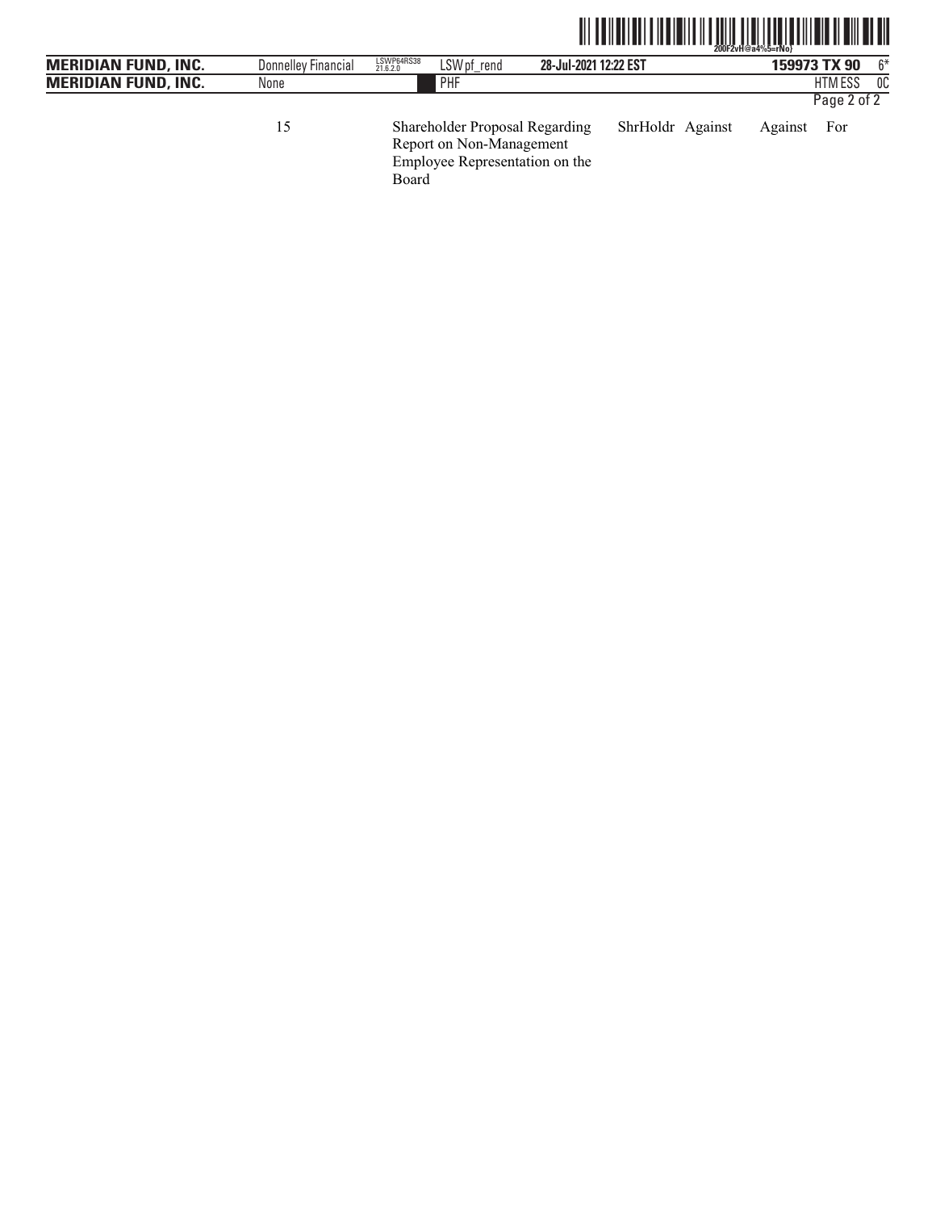| 15 | Shareholder Proposal Regarding Report on Non-Management Employee Representation on the Board | ShrHoldr | Against | Against | For |
|---|---|---|---|---|---|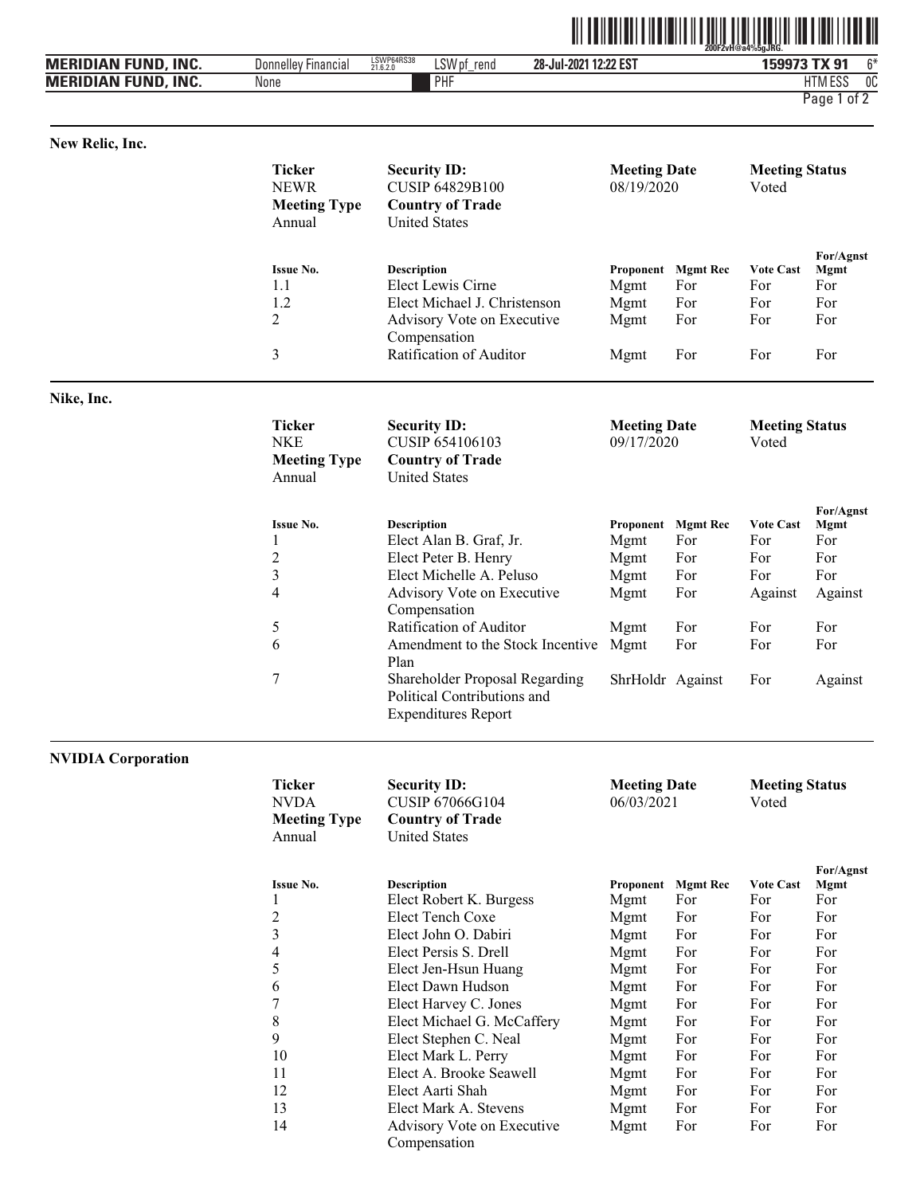## New Relic, Inc.

| Ticker | Security ID: | Meeting Date | Meeting Status |
|---|---|---|---|
| NEWR | CUSIP 64829B100 | 08/19/2020 | Voted |
| **Meeting Type** | **Country of Trade** | | |
| Annual | United States | | |

| Issue No. | Description | Proponent | Mgmt Rec | Vote Cast | For/Agnst Mgmt |
|---|---|---|---|---|---|
| 1.1 | Elect Lewis Cirne | Mgmt | For | For | For |
| 1.2 | Elect Michael J. Christenson | Mgmt | For | For | For |
| 2 | Advisory Vote on Executive Compensation | Mgmt | For | For | For |
| 3 | Ratification of Auditor | Mgmt | For | For | For |

## Nike, Inc.

| Ticker | Security ID: | Meeting Date | Meeting Status |
|---|---|---|---|
| NKE | CUSIP 654106103 | 09/17/2020 | Voted |
| **Meeting Type** | **Country of Trade** | | |
| Annual | United States | | |

| Issue No. | Description | Proponent | Mgmt Rec | Vote Cast | For/Agnst Mgmt |
|---|---|---|---|---|---|
| 1 | Elect Alan B. Graf, Jr. | Mgmt | For | For | For |
| 2 | Elect Peter B. Henry | Mgmt | For | For | For |
| 3 | Elect Michelle A. Peluso | Mgmt | For | For | For |
| 4 | Advisory Vote on Executive Compensation | Mgmt | For | Against | Against |
| 5 | Ratification of Auditor | Mgmt | For | For | For |
| 6 | Amendment to the Stock Incentive Plan | Mgmt | For | For | For |
| 7 | Shareholder Proposal Regarding Political Contributions and Expenditures Report | ShrHoldr | Against | For | Against |

## NVIDIA Corporation

| Ticker | Security ID: | Meeting Date | Meeting Status |
|---|---|---|---|
| NVDA | CUSIP 67066G104 | 06/03/2021 | Voted |
| **Meeting Type** | **Country of Trade** | | |
| Annual | United States | | |

| Issue No. | Description | Proponent | Mgmt Rec | Vote Cast | For/Agnst Mgmt |
|---|---|---|---|---|---|
| 1 | Elect Robert K. Burgess | Mgmt | For | For | For |
| 2 | Elect Tench Coxe | Mgmt | For | For | For |
| 3 | Elect John O. Dabiri | Mgmt | For | For | For |
| 4 | Elect Persis S. Drell | Mgmt | For | For | For |
| 5 | Elect Jen-Hsun Huang | Mgmt | For | For | For |
| 6 | Elect Dawn Hudson | Mgmt | For | For | For |
| 7 | Elect Harvey C. Jones | Mgmt | For | For | For |
| 8 | Elect Michael G. McCaffery | Mgmt | For | For | For |
| 9 | Elect Stephen C. Neal | Mgmt | For | For | For |
| 10 | Elect Mark L. Perry | Mgmt | For | For | For |
| 11 | Elect A. Brooke Seawell | Mgmt | For | For | For |
| 12 | Elect Aarti Shah | Mgmt | For | For | For |
| 13 | Elect Mark A. Stevens | Mgmt | For | For | For |
| 14 | Advisory Vote on Executive Compensation | Mgmt | For | For | For |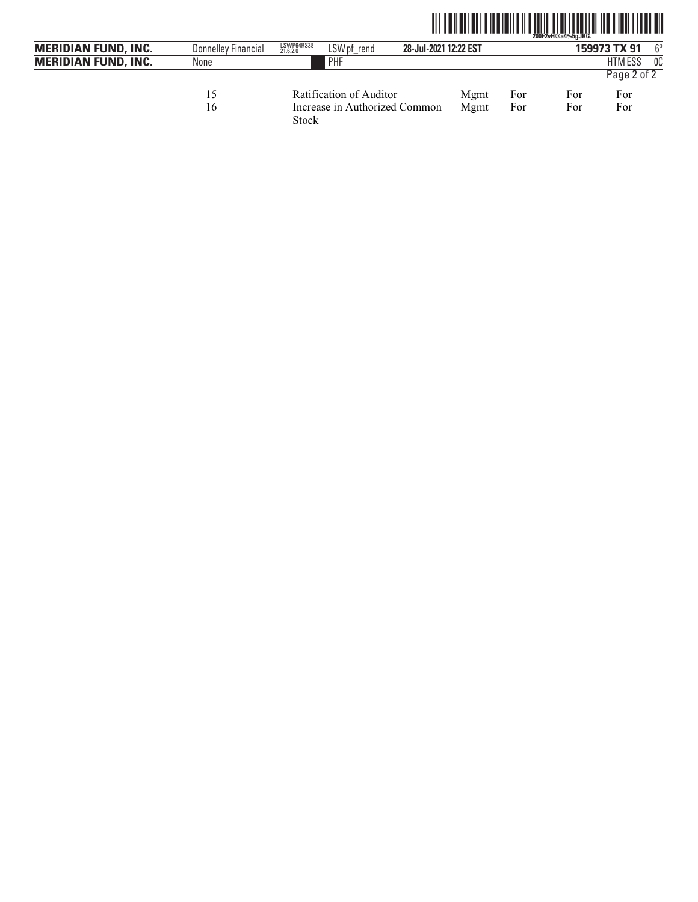| | | | | | |
|---|---|---|---|---|---|
| 15 | Ratification of Auditor | Mgmt | For | For | For |
| 16 | Increase in Authorized Common Stock | Mgmt | For | For | For |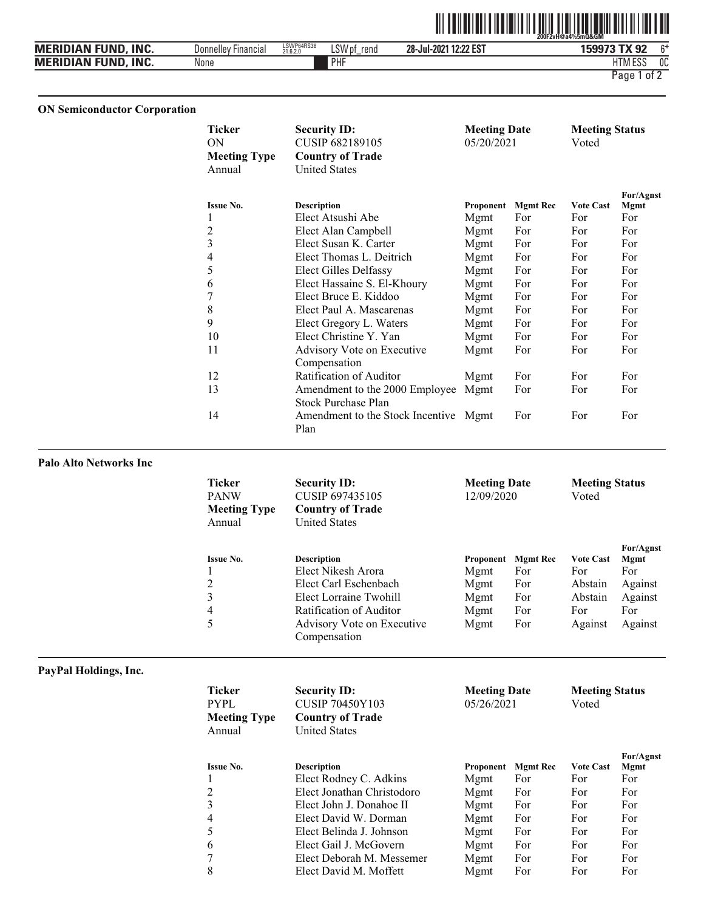## ON Semiconductor Corporation

| Ticker | Security ID: | Meeting Date | Meeting Status |
|---|---|---|---|
| ON | CUSIP 682189105 | 05/20/2021 | Voted |
| **Meeting Type** | **Country of Trade** | | |
| Annual | United States | | |

| Issue No. | Description | Proponent | Mgmt Rec | Vote Cast | For/Agnst Mgmt |
|---|---|---|---|---|---|
| 1 | Elect Atsushi Abe | Mgmt | For | For | For |
| 2 | Elect Alan Campbell | Mgmt | For | For | For |
| 3 | Elect Susan K. Carter | Mgmt | For | For | For |
| 4 | Elect Thomas L. Deitrich | Mgmt | For | For | For |
| 5 | Elect Gilles Delfassy | Mgmt | For | For | For |
| 6 | Elect Hassaine S. El-Khoury | Mgmt | For | For | For |
| 7 | Elect Bruce E. Kiddoo | Mgmt | For | For | For |
| 8 | Elect Paul A. Mascarenas | Mgmt | For | For | For |
| 9 | Elect Gregory L. Waters | Mgmt | For | For | For |
| 10 | Elect Christine Y. Yan | Mgmt | For | For | For |
| 11 | Advisory Vote on Executive Compensation | Mgmt | For | For | For |
| 12 | Ratification of Auditor | Mgmt | For | For | For |
| 13 | Amendment to the 2000 Employee Stock Purchase Plan | Mgmt | For | For | For |
| 14 | Amendment to the Stock Incentive Plan | Mgmt | For | For | For |

## Palo Alto Networks Inc

| Ticker | Security ID: | Meeting Date | Meeting Status |
|---|---|---|---|
| PANW | CUSIP 697435105 | 12/09/2020 | Voted |
| **Meeting Type** | **Country of Trade** | | |
| Annual | United States | | |

| Issue No. | Description | Proponent | Mgmt Rec | Vote Cast | For/Agnst Mgmt |
|---|---|---|---|---|---|
| 1 | Elect Nikesh Arora | Mgmt | For | For | For |
| 2 | Elect Carl Eschenbach | Mgmt | For | Abstain | Against |
| 3 | Elect Lorraine Twohill | Mgmt | For | Abstain | Against |
| 4 | Ratification of Auditor | Mgmt | For | For | For |
| 5 | Advisory Vote on Executive Compensation | Mgmt | For | Against | Against |

## PayPal Holdings, Inc.

| Ticker | Security ID: | Meeting Date | Meeting Status |
|---|---|---|---|
| PYPL | CUSIP 70450Y103 | 05/26/2021 | Voted |
| **Meeting Type** | **Country of Trade** | | |
| Annual | United States | | |

| Issue No. | Description | Proponent | Mgmt Rec | Vote Cast | For/Agnst Mgmt |
|---|---|---|---|---|---|
| 1 | Elect Rodney C. Adkins | Mgmt | For | For | For |
| 2 | Elect Jonathan Christodoro | Mgmt | For | For | For |
| 3 | Elect John J. Donahoe II | Mgmt | For | For | For |
| 4 | Elect David W. Dorman | Mgmt | For | For | For |
| 5 | Elect Belinda J. Johnson | Mgmt | For | For | For |
| 6 | Elect Gail J. McGovern | Mgmt | For | For | For |
| 7 | Elect Deborah M. Messemer | Mgmt | For | For | For |
| 8 | Elect David M. Moffett | Mgmt | For | For | For |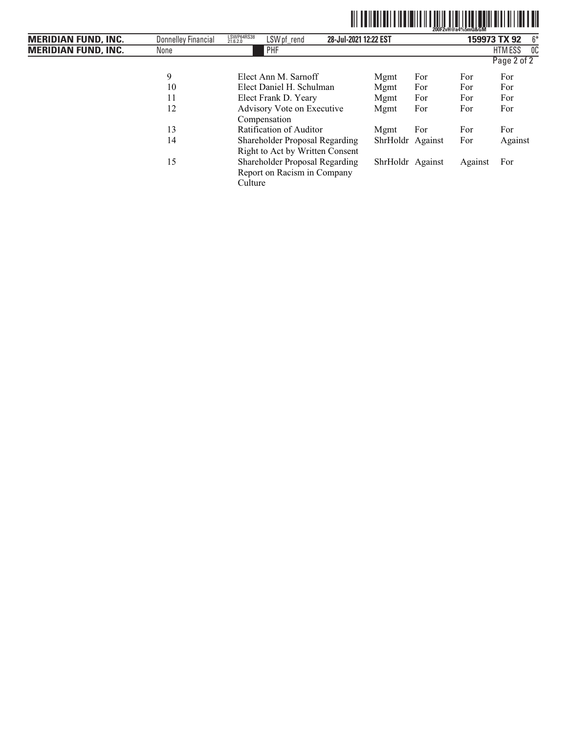| | | | | | |
|---|---|---|---|---|---|
| 9 | Elect Ann M. Sarnoff | Mgmt | For | For | For |
| 10 | Elect Daniel H. Schulman | Mgmt | For | For | For |
| 11 | Elect Frank D. Yeary | Mgmt | For | For | For |
| 12 | Advisory Vote on Executive Compensation | Mgmt | For | For | For |
| 13 | Ratification of Auditor | Mgmt | For | For | For |
| 14 | Shareholder Proposal Regarding Right to Act by Written Consent | ShrHoldr | Against | For | Against |
| 15 | Shareholder Proposal Regarding Report on Racism in Company Culture | ShrHoldr | Against | Against | For |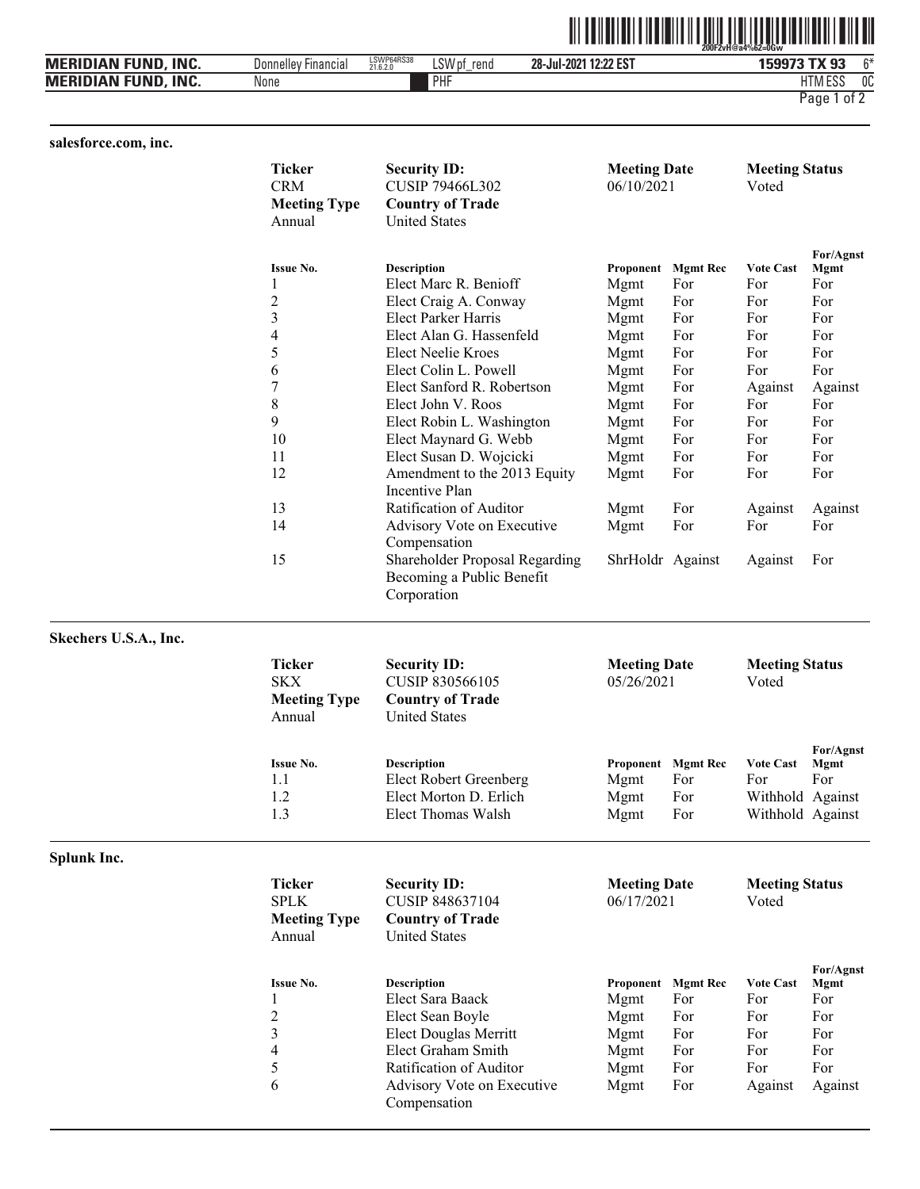## salesforce.com, inc.

| Ticker | Security ID: | Meeting Date | Meeting Status |
|---|---|---|---|
| CRM | CUSIP 79466L302 | 06/10/2021 | Voted |
| **Meeting Type** | **Country of Trade** | | |
| Annual | United States | | |

| Issue No. | Description | Proponent | Mgmt Rec | Vote Cast | For/Agnst Mgmt |
|---|---|---|---|---|---|
| 1 | Elect Marc R. Benioff | Mgmt | For | For | For |
| 2 | Elect Craig A. Conway | Mgmt | For | For | For |
| 3 | Elect Parker Harris | Mgmt | For | For | For |
| 4 | Elect Alan G. Hassenfeld | Mgmt | For | For | For |
| 5 | Elect Neelie Kroes | Mgmt | For | For | For |
| 6 | Elect Colin L. Powell | Mgmt | For | For | For |
| 7 | Elect Sanford R. Robertson | Mgmt | For | Against | Against |
| 8 | Elect John V. Roos | Mgmt | For | For | For |
| 9 | Elect Robin L. Washington | Mgmt | For | For | For |
| 10 | Elect Maynard G. Webb | Mgmt | For | For | For |
| 11 | Elect Susan D. Wojcicki | Mgmt | For | For | For |
| 12 | Amendment to the 2013 Equity Incentive Plan | Mgmt | For | For | For |
| 13 | Ratification of Auditor | Mgmt | For | Against | Against |
| 14 | Advisory Vote on Executive Compensation | Mgmt | For | For | For |
| 15 | Shareholder Proposal Regarding Becoming a Public Benefit Corporation | ShrHoldr | Against | Against | For |

## Skechers U.S.A., Inc.

| Ticker | Security ID: | Meeting Date | Meeting Status |
|---|---|---|---|
| SKX | CUSIP 830566105 | 05/26/2021 | Voted |
| **Meeting Type** | **Country of Trade** | | |
| Annual | United States | | |

| Issue No. | Description | Proponent | Mgmt Rec | Vote Cast | For/Agnst Mgmt |
|---|---|---|---|---|---|
| 1.1 | Elect Robert Greenberg | Mgmt | For | For | For |
| 1.2 | Elect Morton D. Erlich | Mgmt | For | Withhold | Against |
| 1.3 | Elect Thomas Walsh | Mgmt | For | Withhold | Against |

## Splunk Inc.

| Ticker | Security ID: | Meeting Date | Meeting Status |
|---|---|---|---|
| SPLK | CUSIP 848637104 | 06/17/2021 | Voted |
| **Meeting Type** | **Country of Trade** | | |
| Annual | United States | | |

| Issue No. | Description | Proponent | Mgmt Rec | Vote Cast | For/Agnst Mgmt |
|---|---|---|---|---|---|
| 1 | Elect Sara Baack | Mgmt | For | For | For |
| 2 | Elect Sean Boyle | Mgmt | For | For | For |
| 3 | Elect Douglas Merritt | Mgmt | For | For | For |
| 4 | Elect Graham Smith | Mgmt | For | For | For |
| 5 | Ratification of Auditor | Mgmt | For | For | For |
| 6 | Advisory Vote on Executive Compensation | Mgmt | For | Against | Against |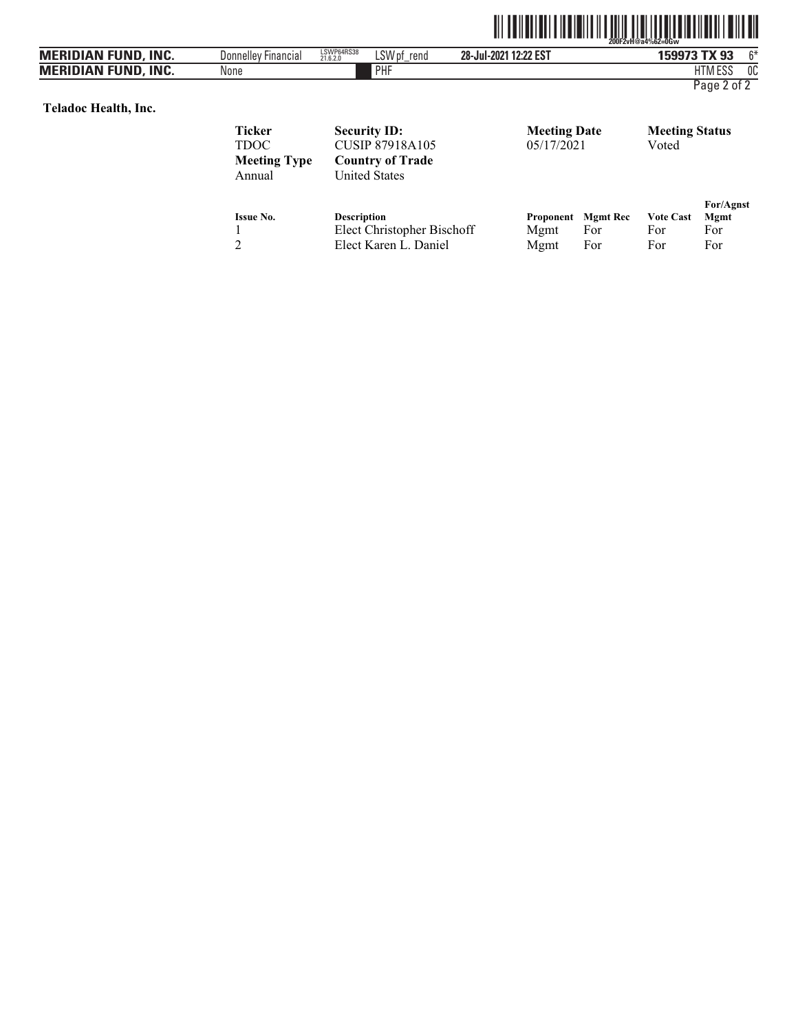**Teladoc Health, Inc.**

| Ticker | Security ID: | Meeting Date | Meeting Status |
|---|---|---|---|
| TDOC | CUSIP 87918A105 | 05/17/2021 | Voted |
| **Meeting Type** | **Country of Trade** | | |
| Annual | United States | | |

| Issue No. | Description | Proponent | Mgmt Rec | Vote Cast | For/Agnst Mgmt |
|---|---|---|---|---|---|
| 1 | Elect Christopher Bischoff | Mgmt | For | For | For |
| 2 | Elect Karen L. Daniel | Mgmt | For | For | For |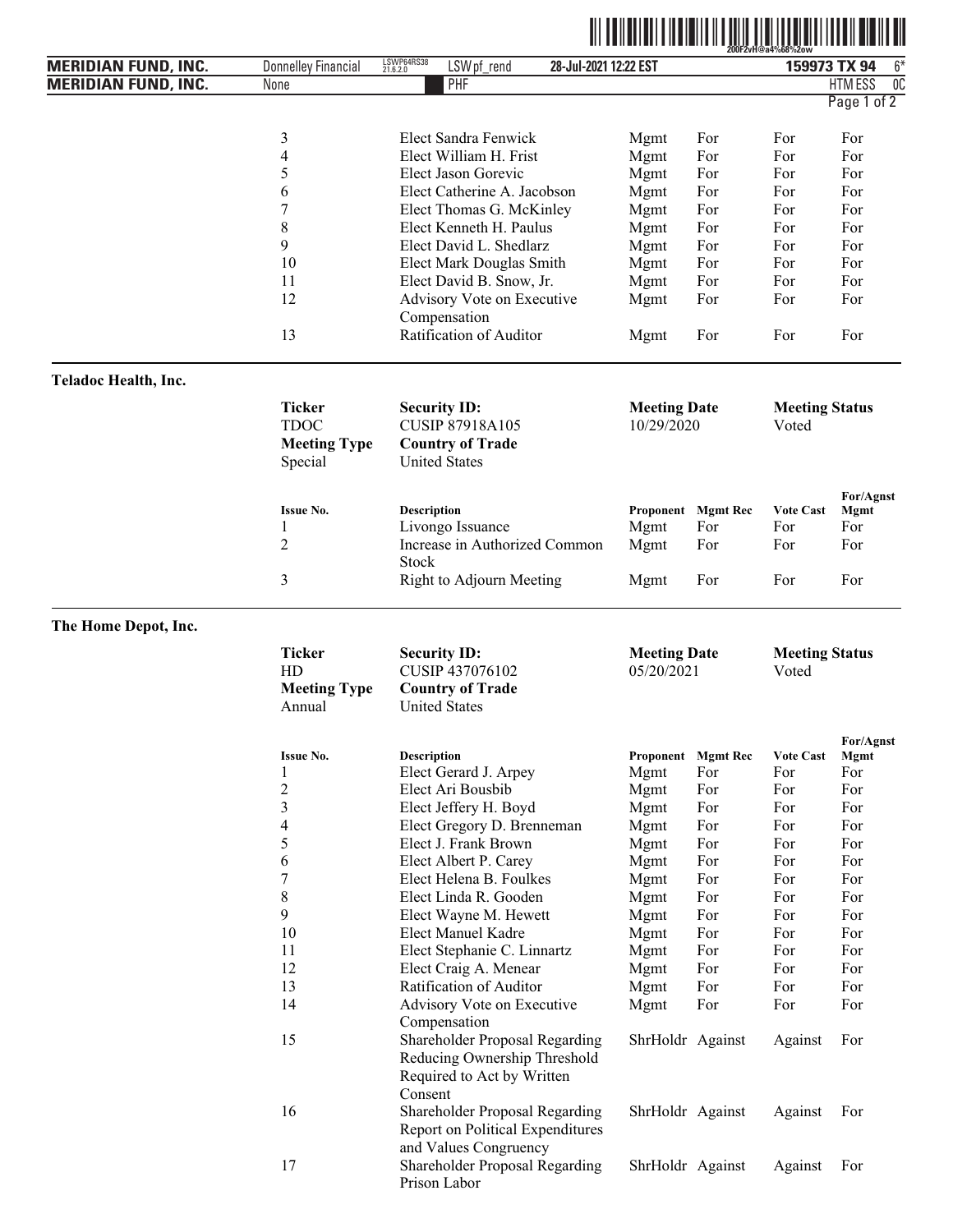| Issue No. | Description | Proponent | Mgmt Rec | Vote Cast | For/Agnst Mgmt |
|---|---|---|---|---|---|
| 3 | Elect Sandra Fenwick | Mgmt | For | For | For |
| 4 | Elect William H. Frist | Mgmt | For | For | For |
| 5 | Elect Jason Gorevic | Mgmt | For | For | For |
| 6 | Elect Catherine A. Jacobson | Mgmt | For | For | For |
| 7 | Elect Thomas G. McKinley | Mgmt | For | For | For |
| 8 | Elect Kenneth H. Paulus | Mgmt | For | For | For |
| 9 | Elect David L. Shedlarz | Mgmt | For | For | For |
| 10 | Elect Mark Douglas Smith | Mgmt | For | For | For |
| 11 | Elect David B. Snow, Jr. | Mgmt | For | For | For |
| 12 | Advisory Vote on Executive Compensation | Mgmt | For | For | For |
| 13 | Ratification of Auditor | Mgmt | For | For | For |

## Teladoc Health, Inc.

| Ticker | Security ID: | Meeting Date | Meeting Status |
|---|---|---|---|
| TDOC | CUSIP 87918A105 | 10/29/2020 | Voted |
| **Meeting Type** | **Country of Trade** | | |
| Special | United States | | |

| Issue No. | Description | Proponent | Mgmt Rec | Vote Cast | For/Agnst Mgmt |
|---|---|---|---|---|---|
| 1 | Livongo Issuance | Mgmt | For | For | For |
| 2 | Increase in Authorized Common Stock | Mgmt | For | For | For |
| 3 | Right to Adjourn Meeting | Mgmt | For | For | For |

## The Home Depot, Inc.

| Ticker | Security ID: | Meeting Date | Meeting Status |
|---|---|---|---|
| HD | CUSIP 437076102 | 05/20/2021 | Voted |
| **Meeting Type** | **Country of Trade** | | |
| Annual | United States | | |

| Issue No. | Description | Proponent | Mgmt Rec | Vote Cast | For/Agnst Mgmt |
|---|---|---|---|---|---|
| 1 | Elect Gerard J. Arpey | Mgmt | For | For | For |
| 2 | Elect Ari Bousbib | Mgmt | For | For | For |
| 3 | Elect Jeffery H. Boyd | Mgmt | For | For | For |
| 4 | Elect Gregory D. Brenneman | Mgmt | For | For | For |
| 5 | Elect J. Frank Brown | Mgmt | For | For | For |
| 6 | Elect Albert P. Carey | Mgmt | For | For | For |
| 7 | Elect Helena B. Foulkes | Mgmt | For | For | For |
| 8 | Elect Linda R. Gooden | Mgmt | For | For | For |
| 9 | Elect Wayne M. Hewett | Mgmt | For | For | For |
| 10 | Elect Manuel Kadre | Mgmt | For | For | For |
| 11 | Elect Stephanie C. Linnartz | Mgmt | For | For | For |
| 12 | Elect Craig A. Menear | Mgmt | For | For | For |
| 13 | Ratification of Auditor | Mgmt | For | For | For |
| 14 | Advisory Vote on Executive Compensation | Mgmt | For | For | For |
| 15 | Shareholder Proposal Regarding Reducing Ownership Threshold Required to Act by Written Consent | ShrHoldr | Against | Against | For |
| 16 | Shareholder Proposal Regarding Report on Political Expenditures and Values Congruency | ShrHoldr | Against | Against | For |
| 17 | Shareholder Proposal Regarding Prison Labor | ShrHoldr | Against | Against | For |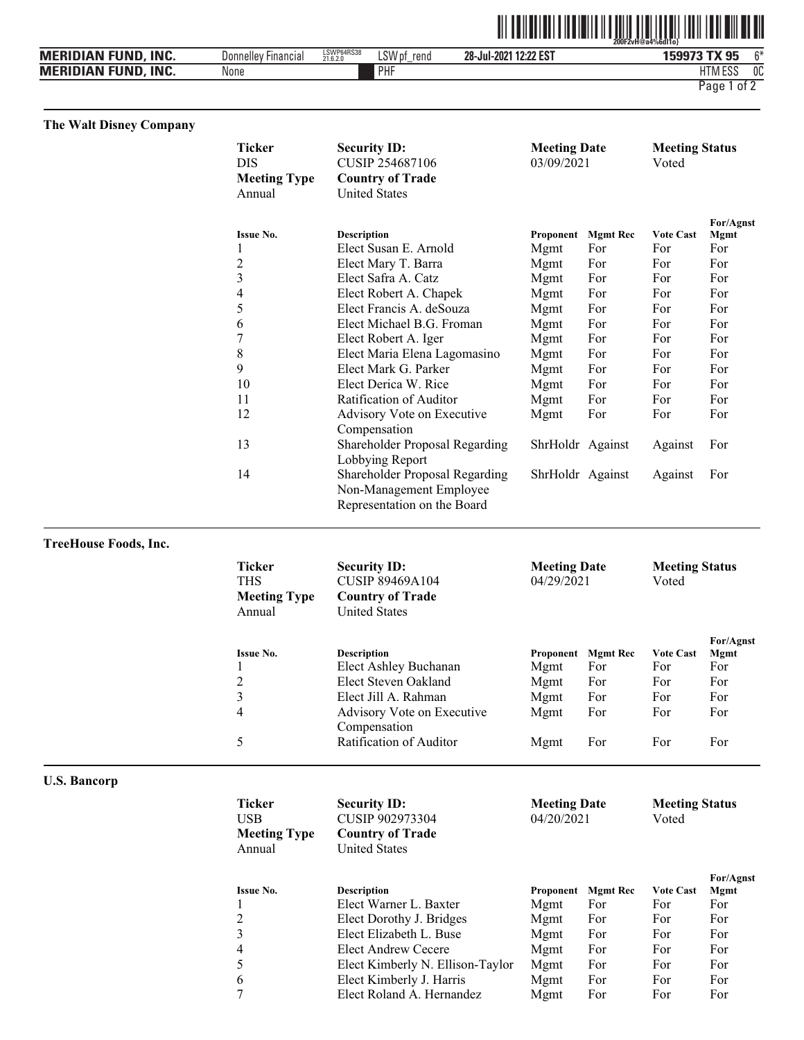## The Walt Disney Company

| Ticker | Security ID: | Meeting Date | Meeting Status |
|---|---|---|---|
| DIS | CUSIP 254687106 | 03/09/2021 | Voted |
| **Meeting Type** | **Country of Trade** | | |
| Annual | United States | | |

| Issue No. | Description | Proponent | Mgmt Rec | Vote Cast | For/Agnst Mgmt |
|---|---|---|---|---|---|
| 1 | Elect Susan E. Arnold | Mgmt | For | For | For |
| 2 | Elect Mary T. Barra | Mgmt | For | For | For |
| 3 | Elect Safra A. Catz | Mgmt | For | For | For |
| 4 | Elect Robert A. Chapek | Mgmt | For | For | For |
| 5 | Elect Francis A. deSouza | Mgmt | For | For | For |
| 6 | Elect Michael B.G. Froman | Mgmt | For | For | For |
| 7 | Elect Robert A. Iger | Mgmt | For | For | For |
| 8 | Elect Maria Elena Lagomasino | Mgmt | For | For | For |
| 9 | Elect Mark G. Parker | Mgmt | For | For | For |
| 10 | Elect Derica W. Rice | Mgmt | For | For | For |
| 11 | Ratification of Auditor | Mgmt | For | For | For |
| 12 | Advisory Vote on Executive Compensation | Mgmt | For | For | For |
| 13 | Shareholder Proposal Regarding Lobbying Report | ShrHoldr | Against | Against | For |
| 14 | Shareholder Proposal Regarding Non-Management Employee Representation on the Board | ShrHoldr | Against | Against | For |

## TreeHouse Foods, Inc.

| Ticker | Security ID: | Meeting Date | Meeting Status |
|---|---|---|---|
| THS | CUSIP 89469A104 | 04/29/2021 | Voted |
| **Meeting Type** | **Country of Trade** | | |
| Annual | United States | | |

| Issue No. | Description | Proponent | Mgmt Rec | Vote Cast | For/Agnst Mgmt |
|---|---|---|---|---|---|
| 1 | Elect Ashley Buchanan | Mgmt | For | For | For |
| 2 | Elect Steven Oakland | Mgmt | For | For | For |
| 3 | Elect Jill A. Rahman | Mgmt | For | For | For |
| 4 | Advisory Vote on Executive Compensation | Mgmt | For | For | For |
| 5 | Ratification of Auditor | Mgmt | For | For | For |

## U.S. Bancorp

| Ticker | Security ID: | Meeting Date | Meeting Status |
|---|---|---|---|
| USB | CUSIP 902973304 | 04/20/2021 | Voted |
| **Meeting Type** | **Country of Trade** | | |
| Annual | United States | | |

| Issue No. | Description | Proponent | Mgmt Rec | Vote Cast | For/Agnst Mgmt |
|---|---|---|---|---|---|
| 1 | Elect Warner L. Baxter | Mgmt | For | For | For |
| 2 | Elect Dorothy J. Bridges | Mgmt | For | For | For |
| 3 | Elect Elizabeth L. Buse | Mgmt | For | For | For |
| 4 | Elect Andrew Cecere | Mgmt | For | For | For |
| 5 | Elect Kimberly N. Ellison-Taylor | Mgmt | For | For | For |
| 6 | Elect Kimberly J. Harris | Mgmt | For | For | For |
| 7 | Elect Roland A. Hernandez | Mgmt | For | For | For |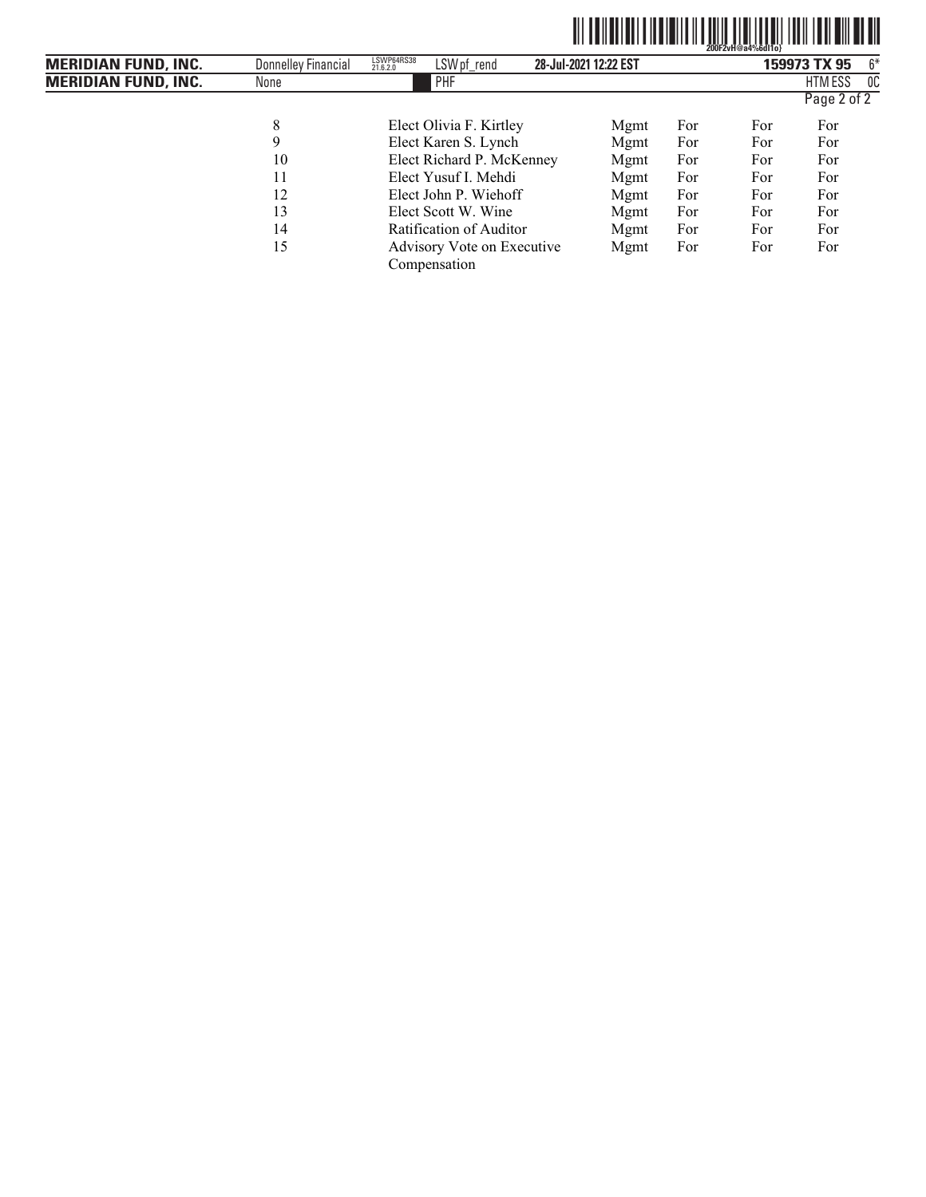| | | | | | |
|---|---|---|---|---|---|
| 8 | Elect Olivia F. Kirtley | Mgmt | For | For | For |
| 9 | Elect Karen S. Lynch | Mgmt | For | For | For |
| 10 | Elect Richard P. McKenney | Mgmt | For | For | For |
| 11 | Elect Yusuf I. Mehdi | Mgmt | For | For | For |
| 12 | Elect John P. Wiehoff | Mgmt | For | For | For |
| 13 | Elect Scott W. Wine | Mgmt | For | For | For |
| 14 | Ratification of Auditor | Mgmt | For | For | For |
| 15 | Advisory Vote on Executive Compensation | Mgmt | For | For | For |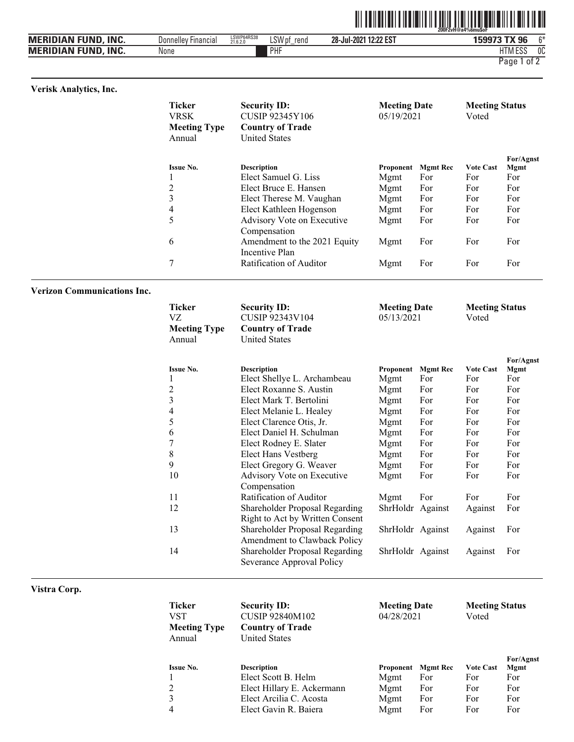### Verisk Analytics, Inc.

| Ticker | Security ID: | Meeting Date | Meeting Status |
|---|---|---|---|
| VRSK | CUSIP 92345Y106 | 05/19/2021 | Voted |
| **Meeting Type** | **Country of Trade** | | |
| Annual | United States | | |

| Issue No. | Description | Proponent | Mgmt Rec | Vote Cast | For/Agnst Mgmt |
|---|---|---|---|---|---|
| 1 | Elect Samuel G. Liss | Mgmt | For | For | For |
| 2 | Elect Bruce E. Hansen | Mgmt | For | For | For |
| 3 | Elect Therese M. Vaughan | Mgmt | For | For | For |
| 4 | Elect Kathleen Hogenson | Mgmt | For | For | For |
| 5 | Advisory Vote on Executive Compensation | Mgmt | For | For | For |
| 6 | Amendment to the 2021 Equity Incentive Plan | Mgmt | For | For | For |
| 7 | Ratification of Auditor | Mgmt | For | For | For |

### Verizon Communications Inc.

| Ticker | Security ID: | Meeting Date | Meeting Status |
|---|---|---|---|
| VZ | CUSIP 92343V104 | 05/13/2021 | Voted |
| **Meeting Type** | **Country of Trade** | | |
| Annual | United States | | |

| Issue No. | Description | Proponent | Mgmt Rec | Vote Cast | For/Agnst Mgmt |
|---|---|---|---|---|---|
| 1 | Elect Shellye L. Archambeau | Mgmt | For | For | For |
| 2 | Elect Roxanne S. Austin | Mgmt | For | For | For |
| 3 | Elect Mark T. Bertolini | Mgmt | For | For | For |
| 4 | Elect Melanie L. Healey | Mgmt | For | For | For |
| 5 | Elect Clarence Otis, Jr. | Mgmt | For | For | For |
| 6 | Elect Daniel H. Schulman | Mgmt | For | For | For |
| 7 | Elect Rodney E. Slater | Mgmt | For | For | For |
| 8 | Elect Hans Vestberg | Mgmt | For | For | For |
| 9 | Elect Gregory G. Weaver | Mgmt | For | For | For |
| 10 | Advisory Vote on Executive Compensation | Mgmt | For | For | For |
| 11 | Ratification of Auditor | Mgmt | For | For | For |
| 12 | Shareholder Proposal Regarding Right to Act by Written Consent | ShrHoldr | Against | Against | For |
| 13 | Shareholder Proposal Regarding Amendment to Clawback Policy | ShrHoldr | Against | Against | For |
| 14 | Shareholder Proposal Regarding Severance Approval Policy | ShrHoldr | Against | Against | For |

### Vistra Corp.

| Ticker | Security ID: | Meeting Date | Meeting Status |
|---|---|---|---|
| VST | CUSIP 92840M102 | 04/28/2021 | Voted |
| **Meeting Type** | **Country of Trade** | | |
| Annual | United States | | |

| Issue No. | Description | Proponent | Mgmt Rec | Vote Cast | For/Agnst Mgmt |
|---|---|---|---|---|---|
| 1 | Elect Scott B. Helm | Mgmt | For | For | For |
| 2 | Elect Hillary E. Ackermann | Mgmt | For | For | For |
| 3 | Elect Arcilia C. Acosta | Mgmt | For | For | For |
| 4 | Elect Gavin R. Baiera | Mgmt | For | For | For |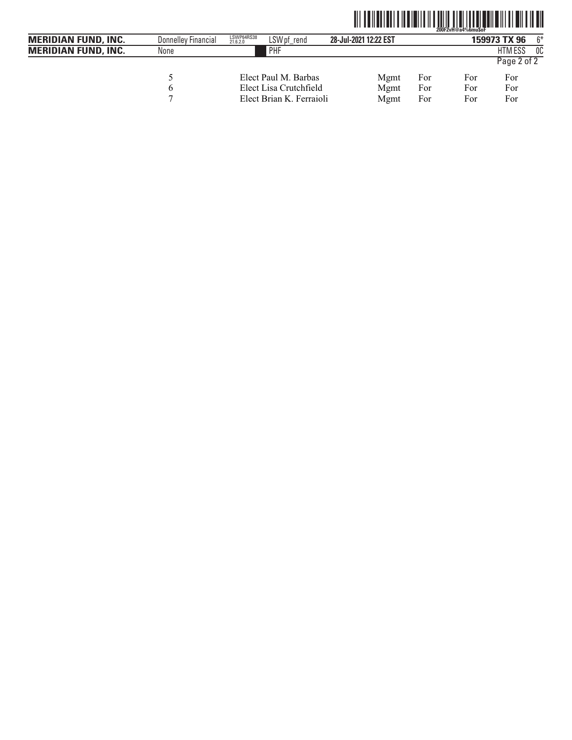| | | | | | |
|---|---|---|---|---|---|
| 5 | Elect Paul M. Barbas | Mgmt | For | For | For |
| 6 | Elect Lisa Crutchfield | Mgmt | For | For | For |
| 7 | Elect Brian K. Ferraioli | Mgmt | For | For | For |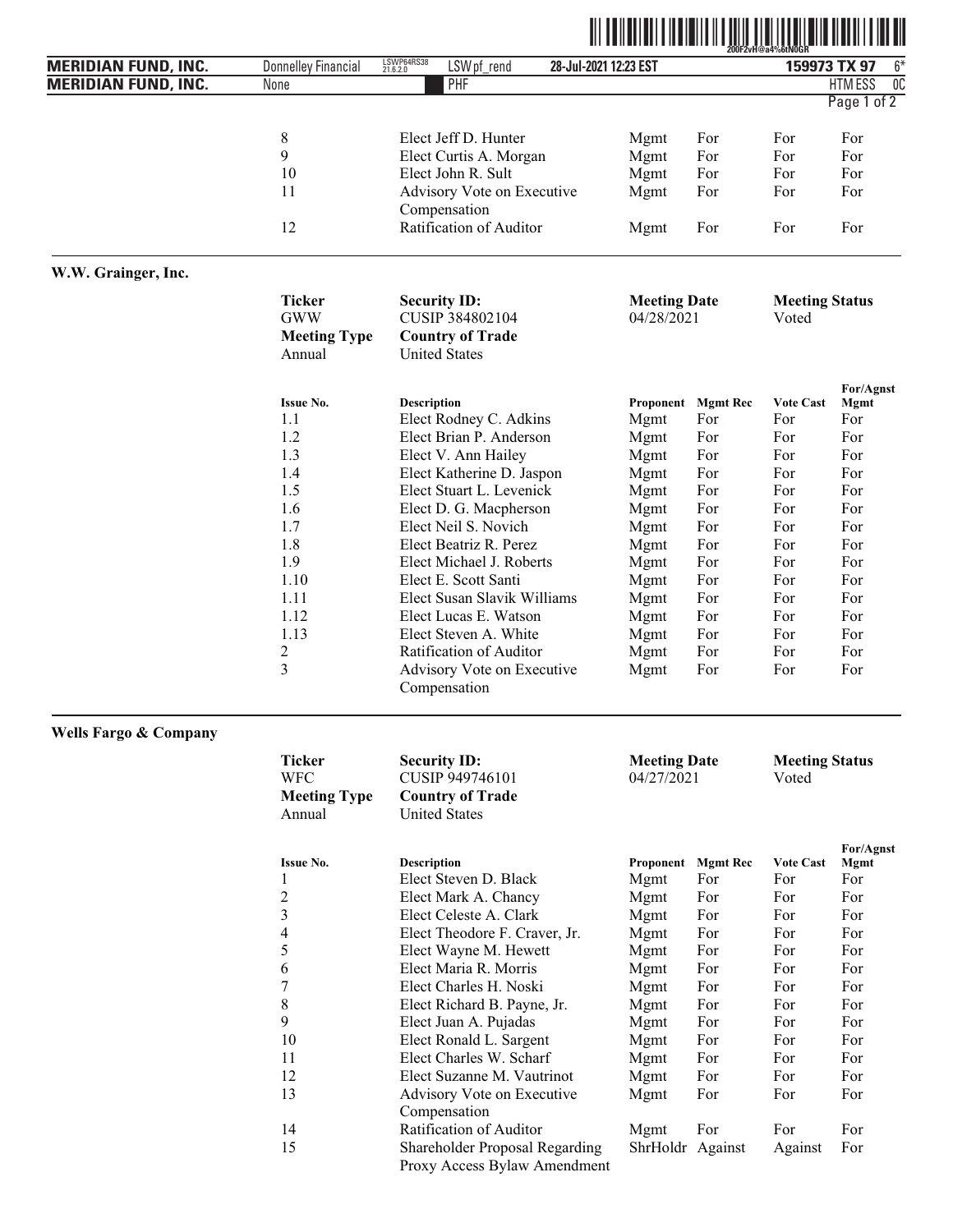| | | | | | |
|---|---|---|---|---|---|
| 8 | Elect Jeff D. Hunter | Mgmt | For | For | For |
| 9 | Elect Curtis A. Morgan | Mgmt | For | For | For |
| 10 | Elect John R. Sult | Mgmt | For | For | For |
| 11 | Advisory Vote on Executive Compensation | Mgmt | For | For | For |
| 12 | Ratification of Auditor | Mgmt | For | For | For |

## W.W. Grainger, Inc.

| **Ticker** | **Security ID:** | **Meeting Date** | **Meeting Status** |
|---|---|---|---|
| GWW | CUSIP 384802104 | 04/28/2021 | Voted |
| **Meeting Type** | **Country of Trade** | | |
| Annual | United States | | |

| Issue No. | Description | Proponent | Mgmt Rec | Vote Cast | For/Agnst Mgmt |
|---|---|---|---|---|---|
| 1.1 | Elect Rodney C. Adkins | Mgmt | For | For | For |
| 1.2 | Elect Brian P. Anderson | Mgmt | For | For | For |
| 1.3 | Elect V. Ann Hailey | Mgmt | For | For | For |
| 1.4 | Elect Katherine D. Jaspon | Mgmt | For | For | For |
| 1.5 | Elect Stuart L. Levenick | Mgmt | For | For | For |
| 1.6 | Elect D. G. Macpherson | Mgmt | For | For | For |
| 1.7 | Elect Neil S. Novich | Mgmt | For | For | For |
| 1.8 | Elect Beatriz R. Perez | Mgmt | For | For | For |
| 1.9 | Elect Michael J. Roberts | Mgmt | For | For | For |
| 1.10 | Elect E. Scott Santi | Mgmt | For | For | For |
| 1.11 | Elect Susan Slavik Williams | Mgmt | For | For | For |
| 1.12 | Elect Lucas E. Watson | Mgmt | For | For | For |
| 1.13 | Elect Steven A. White | Mgmt | For | For | For |
| 2 | Ratification of Auditor | Mgmt | For | For | For |
| 3 | Advisory Vote on Executive Compensation | Mgmt | For | For | For |

## Wells Fargo & Company

| **Ticker** | **Security ID:** | **Meeting Date** | **Meeting Status** |
|---|---|---|---|
| WFC | CUSIP 949746101 | 04/27/2021 | Voted |
| **Meeting Type** | **Country of Trade** | | |
| Annual | United States | | |

| Issue No. | Description | Proponent | Mgmt Rec | Vote Cast | For/Agnst Mgmt |
|---|---|---|---|---|---|
| 1 | Elect Steven D. Black | Mgmt | For | For | For |
| 2 | Elect Mark A. Chancy | Mgmt | For | For | For |
| 3 | Elect Celeste A. Clark | Mgmt | For | For | For |
| 4 | Elect Theodore F. Craver, Jr. | Mgmt | For | For | For |
| 5 | Elect Wayne M. Hewett | Mgmt | For | For | For |
| 6 | Elect Maria R. Morris | Mgmt | For | For | For |
| 7 | Elect Charles H. Noski | Mgmt | For | For | For |
| 8 | Elect Richard B. Payne, Jr. | Mgmt | For | For | For |
| 9 | Elect Juan A. Pujadas | Mgmt | For | For | For |
| 10 | Elect Ronald L. Sargent | Mgmt | For | For | For |
| 11 | Elect Charles W. Scharf | Mgmt | For | For | For |
| 12 | Elect Suzanne M. Vautrinot | Mgmt | For | For | For |
| 13 | Advisory Vote on Executive Compensation | Mgmt | For | For | For |
| 14 | Ratification of Auditor | Mgmt | For | For | For |
| 15 | Shareholder Proposal Regarding Proxy Access Bylaw Amendment | ShrHoldr | Against | Against | For |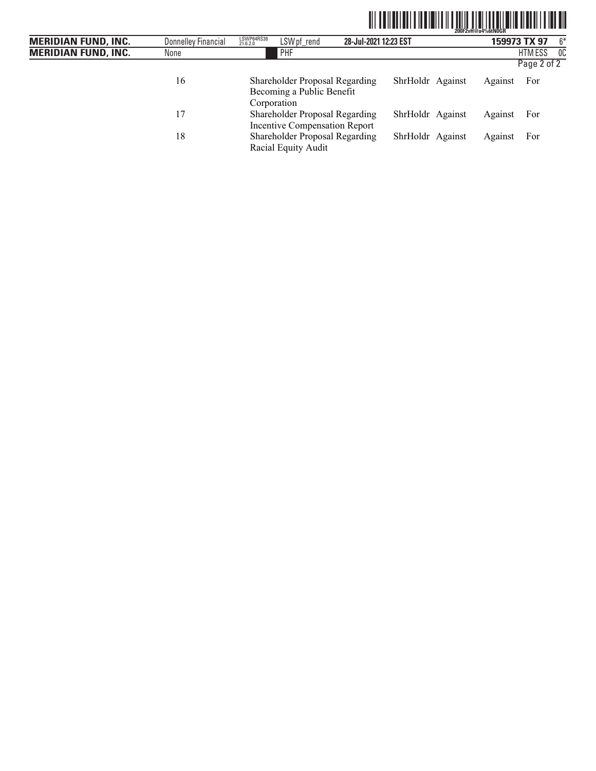| | | | | | |
|---|---|---|---|---|---|
| 16 | Shareholder Proposal Regarding Becoming a Public Benefit Corporation | ShrHoldr | Against | Against | For |
| 17 | Shareholder Proposal Regarding Incentive Compensation Report | ShrHoldr | Against | Against | For |
| 18 | Shareholder Proposal Regarding Racial Equity Audit | ShrHoldr | Against | Against | For |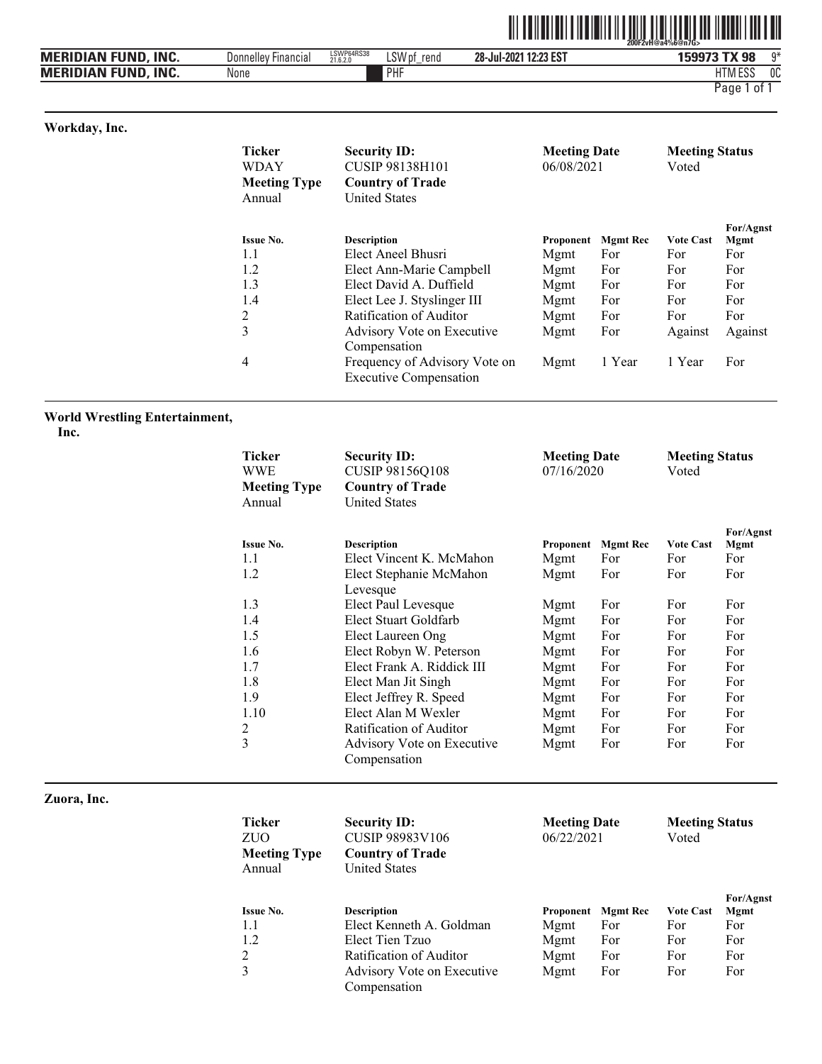## Workday, Inc.

| Ticker | Security ID: | Meeting Date | Meeting Status |
|---|---|---|---|
| WDAY | CUSIP 98138H101 | 06/08/2021 | Voted |
| **Meeting Type** | **Country of Trade** | | |
| Annual | United States | | |

| Issue No. | Description | Proponent | Mgmt Rec | Vote Cast | For/Agnst Mgmt |
|---|---|---|---|---|---|
| 1.1 | Elect Aneel Bhusri | Mgmt | For | For | For |
| 1.2 | Elect Ann-Marie Campbell | Mgmt | For | For | For |
| 1.3 | Elect David A. Duffield | Mgmt | For | For | For |
| 1.4 | Elect Lee J. Styslinger III | Mgmt | For | For | For |
| 2 | Ratification of Auditor | Mgmt | For | For | For |
| 3 | Advisory Vote on Executive Compensation | Mgmt | For | Against | Against |
| 4 | Frequency of Advisory Vote on Executive Compensation | Mgmt | 1 Year | 1 Year | For |

## World Wrestling Entertainment, Inc.

| Ticker | Security ID: | Meeting Date | Meeting Status |
|---|---|---|---|
| WWE | CUSIP 98156Q108 | 07/16/2020 | Voted |
| **Meeting Type** | **Country of Trade** | | |
| Annual | United States | | |

| Issue No. | Description | Proponent | Mgmt Rec | Vote Cast | For/Agnst Mgmt |
|---|---|---|---|---|---|
| 1.1 | Elect Vincent K. McMahon | Mgmt | For | For | For |
| 1.2 | Elect Stephanie McMahon Levesque | Mgmt | For | For | For |
| 1.3 | Elect Paul Levesque | Mgmt | For | For | For |
| 1.4 | Elect Stuart Goldfarb | Mgmt | For | For | For |
| 1.5 | Elect Laureen Ong | Mgmt | For | For | For |
| 1.6 | Elect Robyn W. Peterson | Mgmt | For | For | For |
| 1.7 | Elect Frank A. Riddick III | Mgmt | For | For | For |
| 1.8 | Elect Man Jit Singh | Mgmt | For | For | For |
| 1.9 | Elect Jeffrey R. Speed | Mgmt | For | For | For |
| 1.10 | Elect Alan M Wexler | Mgmt | For | For | For |
| 2 | Ratification of Auditor | Mgmt | For | For | For |
| 3 | Advisory Vote on Executive Compensation | Mgmt | For | For | For |

## Zuora, Inc.

| Ticker | Security ID: | Meeting Date | Meeting Status |
|---|---|---|---|
| ZUO | CUSIP 98983V106 | 06/22/2021 | Voted |
| **Meeting Type** | **Country of Trade** | | |
| Annual | United States | | |

| Issue No. | Description | Proponent | Mgmt Rec | Vote Cast | For/Agnst Mgmt |
|---|---|---|---|---|---|
| 1.1 | Elect Kenneth A. Goldman | Mgmt | For | For | For |
| 1.2 | Elect Tien Tzuo | Mgmt | For | For | For |
| 2 | Ratification of Auditor | Mgmt | For | For | For |
| 3 | Advisory Vote on Executive Compensation | Mgmt | For | For | For |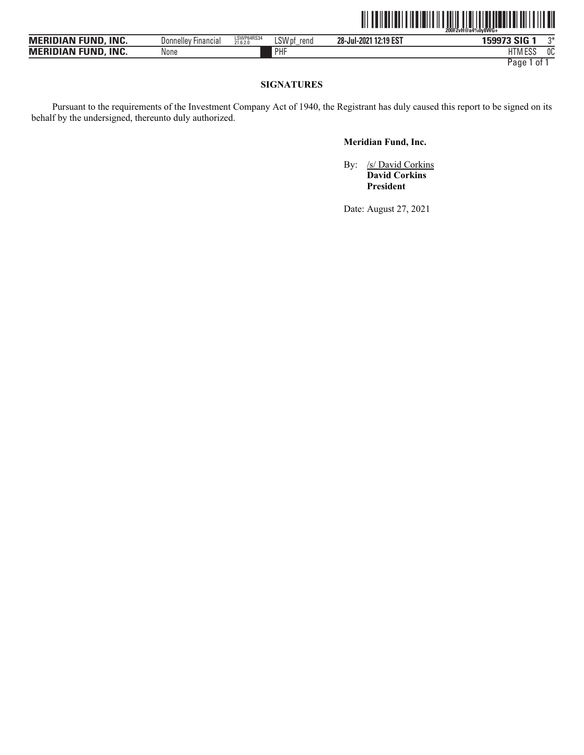## SIGNATURES

Pursuant to the requirements of the Investment Company Act of 1940, the Registrant has duly caused this report to be signed on its behalf by the undersigned, thereunto duly authorized.

**Meridian Fund, Inc.**

By: /s/ David Corkins
**David Corkins**
**President**

Date: August 27, 2021